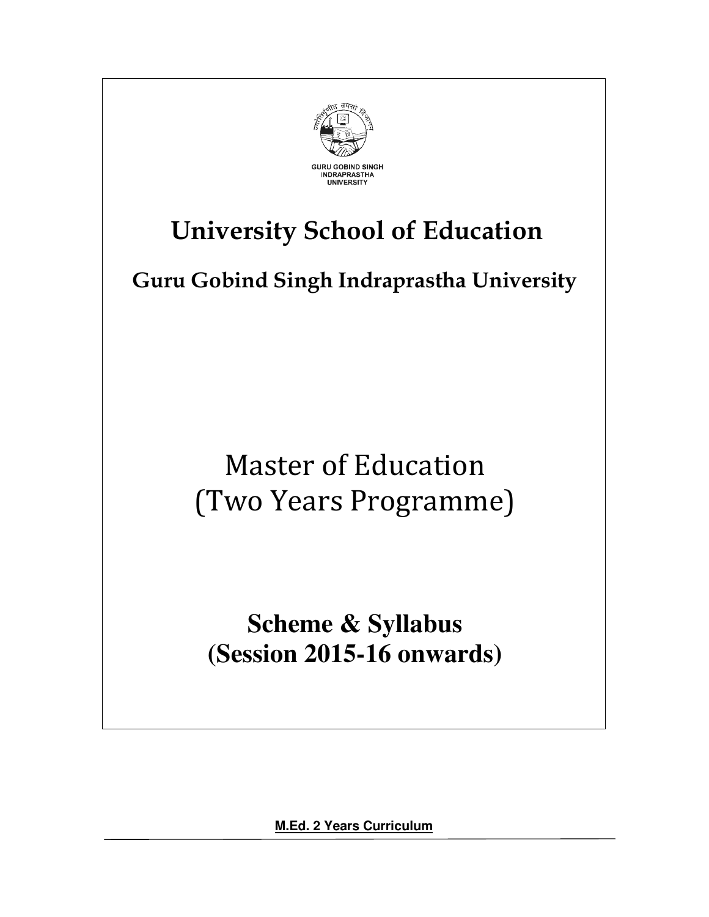GURU GOBIND SINGH INDRAPRASTHA UNIVERSITY

# University School of Education

## Guru Gobind Singh Indraprastha University

# Master of Education (Two Years Programme)

## Scheme & Syllabus (Session 2015-16 onwards)

**M.Ed. 2 Years Curriculum**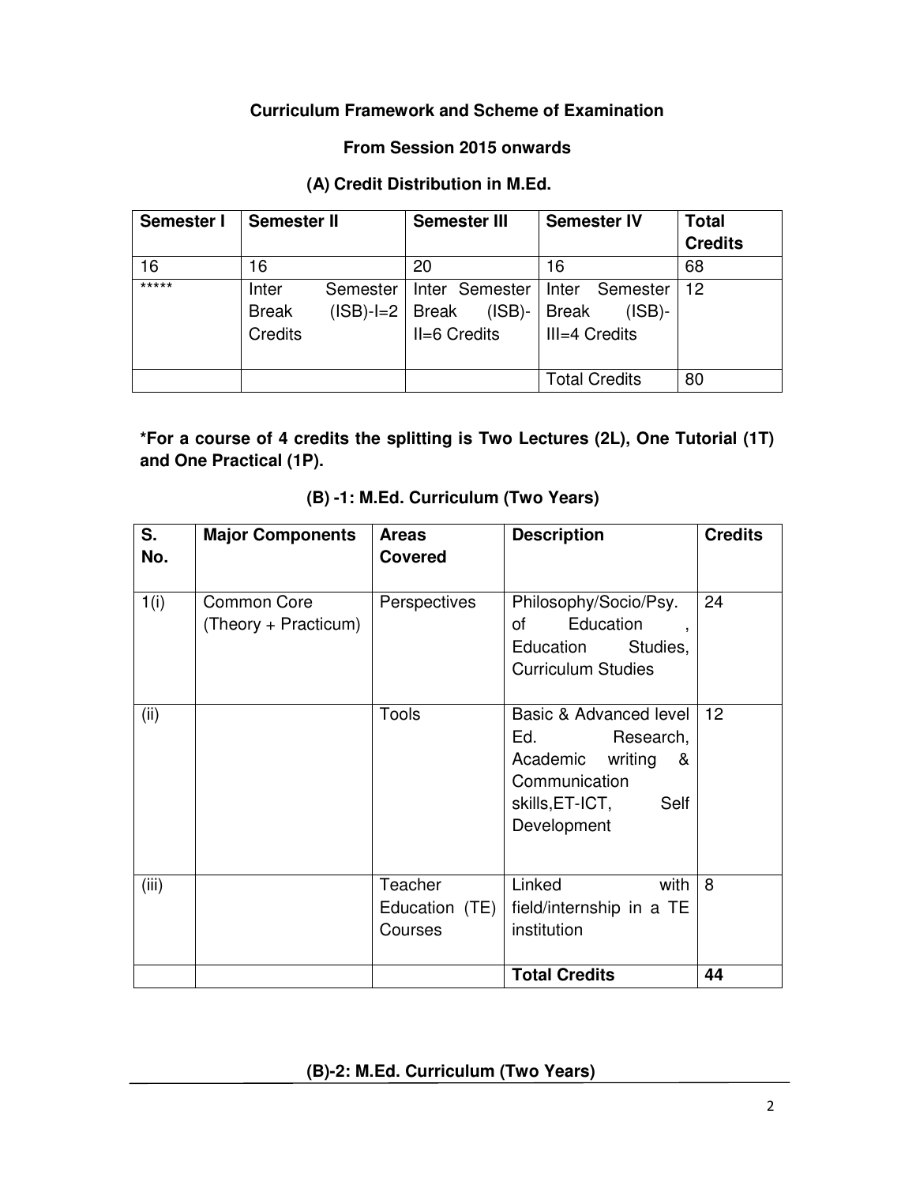**Curriculum Framework and Scheme of Examination**

**From Session 2015 onwards**

**(A) Credit Distribution in M.Ed.**

| Semester I | Semester II | Semester III | Semester IV | Total Credits |
|---|---|---|---|---|
| 16 | 16 | 20 | 16 | 68 |
| ***** | Inter Semester Break (ISB)-I=2 Credits | Inter Semester Break (ISB)-II=6 Credits | Inter Semester Break (ISB)-III=4 Credits | 12 |
| | | | Total Credits | 80 |

***For a course of 4 credits the splitting is Two Lectures (2L), One Tutorial (1T) and One Practical (1P).**

**(B) -1: M.Ed. Curriculum (Two Years)**

| S. No. | Major Components | Areas Covered | Description | Credits |
|---|---|---|---|---|
| 1(i) | Common Core (Theory + Practicum) | Perspectives | Philosophy/Socio/Psy. of Education , Education Studies, Curriculum Studies | 24 |
| (ii) | | Tools | Basic & Advanced level Ed. Research, Academic writing & Communication skills,ET-ICT, Self Development | 12 |
| (iii) | | Teacher Education (TE) Courses | Linked with field/internship in a TE institution | 8 |
| | | | **Total Credits** | **44** |

**(B)-2: M.Ed. Curriculum (Two Years)**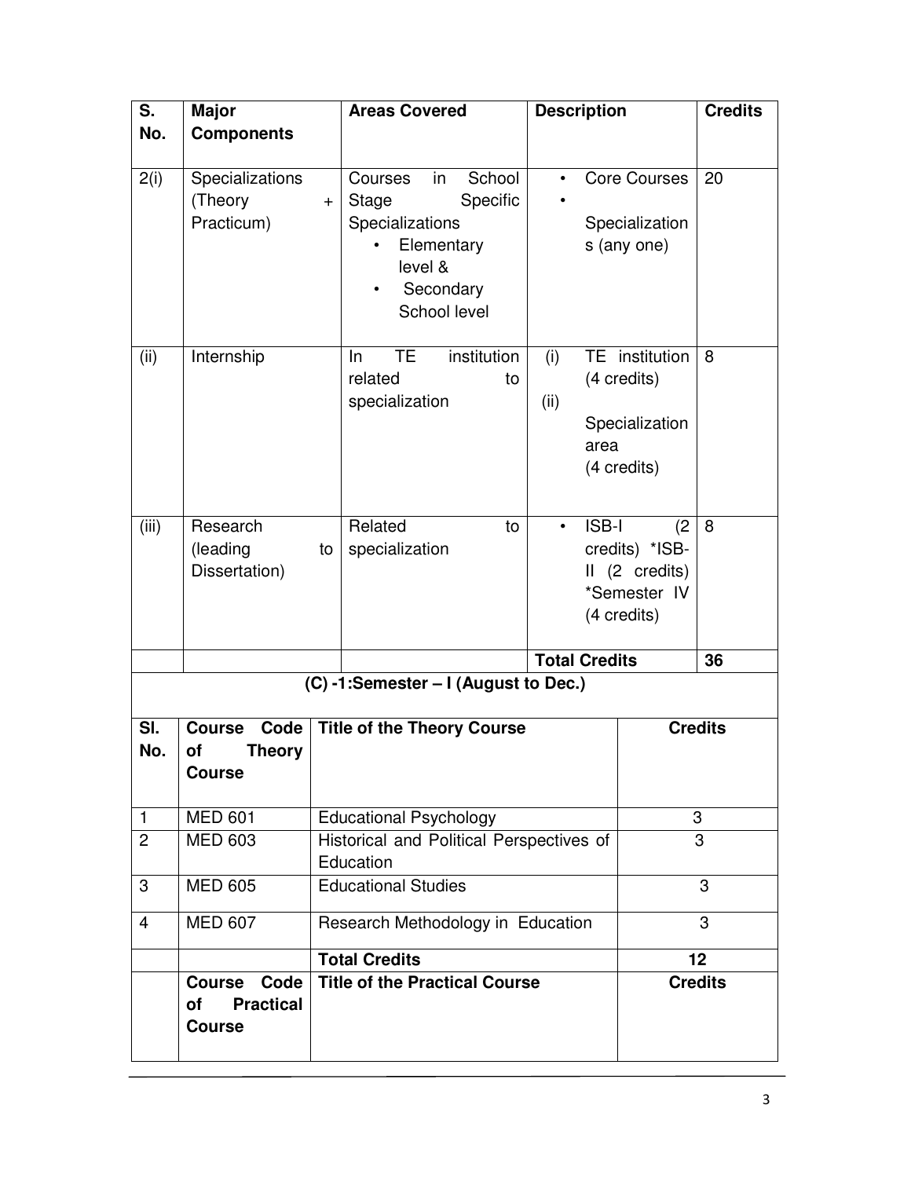| S. No. | Major Components | Areas Covered | Description | Credits |
|---|---|---|---|---|
| 2(i) | Specializations (Theory + Practicum) | Courses in School Stage Specific Specializations • Elementary level & • Secondary School level | • Core Courses • Specializations (any one) | 20 |
| (ii) | Internship | In TE institution related to specialization | (i) TE institution (4 credits) (ii) Specialization area (4 credits) | 8 |
| (iii) | Research (leading to Dissertation) | Related to specialization | • ISB-I (2 credits) *ISB-II (2 credits) *Semester IV (4 credits) | 8 |
| | | | **Total Credits** | **36** |

**(C) -1:Semester – I (August to Dec.)**

| Sl. No. | Course Code of Theory Course | Title of the Theory Course | Credits |
|---|---|---|---|
| 1 | MED 601 | Educational Psychology | 3 |
| 2 | MED 603 | Historical and Political Perspectives of Education | 3 |
| 3 | MED 605 | Educational Studies | 3 |
| 4 | MED 607 | Research Methodology in Education | 3 |
| | | **Total Credits** | **12** |
| | **Course Code of Practical Course** | **Title of the Practical Course** | **Credits** |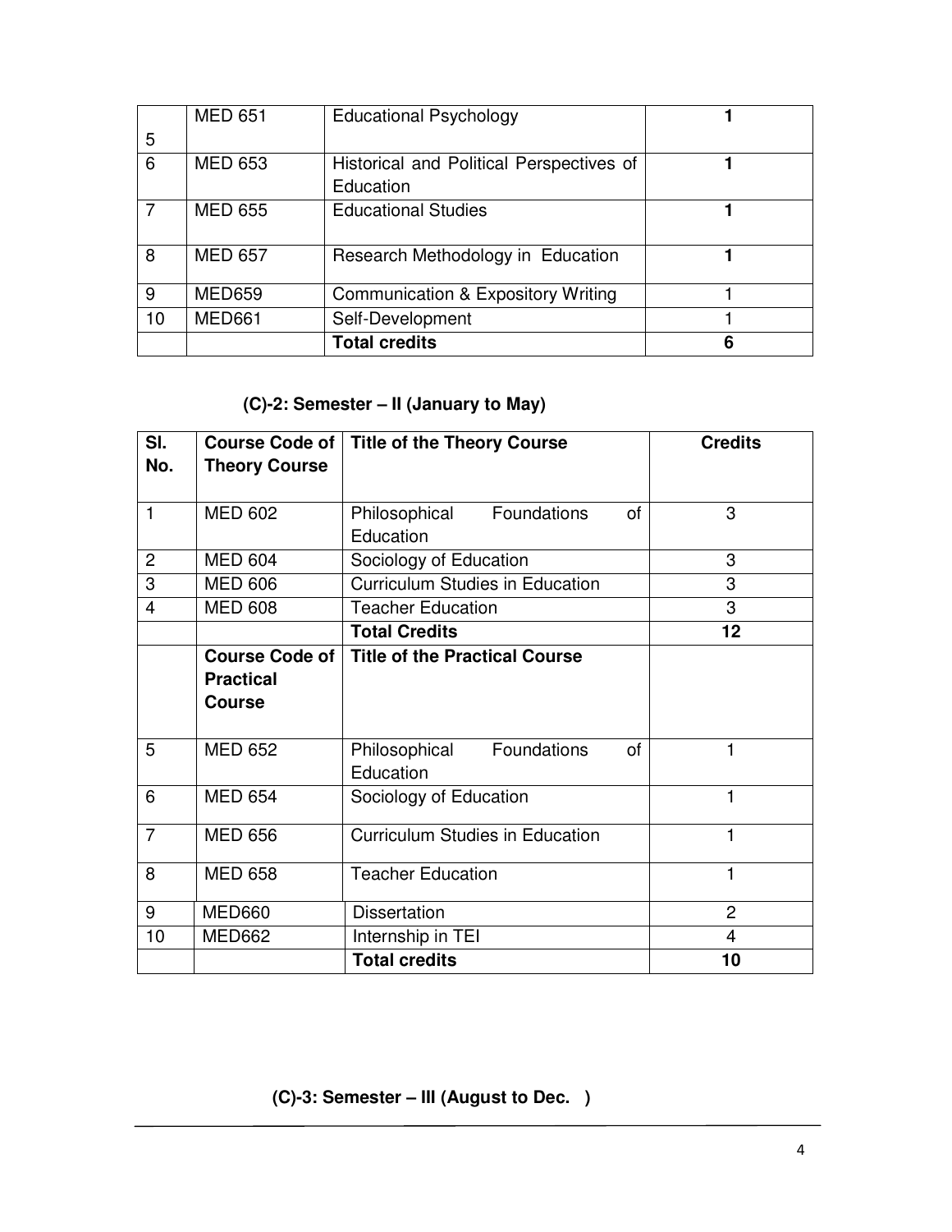| | | | |
|---|---|---|---|
| 5 | MED 651 | Educational Psychology | **1** |
| 6 | MED 653 | Historical and Political Perspectives of Education | **1** |
| 7 | MED 655 | Educational Studies | **1** |
| 8 | MED 657 | Research Methodology in Education | **1** |
| 9 | MED659 | Communication & Expository Writing | 1 |
| 10 | MED661 | Self-Development | 1 |
| | | **Total credits** | **6** |

### (C)-2: Semester – II (January to May)

| Sl. No. | Course Code of Theory Course | Title of the Theory Course | Credits |
|---|---|---|---|
| 1 | MED 602 | Philosophical Foundations of Education | 3 |
| 2 | MED 604 | Sociology of Education | 3 |
| 3 | MED 606 | Curriculum Studies in Education | 3 |
| 4 | MED 608 | Teacher Education | 3 |
| | | **Total Credits** | **12** |
| | **Course Code of Practical Course** | **Title of the Practical Course** | |
| 5 | MED 652 | Philosophical Foundations of Education | 1 |
| 6 | MED 654 | Sociology of Education | 1 |
| 7 | MED 656 | Curriculum Studies in Education | 1 |
| 8 | MED 658 | Teacher Education | 1 |
| 9 | MED660 | Dissertation | 2 |
| 10 | MED662 | Internship in TEI | 4 |
| | | **Total credits** | **10** |

### (C)-3: Semester – III (August to Dec. )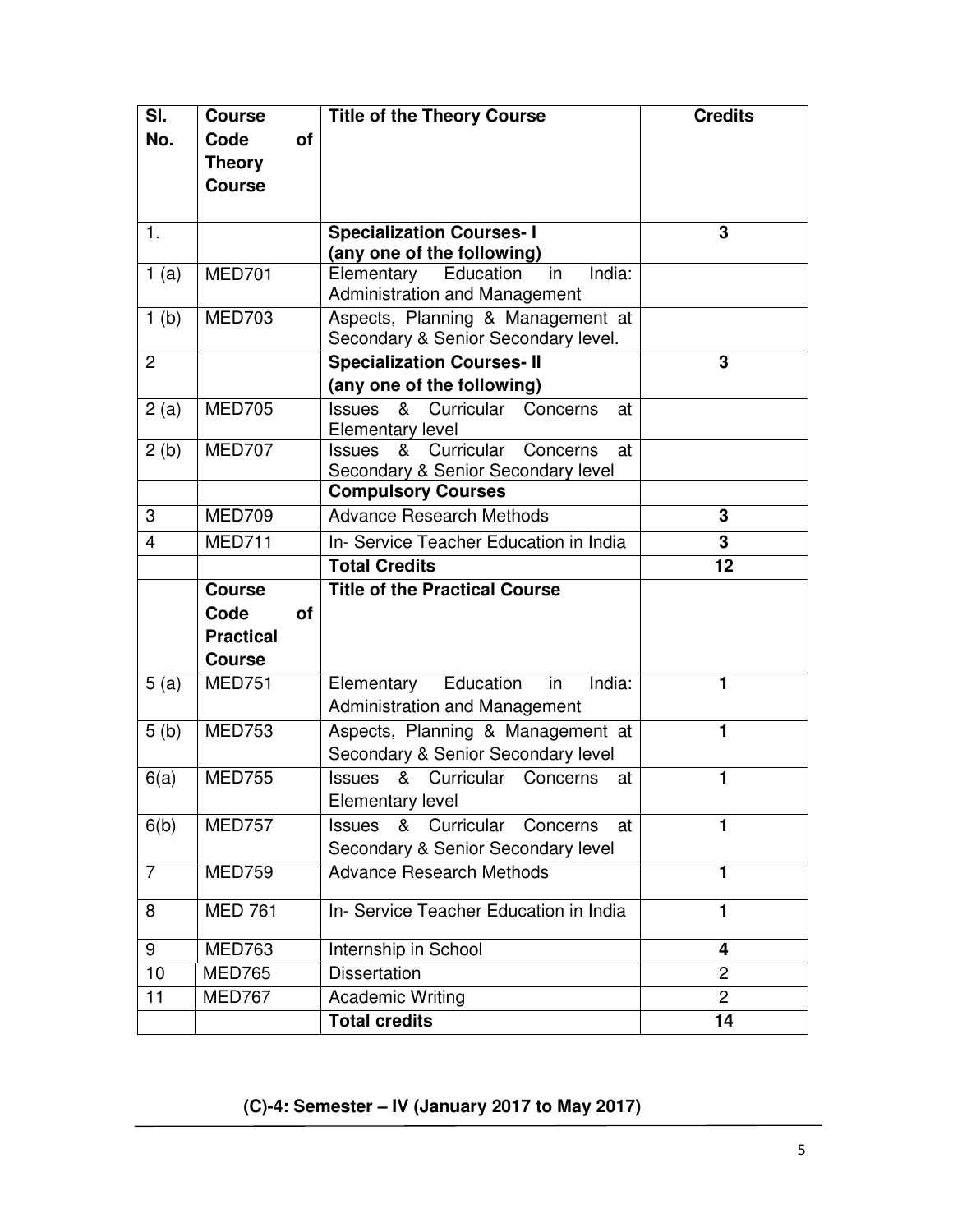| Sl. No. | Course Code of Theory Course | Title of the Theory Course | Credits |
|---|---|---|---|
| 1. | | **Specialization Courses- I (any one of the following)** | **3** |
| 1 (a) | MED701 | Elementary Education in India: Administration and Management | |
| 1 (b) | MED703 | Aspects, Planning & Management at Secondary & Senior Secondary level. | |
| 2 | | **Specialization Courses- II (any one of the following)** | **3** |
| 2 (a) | MED705 | Issues & Curricular Concerns at Elementary level | |
| 2 (b) | MED707 | Issues & Curricular Concerns at Secondary & Senior Secondary level | |
| | | **Compulsory Courses** | |
| 3 | MED709 | Advance Research Methods | **3** |
| 4 | MED711 | In- Service Teacher Education in India | **3** |
| | | **Total Credits** | **12** |
| | **Course Code of Practical Course** | **Title of the Practical Course** | |
| 5 (a) | MED751 | Elementary Education in India: Administration and Management | **1** |
| 5 (b) | MED753 | Aspects, Planning & Management at Secondary & Senior Secondary level | **1** |
| 6(a) | MED755 | Issues & Curricular Concerns at Elementary level | **1** |
| 6(b) | MED757 | Issues & Curricular Concerns at Secondary & Senior Secondary level | **1** |
| 7 | MED759 | Advance Research Methods | **1** |
| 8 | MED 761 | In- Service Teacher Education in India | **1** |
| 9 | MED763 | Internship in School | **4** |
| 10 | MED765 | Dissertation | 2 |
| 11 | MED767 | Academic Writing | 2 |
| | | **Total credits** | **14** |

**(C)-4: Semester – IV (January 2017 to May 2017)**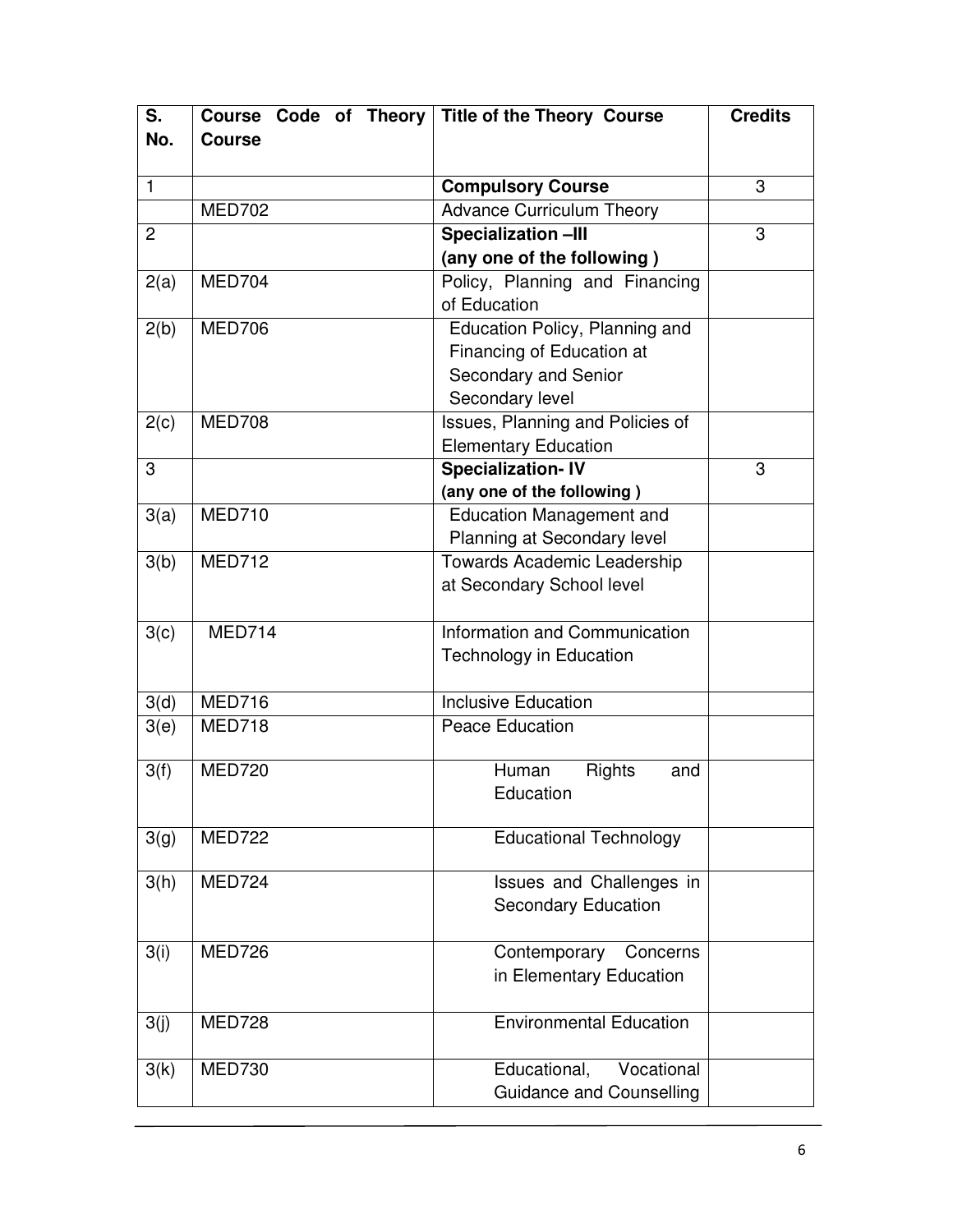| S. No. | Course Code of Theory Course | Title of the Theory Course | Credits |
|---|---|---|---|
| 1 | | **Compulsory Course** | 3 |
| | MED702 | Advance Curriculum Theory | |
| 2 | | **Specialization –III (any one of the following )** | 3 |
| 2(a) | MED704 | Policy, Planning and Financing of Education | |
| 2(b) | MED706 | Education Policy, Planning and Financing of Education at Secondary and Senior Secondary level | |
| 2(c) | MED708 | Issues, Planning and Policies of Elementary Education | |
| 3 | | **Specialization- IV (any one of the following )** | 3 |
| 3(a) | MED710 | Education Management and Planning at Secondary level | |
| 3(b) | MED712 | Towards Academic Leadership at Secondary School level | |
| 3(c) | MED714 | Information and Communication Technology in Education | |
| 3(d) | MED716 | Inclusive Education | |
| 3(e) | MED718 | Peace Education | |
| 3(f) | MED720 | Human Rights and Education | |
| 3(g) | MED722 | Educational Technology | |
| 3(h) | MED724 | Issues and Challenges in Secondary Education | |
| 3(i) | MED726 | Contemporary Concerns in Elementary Education | |
| 3(j) | MED728 | Environmental Education | |
| 3(k) | MED730 | Educational, Vocational Guidance and Counselling | |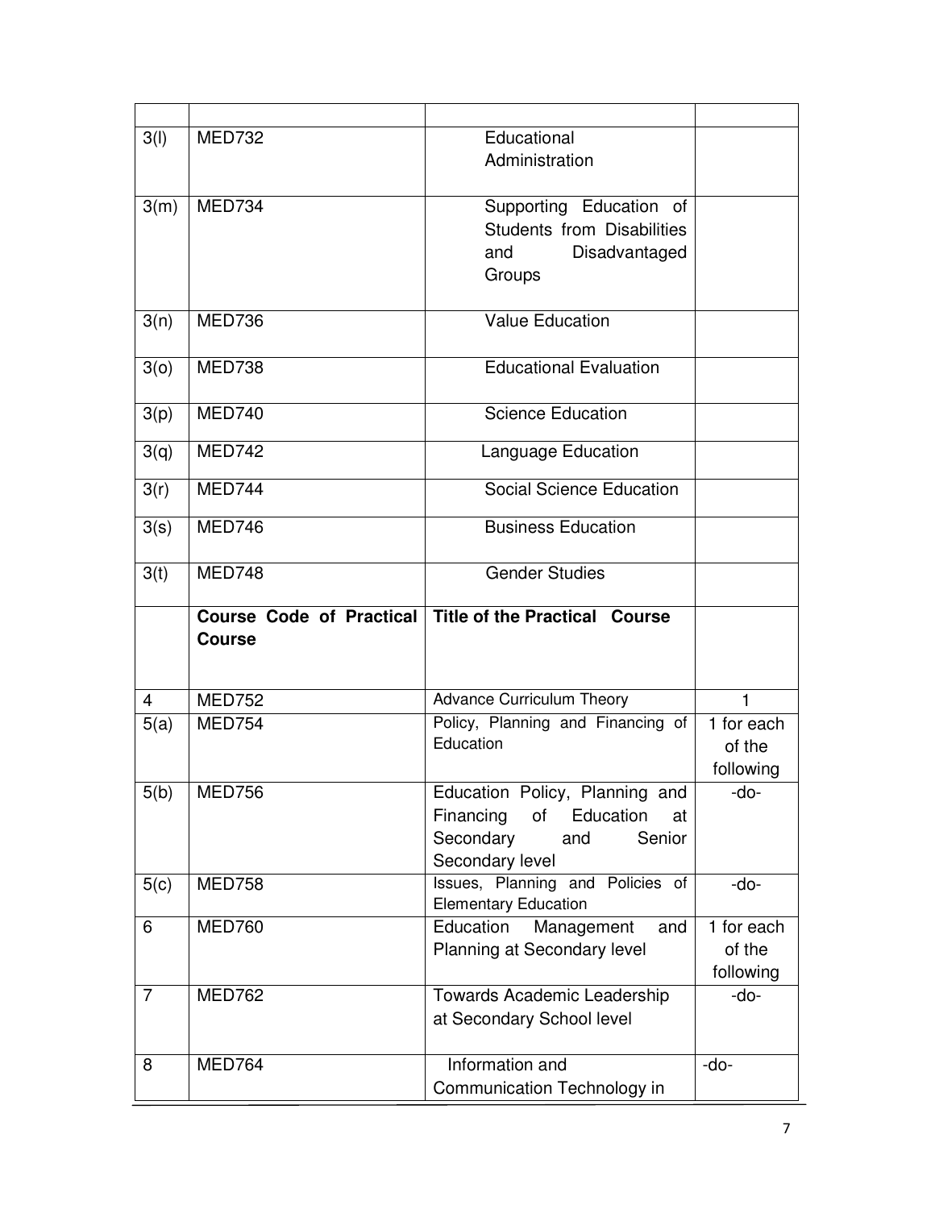| | | | |
|---|---|---|---|
| 3(l) | MED732 | Educational Administration | |
| 3(m) | MED734 | Supporting Education of Students from Disabilities and Disadvantaged Groups | |
| 3(n) | MED736 | Value Education | |
| 3(o) | MED738 | Educational Evaluation | |
| 3(p) | MED740 | Science Education | |
| 3(q) | MED742 | Language Education | |
| 3(r) | MED744 | Social Science Education | |
| 3(s) | MED746 | Business Education | |
| 3(t) | MED748 | Gender Studies | |
| | **Course Code of Practical Course** | **Title of the Practical Course** | |
| 4 | MED752 | Advance Curriculum Theory | 1 |
| 5(a) | MED754 | Policy, Planning and Financing of Education | 1 for each of the following |
| 5(b) | MED756 | Education Policy, Planning and Financing of Education at Secondary and Senior Secondary level | -do- |
| 5(c) | MED758 | Issues, Planning and Policies of Elementary Education | -do- |
| 6 | MED760 | Education Management and Planning at Secondary level | 1 for each of the following |
| 7 | MED762 | Towards Academic Leadership at Secondary School level | -do- |
| 8 | MED764 | Information and Communication Technology in | -do- |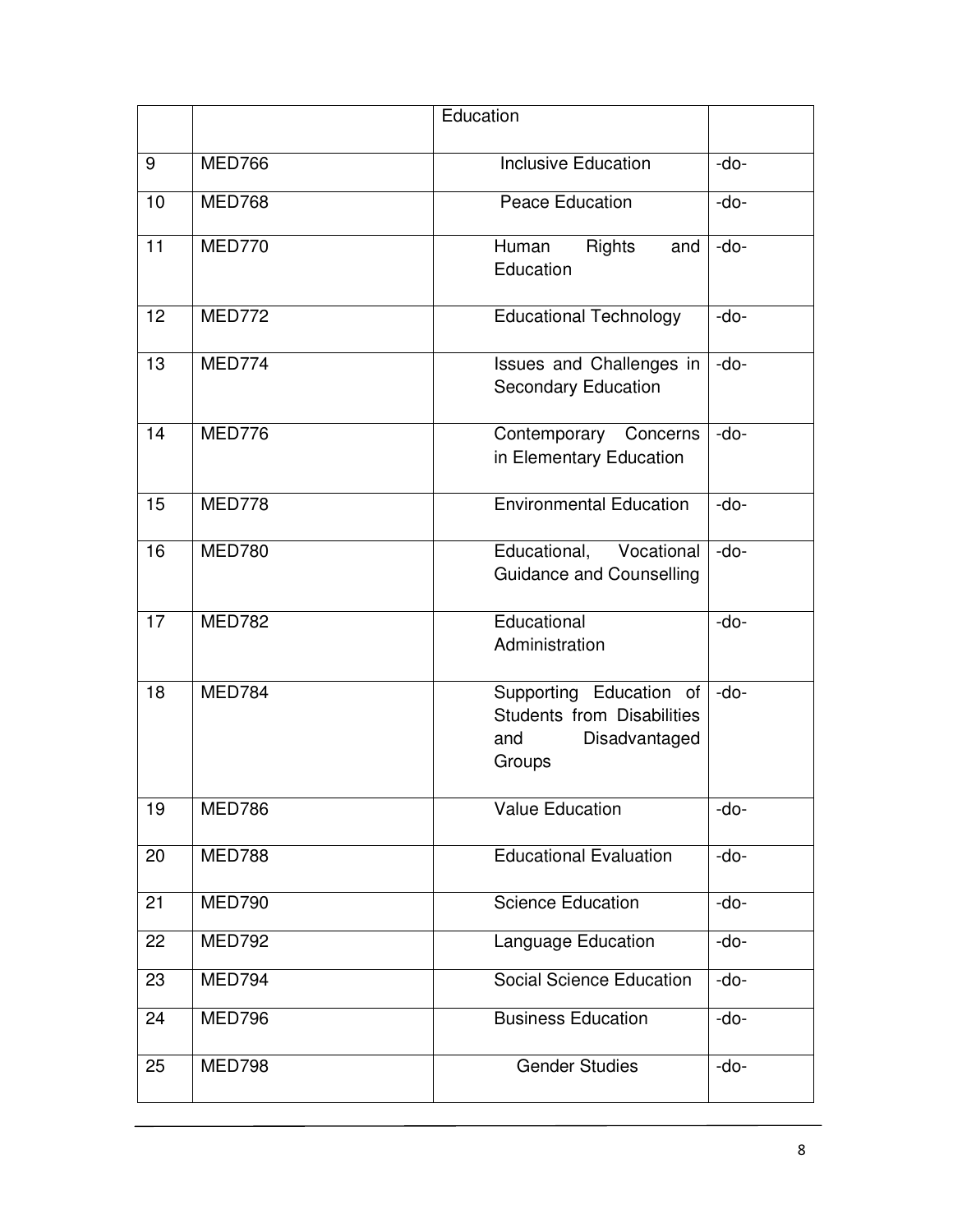|  |  | Education |  |
|---|---|---|---|
| 9 | MED766 | Inclusive Education | -do- |
| 10 | MED768 | Peace Education | -do- |
| 11 | MED770 | Human Rights and Education | -do- |
| 12 | MED772 | Educational Technology | -do- |
| 13 | MED774 | Issues and Challenges in Secondary Education | -do- |
| 14 | MED776 | Contemporary Concerns in Elementary Education | -do- |
| 15 | MED778 | Environmental Education | -do- |
| 16 | MED780 | Educational, Vocational Guidance and Counselling | -do- |
| 17 | MED782 | Educational Administration | -do- |
| 18 | MED784 | Supporting Education of Students from Disabilities and Disadvantaged Groups | -do- |
| 19 | MED786 | Value Education | -do- |
| 20 | MED788 | Educational Evaluation | -do- |
| 21 | MED790 | Science Education | -do- |
| 22 | MED792 | Language Education | -do- |
| 23 | MED794 | Social Science Education | -do- |
| 24 | MED796 | Business Education | -do- |
| 25 | MED798 | Gender Studies | -do- |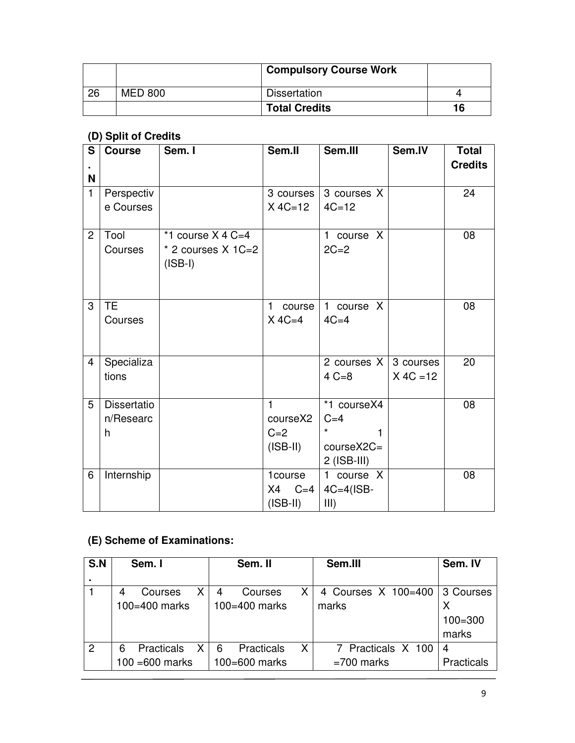| | | Compulsory Course Work | |
|---|---|---|---|
| 26 | MED 800 | Dissertation | 4 |
| | | **Total Credits** | **16** |

### (D) Split of Credits

| S.N | Course | Sem. I | Sem.II | Sem.III | Sem.IV | Total Credits |
|---|---|---|---|---|---|---|
| 1 | Perspective Courses | | 3 courses X 4C=12 | 3 courses X 4C=12 | | 24 |
| 2 | Tool Courses | *1 course X 4 C=4<br>* 2 courses X 1C=2 (ISB-I) | | 1 course X 2C=2 | | 08 |
| 3 | TE Courses | | 1 course X 4C=4 | 1 course X 4C=4 | | 08 |
| 4 | Specializations | | | 2 courses X 4 C=8 | 3 courses X 4C =12 | 20 |
| 5 | Dissertation/Research | | 1 courseX2 C=2 (ISB-II) | *1 courseX4 C=4<br>* 1 courseX2C=2 (ISB-III) | | 08 |
| 6 | Internship | | 1course X4 C=4 (ISB-II) | 1 course X 4C=4(ISB-III) | | 08 |

### (E) Scheme of Examinations:

| S.N. | Sem. I | Sem. II | Sem.III | Sem. IV |
|---|---|---|---|---|
| 1 | 4 Courses X 100=400 marks | 4 Courses X 100=400 marks | 4 Courses X 100=400 marks | 3 Courses X 100=300 marks |
| 2 | 6 Practicals X 100 =600 marks | 6 Practicals X 100=600 marks | 7 Practicals X 100 =700 marks | 4 Practicals |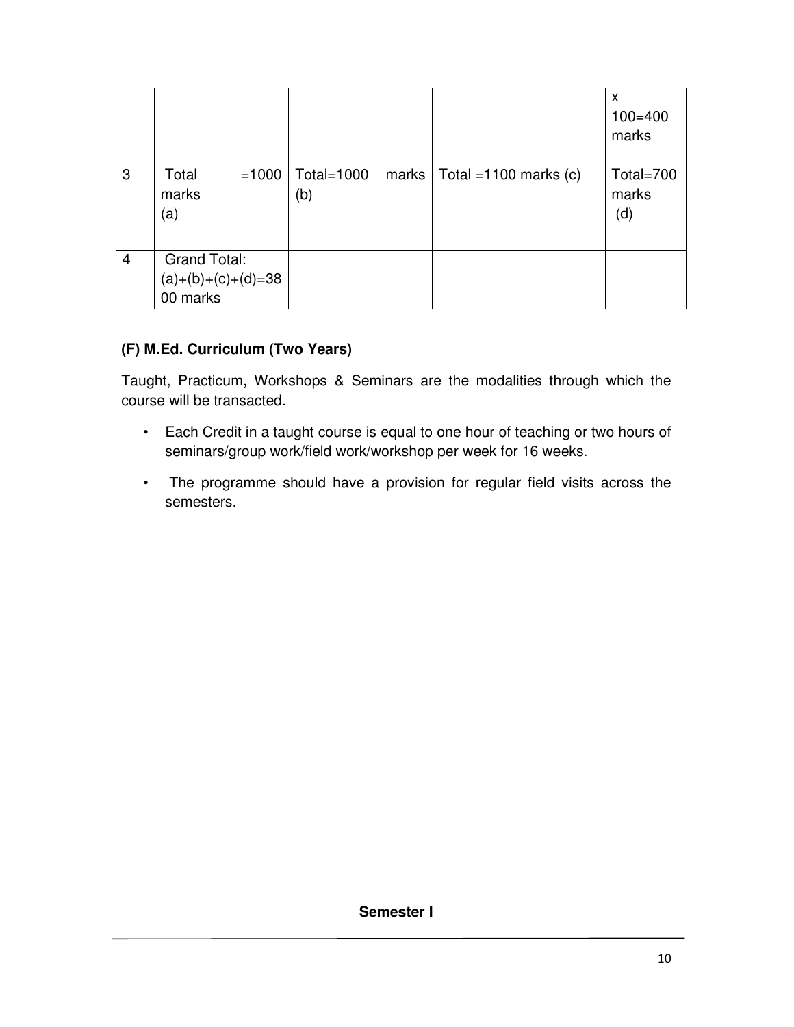| | | | | |
|---|---|---|---|---|
| | | | | x 100=400 marks |
| 3 | Total =1000 marks (a) | Total=1000 marks (b) | Total =1100 marks (c) | Total=700 marks (d) |
| 4 | Grand Total: (a)+(b)+(c)+(d)=3800 marks | | | |

### (F) M.Ed. Curriculum (Two Years)

Taught, Practicum, Workshops & Seminars are the modalities through which the course will be transacted.

- Each Credit in a taught course is equal to one hour of teaching or two hours of seminars/group work/field work/workshop per week for 16 weeks.
- The programme should have a provision for regular field visits across the semesters.

**Semester I**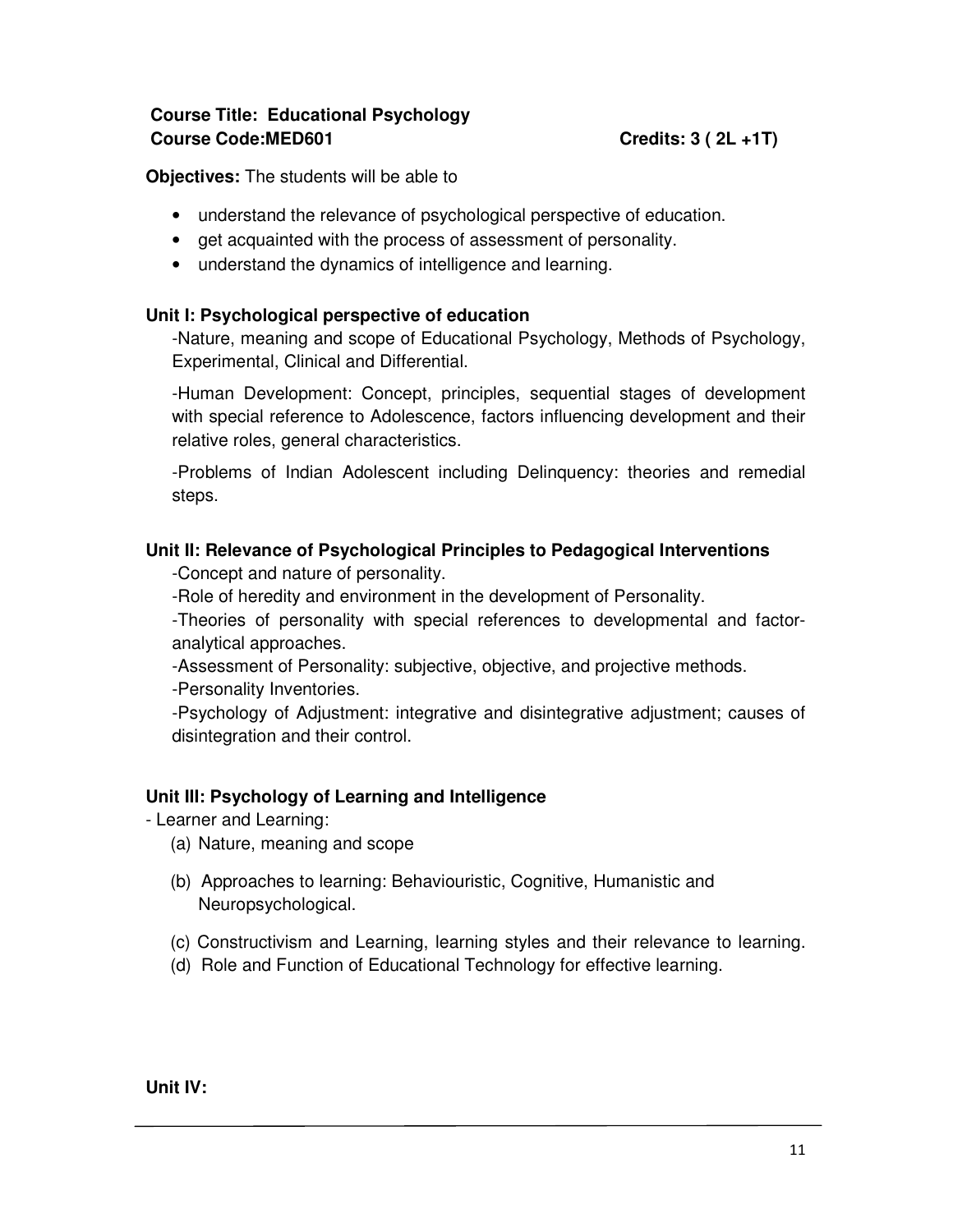**Course Title: Educational Psychology**
**Course Code:MED601** **Credits: 3 ( 2L +1T)**

**Objectives:** The students will be able to

- understand the relevance of psychological perspective of education.
- get acquainted with the process of assessment of personality.
- understand the dynamics of intelligence and learning.

### Unit I: Psychological perspective of education

-Nature, meaning and scope of Educational Psychology, Methods of Psychology, Experimental, Clinical and Differential.

-Human Development: Concept, principles, sequential stages of development with special reference to Adolescence, factors influencing development and their relative roles, general characteristics.

-Problems of Indian Adolescent including Delinquency: theories and remedial steps.

### Unit II: Relevance of Psychological Principles to Pedagogical Interventions

-Concept and nature of personality.
-Role of heredity and environment in the development of Personality.
-Theories of personality with special references to developmental and factor-analytical approaches.
-Assessment of Personality: subjective, objective, and projective methods.
-Personality Inventories.
-Psychology of Adjustment: integrative and disintegrative adjustment; causes of disintegration and their control.

### Unit III: Psychology of Learning and Intelligence

- Learner and Learning:
  (a) Nature, meaning and scope
  (b) Approaches to learning: Behaviouristic, Cognitive, Humanistic and Neuropsychological.
  (c) Constructivism and Learning, learning styles and their relevance to learning.
  (d) Role and Function of Educational Technology for effective learning.

### Unit IV: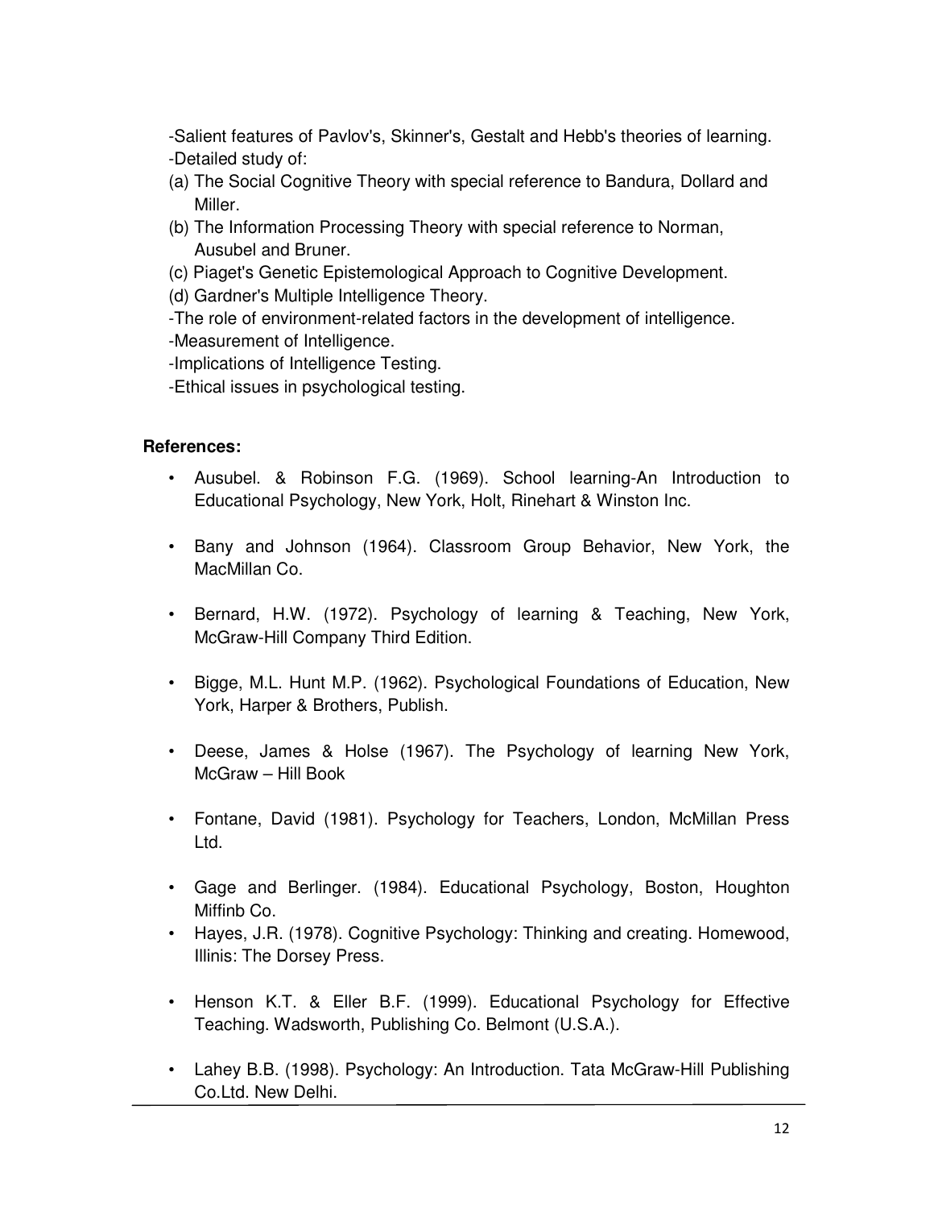-Salient features of Pavlov's, Skinner's, Gestalt and Hebb's theories of learning.

-Detailed study of:

(a) The Social Cognitive Theory with special reference to Bandura, Dollard and Miller.

(b) The Information Processing Theory with special reference to Norman, Ausubel and Bruner.

(c) Piaget's Genetic Epistemological Approach to Cognitive Development.

(d) Gardner's Multiple Intelligence Theory.

-The role of environment-related factors in the development of intelligence.

-Measurement of Intelligence.

-Implications of Intelligence Testing.

-Ethical issues in psychological testing.

**References:**

- Ausubel. & Robinson F.G. (1969). School learning-An Introduction to Educational Psychology, New York, Holt, Rinehart & Winston Inc.
- Bany and Johnson (1964). Classroom Group Behavior, New York, the MacMillan Co.
- Bernard, H.W. (1972). Psychology of learning & Teaching, New York, McGraw-Hill Company Third Edition.
- Bigge, M.L. Hunt M.P. (1962). Psychological Foundations of Education, New York, Harper & Brothers, Publish.
- Deese, James & Holse (1967). The Psychology of learning New York, McGraw – Hill Book
- Fontane, David (1981). Psychology for Teachers, London, McMillan Press Ltd.
- Gage and Berlinger. (1984). Educational Psychology, Boston, Houghton Miffinb Co.
- Hayes, J.R. (1978). Cognitive Psychology: Thinking and creating. Homewood, Illinis: The Dorsey Press.
- Henson K.T. & Eller B.F. (1999). Educational Psychology for Effective Teaching. Wadsworth, Publishing Co. Belmont (U.S.A.).
- Lahey B.B. (1998). Psychology: An Introduction. Tata McGraw-Hill Publishing Co.Ltd. New Delhi.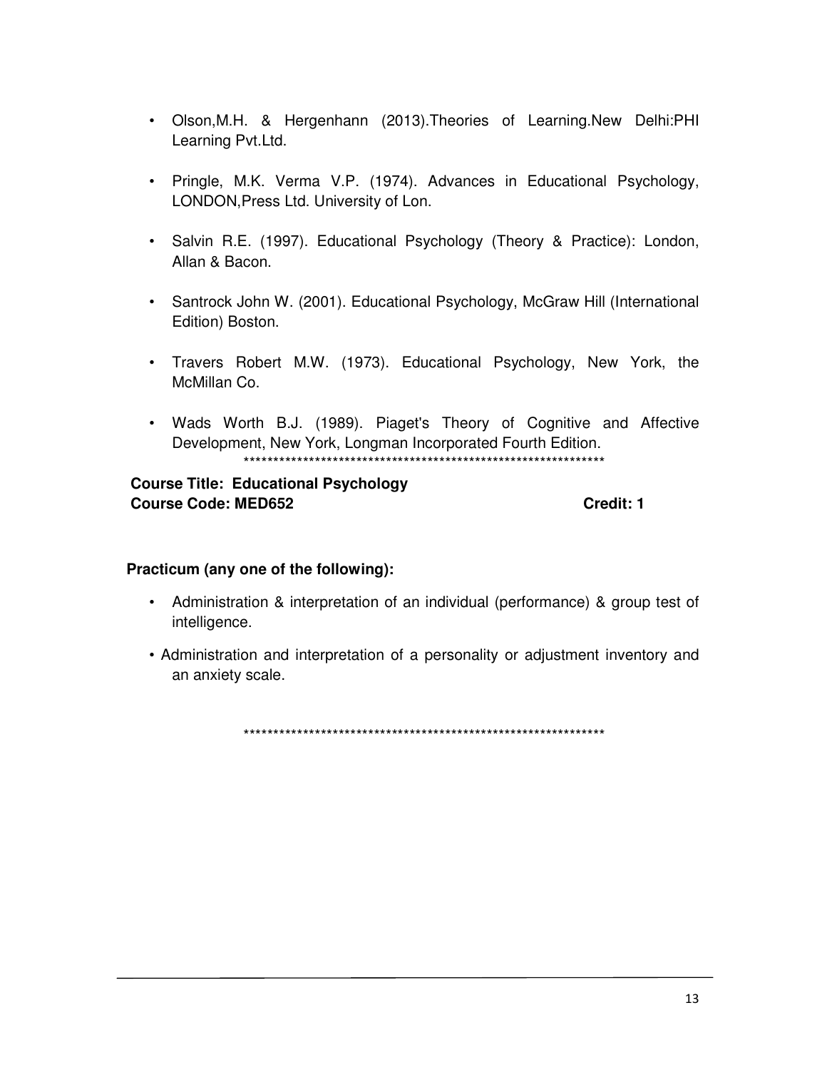- Olson,M.H. & Hergenhann (2013).Theories of Learning.New Delhi:PHI Learning Pvt.Ltd.
- Pringle, M.K. Verma V.P. (1974). Advances in Educational Psychology, LONDON,Press Ltd. University of Lon.
- Salvin R.E. (1997). Educational Psychology (Theory & Practice): London, Allan & Bacon.
- Santrock John W. (2001). Educational Psychology, McGraw Hill (International Edition) Boston.
- Travers Robert M.W. (1973). Educational Psychology, New York, the McMillan Co.
- Wads Worth B.J. (1989). Piaget's Theory of Cognitive and Affective Development, New York, Longman Incorporated Fourth Edition.

***************************************************************

**Course Title: Educational Psychology**
**Course Code: MED652** **Credit: 1**

**Practicum (any one of the following):**

- Administration & interpretation of an individual (performance) & group test of intelligence.
- Administration and interpretation of a personality or adjustment inventory and an anxiety scale.

***************************************************************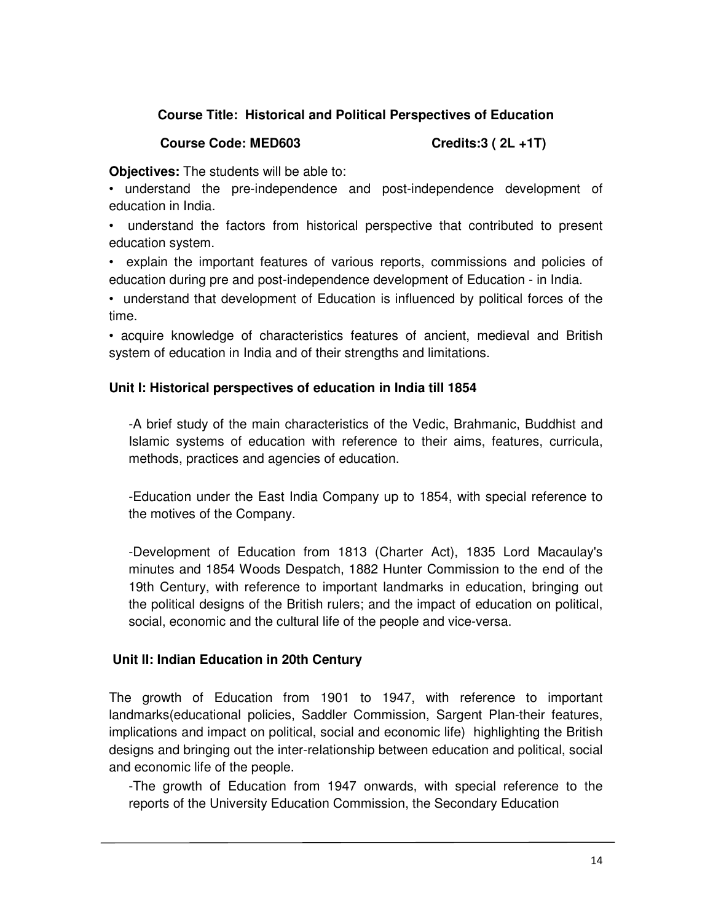**Course Title: Historical and Political Perspectives of Education**

**Course Code: MED603** **Credits:3 ( 2L +1T)**

**Objectives:** The students will be able to:

- understand the pre-independence and post-independence development of education in India.
- understand the factors from historical perspective that contributed to present education system.
- explain the important features of various reports, commissions and policies of education during pre and post-independence development of Education - in India.
- understand that development of Education is influenced by political forces of the time.
- acquire knowledge of characteristics features of ancient, medieval and British system of education in India and of their strengths and limitations.

**Unit I: Historical perspectives of education in India till 1854**

-A brief study of the main characteristics of the Vedic, Brahmanic, Buddhist and Islamic systems of education with reference to their aims, features, curricula, methods, practices and agencies of education.

-Education under the East India Company up to 1854, with special reference to the motives of the Company.

-Development of Education from 1813 (Charter Act), 1835 Lord Macaulay's minutes and 1854 Woods Despatch, 1882 Hunter Commission to the end of the 19th Century, with reference to important landmarks in education, bringing out the political designs of the British rulers; and the impact of education on political, social, economic and the cultural life of the people and vice-versa.

**Unit II: Indian Education in 20th Century**

The growth of Education from 1901 to 1947, with reference to important landmarks(educational policies, Saddler Commission, Sargent Plan-their features, implications and impact on political, social and economic life) highlighting the British designs and bringing out the inter-relationship between education and political, social and economic life of the people.

-The growth of Education from 1947 onwards, with special reference to the reports of the University Education Commission, the Secondary Education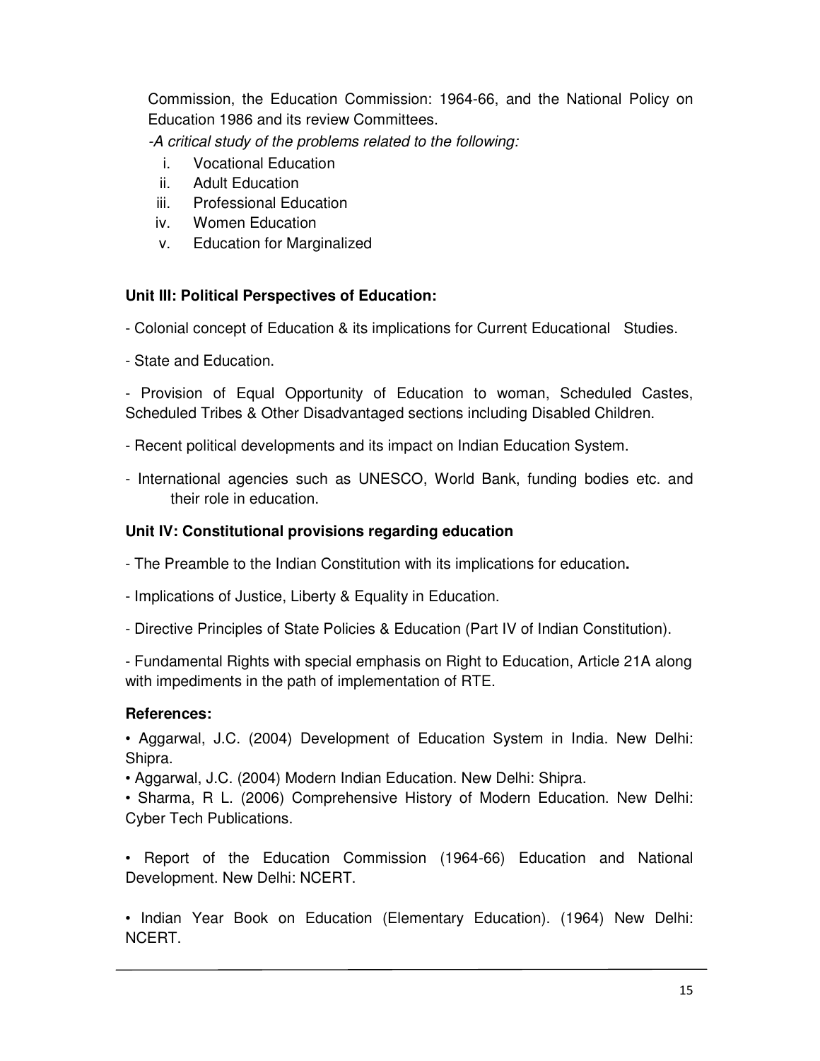Commission, the Education Commission: 1964-66, and the National Policy on Education 1986 and its review Committees.

*-A critical study of the problems related to the following:*

i. Vocational Education
ii. Adult Education
iii. Professional Education
iv. Women Education
v. Education for Marginalized

**Unit III: Political Perspectives of Education:**

- Colonial concept of Education & its implications for Current Educational Studies.

- State and Education.

- Provision of Equal Opportunity of Education to woman, Scheduled Castes, Scheduled Tribes & Other Disadvantaged sections including Disabled Children.

- Recent political developments and its impact on Indian Education System.

- International agencies such as UNESCO, World Bank, funding bodies etc. and their role in education.

**Unit IV: Constitutional provisions regarding education**

- The Preamble to the Indian Constitution with its implications for education**.**

- Implications of Justice, Liberty & Equality in Education.

- Directive Principles of State Policies & Education (Part IV of Indian Constitution).

- Fundamental Rights with special emphasis on Right to Education, Article 21A along with impediments in the path of implementation of RTE.

**References:**

- Aggarwal, J.C. (2004) Development of Education System in India. New Delhi: Shipra.
- Aggarwal, J.C. (2004) Modern Indian Education. New Delhi: Shipra.
- Sharma, R L. (2006) Comprehensive History of Modern Education. New Delhi: Cyber Tech Publications.
- Report of the Education Commission (1964-66) Education and National Development. New Delhi: NCERT.
- Indian Year Book on Education (Elementary Education). (1964) New Delhi: NCERT.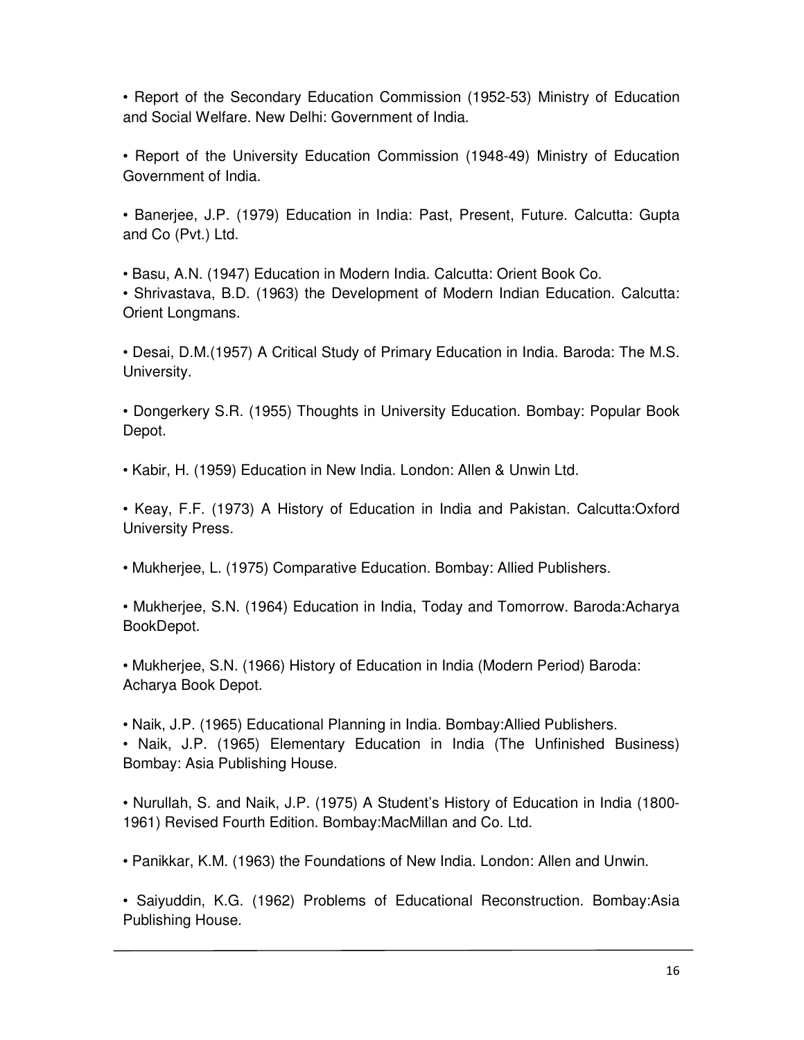- Report of the Secondary Education Commission (1952-53) Ministry of Education and Social Welfare. New Delhi: Government of India.

- Report of the University Education Commission (1948-49) Ministry of Education Government of India.

- Banerjee, J.P. (1979) Education in India: Past, Present, Future. Calcutta: Gupta and Co (Pvt.) Ltd.

- Basu, A.N. (1947) Education in Modern India. Calcutta: Orient Book Co.
- Shrivastava, B.D. (1963) the Development of Modern Indian Education. Calcutta: Orient Longmans.

- Desai, D.M.(1957) A Critical Study of Primary Education in India. Baroda: The M.S. University.

- Dongerkery S.R. (1955) Thoughts in University Education. Bombay: Popular Book Depot.

- Kabir, H. (1959) Education in New India. London: Allen & Unwin Ltd.

- Keay, F.F. (1973) A History of Education in India and Pakistan. Calcutta:Oxford University Press.

- Mukherjee, L. (1975) Comparative Education. Bombay: Allied Publishers.

- Mukherjee, S.N. (1964) Education in India, Today and Tomorrow. Baroda:Acharya BookDepot.

- Mukherjee, S.N. (1966) History of Education in India (Modern Period) Baroda: Acharya Book Depot.

- Naik, J.P. (1965) Educational Planning in India. Bombay:Allied Publishers.
- Naik, J.P. (1965) Elementary Education in India (The Unfinished Business) Bombay: Asia Publishing House.

- Nurullah, S. and Naik, J.P. (1975) A Student's History of Education in India (1800-1961) Revised Fourth Edition. Bombay:MacMillan and Co. Ltd.

- Panikkar, K.M. (1963) the Foundations of New India. London: Allen and Unwin.

- Saiyuddin, K.G. (1962) Problems of Educational Reconstruction. Bombay:Asia Publishing House.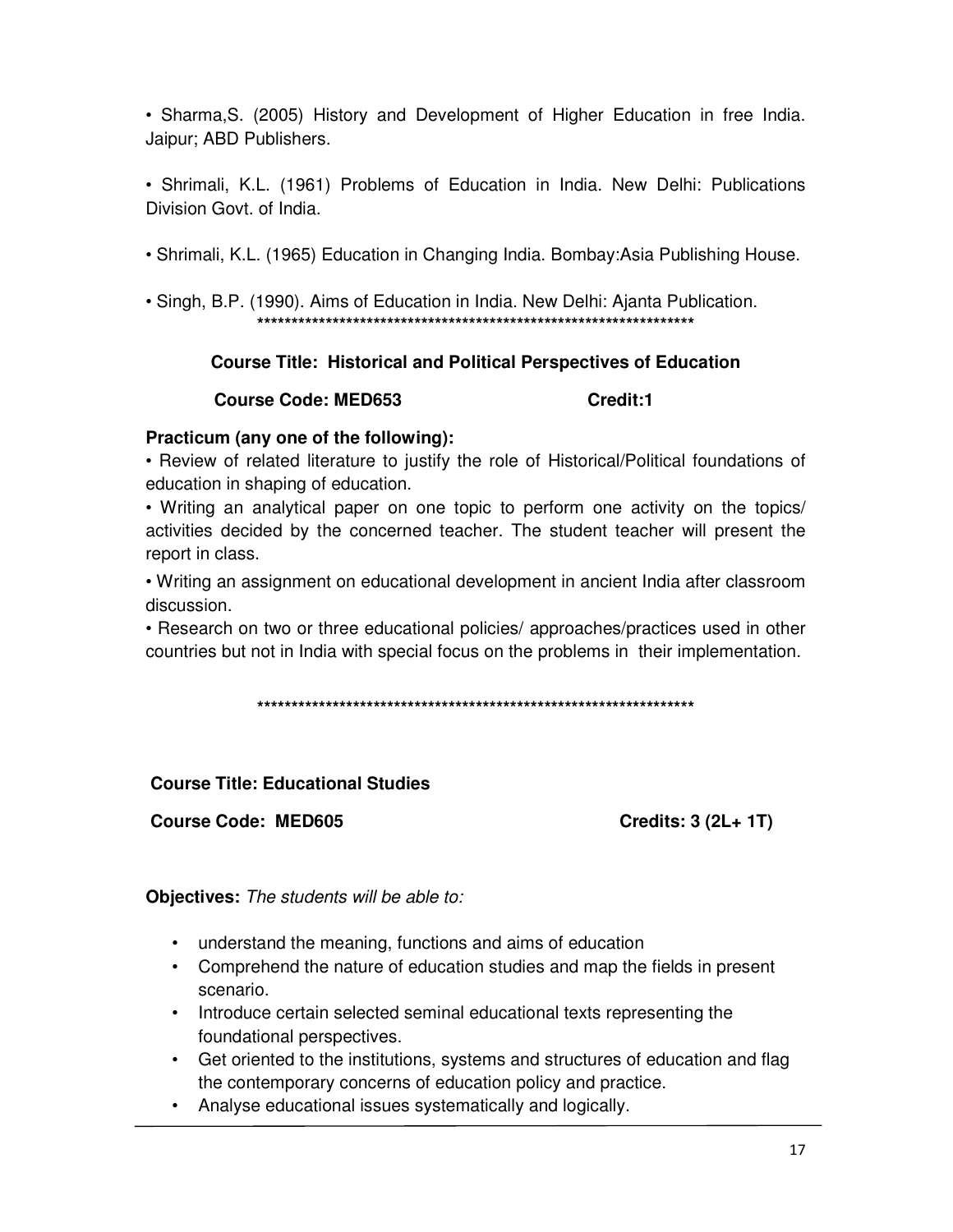- Sharma,S. (2005) History and Development of Higher Education in free India. Jaipur; ABD Publishers.

- Shrimali, K.L. (1961) Problems of Education in India. New Delhi: Publications Division Govt. of India.

- Shrimali, K.L. (1965) Education in Changing India. Bombay:Asia Publishing House.

- Singh, B.P. (1990). Aims of Education in India. New Delhi: Ajanta Publication.

******************************************************************

**Course Title: Historical and Political Perspectives of Education**

**Course Code: MED653** **Credit:1**

**Practicum (any one of the following):**

- Review of related literature to justify the role of Historical/Political foundations of education in shaping of education.
- Writing an analytical paper on one topic to perform one activity on the topics/ activities decided by the concerned teacher. The student teacher will present the report in class.
- Writing an assignment on educational development in ancient India after classroom discussion.
- Research on two or three educational policies/ approaches/practices used in other countries but not in India with special focus on the problems in their implementation.

******************************************************************

**Course Title: Educational Studies**

**Course Code: MED605** **Credits: 3 (2L+ 1T)**

**Objectives:** *The students will be able to:*

- understand the meaning, functions and aims of education
- Comprehend the nature of education studies and map the fields in present scenario.
- Introduce certain selected seminal educational texts representing the foundational perspectives.
- Get oriented to the institutions, systems and structures of education and flag the contemporary concerns of education policy and practice.
- Analyse educational issues systematically and logically.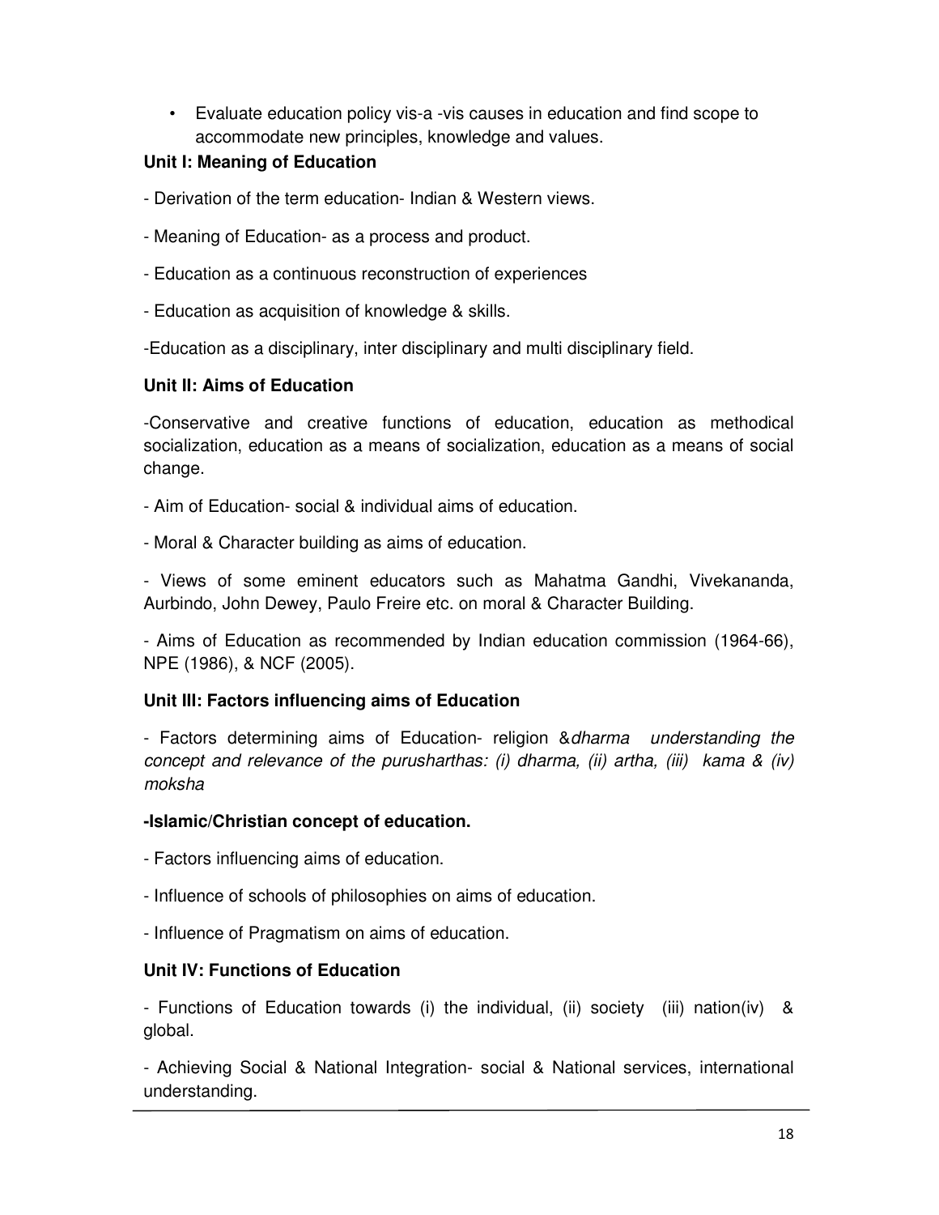- Evaluate education policy vis-a -vis causes in education and find scope to accommodate new principles, knowledge and values.

**Unit I: Meaning of Education**

- Derivation of the term education- Indian & Western views.

- Meaning of Education- as a process and product.

- Education as a continuous reconstruction of experiences

- Education as acquisition of knowledge & skills.

-Education as a disciplinary, inter disciplinary and multi disciplinary field.

**Unit II: Aims of Education**

-Conservative and creative functions of education, education as methodical socialization, education as a means of socialization, education as a means of social change.

- Aim of Education- social & individual aims of education.

- Moral & Character building as aims of education.

- Views of some eminent educators such as Mahatma Gandhi, Vivekananda, Aurbindo, John Dewey, Paulo Freire etc. on moral & Character Building.

- Aims of Education as recommended by Indian education commission (1964-66), NPE (1986), & NCF (2005).

**Unit III: Factors influencing aims of Education**

- Factors determining aims of Education- religion &*dharma understanding the concept and relevance of the purusharthas: (i) dharma, (ii) artha, (iii) kama & (iv) moksha*

**-Islamic/Christian concept of education.**

- Factors influencing aims of education.

- Influence of schools of philosophies on aims of education.

- Influence of Pragmatism on aims of education.

**Unit IV: Functions of Education**

- Functions of Education towards (i) the individual, (ii) society (iii) nation(iv) & global.

- Achieving Social & National Integration- social & National services, international understanding.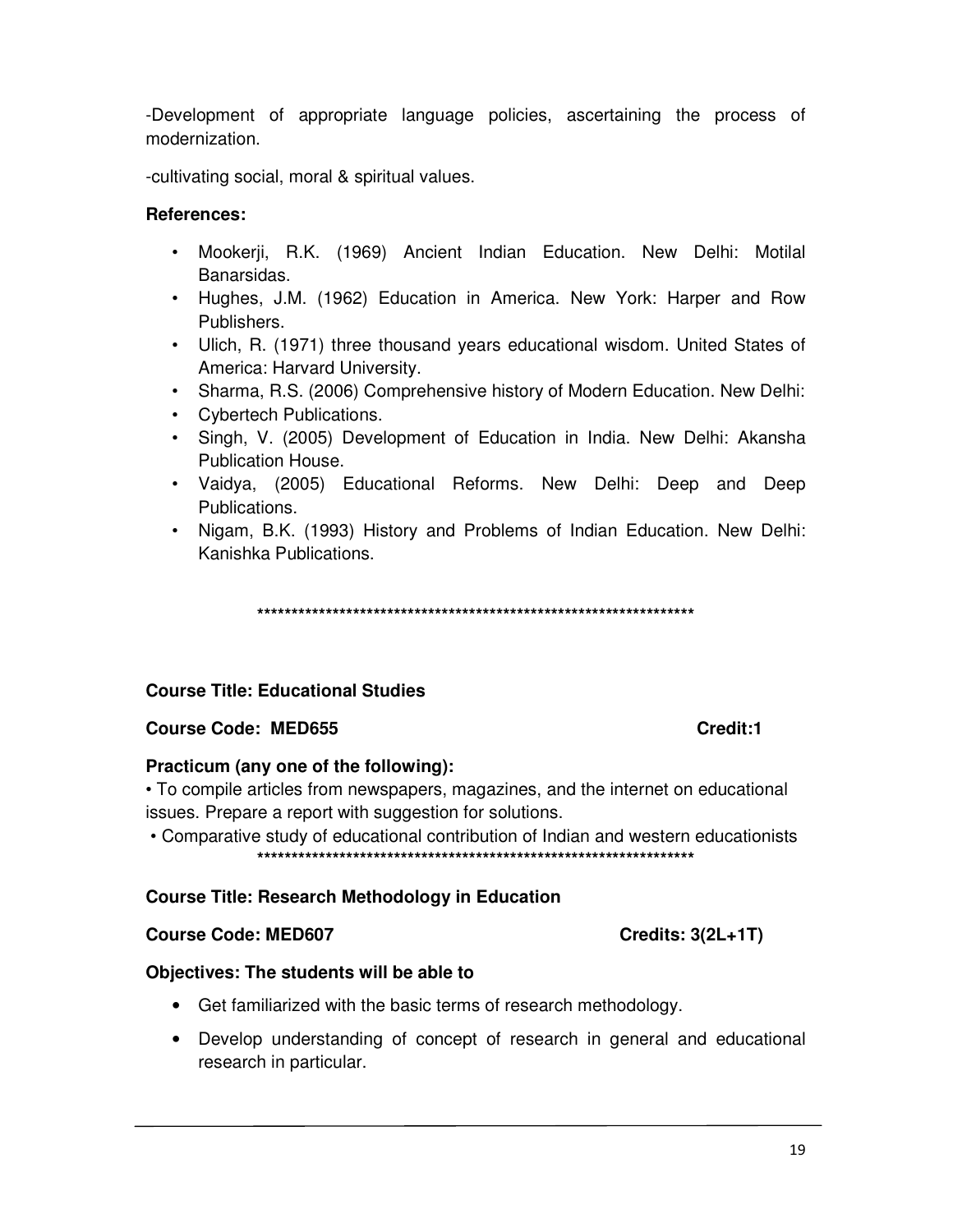-Development of appropriate language policies, ascertaining the process of modernization.

-cultivating social, moral & spiritual values.

**References:**

- Mookerji, R.K. (1969) Ancient Indian Education. New Delhi: Motilal Banarsidas.
- Hughes, J.M. (1962) Education in America. New York: Harper and Row Publishers.
- Ulich, R. (1971) three thousand years educational wisdom. United States of America: Harvard University.
- Sharma, R.S. (2006) Comprehensive history of Modern Education. New Delhi:
- Cybertech Publications.
- Singh, V. (2005) Development of Education in India. New Delhi: Akansha Publication House.
- Vaidya, (2005) Educational Reforms. New Delhi: Deep and Deep Publications.
- Nigam, B.K. (1993) History and Problems of Indian Education. New Delhi: Kanishka Publications.

*******************************************************************

**Course Title: Educational Studies**

**Course Code: MED655** **Credit:1**

**Practicum (any one of the following):**

• To compile articles from newspapers, magazines, and the internet on educational issues. Prepare a report with suggestion for solutions.

• Comparative study of educational contribution of Indian and western educationists

*******************************************************************

**Course Title: Research Methodology in Education**

**Course Code: MED607** **Credits: 3(2L+1T)**

**Objectives: The students will be able to**

- Get familiarized with the basic terms of research methodology.
- Develop understanding of concept of research in general and educational research in particular.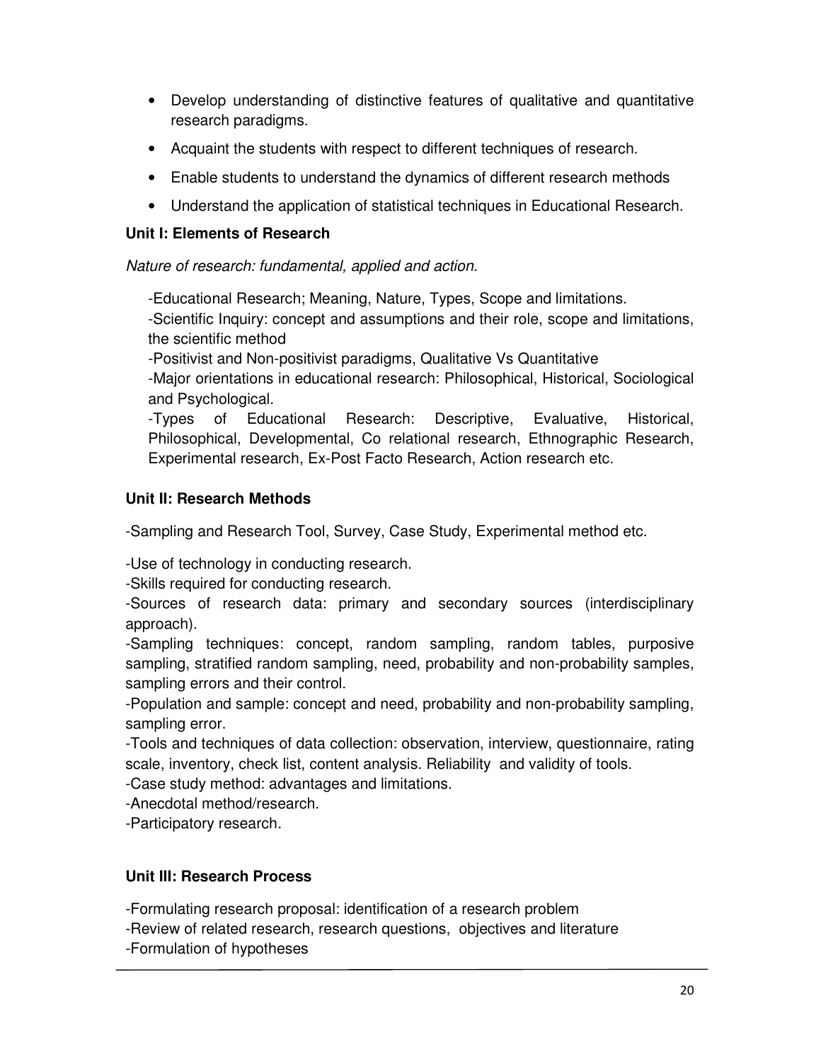- Develop understanding of distinctive features of qualitative and quantitative research paradigms.
- Acquaint the students with respect to different techniques of research.
- Enable students to understand the dynamics of different research methods
- Understand the application of statistical techniques in Educational Research.

**Unit I: Elements of Research**

*Nature of research: fundamental, applied and action.*

-Educational Research; Meaning, Nature, Types, Scope and limitations.
-Scientific Inquiry: concept and assumptions and their role, scope and limitations, the scientific method
-Positivist and Non-positivist paradigms, Qualitative Vs Quantitative
-Major orientations in educational research: Philosophical, Historical, Sociological and Psychological.
-Types of Educational Research: Descriptive, Evaluative, Historical, Philosophical, Developmental, Co relational research, Ethnographic Research, Experimental research, Ex-Post Facto Research, Action research etc.

**Unit II: Research Methods**

-Sampling and Research Tool, Survey, Case Study, Experimental method etc.

-Use of technology in conducting research.
-Skills required for conducting research.
-Sources of research data: primary and secondary sources (interdisciplinary approach).
-Sampling techniques: concept, random sampling, random tables, purposive sampling, stratified random sampling, need, probability and non-probability samples, sampling errors and their control.
-Population and sample: concept and need, probability and non-probability sampling, sampling error.
-Tools and techniques of data collection: observation, interview, questionnaire, rating scale, inventory, check list, content analysis. Reliability and validity of tools.
-Case study method: advantages and limitations.
-Anecdotal method/research.
-Participatory research.

**Unit III: Research Process**

-Formulating research proposal: identification of a research problem
-Review of related research, research questions, objectives and literature
-Formulation of hypotheses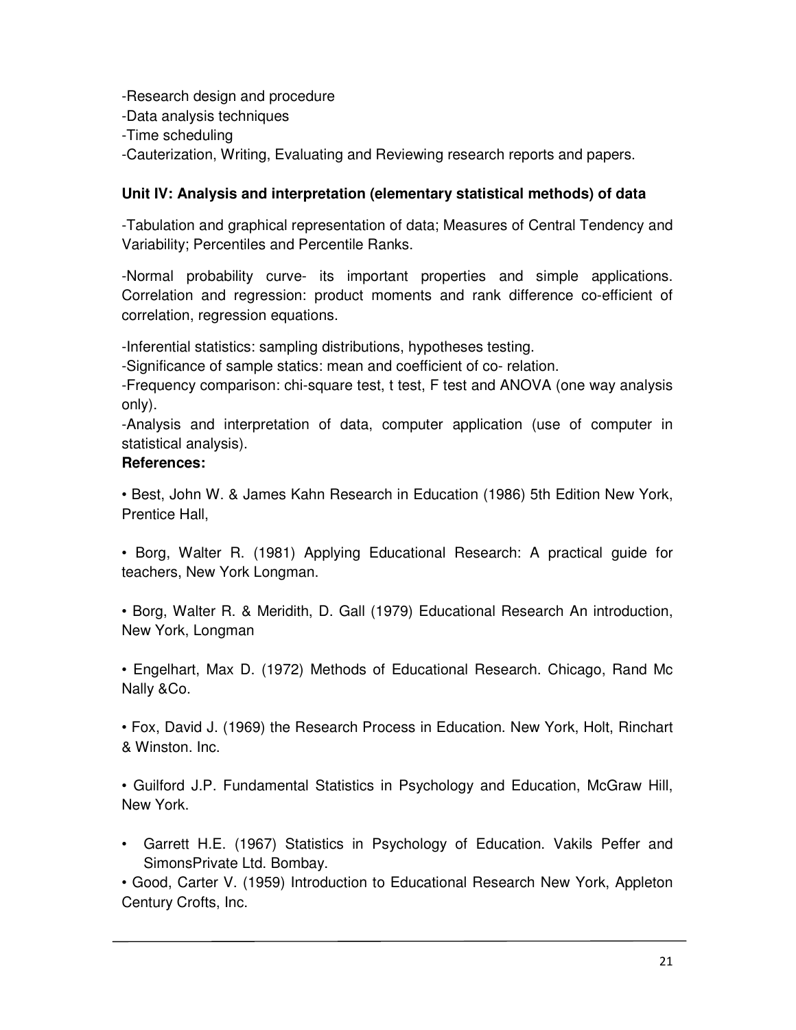-Research design and procedure
-Data analysis techniques
-Time scheduling
-Cauterization, Writing, Evaluating and Reviewing research reports and papers.

**Unit IV: Analysis and interpretation (elementary statistical methods) of data**

-Tabulation and graphical representation of data; Measures of Central Tendency and Variability; Percentiles and Percentile Ranks.

-Normal probability curve- its important properties and simple applications. Correlation and regression: product moments and rank difference co-efficient of correlation, regression equations.

-Inferential statistics: sampling distributions, hypotheses testing.
-Significance of sample statics: mean and coefficient of co- relation.
-Frequency comparison: chi-square test, t test, F test and ANOVA (one way analysis only).
-Analysis and interpretation of data, computer application (use of computer in statistical analysis).

**References:**

• Best, John W. & James Kahn Research in Education (1986) 5th Edition New York, Prentice Hall,

• Borg, Walter R. (1981) Applying Educational Research: A practical guide for teachers, New York Longman.

• Borg, Walter R. & Meridith, D. Gall (1979) Educational Research An introduction, New York, Longman

• Engelhart, Max D. (1972) Methods of Educational Research. Chicago, Rand Mc Nally &Co.

• Fox, David J. (1969) the Research Process in Education. New York, Holt, Rinchart & Winston. Inc.

• Guilford J.P. Fundamental Statistics in Psychology and Education, McGraw Hill, New York.

• Garrett H.E. (1967) Statistics in Psychology of Education. Vakils Peffer and SimonsPrivate Ltd. Bombay.

• Good, Carter V. (1959) Introduction to Educational Research New York, Appleton Century Crofts, Inc.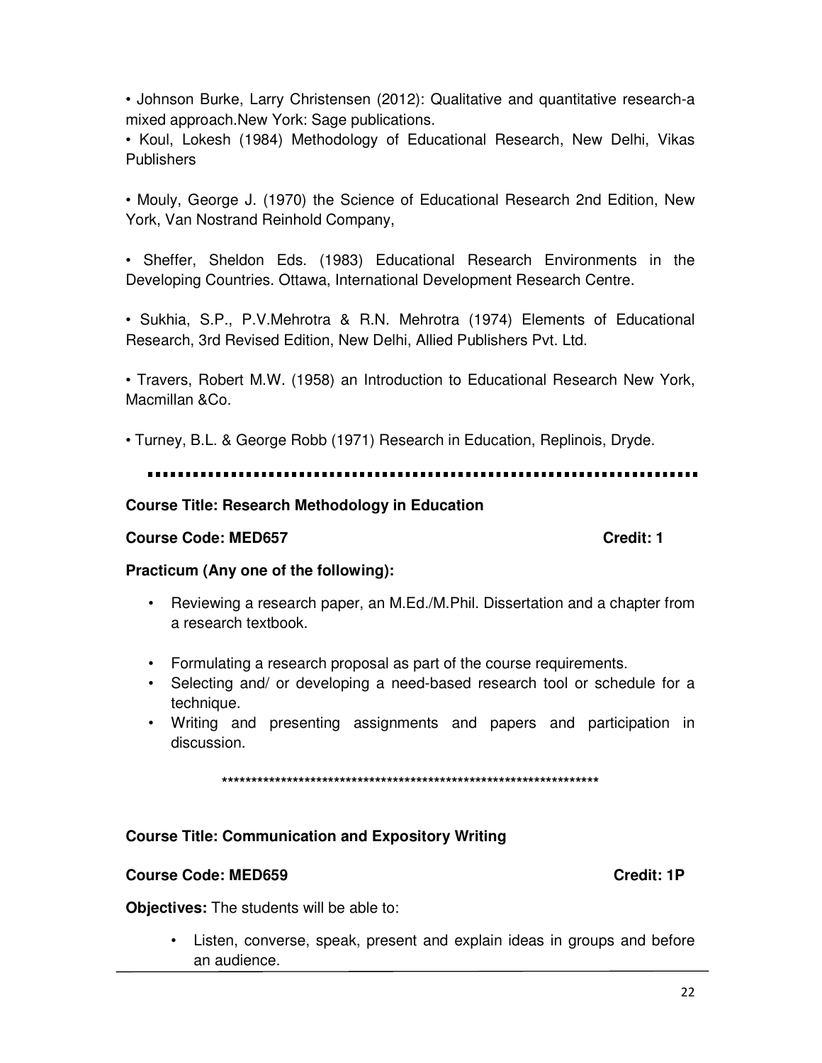- Johnson Burke, Larry Christensen (2012): Qualitative and quantitative research-a mixed approach.New York: Sage publications.
- Koul, Lokesh (1984) Methodology of Educational Research, New Delhi, Vikas Publishers
- Mouly, George J. (1970) the Science of Educational Research 2nd Edition, New York, Van Nostrand Reinhold Company,
- Sheffer, Sheldon Eds. (1983) Educational Research Environments in the Developing Countries. Ottawa, International Development Research Centre.
- Sukhia, S.P., P.V.Mehrotra & R.N. Mehrotra (1974) Elements of Educational Research, 3rd Revised Edition, New Delhi, Allied Publishers Pvt. Ltd.
- Travers, Robert M.W. (1958) an Introduction to Educational Research New York, Macmillan &Co.
- Turney, B.L. & George Robb (1971) Research in Education, Replinois, Dryde.

---

**Course Title: Research Methodology in Education**

**Course Code: MED657** **Credit: 1**

**Practicum (Any one of the following):**

- Reviewing a research paper, an M.Ed./M.Phil. Dissertation and a chapter from a research textbook.
- Formulating a research proposal as part of the course requirements.
- Selecting and/ or developing a need-based research tool or schedule for a technique.
- Writing and presenting assignments and papers and participation in discussion.

*******************************************************************

**Course Title: Communication and Expository Writing**

**Course Code: MED659** **Credit: 1P**

**Objectives:** The students will be able to:

- Listen, converse, speak, present and explain ideas in groups and before an audience.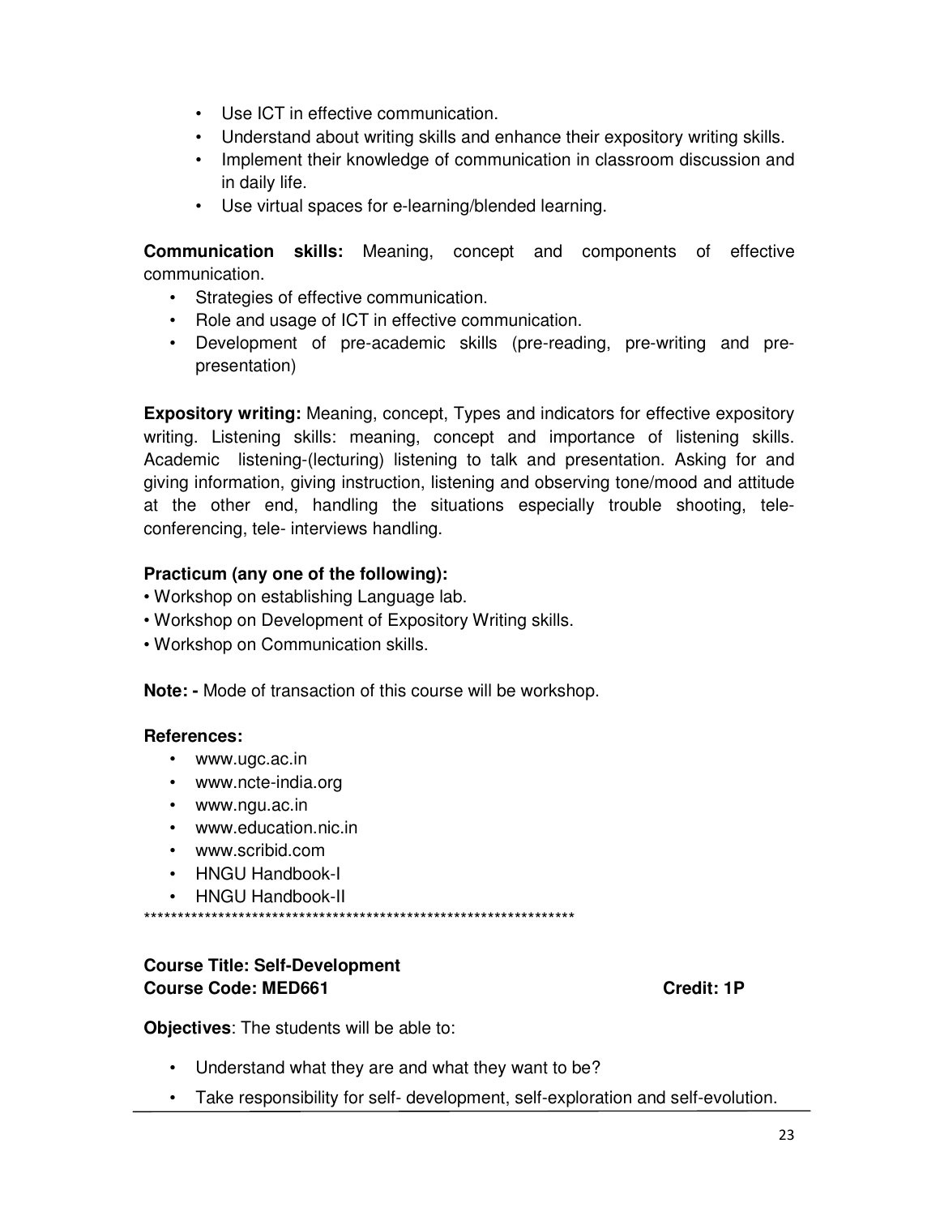- Use ICT in effective communication.
- Understand about writing skills and enhance their expository writing skills.
- Implement their knowledge of communication in classroom discussion and in daily life.
- Use virtual spaces for e-learning/blended learning.

**Communication skills:** Meaning, concept and components of effective communication.

- Strategies of effective communication.
- Role and usage of ICT in effective communication.
- Development of pre-academic skills (pre-reading, pre-writing and pre-presentation)

**Expository writing:** Meaning, concept, Types and indicators for effective expository writing. Listening skills: meaning, concept and importance of listening skills. Academic listening-(lecturing) listening to talk and presentation. Asking for and giving information, giving instruction, listening and observing tone/mood and attitude at the other end, handling the situations especially trouble shooting, tele-conferencing, tele- interviews handling.

**Practicum (any one of the following):**

- Workshop on establishing Language lab.
- Workshop on Development of Expository Writing skills.
- Workshop on Communication skills.

**Note: -** Mode of transaction of this course will be workshop.

**References:**

- www.ugc.ac.in
- www.ncte-india.org
- www.ngu.ac.in
- www.education.nic.in
- www.scribid.com
- HNGU Handbook-I
- HNGU Handbook-II

*****************************************************************

**Course Title: Self-Development**
**Course Code: MED661** **Credit: 1P**

**Objectives**: The students will be able to:

- Understand what they are and what they want to be?
- Take responsibility for self- development, self-exploration and self-evolution.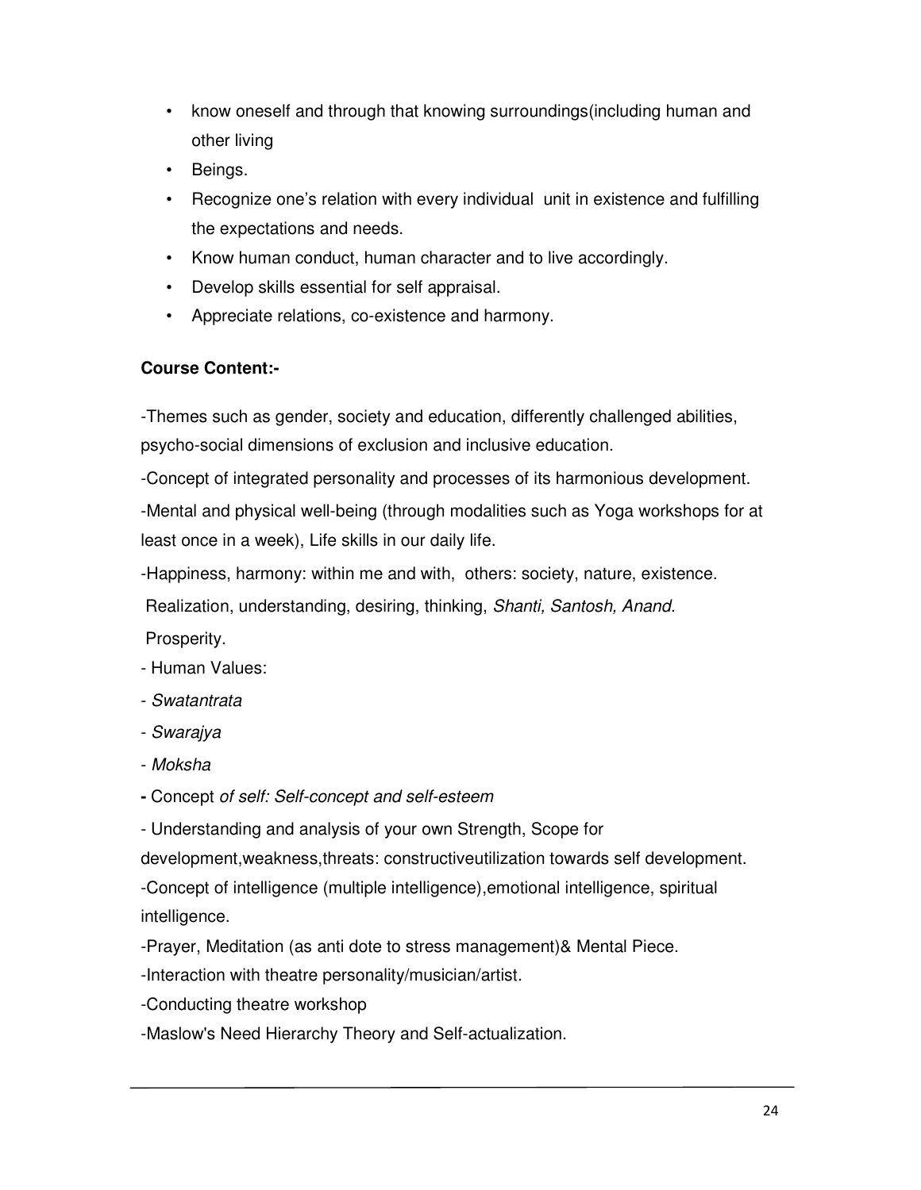- know oneself and through that knowing surroundings(including human and other living
- Beings.
- Recognize one's relation with every individual unit in existence and fulfilling the expectations and needs.
- Know human conduct, human character and to live accordingly.
- Develop skills essential for self appraisal.
- Appreciate relations, co-existence and harmony.

**Course Content:-**

-Themes such as gender, society and education, differently challenged abilities, psycho-social dimensions of exclusion and inclusive education.

-Concept of integrated personality and processes of its harmonious development.

-Mental and physical well-being (through modalities such as Yoga workshops for at least once in a week), Life skills in our daily life.

-Happiness, harmony: within me and with, others: society, nature, existence.

Realization, understanding, desiring, thinking, *Shanti, Santosh, Anand.*

Prosperity.

- Human Values:

- *Swatantrata*

- *Swarajya*

- *Moksha*

**-** Concept *of self: Self-concept and self-esteem*

- Understanding and analysis of your own Strength, Scope for development,weakness,threats: constructiveutilization towards self development.

-Concept of intelligence (multiple intelligence),emotional intelligence, spiritual intelligence.

-Prayer, Meditation (as anti dote to stress management)& Mental Piece.

-Interaction with theatre personality/musician/artist.

-Conducting theatre workshop

-Maslow's Need Hierarchy Theory and Self-actualization.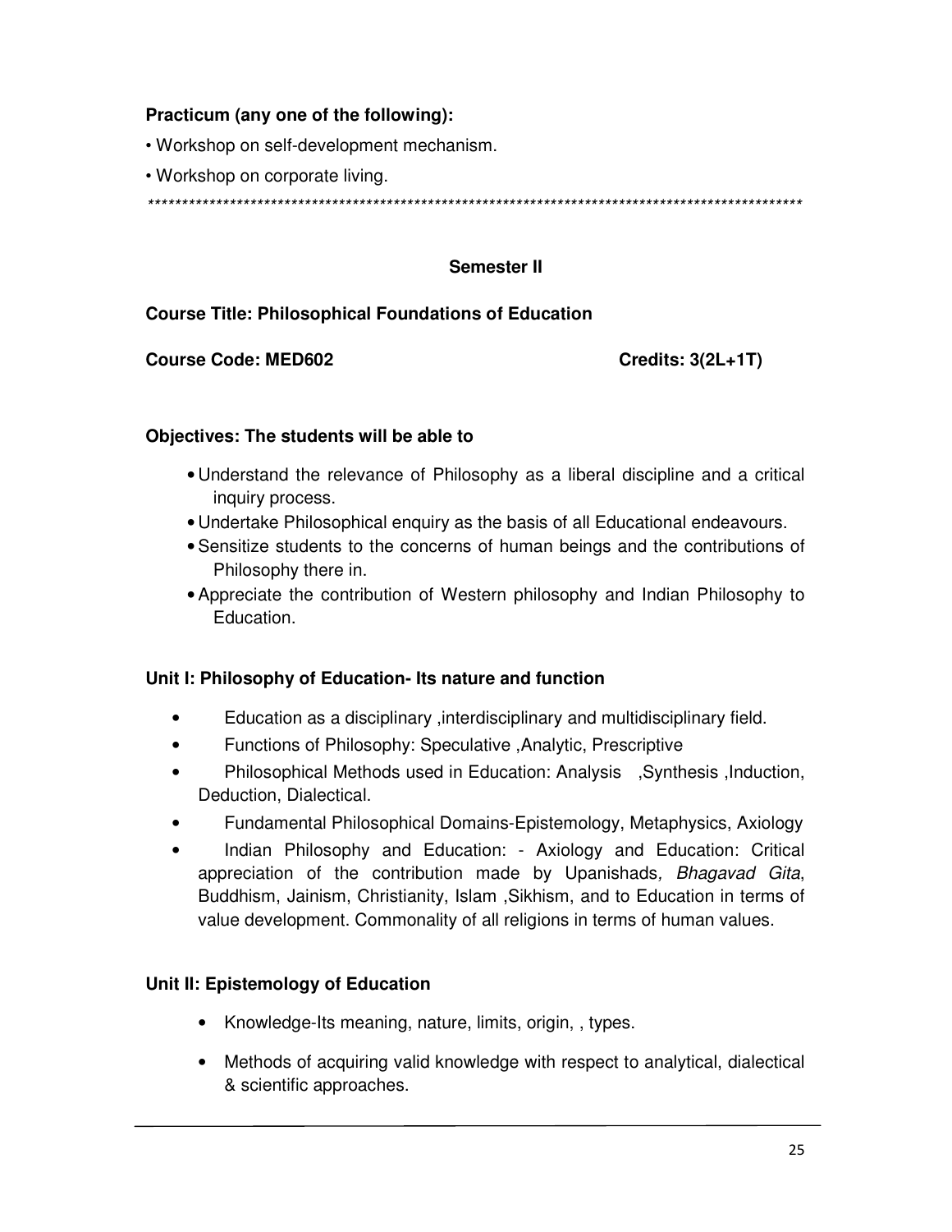**Practicum (any one of the following):**

- Workshop on self-development mechanism.
- Workshop on corporate living.

****************************************************************************************************

## Semester II

**Course Title: Philosophical Foundations of Education**

**Course Code: MED602** **Credits: 3(2L+1T)**

**Objectives: The students will be able to**

- Understand the relevance of Philosophy as a liberal discipline and a critical inquiry process.
- Undertake Philosophical enquiry as the basis of all Educational endeavours.
- Sensitize students to the concerns of human beings and the contributions of Philosophy there in.
- Appreciate the contribution of Western philosophy and Indian Philosophy to Education.

### Unit I: Philosophy of Education- Its nature and function

- Education as a disciplinary ,interdisciplinary and multidisciplinary field.
- Functions of Philosophy: Speculative ,Analytic, Prescriptive
- Philosophical Methods used in Education: Analysis ,Synthesis ,Induction, Deduction, Dialectical.
- Fundamental Philosophical Domains-Epistemology, Metaphysics, Axiology
- Indian Philosophy and Education: - Axiology and Education: Critical appreciation of the contribution made by Upanishads*,* *Bhagavad Gita*, Buddhism, Jainism, Christianity, Islam ,Sikhism, and to Education in terms of value development. Commonality of all religions in terms of human values.

### Unit II: Epistemology of Education

- Knowledge-Its meaning, nature, limits, origin, , types.
- Methods of acquiring valid knowledge with respect to analytical, dialectical & scientific approaches.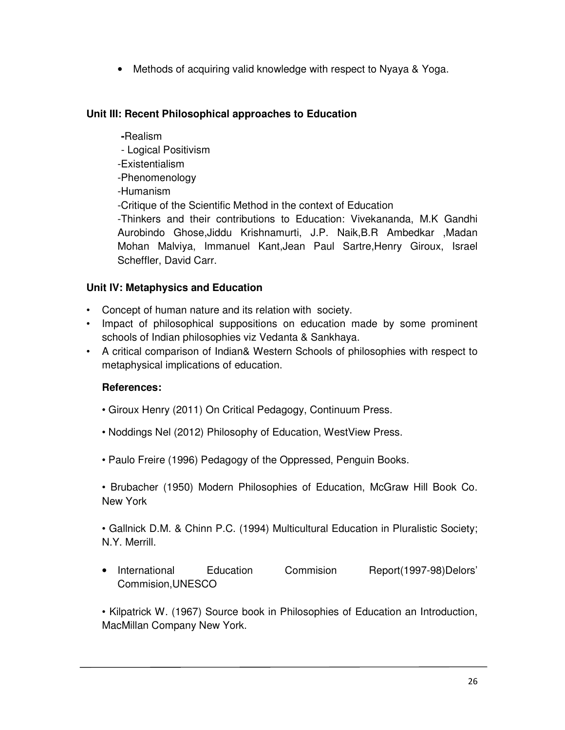- Methods of acquiring valid knowledge with respect to Nyaya & Yoga.

**Unit III: Recent Philosophical approaches to Education**

-Realism
- Logical Positivism
-Existentialism
-Phenomenology
-Humanism
-Critique of the Scientific Method in the context of Education
-Thinkers and their contributions to Education: Vivekananda, M.K Gandhi Aurobindo Ghose,Jiddu Krishnamurti, J.P. Naik,B.R Ambedkar ,Madan Mohan Malviya, Immanuel Kant,Jean Paul Sartre,Henry Giroux, Israel Scheffler, David Carr.

**Unit IV: Metaphysics and Education**

- Concept of human nature and its relation with society.
- Impact of philosophical suppositions on education made by some prominent schools of Indian philosophies viz Vedanta & Sankhaya.
- A critical comparison of Indian& Western Schools of philosophies with respect to metaphysical implications of education.

**References:**

- Giroux Henry (2011) On Critical Pedagogy, Continuum Press.
- Noddings Nel (2012) Philosophy of Education, WestView Press.
- Paulo Freire (1996) Pedagogy of the Oppressed, Penguin Books.
- Brubacher (1950) Modern Philosophies of Education, McGraw Hill Book Co. New York
- Gallnick D.M. & Chinn P.C. (1994) Multicultural Education in Pluralistic Society; N.Y. Merrill.
- International Education Commision Report(1997-98)Delors' Commision,UNESCO
- Kilpatrick W. (1967) Source book in Philosophies of Education an Introduction, MacMillan Company New York.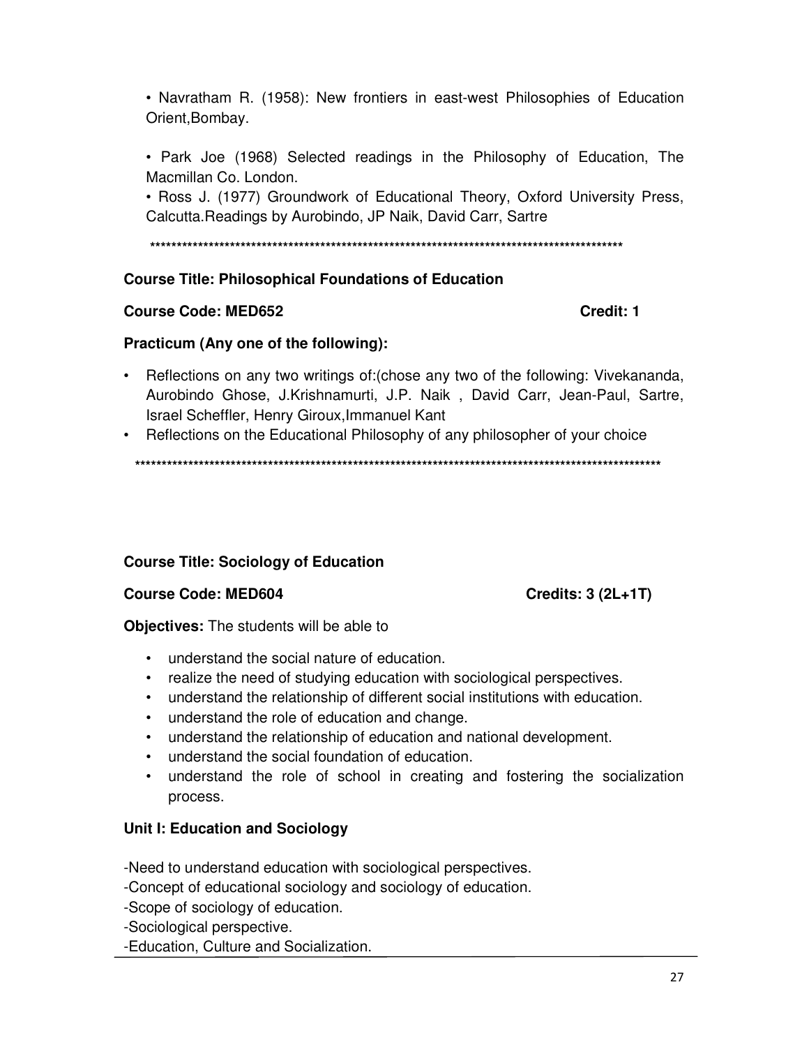• Navratham R. (1958): New frontiers in east-west Philosophies of Education Orient,Bombay.

• Park Joe (1968) Selected readings in the Philosophy of Education, The Macmillan Co. London.

• Ross J. (1977) Groundwork of Educational Theory, Oxford University Press, Calcutta.Readings by Aurobindo, JP Naik, David Carr, Sartre

*******************************************************************************************

**Course Title: Philosophical Foundations of Education**

**Course Code: MED652** **Credit: 1**

**Practicum (Any one of the following):**

- Reflections on any two writings of:(chose any two of the following: Vivekananda, Aurobindo Ghose, J.Krishnamurti, J.P. Naik , David Carr, Jean-Paul, Sartre, Israel Scheffler, Henry Giroux,Immanuel Kant
- Reflections on the Educational Philosophy of any philosopher of your choice

*****************************************************************************************************

**Course Title: Sociology of Education**

**Course Code: MED604** **Credits: 3 (2L+1T)**

**Objectives:** The students will be able to

- understand the social nature of education.
- realize the need of studying education with sociological perspectives.
- understand the relationship of different social institutions with education.
- understand the role of education and change.
- understand the relationship of education and national development.
- understand the social foundation of education.
- understand the role of school in creating and fostering the socialization process.

**Unit I: Education and Sociology**

-Need to understand education with sociological perspectives.

-Concept of educational sociology and sociology of education.

-Scope of sociology of education.

-Sociological perspective.

-Education, Culture and Socialization.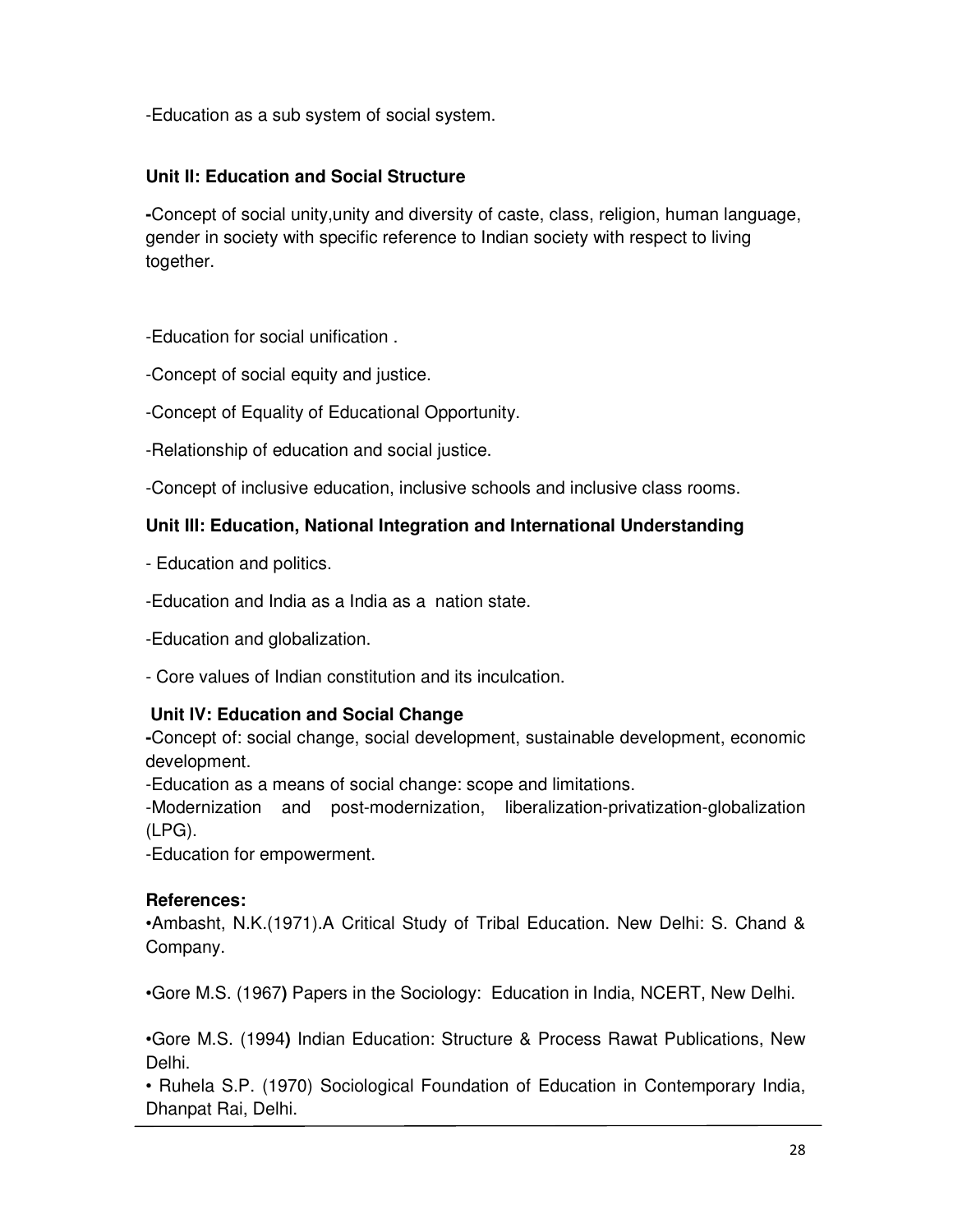-Education as a sub system of social system.

**Unit II: Education and Social Structure**

-Concept of social unity,unity and diversity of caste, class, religion, human language, gender in society with specific reference to Indian society with respect to living together.

-Education for social unification .

-Concept of social equity and justice.

-Concept of Equality of Educational Opportunity.

-Relationship of education and social justice.

-Concept of inclusive education, inclusive schools and inclusive class rooms.

**Unit III: Education, National Integration and International Understanding**

- Education and politics.

-Education and India as a India as a nation state.

-Education and globalization.

- Core values of Indian constitution and its inculcation.

**Unit IV: Education and Social Change**

-Concept of: social change, social development, sustainable development, economic development.

-Education as a means of social change: scope and limitations.

-Modernization and post-modernization, liberalization-privatization-globalization (LPG).

-Education for empowerment.

**References:**

•Ambasht, N.K.(1971).A Critical Study of Tribal Education. New Delhi: S. Chand & Company.

•Gore M.S. (1967) Papers in the Sociology: Education in India, NCERT, New Delhi.

•Gore M.S. (1994) Indian Education: Structure & Process Rawat Publications, New Delhi.

• Ruhela S.P. (1970) Sociological Foundation of Education in Contemporary India, Dhanpat Rai, Delhi.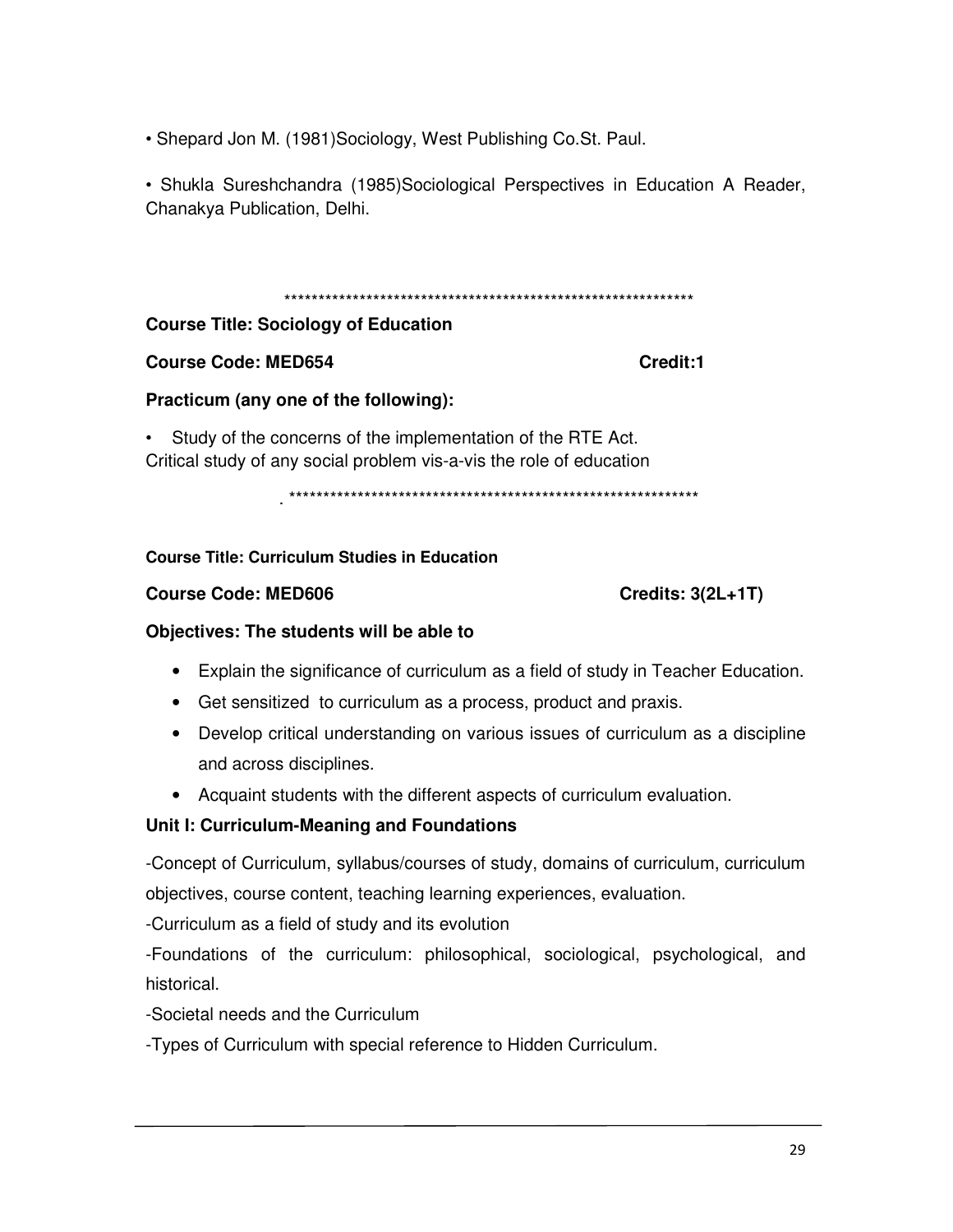• Shepard Jon M. (1981)Sociology, West Publishing Co.St. Paul.

• Shukla Sureshchandra (1985)Sociological Perspectives in Education A Reader, Chanakya Publication, Delhi.

*************************************************************

**Course Title: Sociology of Education**

**Course Code: MED654** **Credit:1**

**Practicum (any one of the following):**

• Study of the concerns of the implementation of the RTE Act.
Critical study of any social problem vis-a-vis the role of education

. *************************************************************

**Course Title: Curriculum Studies in Education**

**Course Code: MED606** **Credits: 3(2L+1T)**

**Objectives: The students will be able to**

- Explain the significance of curriculum as a field of study in Teacher Education.
- Get sensitized to curriculum as a process, product and praxis.
- Develop critical understanding on various issues of curriculum as a discipline and across disciplines.
- Acquaint students with the different aspects of curriculum evaluation.

**Unit I: Curriculum-Meaning and Foundations**

-Concept of Curriculum, syllabus/courses of study, domains of curriculum, curriculum objectives, course content, teaching learning experiences, evaluation.

-Curriculum as a field of study and its evolution

-Foundations of the curriculum: philosophical, sociological, psychological, and historical.

-Societal needs and the Curriculum

-Types of Curriculum with special reference to Hidden Curriculum.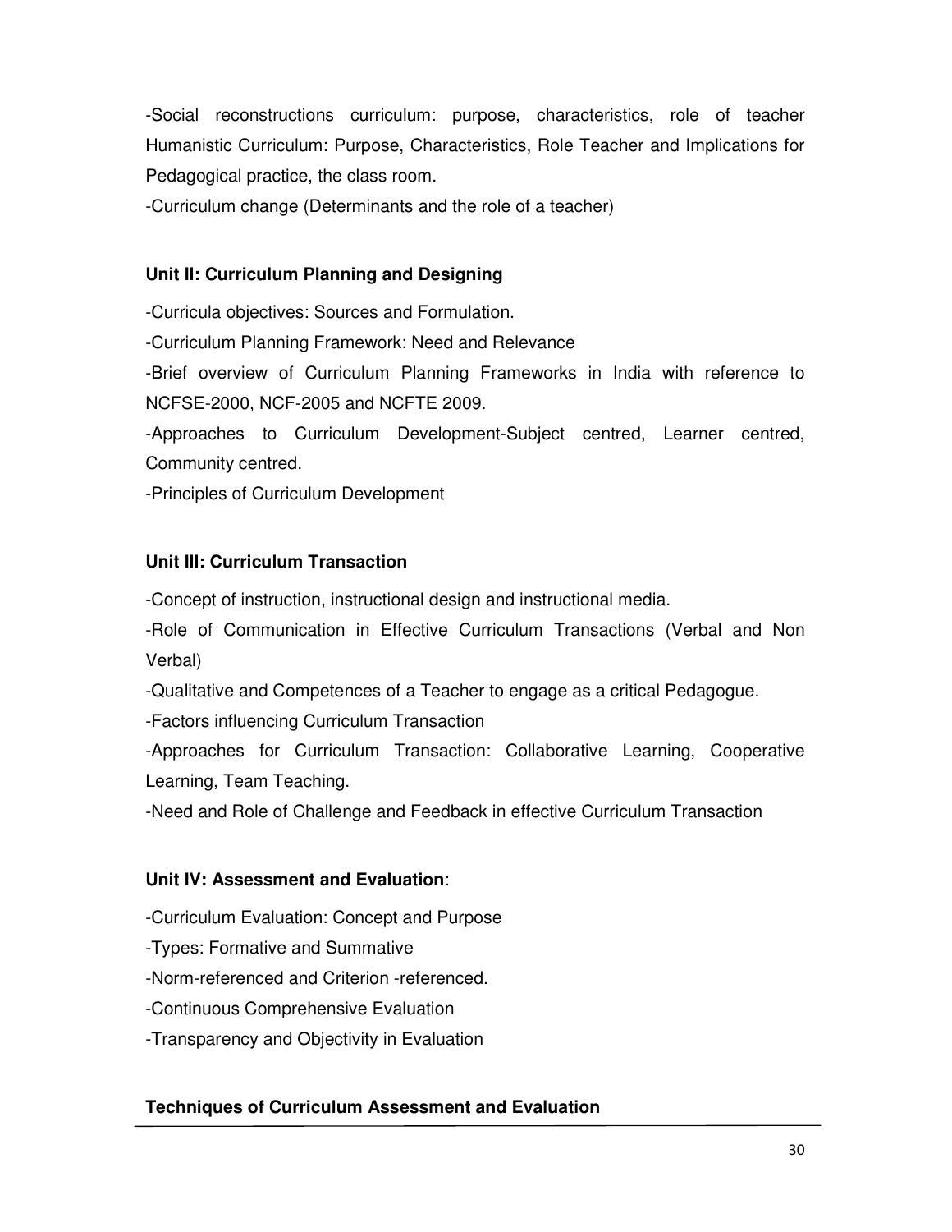-Social reconstructions curriculum: purpose, characteristics, role of teacher Humanistic Curriculum: Purpose, Characteristics, Role Teacher and Implications for Pedagogical practice, the class room.

-Curriculum change (Determinants and the role of a teacher)

**Unit II: Curriculum Planning and Designing**

-Curricula objectives: Sources and Formulation.

-Curriculum Planning Framework: Need and Relevance

-Brief overview of Curriculum Planning Frameworks in India with reference to NCFSE-2000, NCF-2005 and NCFTE 2009.

-Approaches to Curriculum Development-Subject centred, Learner centred, Community centred.

-Principles of Curriculum Development

**Unit III: Curriculum Transaction**

-Concept of instruction, instructional design and instructional media.

-Role of Communication in Effective Curriculum Transactions (Verbal and Non Verbal)

-Qualitative and Competences of a Teacher to engage as a critical Pedagogue.

-Factors influencing Curriculum Transaction

-Approaches for Curriculum Transaction: Collaborative Learning, Cooperative Learning, Team Teaching.

-Need and Role of Challenge and Feedback in effective Curriculum Transaction

**Unit IV: Assessment and Evaluation**:

-Curriculum Evaluation: Concept and Purpose

-Types: Formative and Summative

-Norm-referenced and Criterion -referenced.

-Continuous Comprehensive Evaluation

-Transparency and Objectivity in Evaluation

**Techniques of Curriculum Assessment and Evaluation**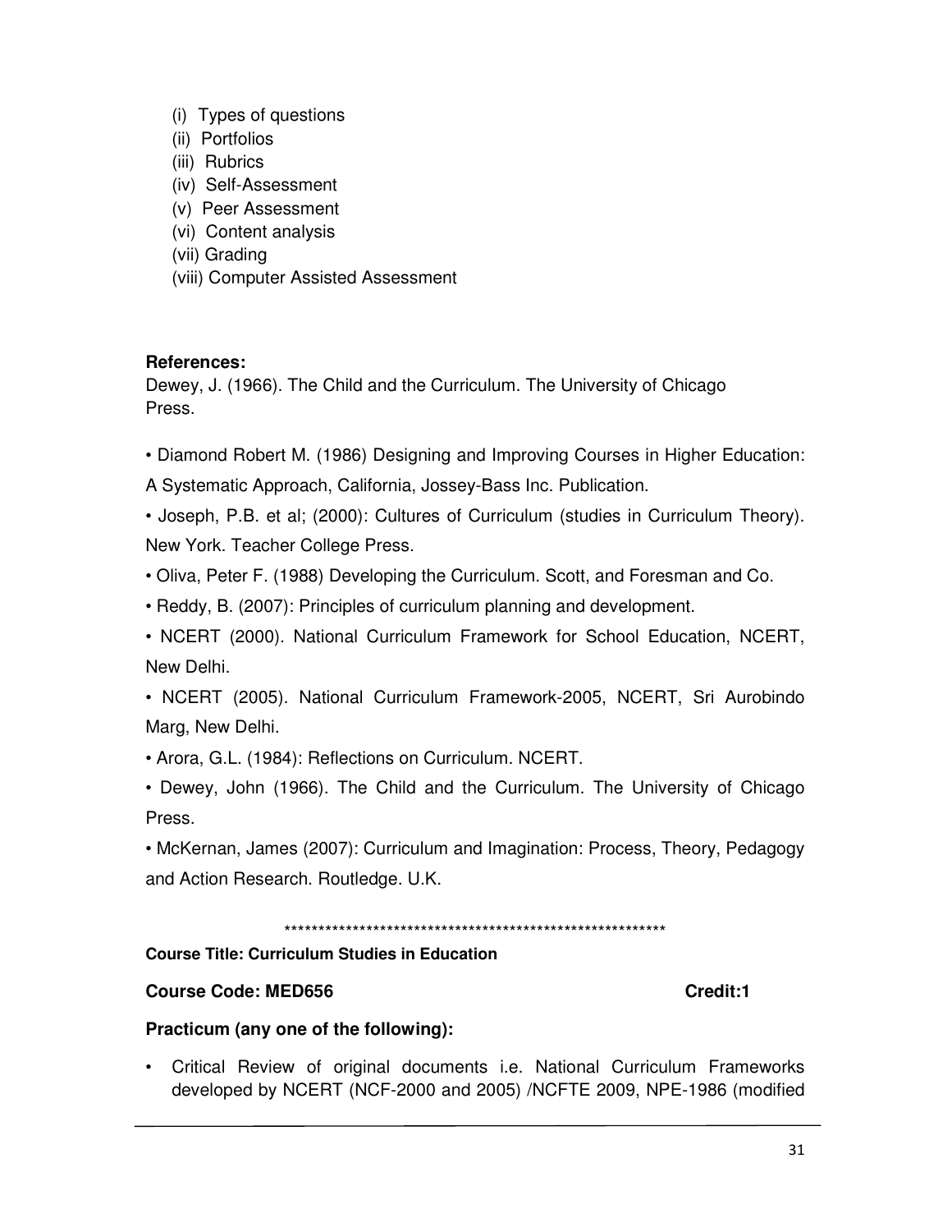(i) Types of questions
(ii) Portfolios
(iii) Rubrics
(iv) Self-Assessment
(v) Peer Assessment
(vi) Content analysis
(vii) Grading
(viii) Computer Assisted Assessment

**References:**

Dewey, J. (1966). The Child and the Curriculum. The University of Chicago Press.

- Diamond Robert M. (1986) Designing and Improving Courses in Higher Education: A Systematic Approach, California, Jossey-Bass Inc. Publication.
- Joseph, P.B. et al; (2000): Cultures of Curriculum (studies in Curriculum Theory). New York. Teacher College Press.
- Oliva, Peter F. (1988) Developing the Curriculum. Scott, and Foresman and Co.
- Reddy, B. (2007): Principles of curriculum planning and development.
- NCERT (2000). National Curriculum Framework for School Education, NCERT, New Delhi.
- NCERT (2005). National Curriculum Framework-2005, NCERT, Sri Aurobindo Marg, New Delhi.
- Arora, G.L. (1984): Reflections on Curriculum. NCERT.
- Dewey, John (1966). The Child and the Curriculum. The University of Chicago Press.
- McKernan, James (2007): Curriculum and Imagination: Process, Theory, Pedagogy and Action Research. Routledge. U.K.

*********************************************************

**Course Title: Curriculum Studies in Education**

**Course Code: MED656** **Credit:1**

**Practicum (any one of the following):**

- Critical Review of original documents i.e. National Curriculum Frameworks developed by NCERT (NCF-2000 and 2005) /NCFTE 2009, NPE-1986 (modified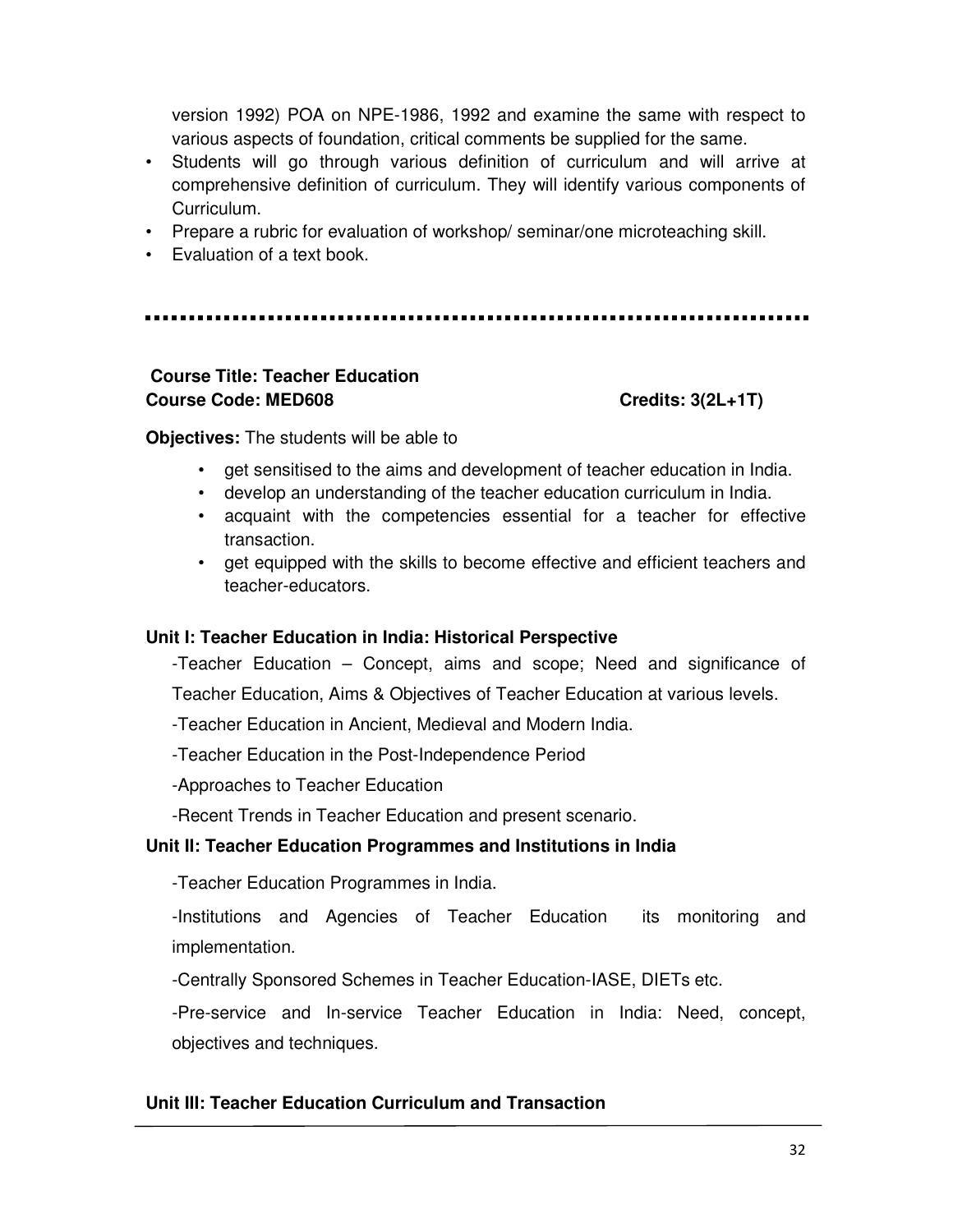version 1992) POA on NPE-1986, 1992 and examine the same with respect to various aspects of foundation, critical comments be supplied for the same.

- Students will go through various definition of curriculum and will arrive at comprehensive definition of curriculum. They will identify various components of Curriculum.
- Prepare a rubric for evaluation of workshop/ seminar/one microteaching skill.
- Evaluation of a text book.

---

**Course Title: Teacher Education**
**Course Code: MED608** **Credits: 3(2L+1T)**

**Objectives:** The students will be able to

- get sensitised to the aims and development of teacher education in India.
- develop an understanding of the teacher education curriculum in India.
- acquaint with the competencies essential for a teacher for effective transaction.
- get equipped with the skills to become effective and efficient teachers and teacher-educators.

**Unit I: Teacher Education in India: Historical Perspective**

-Teacher Education – Concept, aims and scope; Need and significance of Teacher Education, Aims & Objectives of Teacher Education at various levels.

-Teacher Education in Ancient, Medieval and Modern India.

-Teacher Education in the Post-Independence Period

-Approaches to Teacher Education

-Recent Trends in Teacher Education and present scenario.

**Unit II: Teacher Education Programmes and Institutions in India**

-Teacher Education Programmes in India.

-Institutions and Agencies of Teacher Education its monitoring and implementation.

-Centrally Sponsored Schemes in Teacher Education-IASE, DIETs etc.

-Pre-service and In-service Teacher Education in India: Need, concept, objectives and techniques.

**Unit III: Teacher Education Curriculum and Transaction**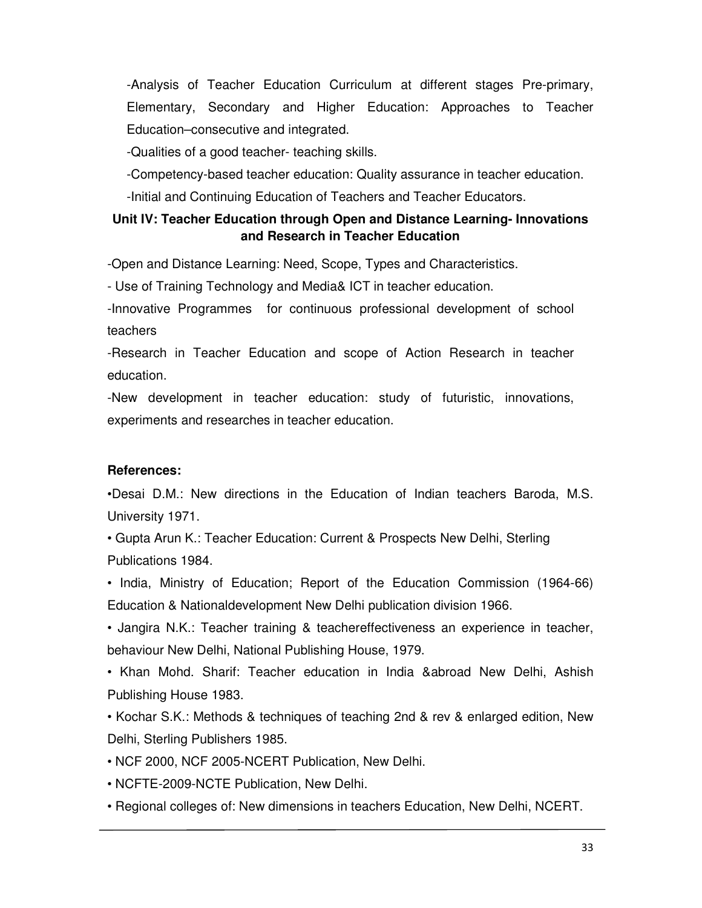-Analysis of Teacher Education Curriculum at different stages Pre-primary, Elementary, Secondary and Higher Education: Approaches to Teacher Education–consecutive and integrated.

-Qualities of a good teacher- teaching skills.

-Competency-based teacher education: Quality assurance in teacher education.

-Initial and Continuing Education of Teachers and Teacher Educators.

**Unit IV: Teacher Education through Open and Distance Learning- Innovations and Research in Teacher Education**

-Open and Distance Learning: Need, Scope, Types and Characteristics.

- Use of Training Technology and Media& ICT in teacher education.

-Innovative Programmes for continuous professional development of school teachers

-Research in Teacher Education and scope of Action Research in teacher education.

-New development in teacher education: study of futuristic, innovations, experiments and researches in teacher education.

**References:**

•Desai D.M.: New directions in the Education of Indian teachers Baroda, M.S. University 1971.

• Gupta Arun K.: Teacher Education: Current & Prospects New Delhi, Sterling Publications 1984.

• India, Ministry of Education; Report of the Education Commission (1964-66) Education & Nationaldevelopment New Delhi publication division 1966.

• Jangira N.K.: Teacher training & teachereffectiveness an experience in teacher, behaviour New Delhi, National Publishing House, 1979.

• Khan Mohd. Sharif: Teacher education in India &abroad New Delhi, Ashish Publishing House 1983.

• Kochar S.K.: Methods & techniques of teaching 2nd & rev & enlarged edition, New Delhi, Sterling Publishers 1985.

• NCF 2000, NCF 2005-NCERT Publication, New Delhi.

• NCFTE-2009-NCTE Publication, New Delhi.

• Regional colleges of: New dimensions in teachers Education, New Delhi, NCERT.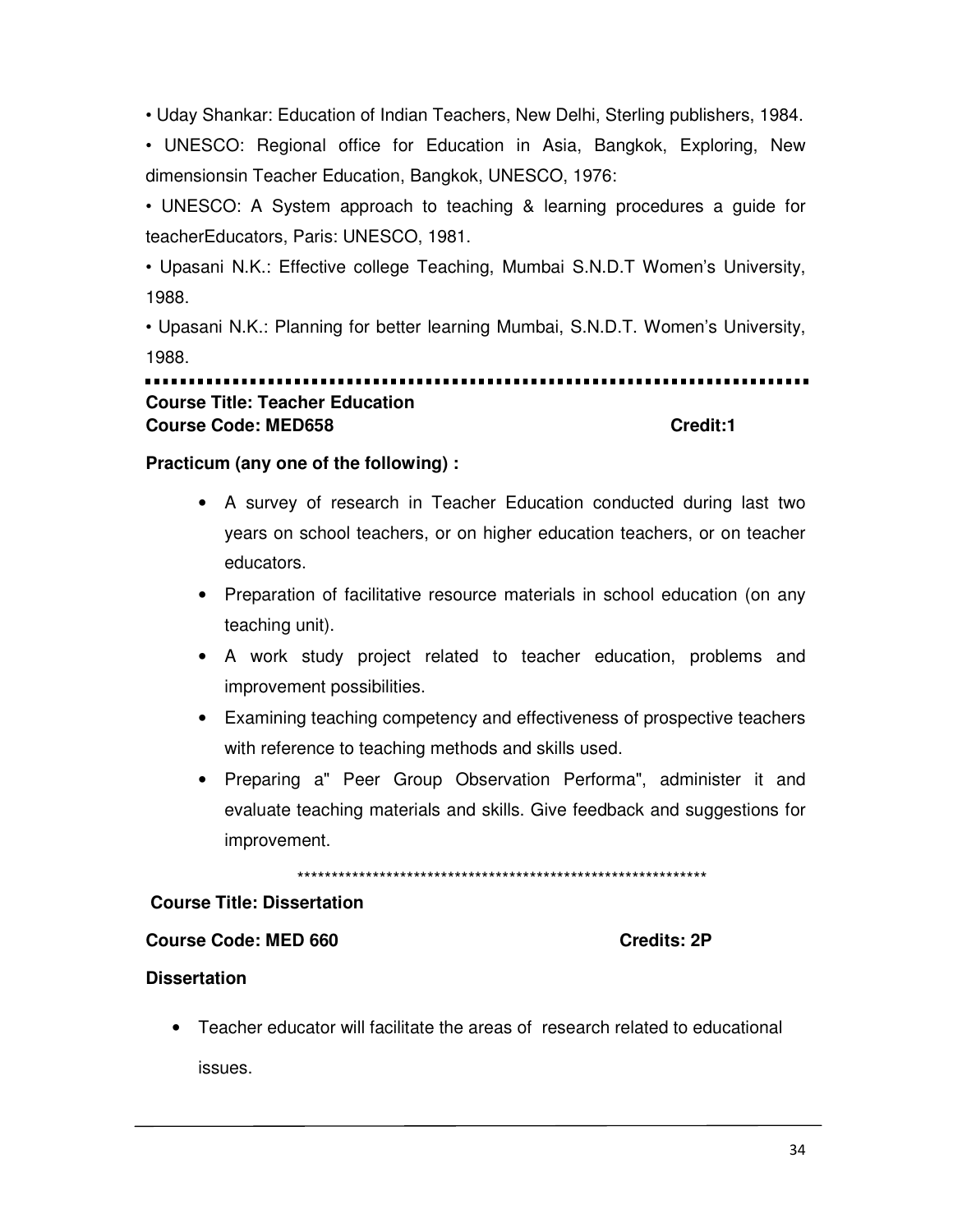- Uday Shankar: Education of Indian Teachers, New Delhi, Sterling publishers, 1984.
- UNESCO: Regional office for Education in Asia, Bangkok, Exploring, New dimensionsin Teacher Education, Bangkok, UNESCO, 1976:
- UNESCO: A System approach to teaching & learning procedures a guide for teacherEducators, Paris: UNESCO, 1981.
- Upasani N.K.: Effective college Teaching, Mumbai S.N.D.T Women's University, 1988.
- Upasani N.K.: Planning for better learning Mumbai, S.N.D.T. Women's University, 1988.

---

**Course Title: Teacher Education**
**Course Code: MED658** **Credit:1**

**Practicum (any one of the following) :**

- A survey of research in Teacher Education conducted during last two years on school teachers, or on higher education teachers, or on teacher educators.
- Preparation of facilitative resource materials in school education (on any teaching unit).
- A work study project related to teacher education, problems and improvement possibilities.
- Examining teaching competency and effectiveness of prospective teachers with reference to teaching methods and skills used.
- Preparing a" Peer Group Observation Performa", administer it and evaluate teaching materials and skills. Give feedback and suggestions for improvement.

***************************************************************

**Course Title: Dissertation**

**Course Code: MED 660** **Credits: 2P**

**Dissertation**

- Teacher educator will facilitate the areas of research related to educational issues.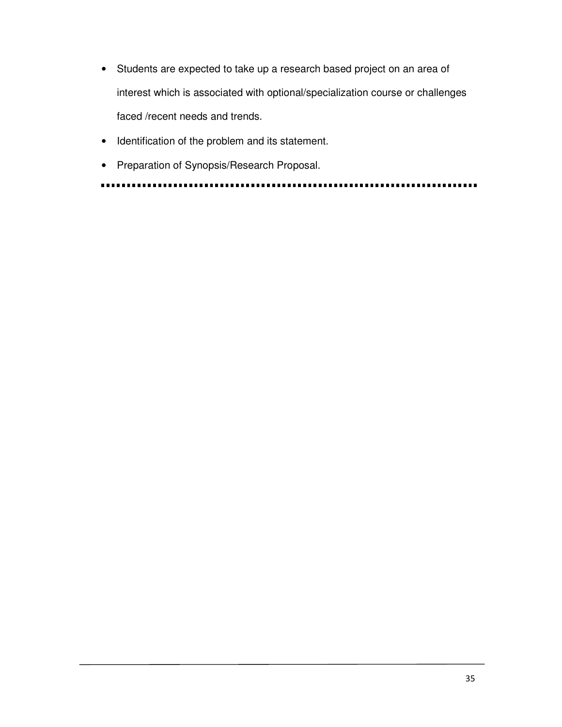- Students are expected to take up a research based project on an area of interest which is associated with optional/specialization course or challenges faced /recent needs and trends.
- Identification of the problem and its statement.
- Preparation of Synopsis/Research Proposal.

---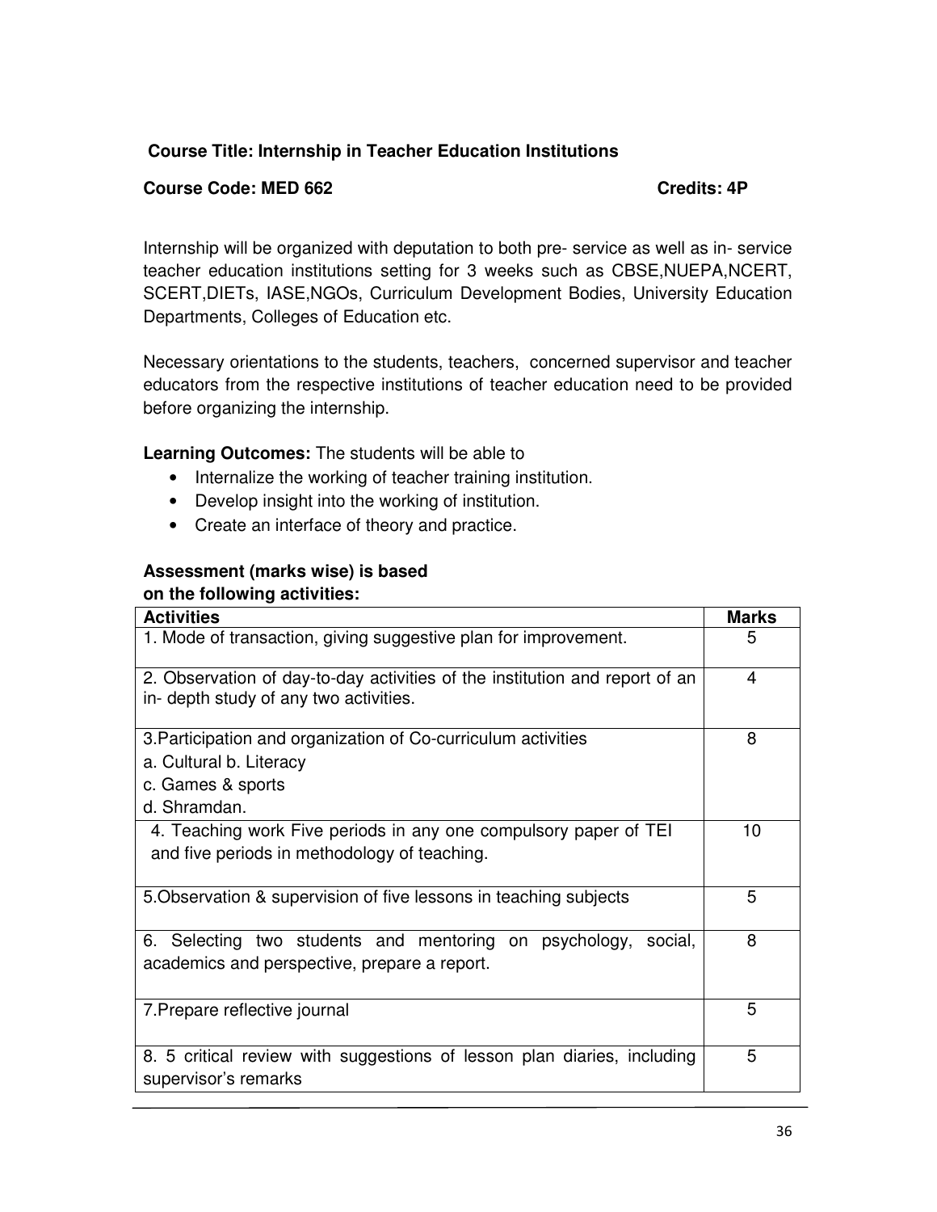**Course Title: Internship in Teacher Education Institutions**

**Course Code: MED 662** **Credits: 4P**

Internship will be organized with deputation to both pre- service as well as in- service teacher education institutions setting for 3 weeks such as CBSE,NUEPA,NCERT, SCERT,DIETs, IASE,NGOs, Curriculum Development Bodies, University Education Departments, Colleges of Education etc.

Necessary orientations to the students, teachers, concerned supervisor and teacher educators from the respective institutions of teacher education need to be provided before organizing the internship.

**Learning Outcomes:** The students will be able to

- Internalize the working of teacher training institution.
- Develop insight into the working of institution.
- Create an interface of theory and practice.

**Assessment (marks wise) is based on the following activities:**

| Activities | Marks |
|---|---|
| 1. Mode of transaction, giving suggestive plan for improvement. | 5 |
| 2. Observation of day-to-day activities of the institution and report of an in- depth study of any two activities. | 4 |
| 3.Participation and organization of Co-curriculum activities<br>a. Cultural b. Literacy<br>c. Games & sports<br>d. Shramdan. | 8 |
| 4. Teaching work Five periods in any one compulsory paper of TEI and five periods in methodology of teaching. | 10 |
| 5.Observation & supervision of five lessons in teaching subjects | 5 |
| 6. Selecting two students and mentoring on psychology, social, academics and perspective, prepare a report. | 8 |
| 7.Prepare reflective journal | 5 |
| 8. 5 critical review with suggestions of lesson plan diaries, including supervisor's remarks | 5 |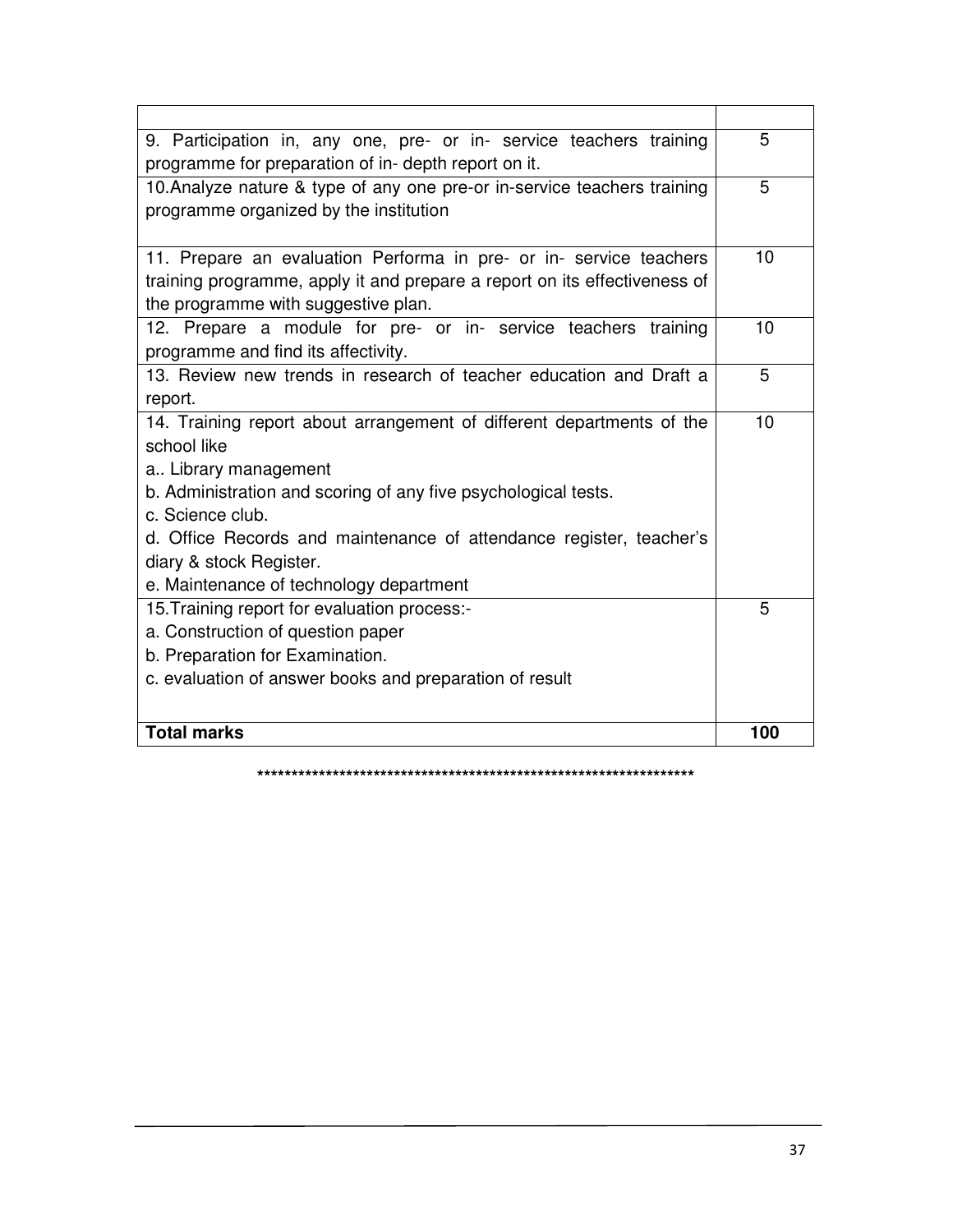| | |
|---|---|
| 9. Participation in, any one, pre- or in- service teachers training programme for preparation of in- depth report on it. | 5 |
| 10.Analyze nature & type of any one pre-or in-service teachers training programme organized by the institution | 5 |
| 11. Prepare an evaluation Performa in pre- or in- service teachers training programme, apply it and prepare a report on its effectiveness of the programme with suggestive plan. | 10 |
| 12. Prepare a module for pre- or in- service teachers training programme and find its affectivity. | 10 |
| 13. Review new trends in research of teacher education and Draft a report. | 5 |
| 14. Training report about arrangement of different departments of the school like<br>a.. Library management<br>b. Administration and scoring of any five psychological tests.<br>c. Science club.<br>d. Office Records and maintenance of attendance register, teacher's diary & stock Register.<br>e. Maintenance of technology department | 10 |
| 15.Training report for evaluation process:-<br>a. Construction of question paper<br>b. Preparation for Examination.<br>c. evaluation of answer books and preparation of result | 5 |
| **Total marks** | **100** |

*******************************************************************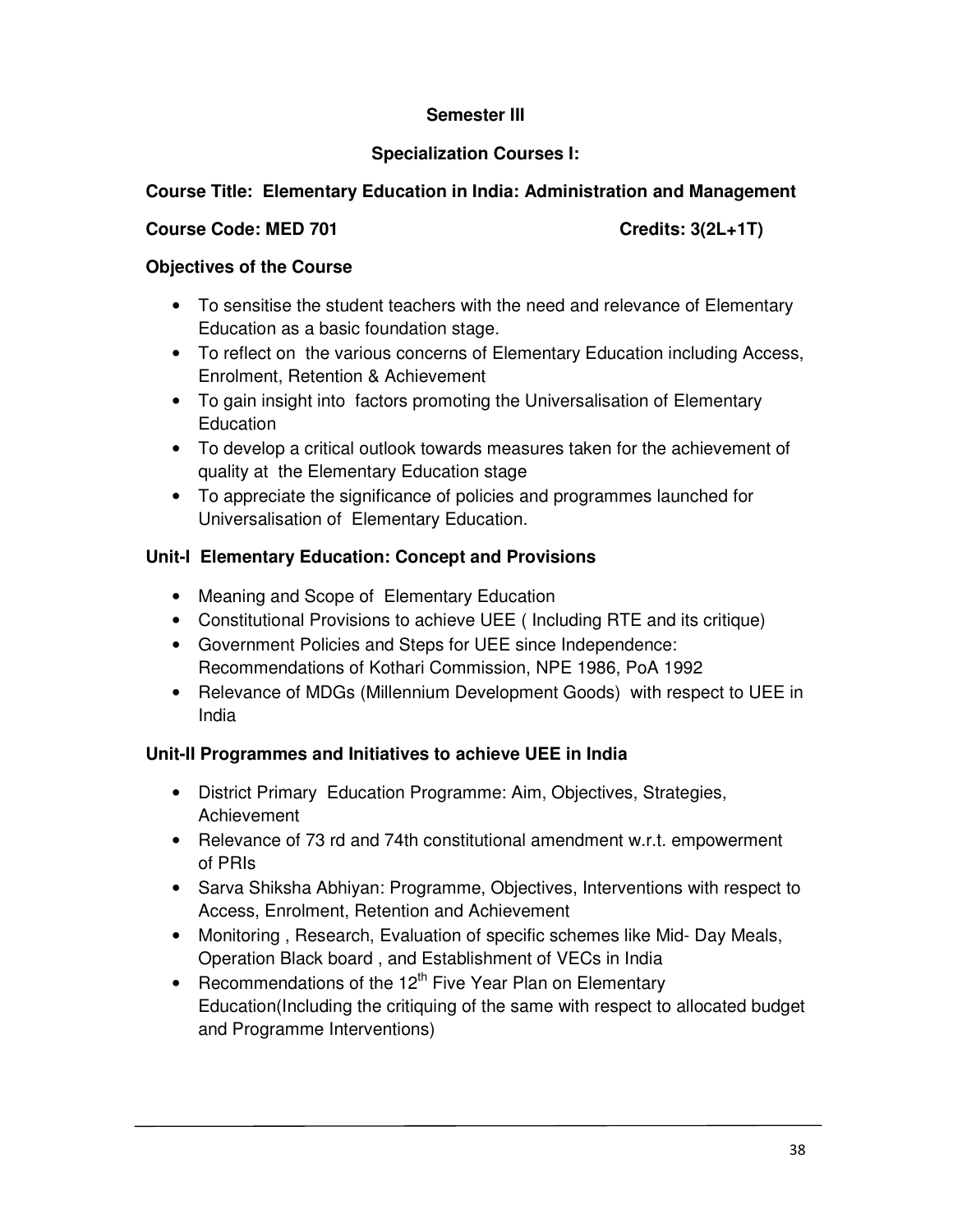**Semester III**

**Specialization Courses I:**

**Course Title: Elementary Education in India: Administration and Management**

**Course Code: MED 701** **Credits: 3(2L+1T)**

**Objectives of the Course**

- To sensitise the student teachers with the need and relevance of Elementary Education as a basic foundation stage.
- To reflect on the various concerns of Elementary Education including Access, Enrolment, Retention & Achievement
- To gain insight into factors promoting the Universalisation of Elementary Education
- To develop a critical outlook towards measures taken for the achievement of quality at the Elementary Education stage
- To appreciate the significance of policies and programmes launched for Universalisation of Elementary Education.

**Unit-I Elementary Education: Concept and Provisions**

- Meaning and Scope of Elementary Education
- Constitutional Provisions to achieve UEE ( Including RTE and its critique)
- Government Policies and Steps for UEE since Independence: Recommendations of Kothari Commission, NPE 1986, PoA 1992
- Relevance of MDGs (Millennium Development Goods) with respect to UEE in India

**Unit-II Programmes and Initiatives to achieve UEE in India**

- District Primary Education Programme: Aim, Objectives, Strategies, Achievement
- Relevance of 73 rd and 74th constitutional amendment w.r.t. empowerment of PRIs
- Sarva Shiksha Abhiyan: Programme, Objectives, Interventions with respect to Access, Enrolment, Retention and Achievement
- Monitoring , Research, Evaluation of specific schemes like Mid- Day Meals, Operation Black board , and Establishment of VECs in India
- Recommendations of the 12th Five Year Plan on Elementary Education(Including the critiquing of the same with respect to allocated budget and Programme Interventions)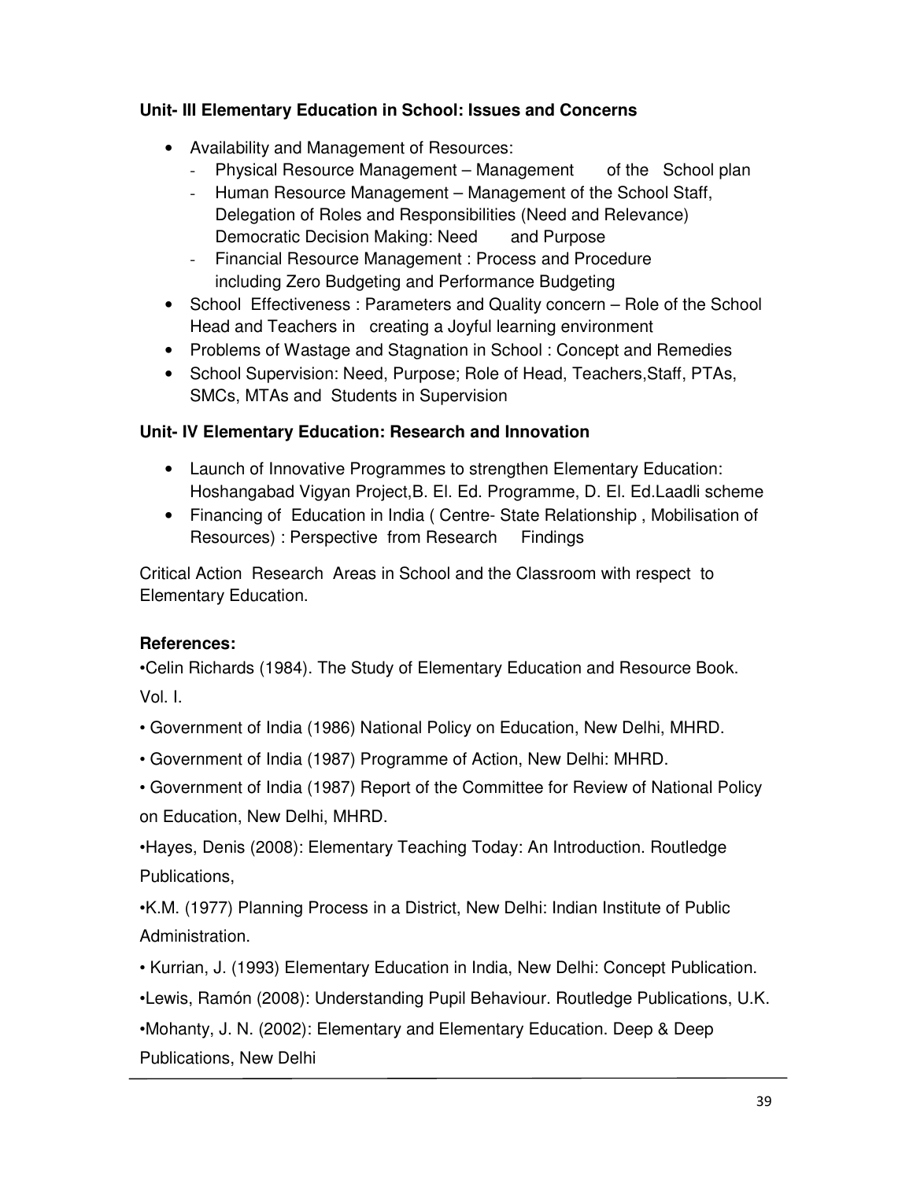**Unit- III Elementary Education in School: Issues and Concerns**

- Availability and Management of Resources:
  - Physical Resource Management – Management of the School plan
  - Human Resource Management – Management of the School Staff, Delegation of Roles and Responsibilities (Need and Relevance) Democratic Decision Making: Need and Purpose
  - Financial Resource Management : Process and Procedure including Zero Budgeting and Performance Budgeting
- School Effectiveness : Parameters and Quality concern – Role of the School Head and Teachers in creating a Joyful learning environment
- Problems of Wastage and Stagnation in School : Concept and Remedies
- School Supervision: Need, Purpose; Role of Head, Teachers,Staff, PTAs, SMCs, MTAs and Students in Supervision

**Unit- IV Elementary Education: Research and Innovation**

- Launch of Innovative Programmes to strengthen Elementary Education: Hoshangabad Vigyan Project,B. El. Ed. Programme, D. El. Ed.Laadli scheme
- Financing of Education in India ( Centre- State Relationship , Mobilisation of Resources) : Perspective from Research Findings

Critical Action Research Areas in School and the Classroom with respect to Elementary Education.

**References:**

•Celin Richards (1984). The Study of Elementary Education and Resource Book. Vol. I.

• Government of India (1986) National Policy on Education, New Delhi, MHRD.

• Government of India (1987) Programme of Action, New Delhi: MHRD.

• Government of India (1987) Report of the Committee for Review of National Policy on Education, New Delhi, MHRD.

•Hayes, Denis (2008): Elementary Teaching Today: An Introduction. Routledge Publications,

•K.M. (1977) Planning Process in a District, New Delhi: Indian Institute of Public Administration.

• Kurrian, J. (1993) Elementary Education in India, New Delhi: Concept Publication.

•Lewis, Ramón (2008): Understanding Pupil Behaviour. Routledge Publications, U.K.

•Mohanty, J. N. (2002): Elementary and Elementary Education. Deep & Deep Publications, New Delhi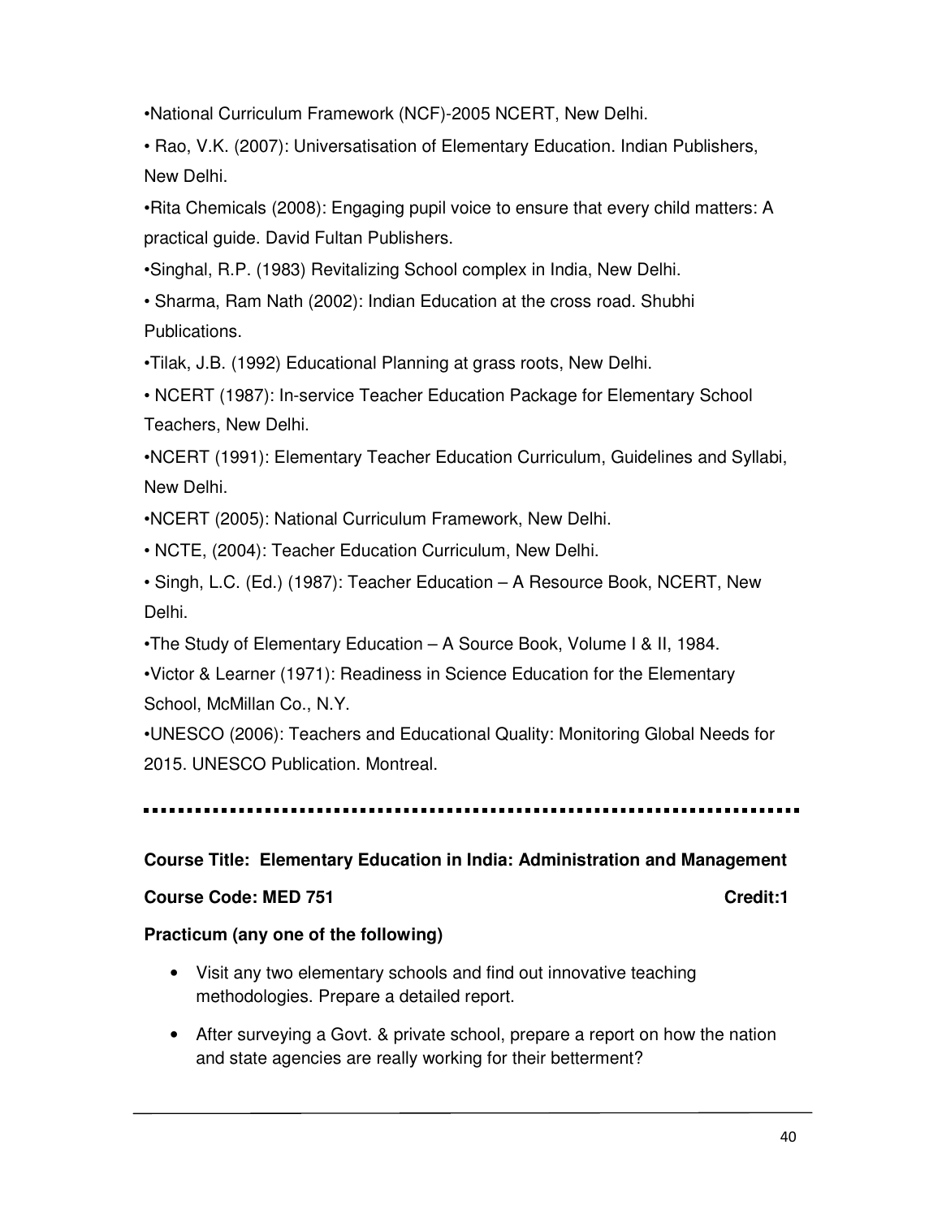- National Curriculum Framework (NCF)-2005 NCERT, New Delhi.
- Rao, V.K. (2007): Universatisation of Elementary Education. Indian Publishers, New Delhi.
- Rita Chemicals (2008): Engaging pupil voice to ensure that every child matters: A practical guide. David Fultan Publishers.
- Singhal, R.P. (1983) Revitalizing School complex in India, New Delhi.
- Sharma, Ram Nath (2002): Indian Education at the cross road. Shubhi Publications.
- Tilak, J.B. (1992) Educational Planning at grass roots, New Delhi.
- NCERT (1987): In-service Teacher Education Package for Elementary School Teachers, New Delhi.
- NCERT (1991): Elementary Teacher Education Curriculum, Guidelines and Syllabi, New Delhi.
- NCERT (2005): National Curriculum Framework, New Delhi.
- NCTE, (2004): Teacher Education Curriculum, New Delhi.
- Singh, L.C. (Ed.) (1987): Teacher Education – A Resource Book, NCERT, New Delhi.
- The Study of Elementary Education – A Source Book, Volume I & II, 1984.
- Victor & Learner (1971): Readiness in Science Education for the Elementary School, McMillan Co., N.Y.
- UNESCO (2006): Teachers and Educational Quality: Monitoring Global Needs for 2015. UNESCO Publication. Montreal.

---

**Course Title: Elementary Education in India: Administration and Management**

**Course Code: MED 751** **Credit:1**

**Practicum (any one of the following)**

- Visit any two elementary schools and find out innovative teaching methodologies. Prepare a detailed report.
- After surveying a Govt. & private school, prepare a report on how the nation and state agencies are really working for their betterment?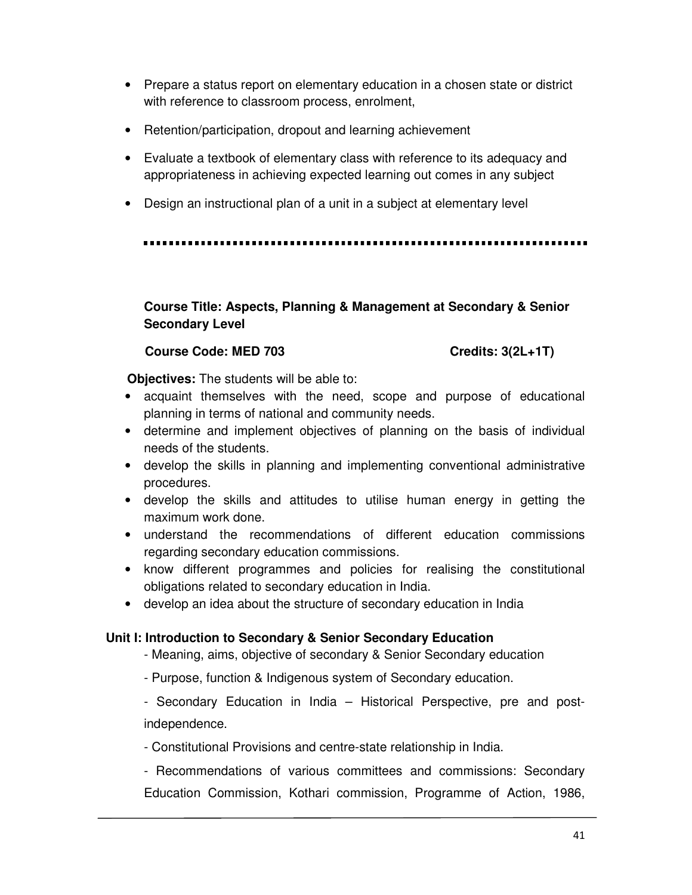- Prepare a status report on elementary education in a chosen state or district with reference to classroom process, enrolment,
- Retention/participation, dropout and learning achievement
- Evaluate a textbook of elementary class with reference to its adequacy and appropriateness in achieving expected learning out comes in any subject
- Design an instructional plan of a unit in a subject at elementary level

---

**Course Title: Aspects, Planning & Management at Secondary & Senior Secondary Level**

**Course Code: MED 703** **Credits: 3(2L+1T)**

**Objectives:** The students will be able to:

- acquaint themselves with the need, scope and purpose of educational planning in terms of national and community needs.
- determine and implement objectives of planning on the basis of individual needs of the students.
- develop the skills in planning and implementing conventional administrative procedures.
- develop the skills and attitudes to utilise human energy in getting the maximum work done.
- understand the recommendations of different education commissions regarding secondary education commissions.
- know different programmes and policies for realising the constitutional obligations related to secondary education in India.
- develop an idea about the structure of secondary education in India

**Unit I: Introduction to Secondary & Senior Secondary Education**

- Meaning, aims, objective of secondary & Senior Secondary education
- Purpose, function & Indigenous system of Secondary education.
- Secondary Education in India – Historical Perspective, pre and post-independence.
- Constitutional Provisions and centre-state relationship in India.
- Recommendations of various committees and commissions: Secondary Education Commission, Kothari commission, Programme of Action, 1986,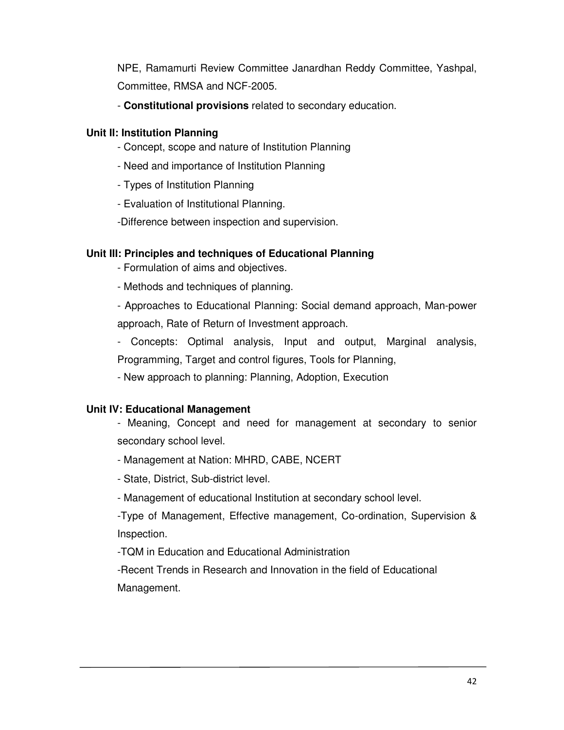NPE, Ramamurti Review Committee Janardhan Reddy Committee, Yashpal, Committee, RMSA and NCF-2005.

- **Constitutional provisions** related to secondary education.

**Unit II: Institution Planning**

- Concept, scope and nature of Institution Planning
- Need and importance of Institution Planning
- Types of Institution Planning
- Evaluation of Institutional Planning.
- Difference between inspection and supervision.

**Unit III: Principles and techniques of Educational Planning**

- Formulation of aims and objectives.
- Methods and techniques of planning.
- Approaches to Educational Planning: Social demand approach, Man-power approach, Rate of Return of Investment approach.
- Concepts: Optimal analysis, Input and output, Marginal analysis, Programming, Target and control figures, Tools for Planning,
- New approach to planning: Planning, Adoption, Execution

**Unit IV: Educational Management**

- Meaning, Concept and need for management at secondary to senior secondary school level.
- Management at Nation: MHRD, CABE, NCERT
- State, District, Sub-district level.
- Management of educational Institution at secondary school level.
- Type of Management, Effective management, Co-ordination, Supervision & Inspection.
- TQM in Education and Educational Administration
- Recent Trends in Research and Innovation in the field of Educational Management.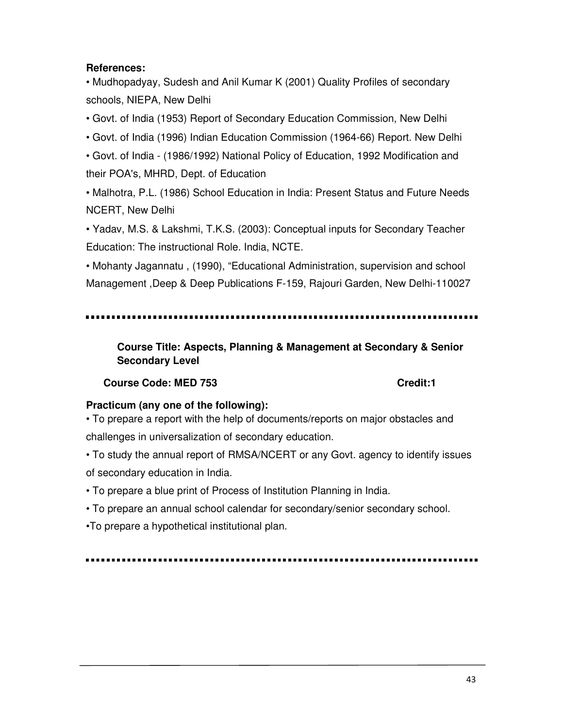**References:**

- Mudhopadyay, Sudesh and Anil Kumar K (2001) Quality Profiles of secondary schools, NIEPA, New Delhi
- Govt. of India (1953) Report of Secondary Education Commission, New Delhi
- Govt. of India (1996) Indian Education Commission (1964-66) Report. New Delhi
- Govt. of India - (1986/1992) National Policy of Education, 1992 Modification and their POA's, MHRD, Dept. of Education
- Malhotra, P.L. (1986) School Education in India: Present Status and Future Needs NCERT, New Delhi
- Yadav, M.S. & Lakshmi, T.K.S. (2003): Conceptual inputs for Secondary Teacher Education: The instructional Role. India, NCTE.
- Mohanty Jagannatu , (1990), "Educational Administration, supervision and school Management ,Deep & Deep Publications F-159, Rajouri Garden, New Delhi-110027

---

**Course Title: Aspects, Planning & Management at Secondary & Senior Secondary Level**

**Course Code: MED 753** **Credit:1**

**Practicum (any one of the following):**

- To prepare a report with the help of documents/reports on major obstacles and challenges in universalization of secondary education.
- To study the annual report of RMSA/NCERT or any Govt. agency to identify issues of secondary education in India.
- To prepare a blue print of Process of Institution Planning in India.
- To prepare an annual school calendar for secondary/senior secondary school.
- To prepare a hypothetical institutional plan.

---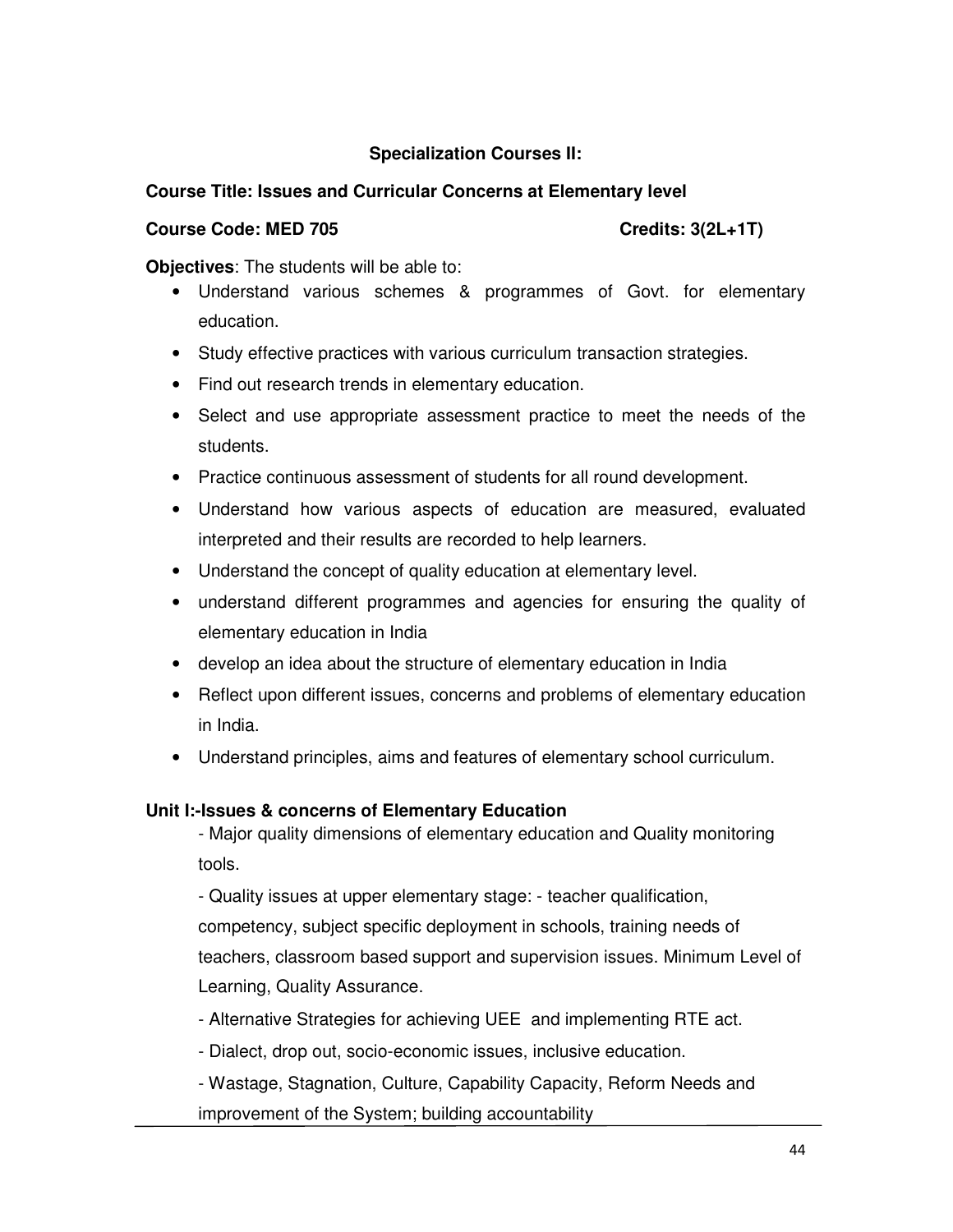## Specialization Courses II:

**Course Title: Issues and Curricular Concerns at Elementary level**

**Course Code: MED 705** **Credits: 3(2L+1T)**

**Objectives**: The students will be able to:

- Understand various schemes & programmes of Govt. for elementary education.
- Study effective practices with various curriculum transaction strategies.
- Find out research trends in elementary education.
- Select and use appropriate assessment practice to meet the needs of the students.
- Practice continuous assessment of students for all round development.
- Understand how various aspects of education are measured, evaluated interpreted and their results are recorded to help learners.
- Understand the concept of quality education at elementary level.
- understand different programmes and agencies for ensuring the quality of elementary education in India
- develop an idea about the structure of elementary education in India
- Reflect upon different issues, concerns and problems of elementary education in India.
- Understand principles, aims and features of elementary school curriculum.

### Unit I:-Issues & concerns of Elementary Education

- Major quality dimensions of elementary education and Quality monitoring tools.

- Quality issues at upper elementary stage: - teacher qualification, competency, subject specific deployment in schools, training needs of teachers, classroom based support and supervision issues. Minimum Level of Learning, Quality Assurance.

- Alternative Strategies for achieving UEE and implementing RTE act.

- Dialect, drop out, socio-economic issues, inclusive education.

- Wastage, Stagnation, Culture, Capability Capacity, Reform Needs and improvement of the System; building accountability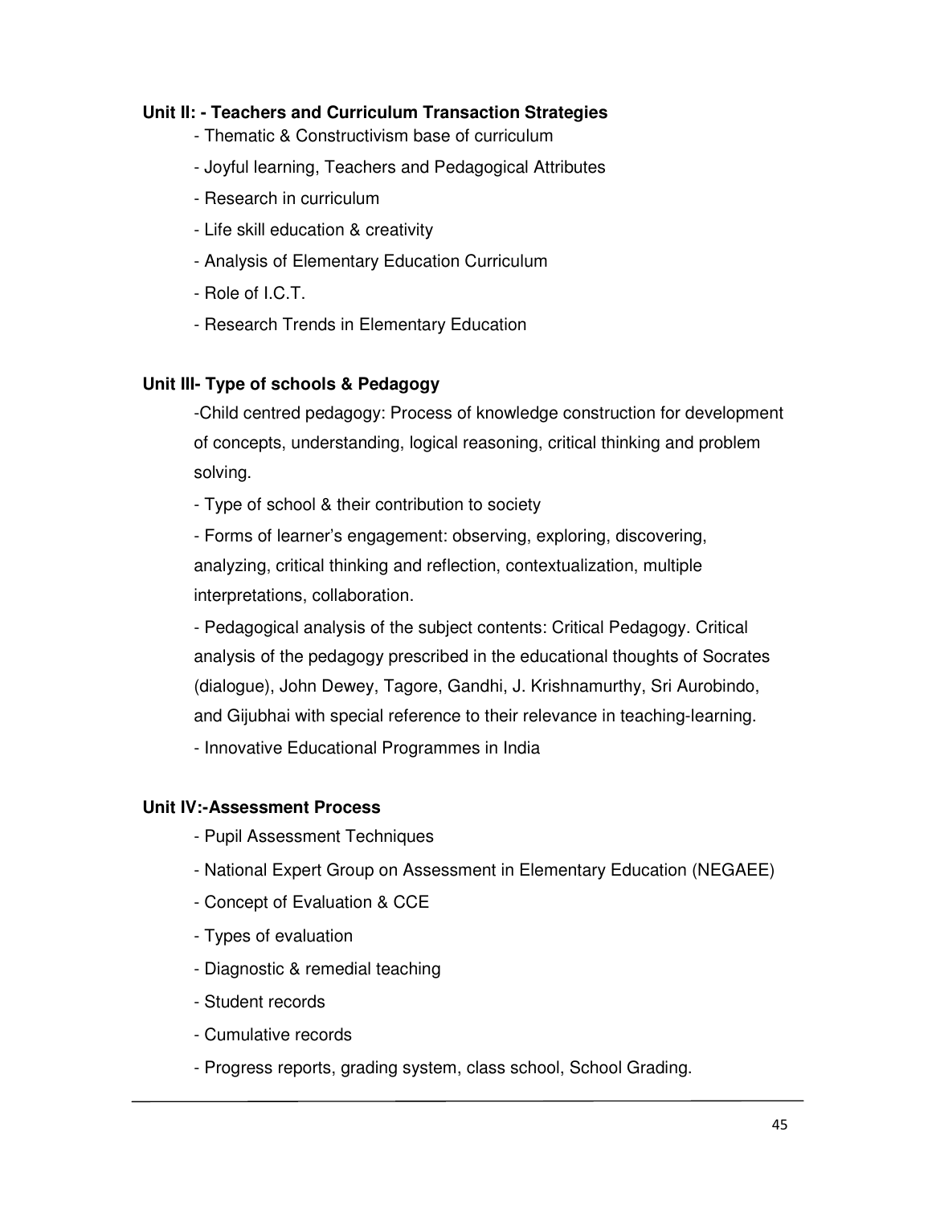**Unit II: - Teachers and Curriculum Transaction Strategies**

- Thematic & Constructivism base of curriculum
- Joyful learning, Teachers and Pedagogical Attributes
- Research in curriculum
- Life skill education & creativity
- Analysis of Elementary Education Curriculum
- Role of I.C.T.
- Research Trends in Elementary Education

**Unit III- Type of schools & Pedagogy**

- Child centred pedagogy: Process of knowledge construction for development of concepts, understanding, logical reasoning, critical thinking and problem solving.
- Type of school & their contribution to society
- Forms of learner's engagement: observing, exploring, discovering, analyzing, critical thinking and reflection, contextualization, multiple interpretations, collaboration.
- Pedagogical analysis of the subject contents: Critical Pedagogy. Critical analysis of the pedagogy prescribed in the educational thoughts of Socrates (dialogue), John Dewey, Tagore, Gandhi, J. Krishnamurthy, Sri Aurobindo, and Gijubhai with special reference to their relevance in teaching-learning.
- Innovative Educational Programmes in India

**Unit IV:-Assessment Process**

- Pupil Assessment Techniques
- National Expert Group on Assessment in Elementary Education (NEGAEE)
- Concept of Evaluation & CCE
- Types of evaluation
- Diagnostic & remedial teaching
- Student records
- Cumulative records
- Progress reports, grading system, class school, School Grading.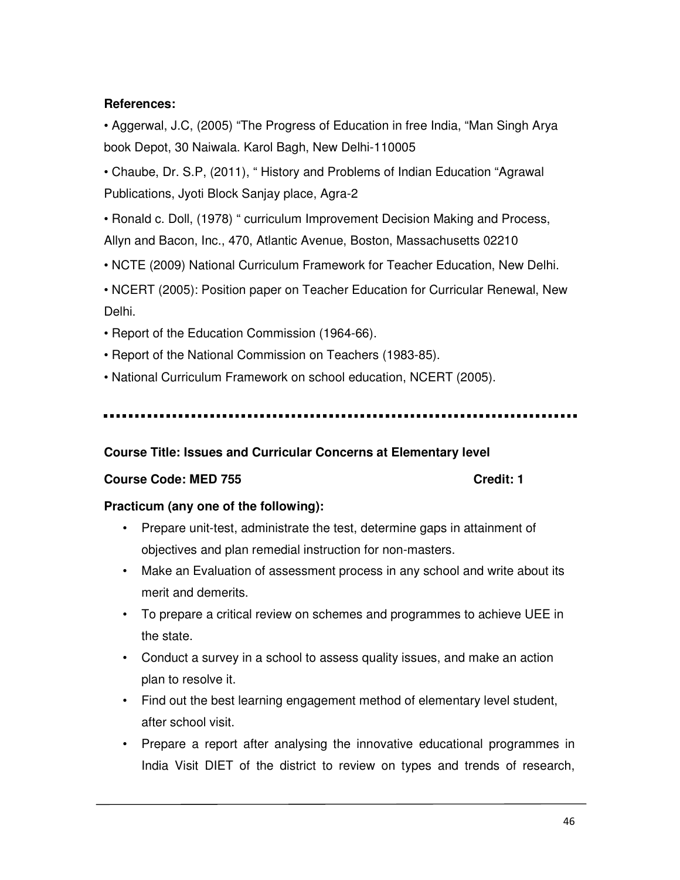**References:**

- Aggerwal, J.C, (2005) "The Progress of Education in free India, "Man Singh Arya book Depot, 30 Naiwala. Karol Bagh, New Delhi-110005
- Chaube, Dr. S.P, (2011), " History and Problems of Indian Education "Agrawal Publications, Jyoti Block Sanjay place, Agra-2
- Ronald c. Doll, (1978) " curriculum Improvement Decision Making and Process, Allyn and Bacon, Inc., 470, Atlantic Avenue, Boston, Massachusetts 02210
- NCTE (2009) National Curriculum Framework for Teacher Education, New Delhi.
- NCERT (2005): Position paper on Teacher Education for Curricular Renewal, New Delhi.
- Report of the Education Commission (1964-66).
- Report of the National Commission on Teachers (1983-85).
- National Curriculum Framework on school education, NCERT (2005).

---

**Course Title: Issues and Curricular Concerns at Elementary level**

**Course Code: MED 755** **Credit: 1**

**Practicum (any one of the following):**

- Prepare unit-test, administrate the test, determine gaps in attainment of objectives and plan remedial instruction for non-masters.
- Make an Evaluation of assessment process in any school and write about its merit and demerits.
- To prepare a critical review on schemes and programmes to achieve UEE in the state.
- Conduct a survey in a school to assess quality issues, and make an action plan to resolve it.
- Find out the best learning engagement method of elementary level student, after school visit.
- Prepare a report after analysing the innovative educational programmes in India Visit DIET of the district to review on types and trends of research,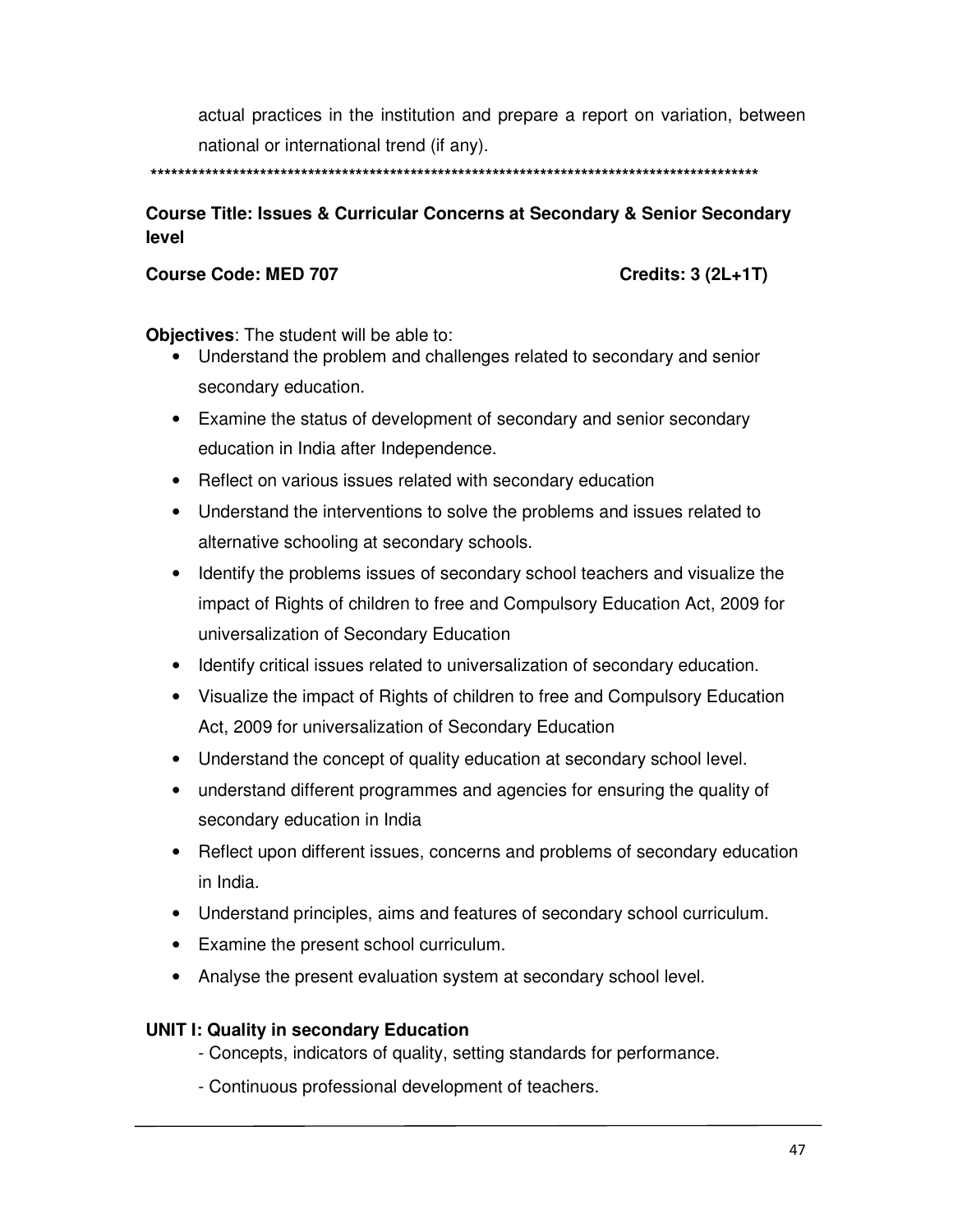actual practices in the institution and prepare a report on variation, between national or international trend (if any).

*******************************************************************************************

**Course Title: Issues & Curricular Concerns at Secondary & Senior Secondary level**

**Course Code: MED 707** **Credits: 3 (2L+1T)**

**Objectives**: The student will be able to:

- Understand the problem and challenges related to secondary and senior secondary education.
- Examine the status of development of secondary and senior secondary education in India after Independence.
- Reflect on various issues related with secondary education
- Understand the interventions to solve the problems and issues related to alternative schooling at secondary schools.
- Identify the problems issues of secondary school teachers and visualize the impact of Rights of children to free and Compulsory Education Act, 2009 for universalization of Secondary Education
- Identify critical issues related to universalization of secondary education.
- Visualize the impact of Rights of children to free and Compulsory Education Act, 2009 for universalization of Secondary Education
- Understand the concept of quality education at secondary school level.
- understand different programmes and agencies for ensuring the quality of secondary education in India
- Reflect upon different issues, concerns and problems of secondary education in India.
- Understand principles, aims and features of secondary school curriculum.
- Examine the present school curriculum.
- Analyse the present evaluation system at secondary school level.

**UNIT I: Quality in secondary Education**

- Concepts, indicators of quality, setting standards for performance.
- Continuous professional development of teachers.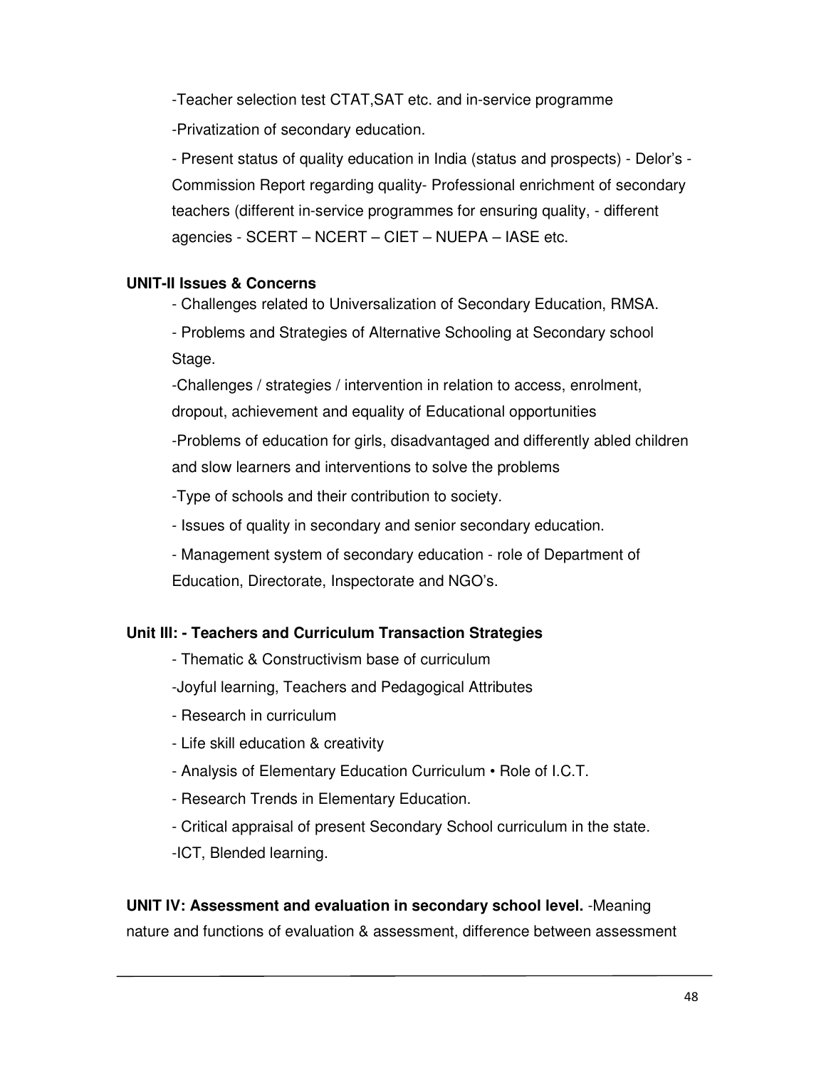-Teacher selection test CTAT,SAT etc. and in-service programme

-Privatization of secondary education.

- Present status of quality education in India (status and prospects) - Delor's - Commission Report regarding quality- Professional enrichment of secondary teachers (different in-service programmes for ensuring quality, - different agencies - SCERT – NCERT – CIET – NUEPA – IASE etc.

**UNIT-II Issues & Concerns**

- Challenges related to Universalization of Secondary Education, RMSA.
- Problems and Strategies of Alternative Schooling at Secondary school Stage.
- Challenges / strategies / intervention in relation to access, enrolment, dropout, achievement and equality of Educational opportunities
- Problems of education for girls, disadvantaged and differently abled children and slow learners and interventions to solve the problems
- Type of schools and their contribution to society.
- Issues of quality in secondary and senior secondary education.
- Management system of secondary education - role of Department of Education, Directorate, Inspectorate and NGO's.

**Unit III: - Teachers and Curriculum Transaction Strategies**

- Thematic & Constructivism base of curriculum
- Joyful learning, Teachers and Pedagogical Attributes
- Research in curriculum
- Life skill education & creativity
- Analysis of Elementary Education Curriculum • Role of I.C.T.
- Research Trends in Elementary Education.
- Critical appraisal of present Secondary School curriculum in the state.
- ICT, Blended learning.

**UNIT IV: Assessment and evaluation in secondary school level.** -Meaning nature and functions of evaluation & assessment, difference between assessment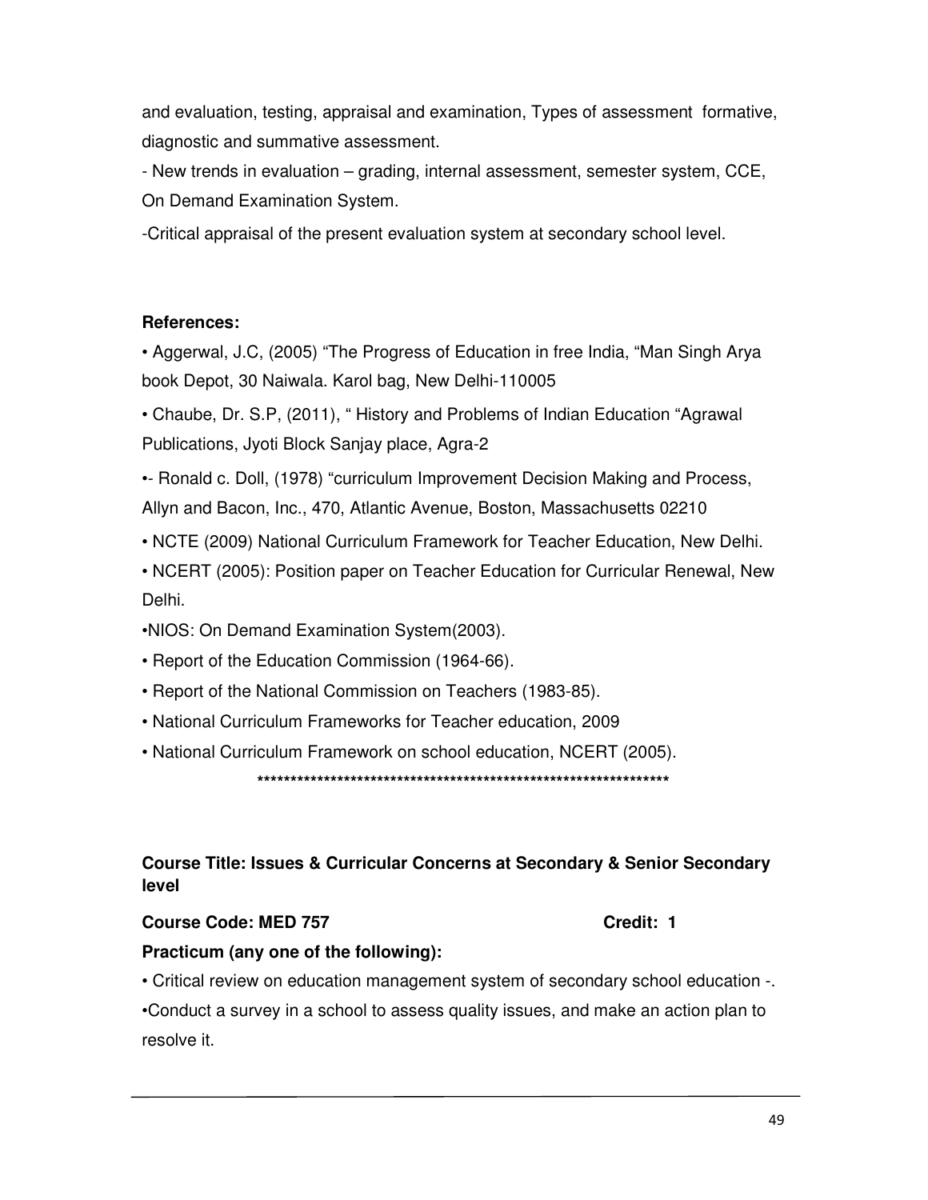and evaluation, testing, appraisal and examination, Types of assessment formative, diagnostic and summative assessment.

- New trends in evaluation – grading, internal assessment, semester system, CCE, On Demand Examination System.

-Critical appraisal of the present evaluation system at secondary school level.

**References:**

- Aggerwal, J.C, (2005) "The Progress of Education in free India, "Man Singh Arya book Depot, 30 Naiwala. Karol bag, New Delhi-110005
- Chaube, Dr. S.P, (2011), " History and Problems of Indian Education "Agrawal Publications, Jyoti Block Sanjay place, Agra-2
- - Ronald c. Doll, (1978) "curriculum Improvement Decision Making and Process, Allyn and Bacon, Inc., 470, Atlantic Avenue, Boston, Massachusetts 02210
- NCTE (2009) National Curriculum Framework for Teacher Education, New Delhi.
- NCERT (2005): Position paper on Teacher Education for Curricular Renewal, New Delhi.
- NIOS: On Demand Examination System(2003).
- Report of the Education Commission (1964-66).
- Report of the National Commission on Teachers (1983-85).
- National Curriculum Frameworks for Teacher education, 2009
- National Curriculum Framework on school education, NCERT (2005).

*****************************************************************

**Course Title: Issues & Curricular Concerns at Secondary & Senior Secondary level**

**Course Code: MED 757** **Credit: 1**

**Practicum (any one of the following):**

- Critical review on education management system of secondary school education -.
- Conduct a survey in a school to assess quality issues, and make an action plan to resolve it.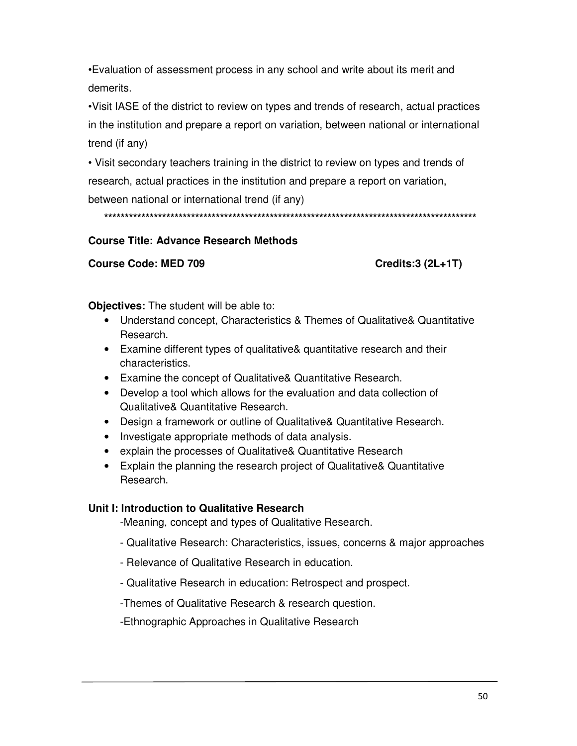•Evaluation of assessment process in any school and write about its merit and demerits.

•Visit IASE of the district to review on types and trends of research, actual practices in the institution and prepare a report on variation, between national or international trend (if any)

• Visit secondary teachers training in the district to review on types and trends of research, actual practices in the institution and prepare a report on variation, between national or international trend (if any)

*******************************************************************************************

**Course Title: Advance Research Methods**

**Course Code: MED 709** **Credits:3 (2L+1T)**

**Objectives:** The student will be able to:

- Understand concept, Characteristics & Themes of Qualitative& Quantitative Research.
- Examine different types of qualitative& quantitative research and their characteristics.
- Examine the concept of Qualitative& Quantitative Research.
- Develop a tool which allows for the evaluation and data collection of Qualitative& Quantitative Research.
- Design a framework or outline of Qualitative& Quantitative Research.
- Investigate appropriate methods of data analysis.
- explain the processes of Qualitative& Quantitative Research
- Explain the planning the research project of Qualitative& Quantitative Research.

**Unit I: Introduction to Qualitative Research**

-Meaning, concept and types of Qualitative Research.

- Qualitative Research: Characteristics, issues, concerns & major approaches

- Relevance of Qualitative Research in education.

- Qualitative Research in education: Retrospect and prospect.

-Themes of Qualitative Research & research question.

-Ethnographic Approaches in Qualitative Research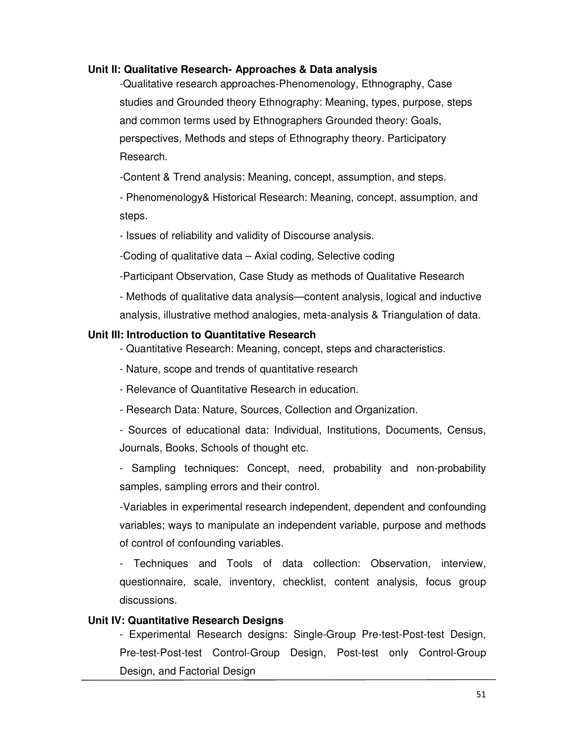**Unit II: Qualitative Research- Approaches & Data analysis**

-Qualitative research approaches-Phenomenology, Ethnography, Case studies and Grounded theory Ethnography: Meaning, types, purpose, steps and common terms used by Ethnographers Grounded theory: Goals, perspectives, Methods and steps of Ethnography theory. Participatory Research.

-Content & Trend analysis: Meaning, concept, assumption, and steps.

- Phenomenology& Historical Research: Meaning, concept, assumption, and steps.

- Issues of reliability and validity of Discourse analysis.

-Coding of qualitative data – Axial coding, Selective coding

-Participant Observation, Case Study as methods of Qualitative Research

- Methods of qualitative data analysis—content analysis, logical and inductive analysis, illustrative method analogies, meta-analysis & Triangulation of data.

**Unit III: Introduction to Quantitative Research**

- Quantitative Research: Meaning, concept, steps and characteristics.

- Nature, scope and trends of quantitative research

- Relevance of Quantitative Research in education.

- Research Data: Nature, Sources, Collection and Organization.

- Sources of educational data: Individual, Institutions, Documents, Census, Journals, Books, Schools of thought etc.

- Sampling techniques: Concept, need, probability and non-probability samples, sampling errors and their control.

-Variables in experimental research independent, dependent and confounding variables; ways to manipulate an independent variable, purpose and methods of control of confounding variables.

- Techniques and Tools of data collection: Observation, interview, questionnaire, scale, inventory, checklist, content analysis, focus group discussions.

**Unit IV: Quantitative Research Designs**

- Experimental Research designs: Single-Group Pre-test-Post-test Design, Pre-test-Post-test Control-Group Design, Post-test only Control-Group Design, and Factorial Design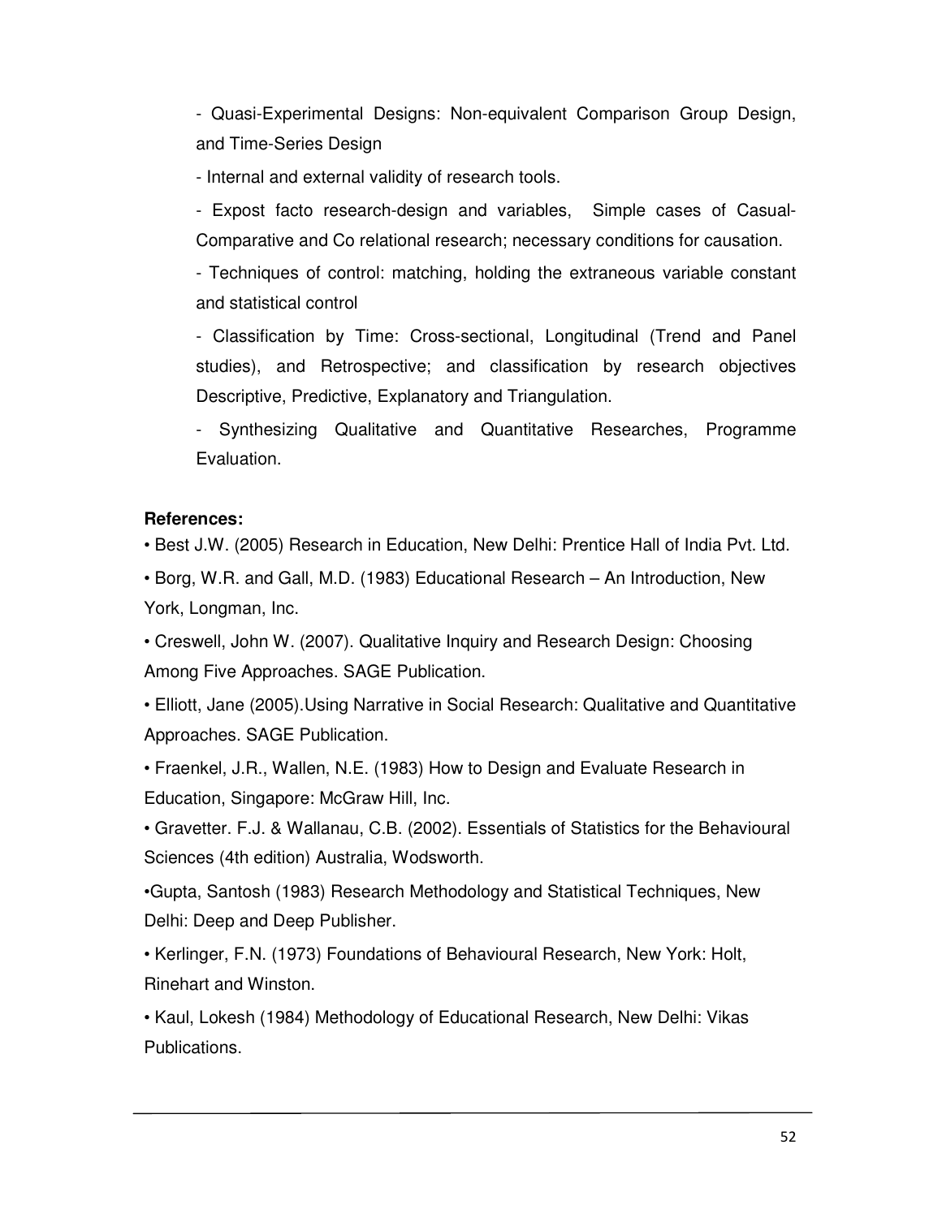- Quasi-Experimental Designs: Non-equivalent Comparison Group Design, and Time-Series Design

- Internal and external validity of research tools.

- Expost facto research-design and variables, Simple cases of Casual-Comparative and Co relational research; necessary conditions for causation.

- Techniques of control: matching, holding the extraneous variable constant and statistical control

- Classification by Time: Cross-sectional, Longitudinal (Trend and Panel studies), and Retrospective; and classification by research objectives Descriptive, Predictive, Explanatory and Triangulation.

- Synthesizing Qualitative and Quantitative Researches, Programme Evaluation.

**References:**

• Best J.W. (2005) Research in Education, New Delhi: Prentice Hall of India Pvt. Ltd.

• Borg, W.R. and Gall, M.D. (1983) Educational Research – An Introduction, New York, Longman, Inc.

• Creswell, John W. (2007). Qualitative Inquiry and Research Design: Choosing Among Five Approaches. SAGE Publication.

• Elliott, Jane (2005).Using Narrative in Social Research: Qualitative and Quantitative Approaches. SAGE Publication.

• Fraenkel, J.R., Wallen, N.E. (1983) How to Design and Evaluate Research in Education, Singapore: McGraw Hill, Inc.

• Gravetter. F.J. & Wallanau, C.B. (2002). Essentials of Statistics for the Behavioural Sciences (4th edition) Australia, Wodsworth.

•Gupta, Santosh (1983) Research Methodology and Statistical Techniques, New Delhi: Deep and Deep Publisher.

• Kerlinger, F.N. (1973) Foundations of Behavioural Research, New York: Holt, Rinehart and Winston.

• Kaul, Lokesh (1984) Methodology of Educational Research, New Delhi: Vikas Publications.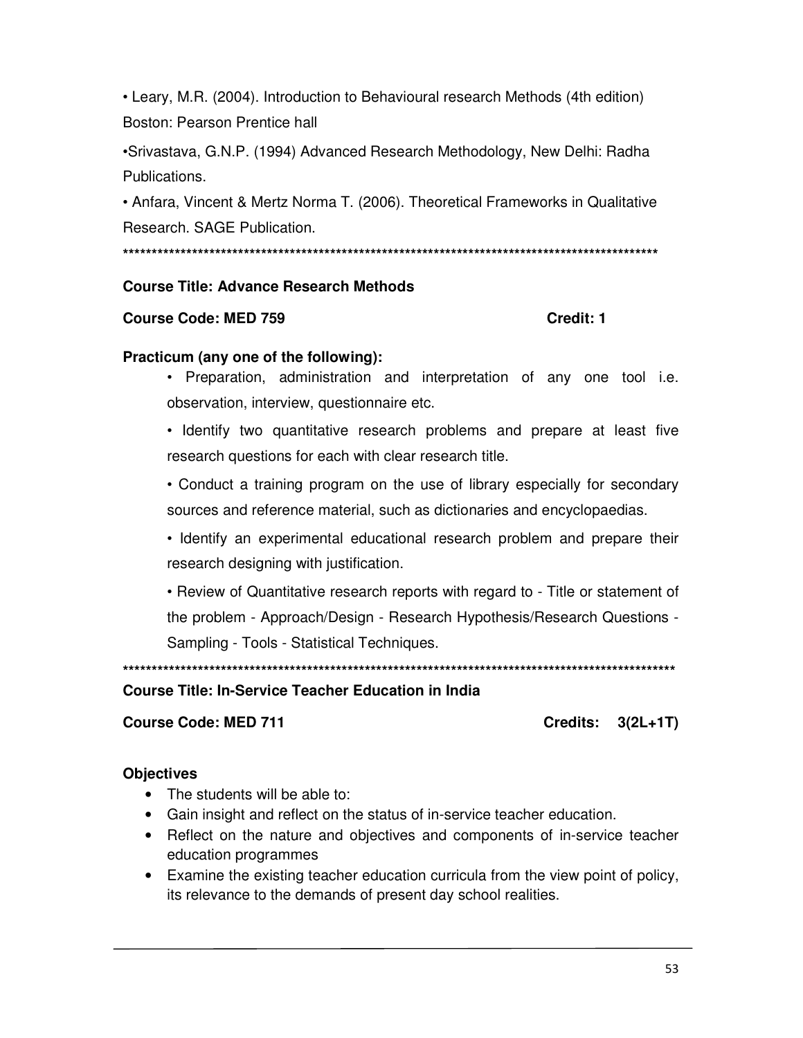- Leary, M.R. (2004). Introduction to Behavioural research Methods (4th edition) Boston: Pearson Prentice hall
- Srivastava, G.N.P. (1994) Advanced Research Methodology, New Delhi: Radha Publications.
- Anfara, Vincent & Mertz Norma T. (2006). Theoretical Frameworks in Qualitative Research. SAGE Publication.

***************************************************************************************************

**Course Title: Advance Research Methods**

**Course Code: MED 759** **Credit: 1**

**Practicum (any one of the following):**

- Preparation, administration and interpretation of any one tool i.e. observation, interview, questionnaire etc.
- Identify two quantitative research problems and prepare at least five research questions for each with clear research title.
- Conduct a training program on the use of library especially for secondary sources and reference material, such as dictionaries and encyclopaedias.
- Identify an experimental educational research problem and prepare their research designing with justification.
- Review of Quantitative research reports with regard to - Title or statement of the problem - Approach/Design - Research Hypothesis/Research Questions - Sampling - Tools - Statistical Techniques.

***************************************************************************************************

**Course Title: In-Service Teacher Education in India**

**Course Code: MED 711** **Credits: 3(2L+1T)**

**Objectives**

- The students will be able to:
- Gain insight and reflect on the status of in-service teacher education.
- Reflect on the nature and objectives and components of in-service teacher education programmes
- Examine the existing teacher education curricula from the view point of policy, its relevance to the demands of present day school realities.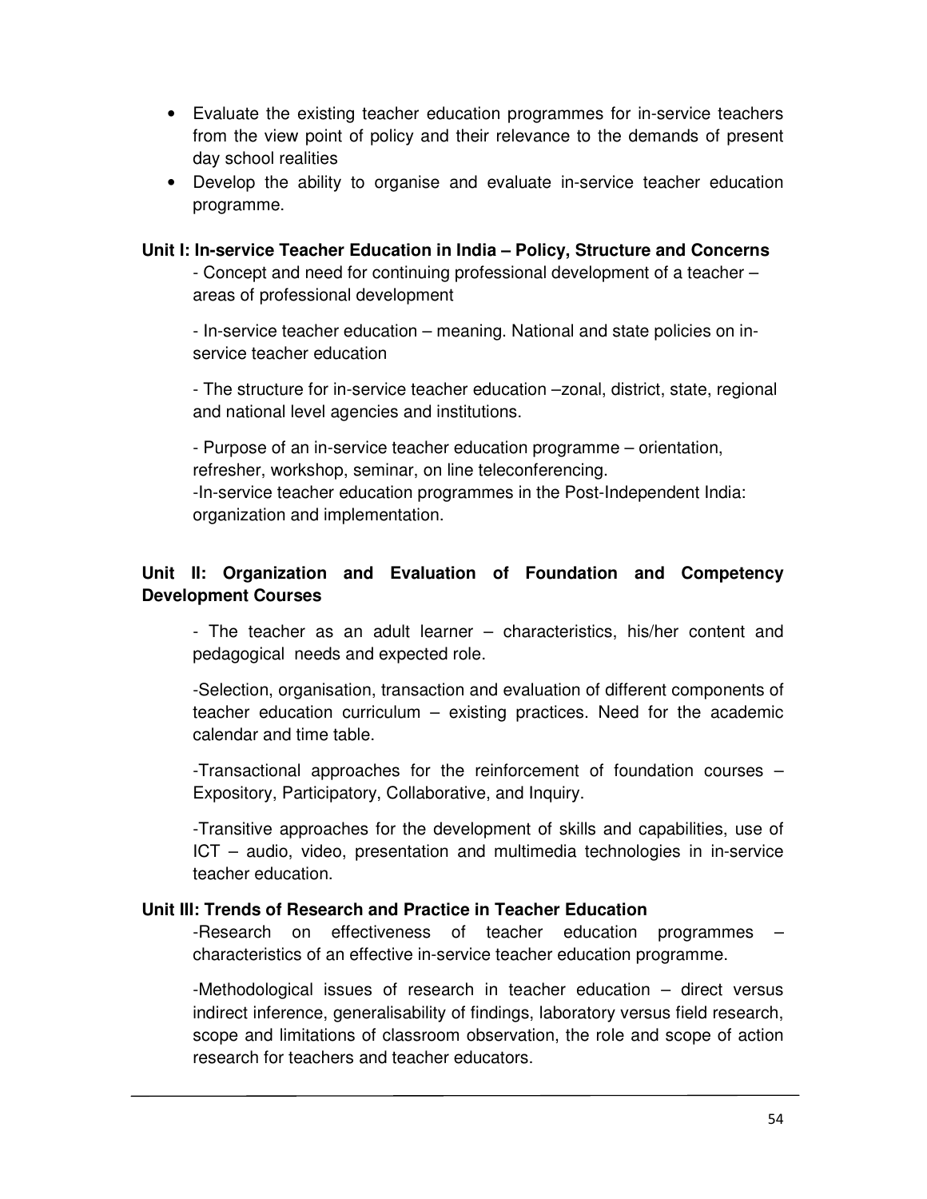- Evaluate the existing teacher education programmes for in-service teachers from the view point of policy and their relevance to the demands of present day school realities
- Develop the ability to organise and evaluate in-service teacher education programme.

**Unit I: In-service Teacher Education in India – Policy, Structure and Concerns**

- Concept and need for continuing professional development of a teacher – areas of professional development

- In-service teacher education – meaning. National and state policies on in-service teacher education

- The structure for in-service teacher education –zonal, district, state, regional and national level agencies and institutions.

- Purpose of an in-service teacher education programme – orientation, refresher, workshop, seminar, on line teleconferencing.

-In-service teacher education programmes in the Post-Independent India: organization and implementation.

**Unit II: Organization and Evaluation of Foundation and Competency Development Courses**

- The teacher as an adult learner – characteristics, his/her content and pedagogical needs and expected role.

-Selection, organisation, transaction and evaluation of different components of teacher education curriculum – existing practices. Need for the academic calendar and time table.

-Transactional approaches for the reinforcement of foundation courses – Expository, Participatory, Collaborative, and Inquiry.

-Transitive approaches for the development of skills and capabilities, use of ICT – audio, video, presentation and multimedia technologies in in-service teacher education.

**Unit III: Trends of Research and Practice in Teacher Education**

-Research on effectiveness of teacher education programmes – characteristics of an effective in-service teacher education programme.

-Methodological issues of research in teacher education – direct versus indirect inference, generalisability of findings, laboratory versus field research, scope and limitations of classroom observation, the role and scope of action research for teachers and teacher educators.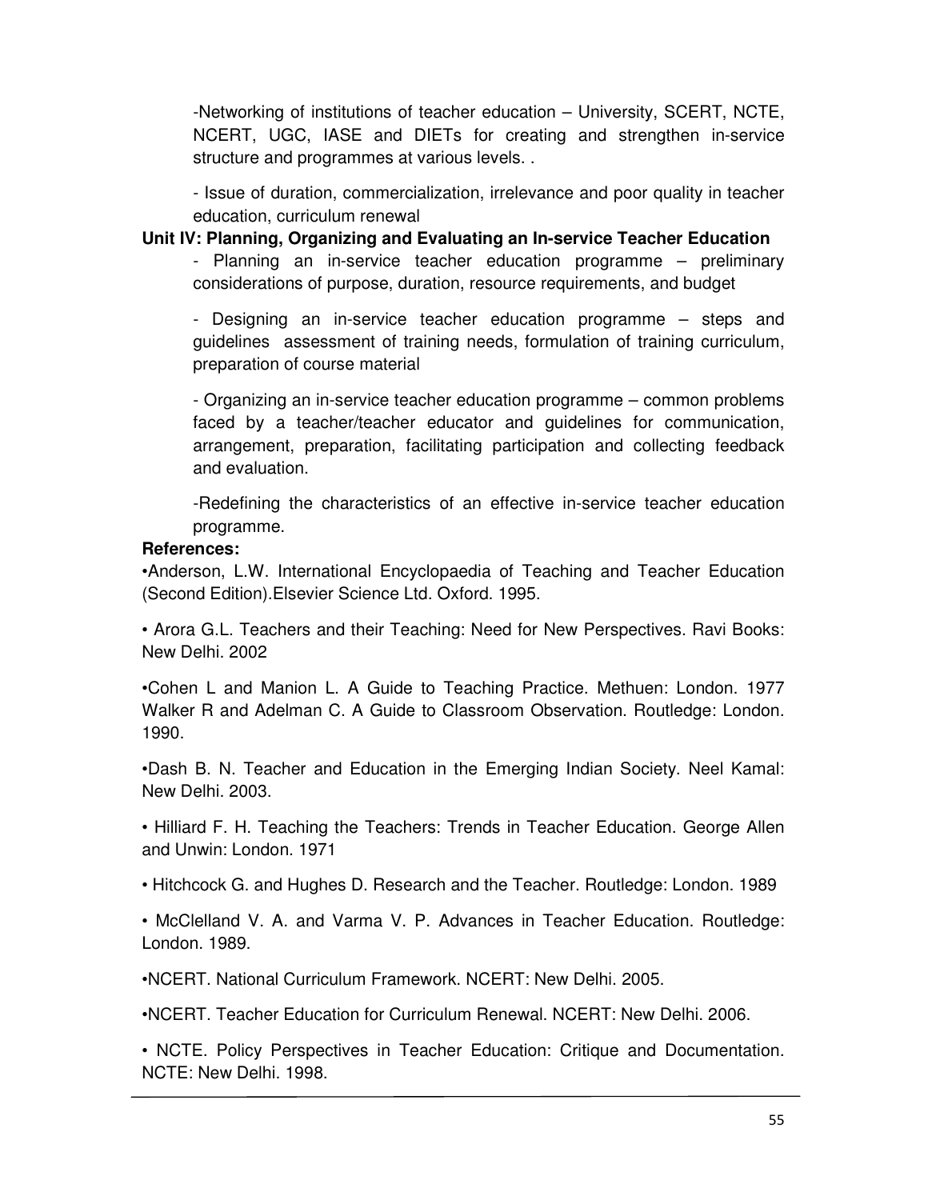-Networking of institutions of teacher education – University, SCERT, NCTE, NCERT, UGC, IASE and DIETs for creating and strengthen in-service structure and programmes at various levels. .

- Issue of duration, commercialization, irrelevance and poor quality in teacher education, curriculum renewal

**Unit IV: Planning, Organizing and Evaluating an In-service Teacher Education**

- Planning an in-service teacher education programme – preliminary considerations of purpose, duration, resource requirements, and budget

- Designing an in-service teacher education programme – steps and guidelines assessment of training needs, formulation of training curriculum, preparation of course material

- Organizing an in-service teacher education programme – common problems faced by a teacher/teacher educator and guidelines for communication, arrangement, preparation, facilitating participation and collecting feedback and evaluation.

-Redefining the characteristics of an effective in-service teacher education programme.

**References:**

•Anderson, L.W. International Encyclopaedia of Teaching and Teacher Education (Second Edition).Elsevier Science Ltd. Oxford. 1995.

• Arora G.L. Teachers and their Teaching: Need for New Perspectives. Ravi Books: New Delhi. 2002

•Cohen L and Manion L. A Guide to Teaching Practice. Methuen: London. 1977 Walker R and Adelman C. A Guide to Classroom Observation. Routledge: London. 1990.

•Dash B. N. Teacher and Education in the Emerging Indian Society. Neel Kamal: New Delhi. 2003.

• Hilliard F. H. Teaching the Teachers: Trends in Teacher Education. George Allen and Unwin: London. 1971

• Hitchcock G. and Hughes D. Research and the Teacher. Routledge: London. 1989

• McClelland V. A. and Varma V. P. Advances in Teacher Education. Routledge: London. 1989.

•NCERT. National Curriculum Framework. NCERT: New Delhi. 2005.

•NCERT. Teacher Education for Curriculum Renewal. NCERT: New Delhi. 2006.

• NCTE. Policy Perspectives in Teacher Education: Critique and Documentation. NCTE: New Delhi. 1998.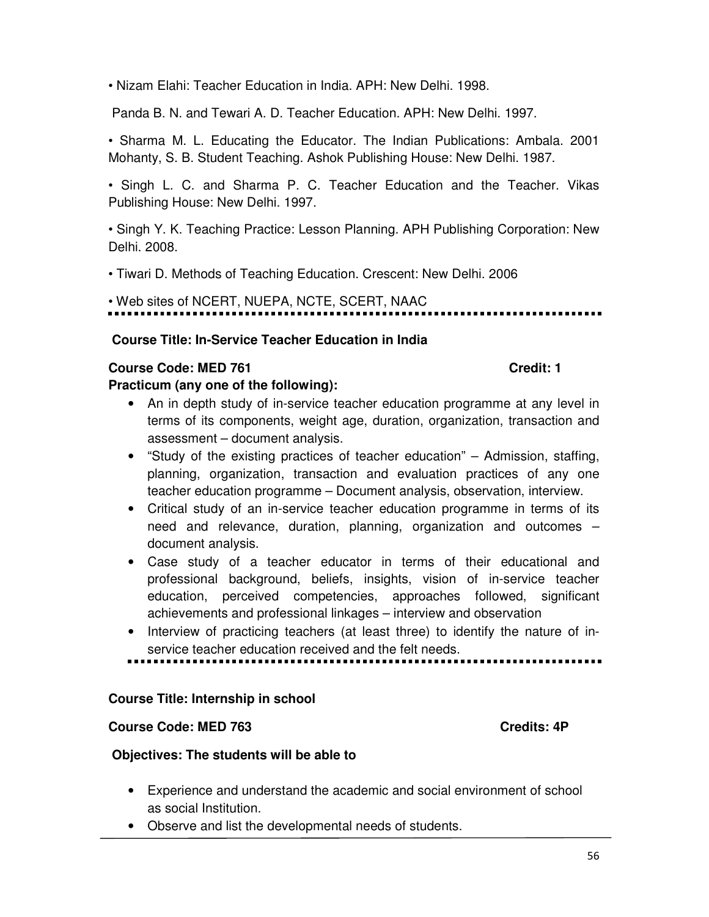• Nizam Elahi: Teacher Education in India. APH: New Delhi. 1998.

Panda B. N. and Tewari A. D. Teacher Education. APH: New Delhi. 1997.

• Sharma M. L. Educating the Educator. The Indian Publications: Ambala. 2001 Mohanty, S. B. Student Teaching. Ashok Publishing House: New Delhi. 1987.

• Singh L. C. and Sharma P. C. Teacher Education and the Teacher. Vikas Publishing House: New Delhi. 1997.

• Singh Y. K. Teaching Practice: Lesson Planning. APH Publishing Corporation: New Delhi. 2008.

• Tiwari D. Methods of Teaching Education. Crescent: New Delhi. 2006

• Web sites of NCERT, NUEPA, NCTE, SCERT, NAAC

---

**Course Title: In-Service Teacher Education in India**

**Course Code: MED 761** **Credit: 1**

**Practicum (any one of the following):**

- An in depth study of in-service teacher education programme at any level in terms of its components, weight age, duration, organization, transaction and assessment – document analysis.
- "Study of the existing practices of teacher education" – Admission, staffing, planning, organization, transaction and evaluation practices of any one teacher education programme – Document analysis, observation, interview.
- Critical study of an in-service teacher education programme in terms of its need and relevance, duration, planning, organization and outcomes – document analysis.
- Case study of a teacher educator in terms of their educational and professional background, beliefs, insights, vision of in-service teacher education, perceived competencies, approaches followed, significant achievements and professional linkages – interview and observation
- Interview of practicing teachers (at least three) to identify the nature of in-service teacher education received and the felt needs.

---

**Course Title: Internship in school**

**Course Code: MED 763** **Credits: 4P**

**Objectives: The students will be able to**

- Experience and understand the academic and social environment of school as social Institution.
- Observe and list the developmental needs of students.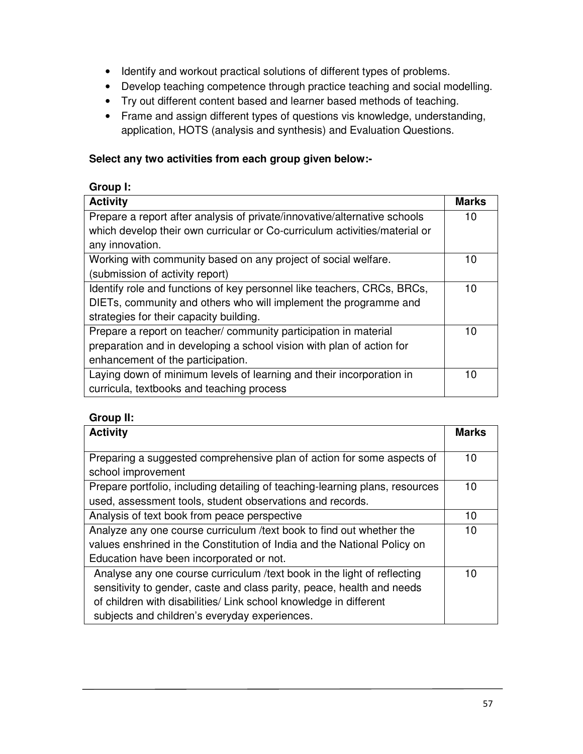- Identify and workout practical solutions of different types of problems.
- Develop teaching competence through practice teaching and social modelling.
- Try out different content based and learner based methods of teaching.
- Frame and assign different types of questions vis knowledge, understanding, application, HOTS (analysis and synthesis) and Evaluation Questions.

**Select any two activities from each group given below:-**

**Group I:**

| Activity | Marks |
|---|---|
| Prepare a report after analysis of private/innovative/alternative schools which develop their own curricular or Co-curriculum activities/material or any innovation. | 10 |
| Working with community based on any project of social welfare. (submission of activity report) | 10 |
| Identify role and functions of key personnel like teachers, CRCs, BRCs, DIETs, community and others who will implement the programme and strategies for their capacity building. | 10 |
| Prepare a report on teacher/ community participation in material preparation and in developing a school vision with plan of action for enhancement of the participation. | 10 |
| Laying down of minimum levels of learning and their incorporation in curricula, textbooks and teaching process | 10 |

**Group II:**

| Activity | Marks |
|---|---|
| Preparing a suggested comprehensive plan of action for some aspects of school improvement | 10 |
| Prepare portfolio, including detailing of teaching-learning plans, resources used, assessment tools, student observations and records. | 10 |
| Analysis of text book from peace perspective | 10 |
| Analyze any one course curriculum /text book to find out whether the values enshrined in the Constitution of India and the National Policy on Education have been incorporated or not. | 10 |
| Analyse any one course curriculum /text book in the light of reflecting sensitivity to gender, caste and class parity, peace, health and needs of children with disabilities/ Link school knowledge in different subjects and children's everyday experiences. | 10 |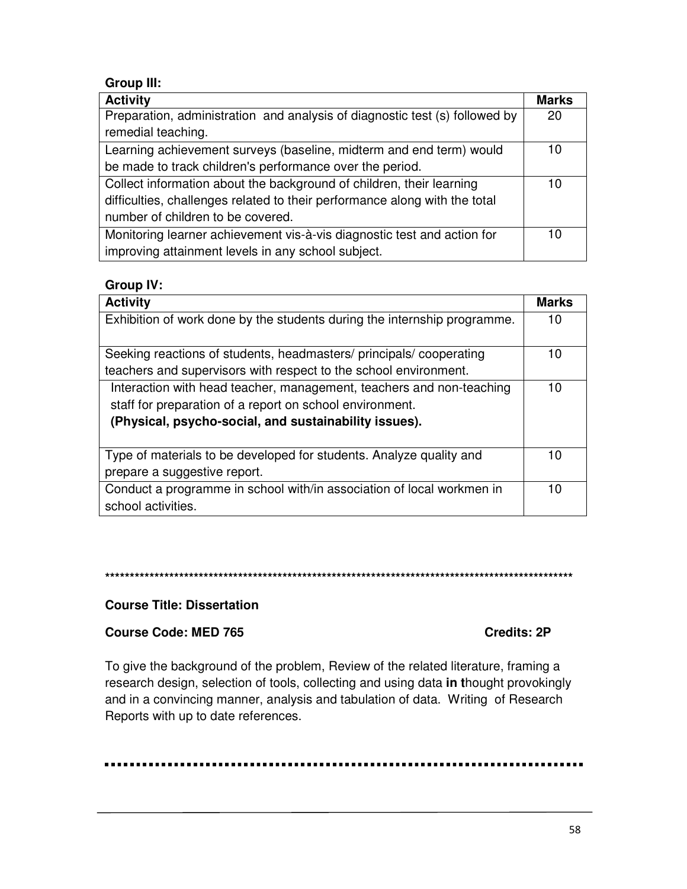**Group III:**

| Activity | Marks |
|---|---|
| Preparation, administration and analysis of diagnostic test (s) followed by remedial teaching. | 20 |
| Learning achievement surveys (baseline, midterm and end term) would be made to track children's performance over the period. | 10 |
| Collect information about the background of children, their learning difficulties, challenges related to their performance along with the total number of children to be covered. | 10 |
| Monitoring learner achievement vis-à-vis diagnostic test and action for improving attainment levels in any school subject. | 10 |

**Group IV:**

| Activity | Marks |
|---|---|
| Exhibition of work done by the students during the internship programme. | 10 |
| Seeking reactions of students, headmasters/ principals/ cooperating teachers and supervisors with respect to the school environment. | 10 |
| Interaction with head teacher, management, teachers and non-teaching staff for preparation of a report on school environment. **(Physical, psycho-social, and sustainability issues).** | 10 |
| Type of materials to be developed for students. Analyze quality and prepare a suggestive report. | 10 |
| Conduct a programme in school with/in association of local workmen in school activities. | 10 |

****************************************************************************************************

**Course Title: Dissertation**

**Course Code: MED 765** **Credits: 2P**

To give the background of the problem, Review of the related literature, framing a research design, selection of tools, collecting and using data **in t**hought provokingly and in a convincing manner, analysis and tabulation of data. Writing of Research Reports with up to date references.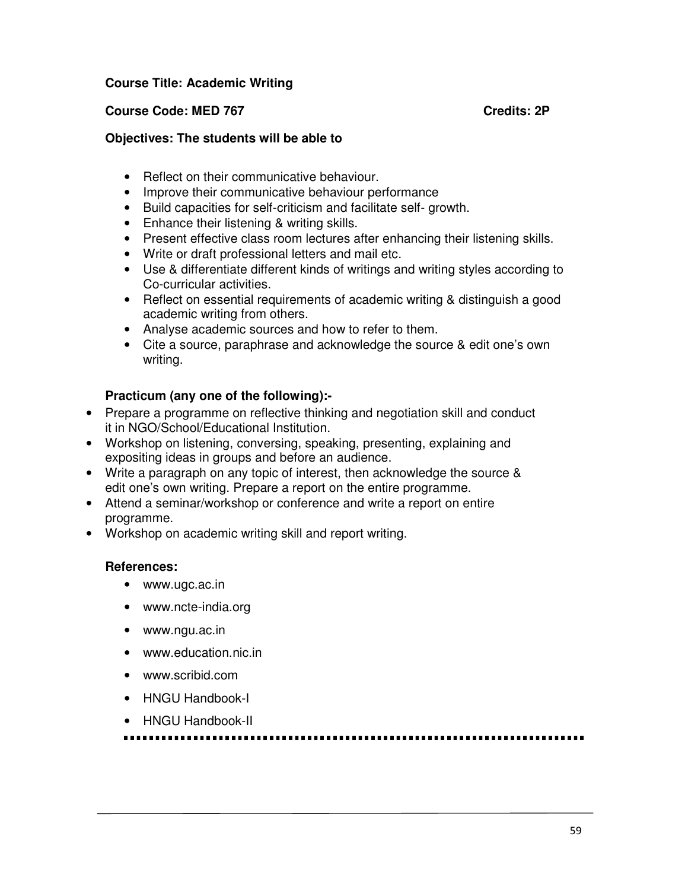**Course Title: Academic Writing**

**Course Code: MED 767** **Credits: 2P**

**Objectives: The students will be able to**

- Reflect on their communicative behaviour.
- Improve their communicative behaviour performance
- Build capacities for self-criticism and facilitate self- growth.
- Enhance their listening & writing skills.
- Present effective class room lectures after enhancing their listening skills.
- Write or draft professional letters and mail etc.
- Use & differentiate different kinds of writings and writing styles according to Co-curricular activities.
- Reflect on essential requirements of academic writing & distinguish a good academic writing from others.
- Analyse academic sources and how to refer to them.
- Cite a source, paraphrase and acknowledge the source & edit one's own writing.

**Practicum (any one of the following):-**

- Prepare a programme on reflective thinking and negotiation skill and conduct it in NGO/School/Educational Institution.
- Workshop on listening, conversing, speaking, presenting, explaining and expositing ideas in groups and before an audience.
- Write a paragraph on any topic of interest, then acknowledge the source & edit one's own writing. Prepare a report on the entire programme.
- Attend a seminar/workshop or conference and write a report on entire programme.
- Workshop on academic writing skill and report writing.

**References:**

- www.ugc.ac.in
- www.ncte-india.org
- www.ngu.ac.in
- www.education.nic.in
- www.scribid.com
- HNGU Handbook-I
- HNGU Handbook-II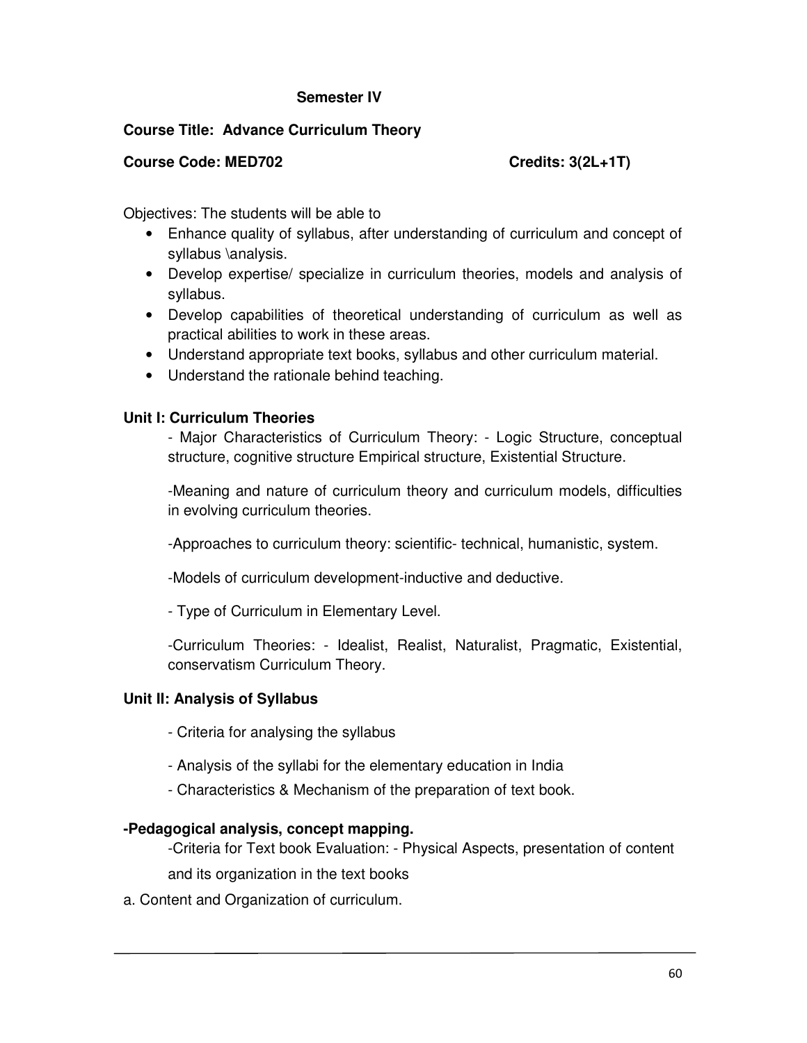**Semester IV**

**Course Title: Advance Curriculum Theory**

**Course Code: MED702** **Credits: 3(2L+1T)**

Objectives: The students will be able to

- Enhance quality of syllabus, after understanding of curriculum and concept of syllabus \analysis.
- Develop expertise/ specialize in curriculum theories, models and analysis of syllabus.
- Develop capabilities of theoretical understanding of curriculum as well as practical abilities to work in these areas.
- Understand appropriate text books, syllabus and other curriculum material.
- Understand the rationale behind teaching.

**Unit I: Curriculum Theories**

- Major Characteristics of Curriculum Theory: - Logic Structure, conceptual structure, cognitive structure Empirical structure, Existential Structure.

-Meaning and nature of curriculum theory and curriculum models, difficulties in evolving curriculum theories.

-Approaches to curriculum theory: scientific- technical, humanistic, system.

-Models of curriculum development-inductive and deductive.

- Type of Curriculum in Elementary Level.

-Curriculum Theories: - Idealist, Realist, Naturalist, Pragmatic, Existential, conservatism Curriculum Theory.

**Unit II: Analysis of Syllabus**

- Criteria for analysing the syllabus

- Analysis of the syllabi for the elementary education in India

- Characteristics & Mechanism of the preparation of text book.

**-Pedagogical analysis, concept mapping.**

-Criteria for Text book Evaluation: - Physical Aspects, presentation of content and its organization in the text books

a. Content and Organization of curriculum.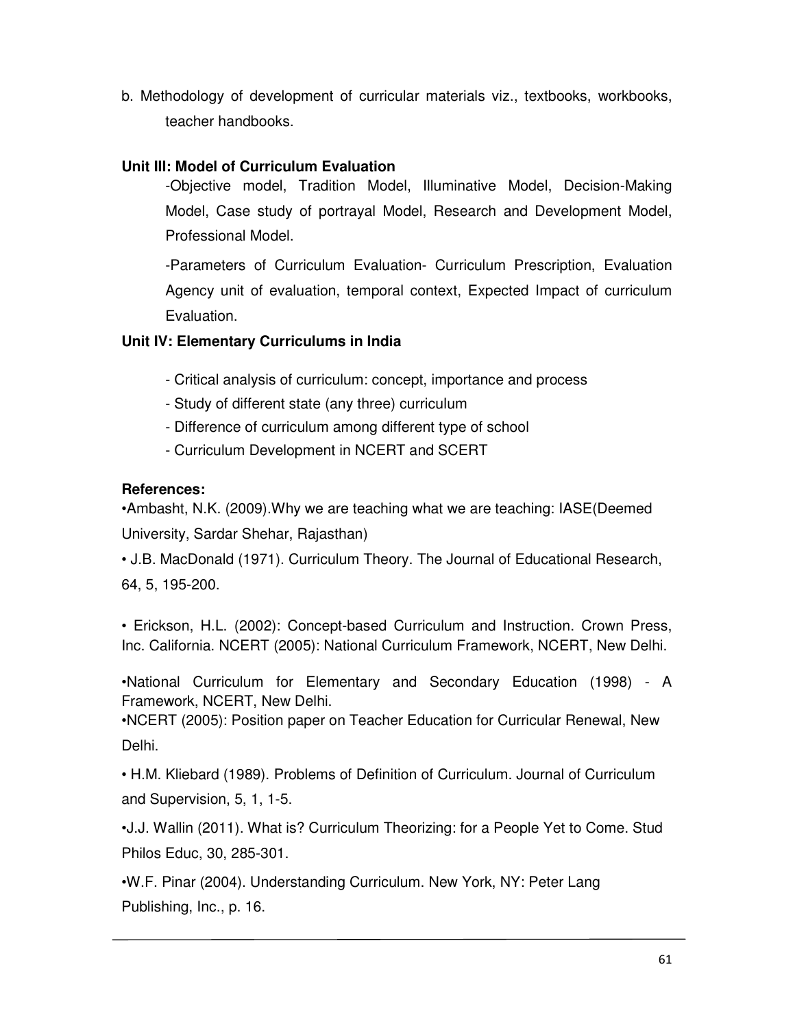b. Methodology of development of curricular materials viz., textbooks, workbooks, teacher handbooks.

**Unit III: Model of Curriculum Evaluation**

-Objective model, Tradition Model, Illuminative Model, Decision-Making Model, Case study of portrayal Model, Research and Development Model, Professional Model.

-Parameters of Curriculum Evaluation- Curriculum Prescription, Evaluation Agency unit of evaluation, temporal context, Expected Impact of curriculum Evaluation.

**Unit IV: Elementary Curriculums in India**

- Critical analysis of curriculum: concept, importance and process
- Study of different state (any three) curriculum
- Difference of curriculum among different type of school
- Curriculum Development in NCERT and SCERT

**References:**

•Ambasht, N.K. (2009).Why we are teaching what we are teaching: IASE(Deemed University, Sardar Shehar, Rajasthan)

• J.B. MacDonald (1971). Curriculum Theory. The Journal of Educational Research, 64, 5, 195-200.

• Erickson, H.L. (2002): Concept-based Curriculum and Instruction. Crown Press, Inc. California. NCERT (2005): National Curriculum Framework, NCERT, New Delhi.

•National Curriculum for Elementary and Secondary Education (1998) - A Framework, NCERT, New Delhi.

•NCERT (2005): Position paper on Teacher Education for Curricular Renewal, New Delhi.

• H.M. Kliebard (1989). Problems of Definition of Curriculum. Journal of Curriculum and Supervision, 5, 1, 1-5.

•J.J. Wallin (2011). What is? Curriculum Theorizing: for a People Yet to Come. Stud Philos Educ, 30, 285-301.

•W.F. Pinar (2004). Understanding Curriculum. New York, NY: Peter Lang Publishing, Inc., p. 16.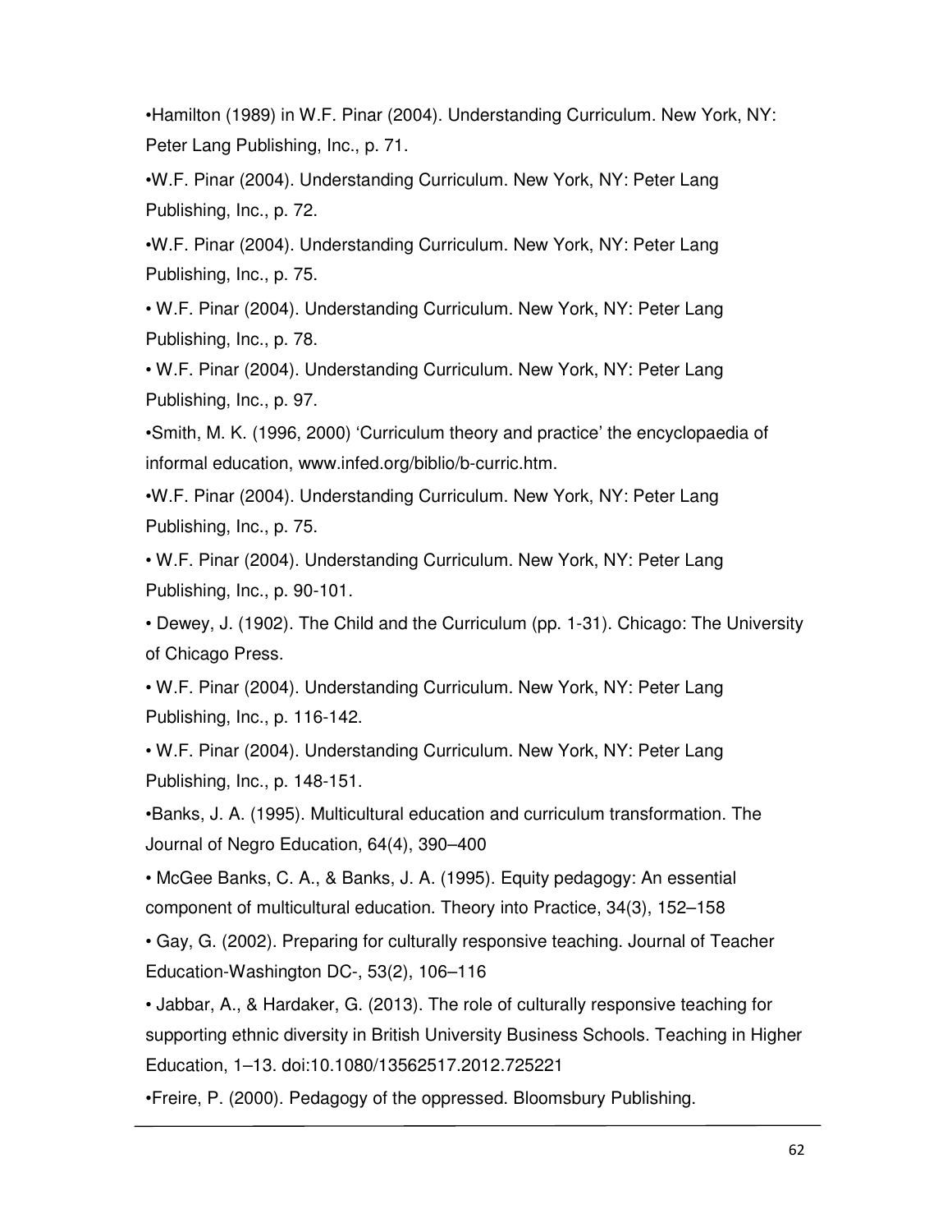- Hamilton (1989) in W.F. Pinar (2004). Understanding Curriculum. New York, NY: Peter Lang Publishing, Inc., p. 71.
- W.F. Pinar (2004). Understanding Curriculum. New York, NY: Peter Lang Publishing, Inc., p. 72.
- W.F. Pinar (2004). Understanding Curriculum. New York, NY: Peter Lang Publishing, Inc., p. 75.
- W.F. Pinar (2004). Understanding Curriculum. New York, NY: Peter Lang Publishing, Inc., p. 78.
- W.F. Pinar (2004). Understanding Curriculum. New York, NY: Peter Lang Publishing, Inc., p. 97.
- Smith, M. K. (1996, 2000) 'Curriculum theory and practice' the encyclopaedia of informal education, www.infed.org/biblio/b-curric.htm.
- W.F. Pinar (2004). Understanding Curriculum. New York, NY: Peter Lang Publishing, Inc., p. 75.
- W.F. Pinar (2004). Understanding Curriculum. New York, NY: Peter Lang Publishing, Inc., p. 90-101.
- Dewey, J. (1902). The Child and the Curriculum (pp. 1-31). Chicago: The University of Chicago Press.
- W.F. Pinar (2004). Understanding Curriculum. New York, NY: Peter Lang Publishing, Inc., p. 116-142.
- W.F. Pinar (2004). Understanding Curriculum. New York, NY: Peter Lang Publishing, Inc., p. 148-151.
- Banks, J. A. (1995). Multicultural education and curriculum transformation. The Journal of Negro Education, 64(4), 390–400
- McGee Banks, C. A., & Banks, J. A. (1995). Equity pedagogy: An essential component of multicultural education. Theory into Practice, 34(3), 152–158
- Gay, G. (2002). Preparing for culturally responsive teaching. Journal of Teacher Education-Washington DC-, 53(2), 106–116
- Jabbar, A., & Hardaker, G. (2013). The role of culturally responsive teaching for supporting ethnic diversity in British University Business Schools. Teaching in Higher Education, 1–13. doi:10.1080/13562517.2012.725221
- Freire, P. (2000). Pedagogy of the oppressed. Bloomsbury Publishing.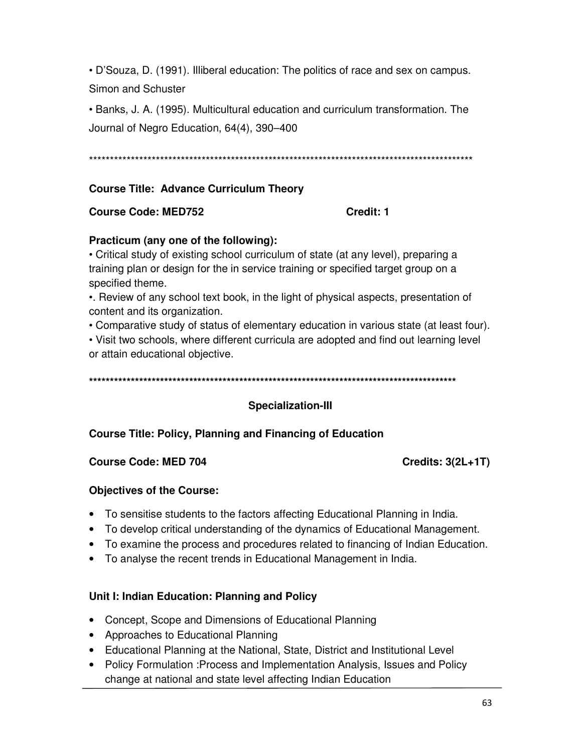• D'Souza, D. (1991). Illiberal education: The politics of race and sex on campus. Simon and Schuster

• Banks, J. A. (1995). Multicultural education and curriculum transformation. The Journal of Negro Education, 64(4), 390–400

*********************************************************************************************

**Course Title: Advance Curriculum Theory**

**Course Code: MED752 Credit: 1**

**Practicum (any one of the following):**

• Critical study of existing school curriculum of state (at any level), preparing a training plan or design for the in service training or specified target group on a specified theme.

•. Review of any school text book, in the light of physical aspects, presentation of content and its organization.

• Comparative study of status of elementary education in various state (at least four).

• Visit two schools, where different curricula are adopted and find out learning level or attain educational objective.

*********************************************************************************************

## Specialization-III

**Course Title: Policy, Planning and Financing of Education**

**Course Code: MED 704 Credits: 3(2L+1T)**

**Objectives of the Course:**

- To sensitise students to the factors affecting Educational Planning in India.
- To develop critical understanding of the dynamics of Educational Management.
- To examine the process and procedures related to financing of Indian Education.
- To analyse the recent trends in Educational Management in India.

**Unit I: Indian Education: Planning and Policy**

- Concept, Scope and Dimensions of Educational Planning
- Approaches to Educational Planning
- Educational Planning at the National, State, District and Institutional Level
- Policy Formulation :Process and Implementation Analysis, Issues and Policy change at national and state level affecting Indian Education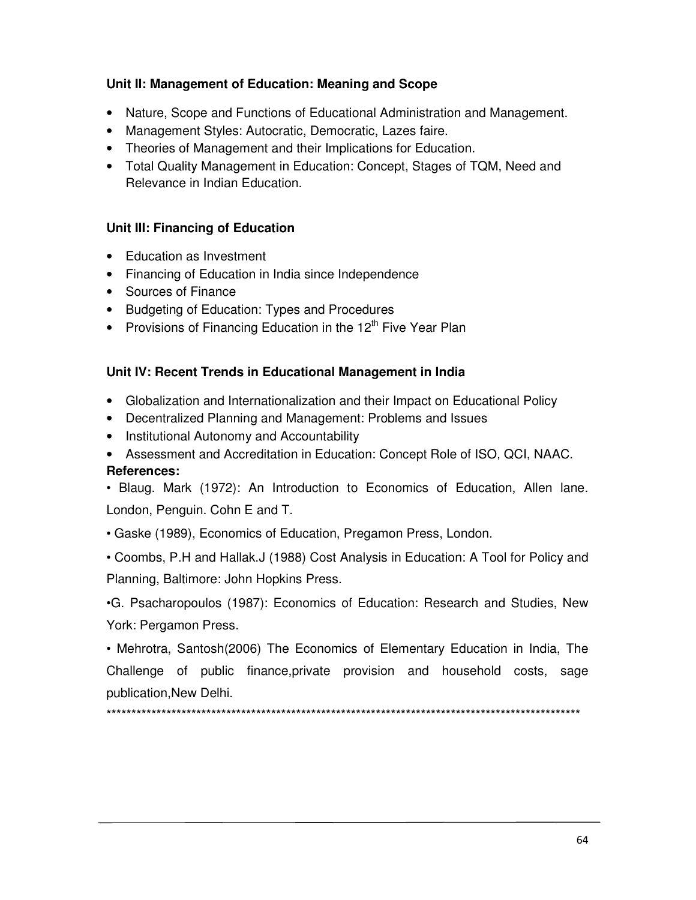### Unit II: Management of Education: Meaning and Scope

- Nature, Scope and Functions of Educational Administration and Management.
- Management Styles: Autocratic, Democratic, Lazes faire.
- Theories of Management and their Implications for Education.
- Total Quality Management in Education: Concept, Stages of TQM, Need and Relevance in Indian Education.

### Unit III: Financing of Education

- Education as Investment
- Financing of Education in India since Independence
- Sources of Finance
- Budgeting of Education: Types and Procedures
- Provisions of Financing Education in the 12th Five Year Plan

### Unit IV: Recent Trends in Educational Management in India

- Globalization and Internationalization and their Impact on Educational Policy
- Decentralized Planning and Management: Problems and Issues
- Institutional Autonomy and Accountability
- Assessment and Accreditation in Education: Concept Role of ISO, QCI, NAAC.

**References:**

- Blaug. Mark (1972): An Introduction to Economics of Education, Allen lane. London, Penguin. Cohn E and T.
- Gaske (1989), Economics of Education, Pregamon Press, London.
- Coombs, P.H and Hallak.J (1988) Cost Analysis in Education: A Tool for Policy and Planning, Baltimore: John Hopkins Press.
- G. Psacharopoulos (1987): Economics of Education: Research and Studies, New York: Pergamon Press.
- Mehrotra, Santosh(2006) The Economics of Elementary Education in India, The Challenge of public finance,private provision and household costs, sage publication,New Delhi.

************************************************************************************************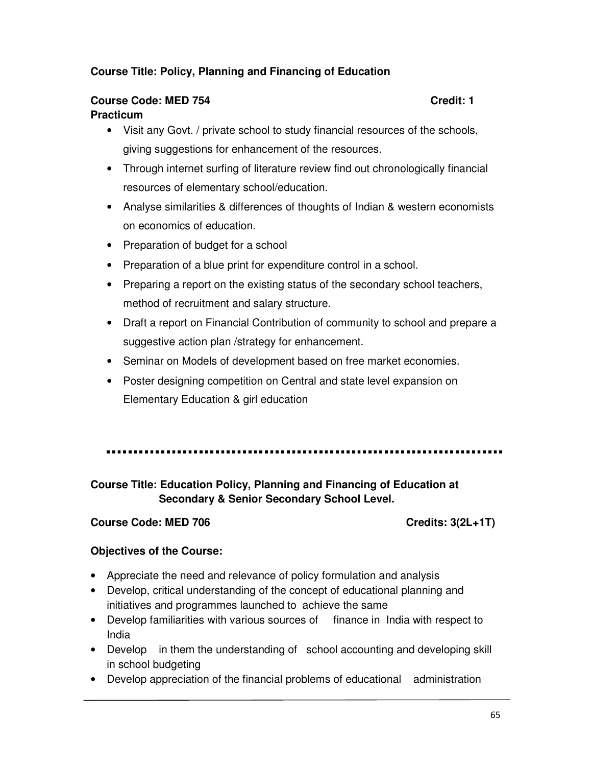**Course Title: Policy, Planning and Financing of Education**

**Course Code: MED 754** **Credit: 1**

**Practicum**

- Visit any Govt. / private school to study financial resources of the schools, giving suggestions for enhancement of the resources.
- Through internet surfing of literature review find out chronologically financial resources of elementary school/education.
- Analyse similarities & differences of thoughts of Indian & western economists on economics of education.
- Preparation of budget for a school
- Preparation of a blue print for expenditure control in a school.
- Preparing a report on the existing status of the secondary school teachers, method of recruitment and salary structure.
- Draft a report on Financial Contribution of community to school and prepare a suggestive action plan /strategy for enhancement.
- Seminar on Models of development based on free market economies.
- Poster designing competition on Central and state level expansion on Elementary Education & girl education

---

**Course Title: Education Policy, Planning and Financing of Education at Secondary & Senior Secondary School Level.**

**Course Code: MED 706** **Credits: 3(2L+1T)**

**Objectives of the Course:**

- Appreciate the need and relevance of policy formulation and analysis
- Develop, critical understanding of the concept of educational planning and initiatives and programmes launched to achieve the same
- Develop familiarities with various sources of finance in India with respect to India
- Develop in them the understanding of school accounting and developing skill in school budgeting
- Develop appreciation of the financial problems of educational administration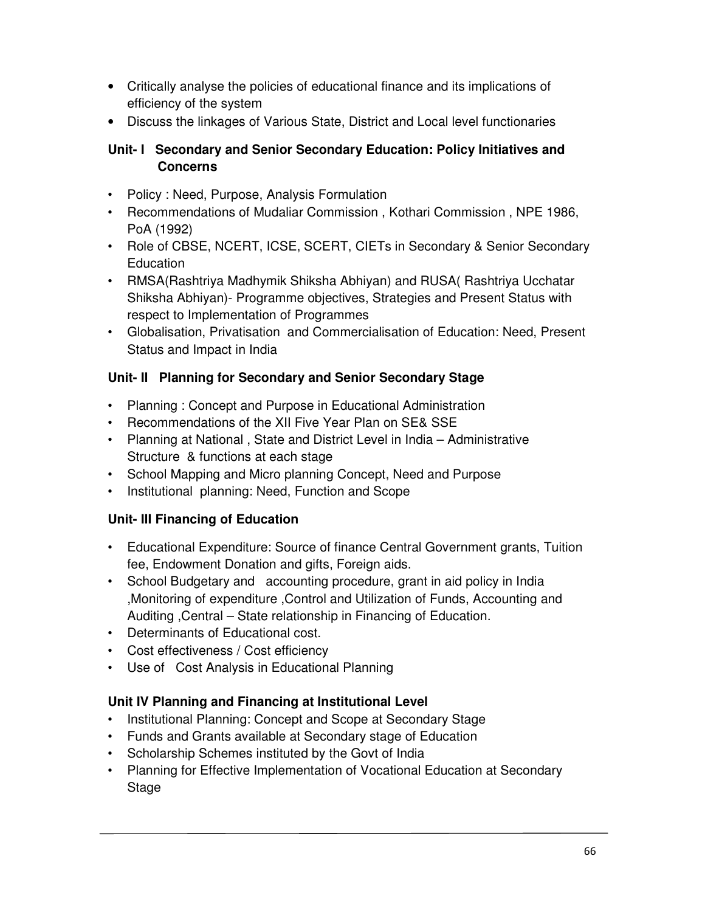- Critically analyse the policies of educational finance and its implications of efficiency of the system
- Discuss the linkages of Various State, District and Local level functionaries

### Unit- I Secondary and Senior Secondary Education: Policy Initiatives and Concerns

- Policy : Need, Purpose, Analysis Formulation
- Recommendations of Mudaliar Commission , Kothari Commission , NPE 1986, PoA (1992)
- Role of CBSE, NCERT, ICSE, SCERT, CIETs in Secondary & Senior Secondary Education
- RMSA(Rashtriya Madhymik Shiksha Abhiyan) and RUSA( Rashtriya Ucchatar Shiksha Abhiyan)- Programme objectives, Strategies and Present Status with respect to Implementation of Programmes
- Globalisation, Privatisation and Commercialisation of Education: Need, Present Status and Impact in India

### Unit- II Planning for Secondary and Senior Secondary Stage

- Planning : Concept and Purpose in Educational Administration
- Recommendations of the XII Five Year Plan on SE& SSE
- Planning at National , State and District Level in India – Administrative Structure & functions at each stage
- School Mapping and Micro planning Concept, Need and Purpose
- Institutional planning: Need, Function and Scope

### Unit- III Financing of Education

- Educational Expenditure: Source of finance Central Government grants, Tuition fee, Endowment Donation and gifts, Foreign aids.
- School Budgetary and accounting procedure, grant in aid policy in India ,Monitoring of expenditure ,Control and Utilization of Funds, Accounting and Auditing ,Central – State relationship in Financing of Education.
- Determinants of Educational cost.
- Cost effectiveness / Cost efficiency
- Use of Cost Analysis in Educational Planning

### Unit IV Planning and Financing at Institutional Level

- Institutional Planning: Concept and Scope at Secondary Stage
- Funds and Grants available at Secondary stage of Education
- Scholarship Schemes instituted by the Govt of India
- Planning for Effective Implementation of Vocational Education at Secondary Stage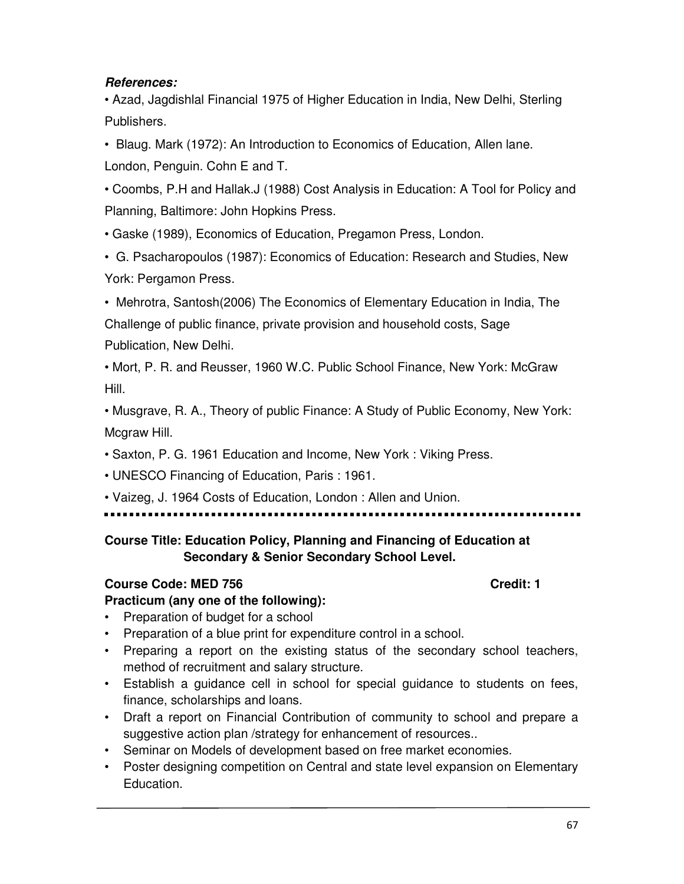***References:***

- Azad, Jagdishlal Financial 1975 of Higher Education in India, New Delhi, Sterling Publishers.
- Blaug. Mark (1972): An Introduction to Economics of Education, Allen lane. London, Penguin. Cohn E and T.
- Coombs, P.H and Hallak.J (1988) Cost Analysis in Education: A Tool for Policy and Planning, Baltimore: John Hopkins Press.
- Gaske (1989), Economics of Education, Pregamon Press, London.
- G. Psacharopoulos (1987): Economics of Education: Research and Studies, New York: Pergamon Press.
- Mehrotra, Santosh(2006) The Economics of Elementary Education in India, The Challenge of public finance, private provision and household costs, Sage Publication, New Delhi.
- Mort, P. R. and Reusser, 1960 W.C. Public School Finance, New York: McGraw Hill.
- Musgrave, R. A., Theory of public Finance: A Study of Public Economy, New York: Mcgraw Hill.
- Saxton, P. G. 1961 Education and Income, New York : Viking Press.
- UNESCO Financing of Education, Paris : 1961.
- Vaizeg, J. 1964 Costs of Education, London : Allen and Union.

---

**Course Title: Education Policy, Planning and Financing of Education at Secondary & Senior Secondary School Level.**

**Course Code: MED 756** **Credit: 1**

**Practicum (any one of the following):**

- Preparation of budget for a school
- Preparation of a blue print for expenditure control in a school.
- Preparing a report on the existing status of the secondary school teachers, method of recruitment and salary structure.
- Establish a guidance cell in school for special guidance to students on fees, finance, scholarships and loans.
- Draft a report on Financial Contribution of community to school and prepare a suggestive action plan /strategy for enhancement of resources..
- Seminar on Models of development based on free market economies.
- Poster designing competition on Central and state level expansion on Elementary Education.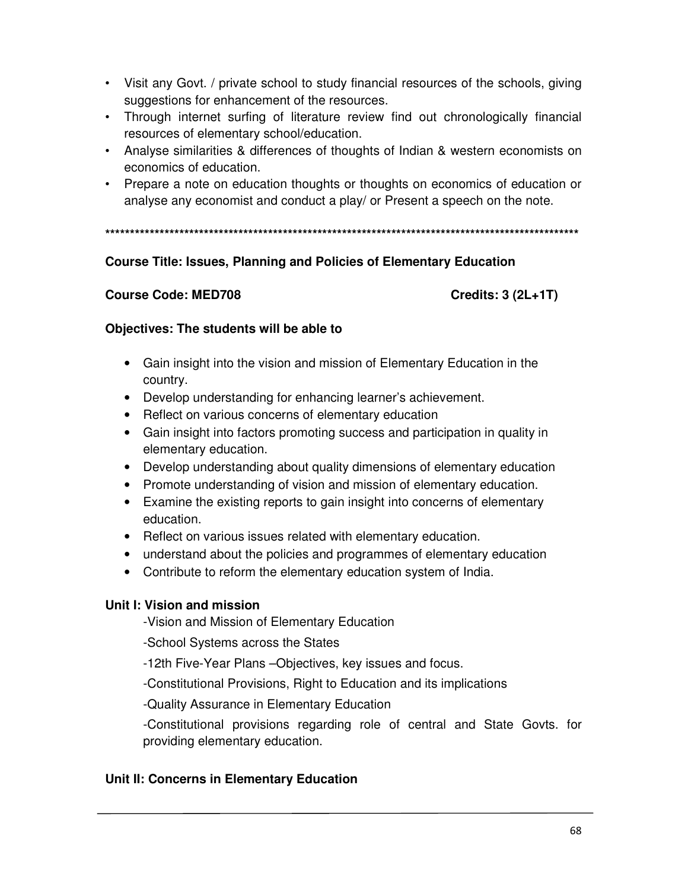- Visit any Govt. / private school to study financial resources of the schools, giving suggestions for enhancement of the resources.
- Through internet surfing of literature review find out chronologically financial resources of elementary school/education.
- Analyse similarities & differences of thoughts of Indian & western economists on economics of education.
- Prepare a note on education thoughts or thoughts on economics of education or analyse any economist and conduct a play/ or Present a speech on the note.

****************************************************************************************************

**Course Title: Issues, Planning and Policies of Elementary Education**

**Course Code: MED708** **Credits: 3 (2L+1T)**

**Objectives: The students will be able to**

- Gain insight into the vision and mission of Elementary Education in the country.
- Develop understanding for enhancing learner's achievement.
- Reflect on various concerns of elementary education
- Gain insight into factors promoting success and participation in quality in elementary education.
- Develop understanding about quality dimensions of elementary education
- Promote understanding of vision and mission of elementary education.
- Examine the existing reports to gain insight into concerns of elementary education.
- Reflect on various issues related with elementary education.
- understand about the policies and programmes of elementary education
- Contribute to reform the elementary education system of India.

**Unit I: Vision and mission**

-Vision and Mission of Elementary Education

-School Systems across the States

-12th Five-Year Plans –Objectives, key issues and focus.

-Constitutional Provisions, Right to Education and its implications

-Quality Assurance in Elementary Education

-Constitutional provisions regarding role of central and State Govts. for providing elementary education.

**Unit II: Concerns in Elementary Education**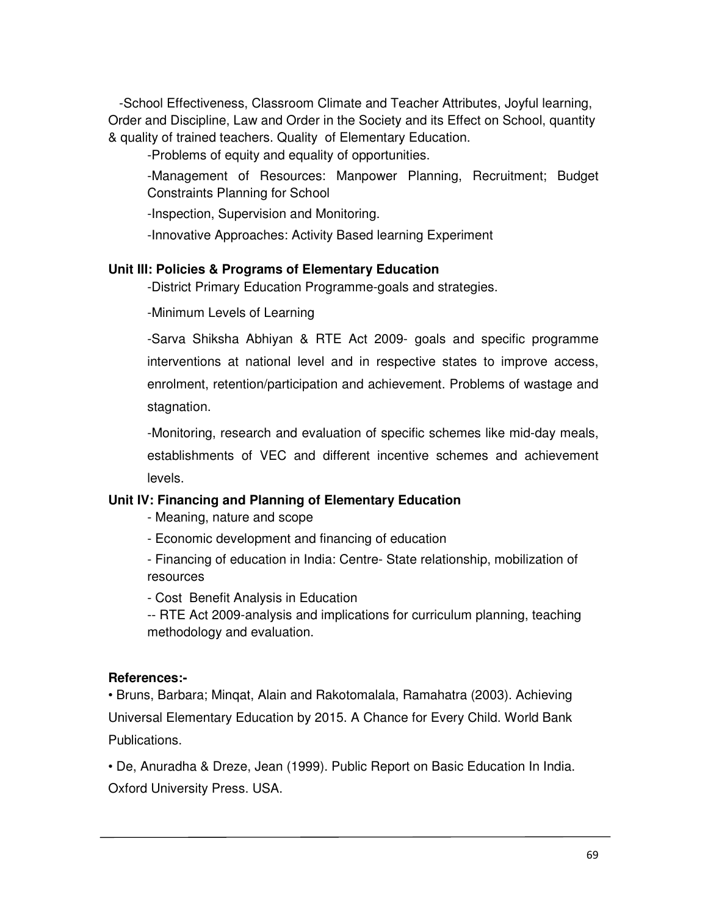-School Effectiveness, Classroom Climate and Teacher Attributes, Joyful learning, Order and Discipline, Law and Order in the Society and its Effect on School, quantity & quality of trained teachers. Quality of Elementary Education.

-Problems of equity and equality of opportunities.

-Management of Resources: Manpower Planning, Recruitment; Budget Constraints Planning for School

-Inspection, Supervision and Monitoring.

-Innovative Approaches: Activity Based learning Experiment

**Unit III: Policies & Programs of Elementary Education**

-District Primary Education Programme-goals and strategies.

-Minimum Levels of Learning

-Sarva Shiksha Abhiyan & RTE Act 2009- goals and specific programme interventions at national level and in respective states to improve access, enrolment, retention/participation and achievement. Problems of wastage and stagnation.

-Monitoring, research and evaluation of specific schemes like mid-day meals, establishments of VEC and different incentive schemes and achievement levels.

**Unit IV: Financing and Planning of Elementary Education**

- Meaning, nature and scope
- Economic development and financing of education
- Financing of education in India: Centre- State relationship, mobilization of resources
- Cost Benefit Analysis in Education

-- RTE Act 2009-analysis and implications for curriculum planning, teaching methodology and evaluation.

**References:-**

- Bruns, Barbara; Minqat, Alain and Rakotomalala, Ramahatra (2003). Achieving Universal Elementary Education by 2015. A Chance for Every Child. World Bank Publications.
- De, Anuradha & Dreze, Jean (1999). Public Report on Basic Education In India. Oxford University Press. USA.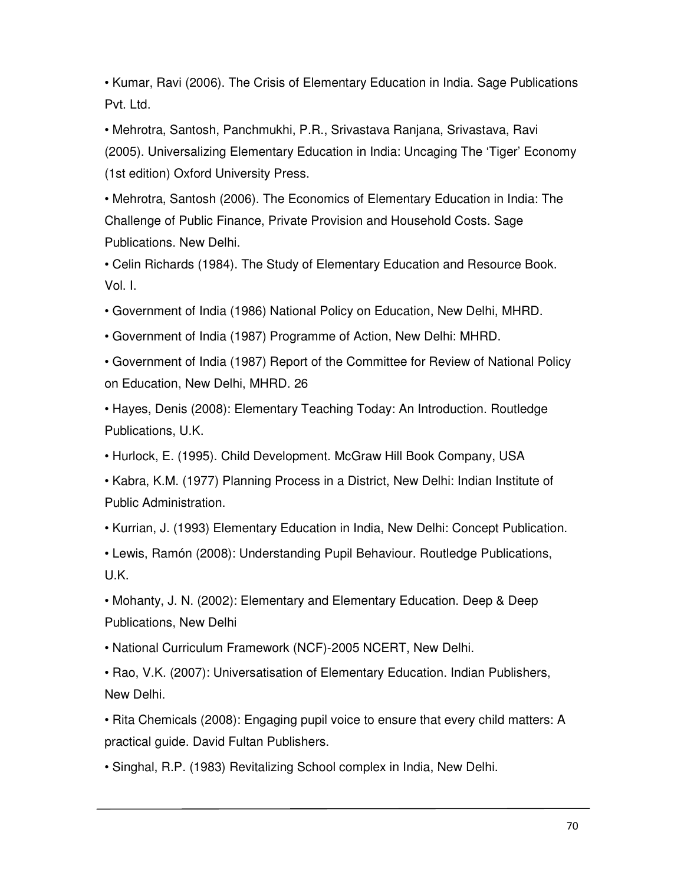- Kumar, Ravi (2006). The Crisis of Elementary Education in India. Sage Publications Pvt. Ltd.
- Mehrotra, Santosh, Panchmukhi, P.R., Srivastava Ranjana, Srivastava, Ravi (2005). Universalizing Elementary Education in India: Uncaging The 'Tiger' Economy (1st edition) Oxford University Press.
- Mehrotra, Santosh (2006). The Economics of Elementary Education in India: The Challenge of Public Finance, Private Provision and Household Costs. Sage Publications. New Delhi.
- Celin Richards (1984). The Study of Elementary Education and Resource Book. Vol. I.
- Government of India (1986) National Policy on Education, New Delhi, MHRD.
- Government of India (1987) Programme of Action, New Delhi: MHRD.
- Government of India (1987) Report of the Committee for Review of National Policy on Education, New Delhi, MHRD. 26
- Hayes, Denis (2008): Elementary Teaching Today: An Introduction. Routledge Publications, U.K.
- Hurlock, E. (1995). Child Development. McGraw Hill Book Company, USA
- Kabra, K.M. (1977) Planning Process in a District, New Delhi: Indian Institute of Public Administration.
- Kurrian, J. (1993) Elementary Education in India, New Delhi: Concept Publication.
- Lewis, Ramón (2008): Understanding Pupil Behaviour. Routledge Publications, U.K.
- Mohanty, J. N. (2002): Elementary and Elementary Education. Deep & Deep Publications, New Delhi
- National Curriculum Framework (NCF)-2005 NCERT, New Delhi.
- Rao, V.K. (2007): Universatisation of Elementary Education. Indian Publishers, New Delhi.
- Rita Chemicals (2008): Engaging pupil voice to ensure that every child matters: A practical guide. David Fultan Publishers.
- Singhal, R.P. (1983) Revitalizing School complex in India, New Delhi.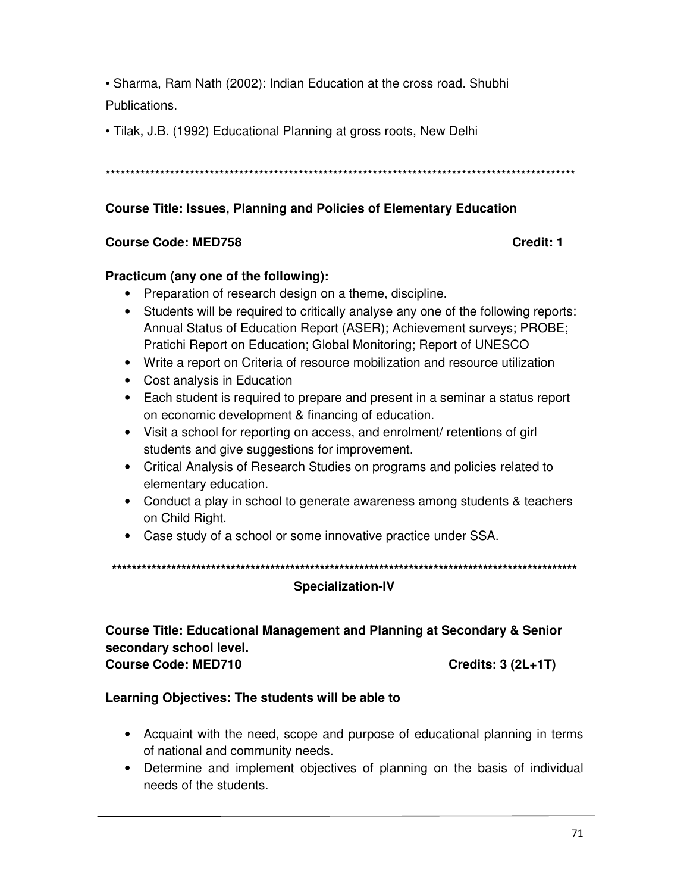- Sharma, Ram Nath (2002): Indian Education at the cross road. Shubhi Publications.
- Tilak, J.B. (1992) Educational Planning at gross roots, New Delhi

***************************************************************************************************

**Course Title: Issues, Planning and Policies of Elementary Education**

**Course Code: MED758** **Credit: 1**

**Practicum (any one of the following):**

- Preparation of research design on a theme, discipline.
- Students will be required to critically analyse any one of the following reports: Annual Status of Education Report (ASER); Achievement surveys; PROBE; Pratichi Report on Education; Global Monitoring; Report of UNESCO
- Write a report on Criteria of resource mobilization and resource utilization
- Cost analysis in Education
- Each student is required to prepare and present in a seminar a status report on economic development & financing of education.
- Visit a school for reporting on access, and enrolment/ retentions of girl students and give suggestions for improvement.
- Critical Analysis of Research Studies on programs and policies related to elementary education.
- Conduct a play in school to generate awareness among students & teachers on Child Right.
- Case study of a school or some innovative practice under SSA.

***************************************************************************************************

## Specialization-IV

**Course Title: Educational Management and Planning at Secondary & Senior secondary school level.**
**Course Code: MED710** **Credits: 3 (2L+1T)**

**Learning Objectives: The students will be able to**

- Acquaint with the need, scope and purpose of educational planning in terms of national and community needs.
- Determine and implement objectives of planning on the basis of individual needs of the students.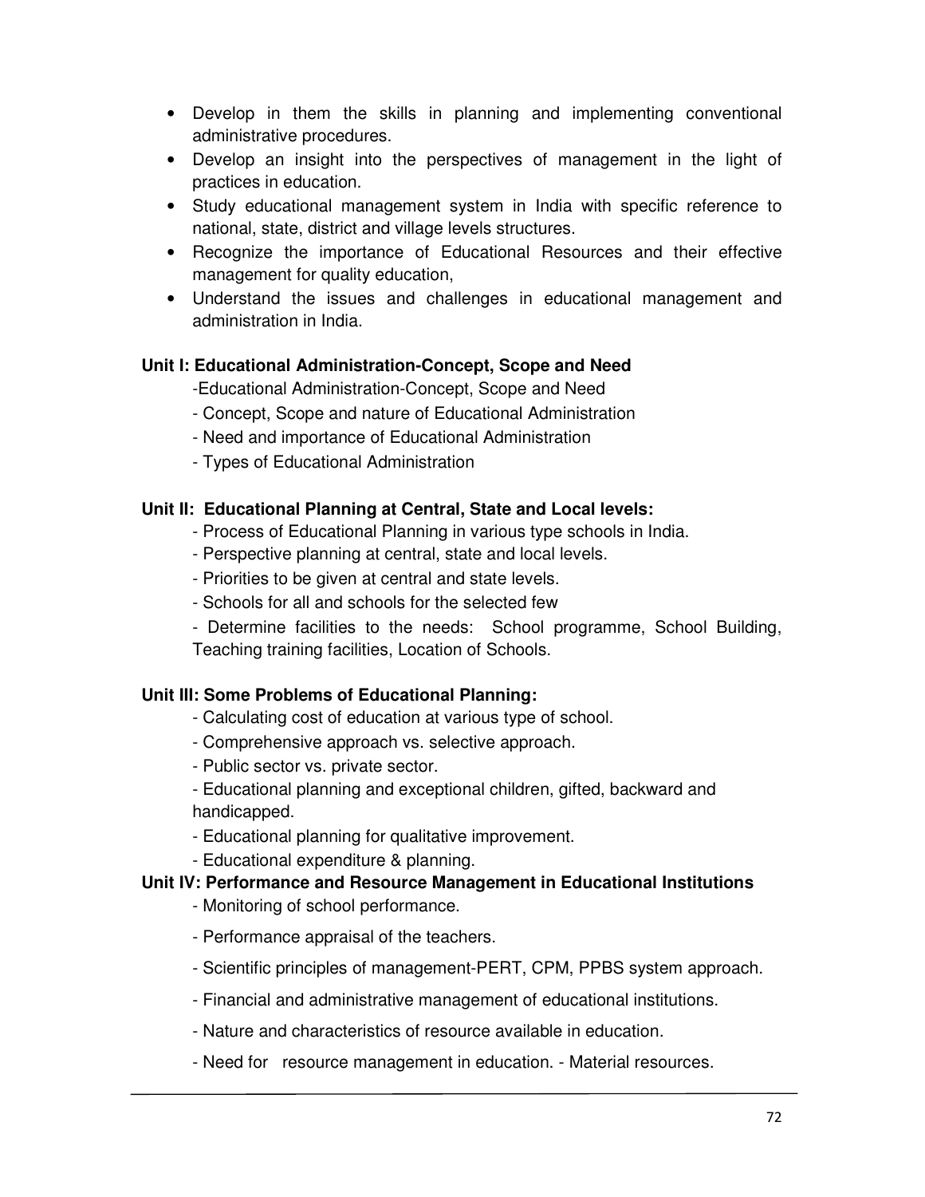- Develop in them the skills in planning and implementing conventional administrative procedures.
- Develop an insight into the perspectives of management in the light of practices in education.
- Study educational management system in India with specific reference to national, state, district and village levels structures.
- Recognize the importance of Educational Resources and their effective management for quality education,
- Understand the issues and challenges in educational management and administration in India.

**Unit I: Educational Administration-Concept, Scope and Need**

-Educational Administration-Concept, Scope and Need

- Concept, Scope and nature of Educational Administration
- Need and importance of Educational Administration
- Types of Educational Administration

**Unit II: Educational Planning at Central, State and Local levels:**

- Process of Educational Planning in various type schools in India.
- Perspective planning at central, state and local levels.
- Priorities to be given at central and state levels.
- Schools for all and schools for the selected few
- Determine facilities to the needs: School programme, School Building, Teaching training facilities, Location of Schools.

**Unit III: Some Problems of Educational Planning:**

- Calculating cost of education at various type of school.
- Comprehensive approach vs. selective approach.
- Public sector vs. private sector.
- Educational planning and exceptional children, gifted, backward and handicapped.
- Educational planning for qualitative improvement.
- Educational expenditure & planning.

**Unit IV: Performance and Resource Management in Educational Institutions**

- Monitoring of school performance.
- Performance appraisal of the teachers.
- Scientific principles of management-PERT, CPM, PPBS system approach.
- Financial and administrative management of educational institutions.
- Nature and characteristics of resource available in education.
- Need for resource management in education. - Material resources.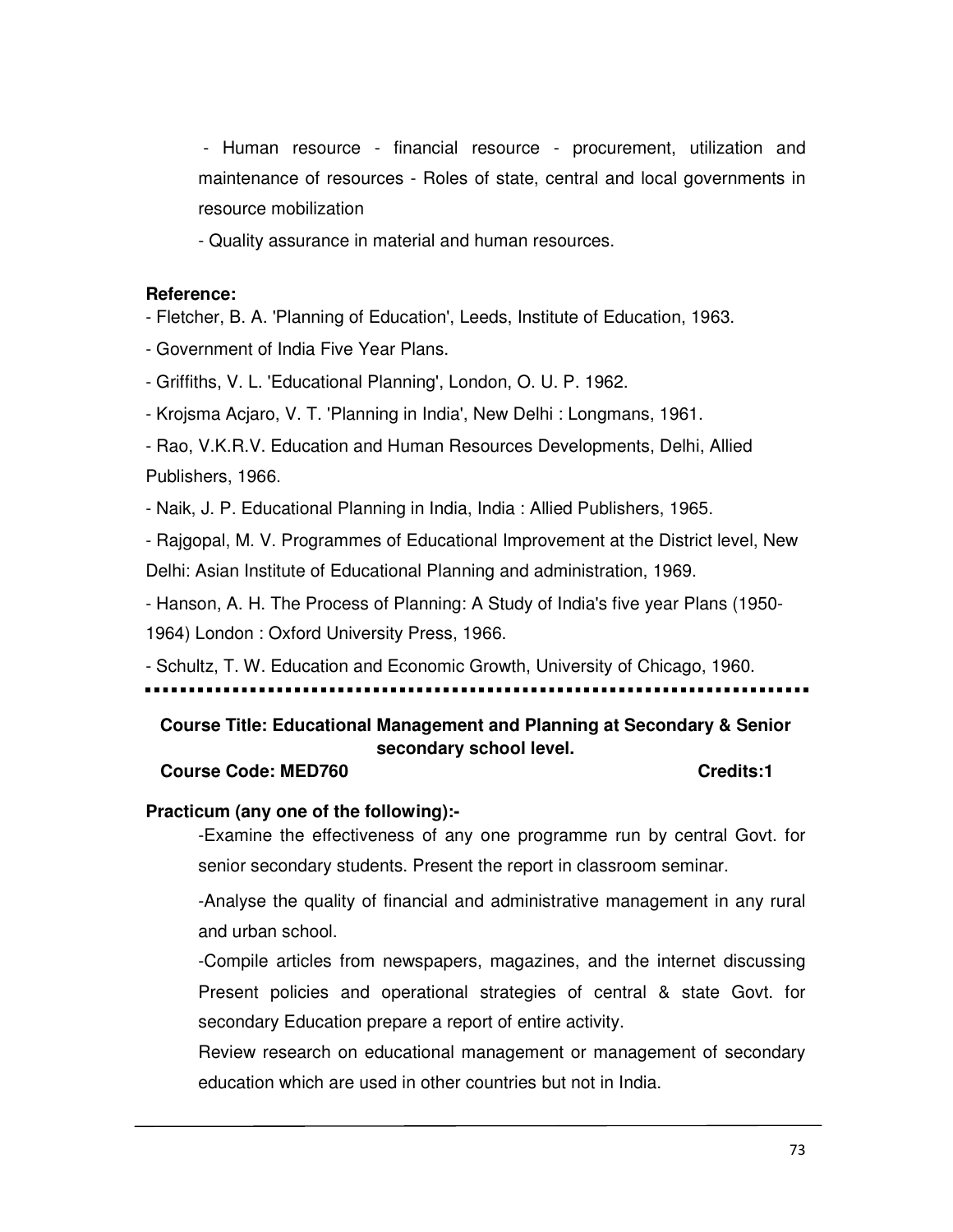- Human resource - financial resource - procurement, utilization and maintenance of resources - Roles of state, central and local governments in resource mobilization
- Quality assurance in material and human resources.

**Reference:**

- Fletcher, B. A. 'Planning of Education', Leeds, Institute of Education, 1963.
- Government of India Five Year Plans.
- Griffiths, V. L. 'Educational Planning', London, O. U. P. 1962.
- Krojsma Acjaro, V. T. 'Planning in India', New Delhi : Longmans, 1961.
- Rao, V.K.R.V. Education and Human Resources Developments, Delhi, Allied Publishers, 1966.
- Naik, J. P. Educational Planning in India, India : Allied Publishers, 1965.
- Rajgopal, M. V. Programmes of Educational Improvement at the District level, New Delhi: Asian Institute of Educational Planning and administration, 1969.
- Hanson, A. H. The Process of Planning: A Study of India's five year Plans (1950-1964) London : Oxford University Press, 1966.
- Schultz, T. W. Education and Economic Growth, University of Chicago, 1960.

---

**Course Title: Educational Management and Planning at Secondary & Senior secondary school level.**

**Course Code: MED760** **Credits:1**

**Practicum (any one of the following):-**

-Examine the effectiveness of any one programme run by central Govt. for senior secondary students. Present the report in classroom seminar.

-Analyse the quality of financial and administrative management in any rural and urban school.

-Compile articles from newspapers, magazines, and the internet discussing Present policies and operational strategies of central & state Govt. for secondary Education prepare a report of entire activity.

Review research on educational management or management of secondary education which are used in other countries but not in India.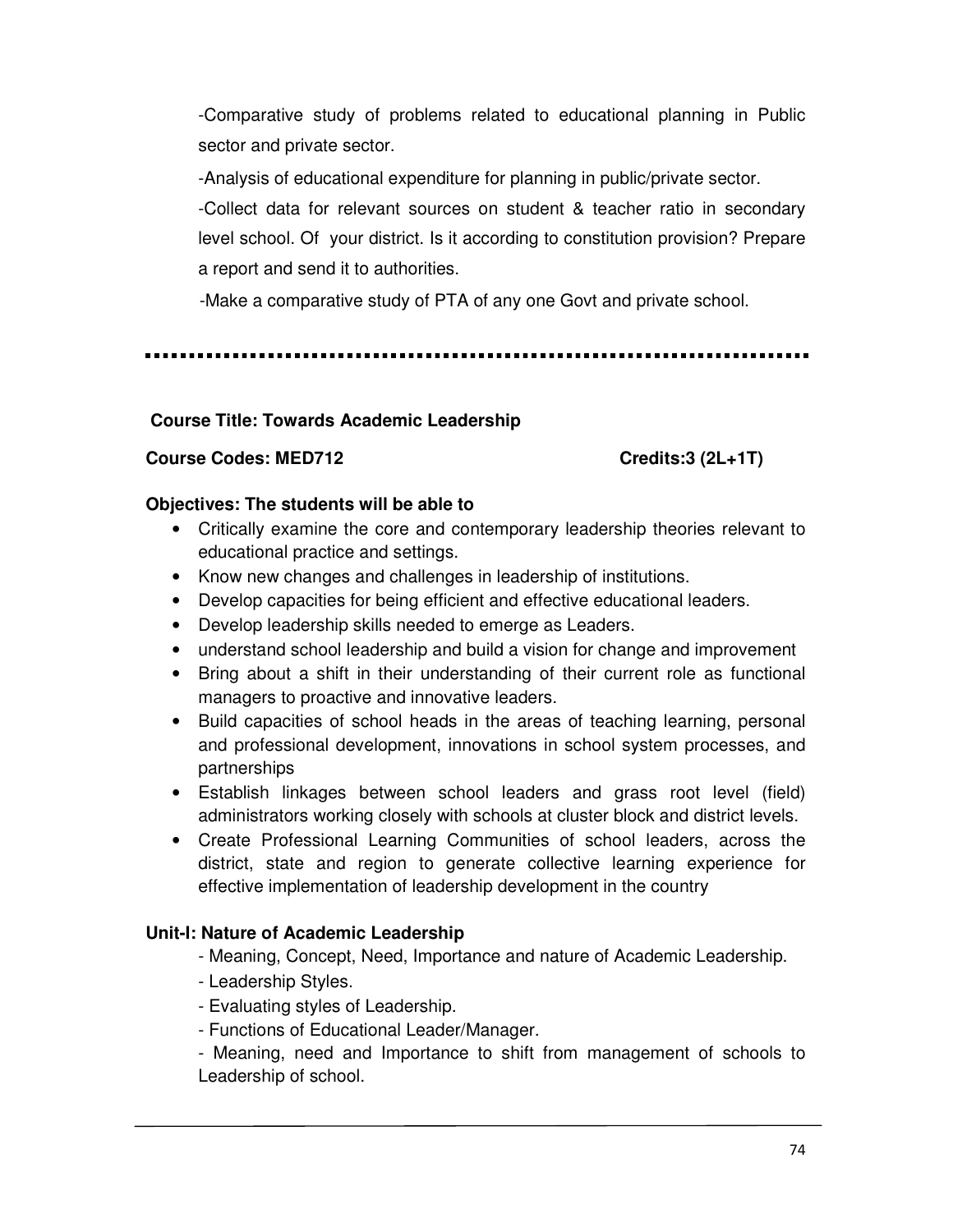-Comparative study of problems related to educational planning in Public sector and private sector.

-Analysis of educational expenditure for planning in public/private sector.

-Collect data for relevant sources on student & teacher ratio in secondary level school. Of your district. Is it according to constitution provision? Prepare a report and send it to authorities.

-Make a comparative study of PTA of any one Govt and private school.

---

**Course Title: Towards Academic Leadership**

**Course Codes: MED712** **Credits:3 (2L+1T)**

**Objectives: The students will be able to**

- Critically examine the core and contemporary leadership theories relevant to educational practice and settings.
- Know new changes and challenges in leadership of institutions.
- Develop capacities for being efficient and effective educational leaders.
- Develop leadership skills needed to emerge as Leaders.
- understand school leadership and build a vision for change and improvement
- Bring about a shift in their understanding of their current role as functional managers to proactive and innovative leaders.
- Build capacities of school heads in the areas of teaching learning, personal and professional development, innovations in school system processes, and partnerships
- Establish linkages between school leaders and grass root level (field) administrators working closely with schools at cluster block and district levels.
- Create Professional Learning Communities of school leaders, across the district, state and region to generate collective learning experience for effective implementation of leadership development in the country

**Unit-I: Nature of Academic Leadership**

- Meaning, Concept, Need, Importance and nature of Academic Leadership.
- Leadership Styles.
- Evaluating styles of Leadership.
- Functions of Educational Leader/Manager.
- Meaning, need and Importance to shift from management of schools to Leadership of school.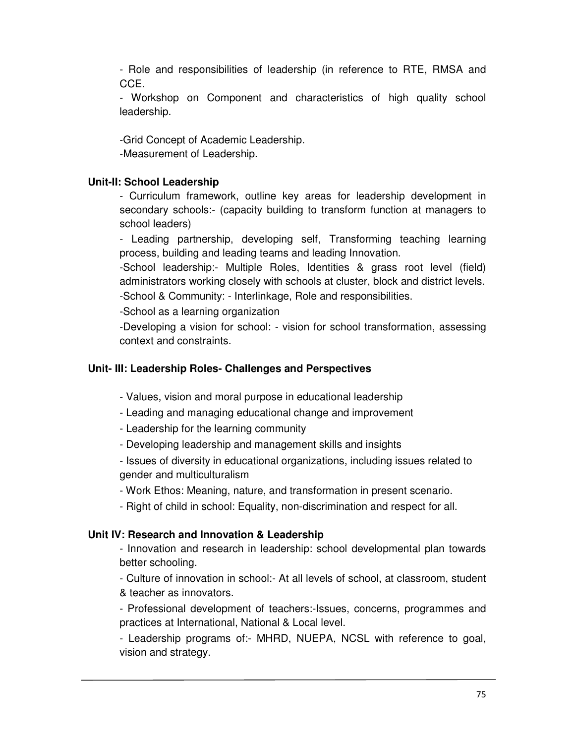- Role and responsibilities of leadership (in reference to RTE, RMSA and CCE.

- Workshop on Component and characteristics of high quality school leadership.

-Grid Concept of Academic Leadership.

-Measurement of Leadership.

**Unit-II: School Leadership**

- Curriculum framework, outline key areas for leadership development in secondary schools:- (capacity building to transform function at managers to school leaders)

- Leading partnership, developing self, Transforming teaching learning process, building and leading teams and leading Innovation.

-School leadership:- Multiple Roles, Identities & grass root level (field) administrators working closely with schools at cluster, block and district levels.

-School & Community: - Interlinkage, Role and responsibilities.

-School as a learning organization

-Developing a vision for school: - vision for school transformation, assessing context and constraints.

**Unit- III: Leadership Roles- Challenges and Perspectives**

- Values, vision and moral purpose in educational leadership
- Leading and managing educational change and improvement
- Leadership for the learning community
- Developing leadership and management skills and insights
- Issues of diversity in educational organizations, including issues related to gender and multiculturalism
- Work Ethos: Meaning, nature, and transformation in present scenario.
- Right of child in school: Equality, non-discrimination and respect for all.

**Unit IV: Research and Innovation & Leadership**

- Innovation and research in leadership: school developmental plan towards better schooling.
- Culture of innovation in school:- At all levels of school, at classroom, student & teacher as innovators.
- Professional development of teachers:-Issues, concerns, programmes and practices at International, National & Local level.
- Leadership programs of:- MHRD, NUEPA, NCSL with reference to goal, vision and strategy.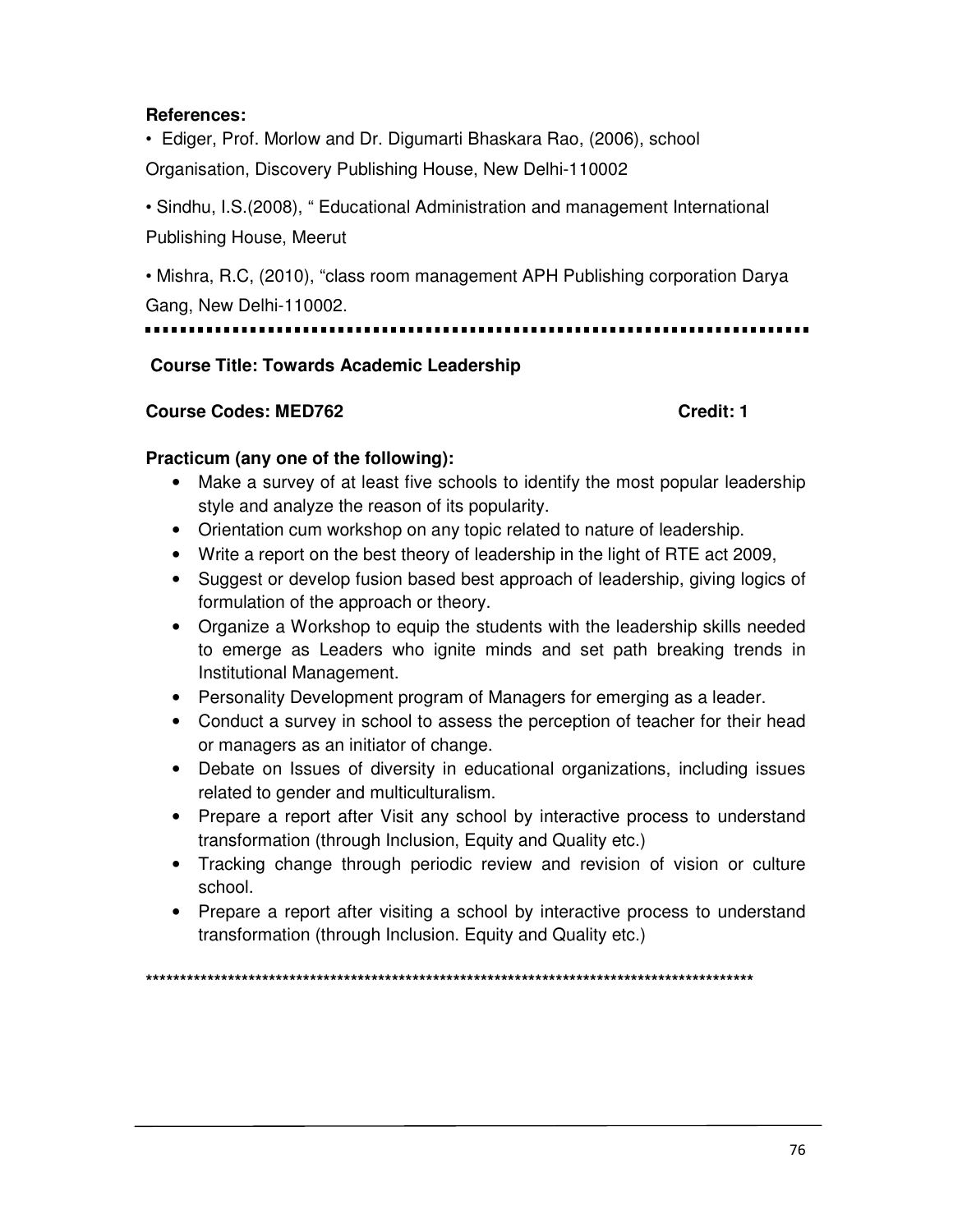**References:**

- Ediger, Prof. Morlow and Dr. Digumarti Bhaskara Rao, (2006), school Organisation, Discovery Publishing House, New Delhi-110002
- Sindhu, I.S.(2008), " Educational Administration and management International Publishing House, Meerut
- Mishra, R.C, (2010), "class room management APH Publishing corporation Darya Gang, New Delhi-110002.

---

**Course Title: Towards Academic Leadership**

**Course Codes: MED762** **Credit: 1**

**Practicum (any one of the following):**

- Make a survey of at least five schools to identify the most popular leadership style and analyze the reason of its popularity.
- Orientation cum workshop on any topic related to nature of leadership.
- Write a report on the best theory of leadership in the light of RTE act 2009,
- Suggest or develop fusion based best approach of leadership, giving logics of formulation of the approach or theory.
- Organize a Workshop to equip the students with the leadership skills needed to emerge as Leaders who ignite minds and set path breaking trends in Institutional Management.
- Personality Development program of Managers for emerging as a leader.
- Conduct a survey in school to assess the perception of teacher for their head or managers as an initiator of change.
- Debate on Issues of diversity in educational organizations, including issues related to gender and multiculturalism.
- Prepare a report after Visit any school by interactive process to understand transformation (through Inclusion, Equity and Quality etc.)
- Tracking change through periodic review and revision of vision or culture school.
- Prepare a report after visiting a school by interactive process to understand transformation (through Inclusion. Equity and Quality etc.)

******************************************************************************************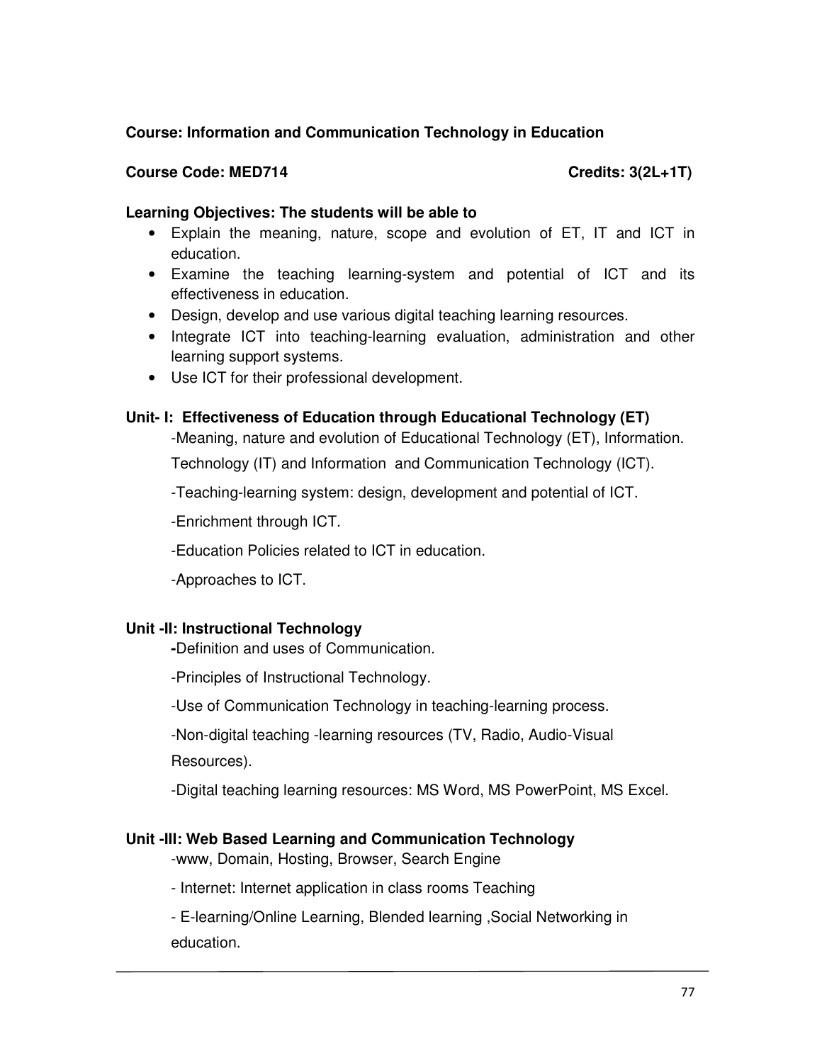**Course: Information and Communication Technology in Education**

**Course Code: MED714** **Credits: 3(2L+1T)**

**Learning Objectives: The students will be able to**

- Explain the meaning, nature, scope and evolution of ET, IT and ICT in education.
- Examine the teaching learning-system and potential of ICT and its effectiveness in education.
- Design, develop and use various digital teaching learning resources.
- Integrate ICT into teaching-learning evaluation, administration and other learning support systems.
- Use ICT for their professional development.

**Unit- I: Effectiveness of Education through Educational Technology (ET)**

-Meaning, nature and evolution of Educational Technology (ET), Information. Technology (IT) and Information and Communication Technology (ICT).

-Teaching-learning system: design, development and potential of ICT.

-Enrichment through ICT.

-Education Policies related to ICT in education.

-Approaches to ICT.

**Unit -II: Instructional Technology**

**-**Definition and uses of Communication.

-Principles of Instructional Technology.

-Use of Communication Technology in teaching-learning process.

-Non-digital teaching -learning resources (TV, Radio, Audio-Visual Resources).

-Digital teaching learning resources: MS Word, MS PowerPoint, MS Excel.

**Unit -III: Web Based Learning and Communication Technology**

-www, Domain, Hosting, Browser, Search Engine

- Internet: Internet application in class rooms Teaching

- E-learning/Online Learning, Blended learning ,Social Networking in education.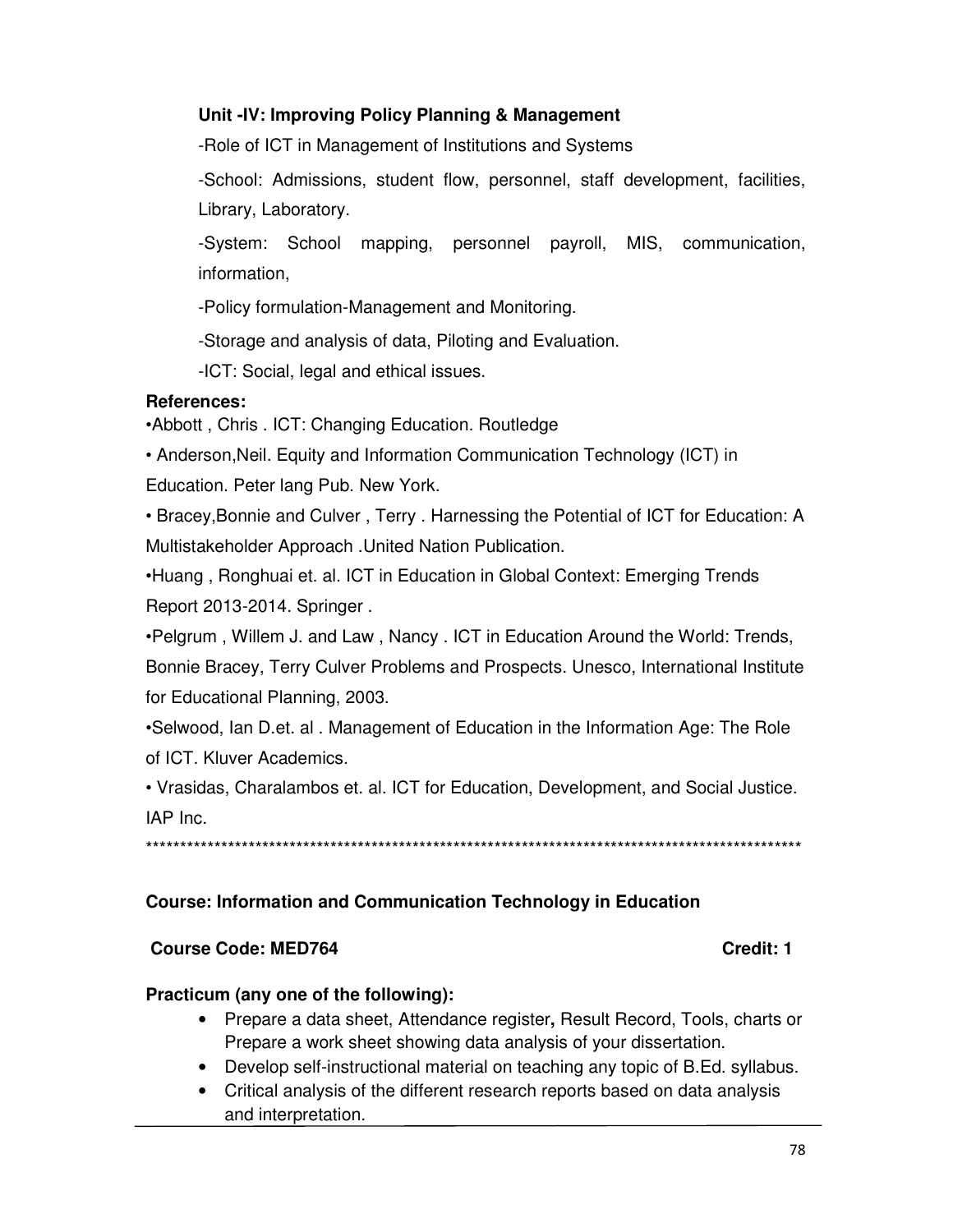**Unit -IV: Improving Policy Planning & Management**

-Role of ICT in Management of Institutions and Systems

-School: Admissions, student flow, personnel, staff development, facilities, Library, Laboratory.

-System: School mapping, personnel payroll, MIS, communication, information,

-Policy formulation-Management and Monitoring.

-Storage and analysis of data, Piloting and Evaluation.

-ICT: Social, legal and ethical issues.

**References:**

•Abbott , Chris . ICT: Changing Education. Routledge

• Anderson,Neil. Equity and Information Communication Technology (ICT) in Education. Peter lang Pub. New York.

• Bracey,Bonnie and Culver , Terry . Harnessing the Potential of ICT for Education: A Multistakeholder Approach .United Nation Publication.

•Huang , Ronghuai et. al. ICT in Education in Global Context: Emerging Trends Report 2013-2014. Springer .

•Pelgrum , Willem J. and Law , Nancy . ICT in Education Around the World: Trends, Bonnie Bracey, Terry Culver Problems and Prospects. Unesco, International Institute for Educational Planning, 2003.

•Selwood, Ian D.et. al . Management of Education in the Information Age: The Role of ICT. Kluver Academics.

• Vrasidas, Charalambos et. al. ICT for Education, Development, and Social Justice. IAP Inc.

****************************************************************************************************

**Course: Information and Communication Technology in Education**

**Course Code: MED764** **Credit: 1**

**Practicum (any one of the following):**

- Prepare a data sheet, Attendance register**,** Result Record, Tools, charts or Prepare a work sheet showing data analysis of your dissertation.
- Develop self-instructional material on teaching any topic of B.Ed. syllabus.
- Critical analysis of the different research reports based on data analysis and interpretation.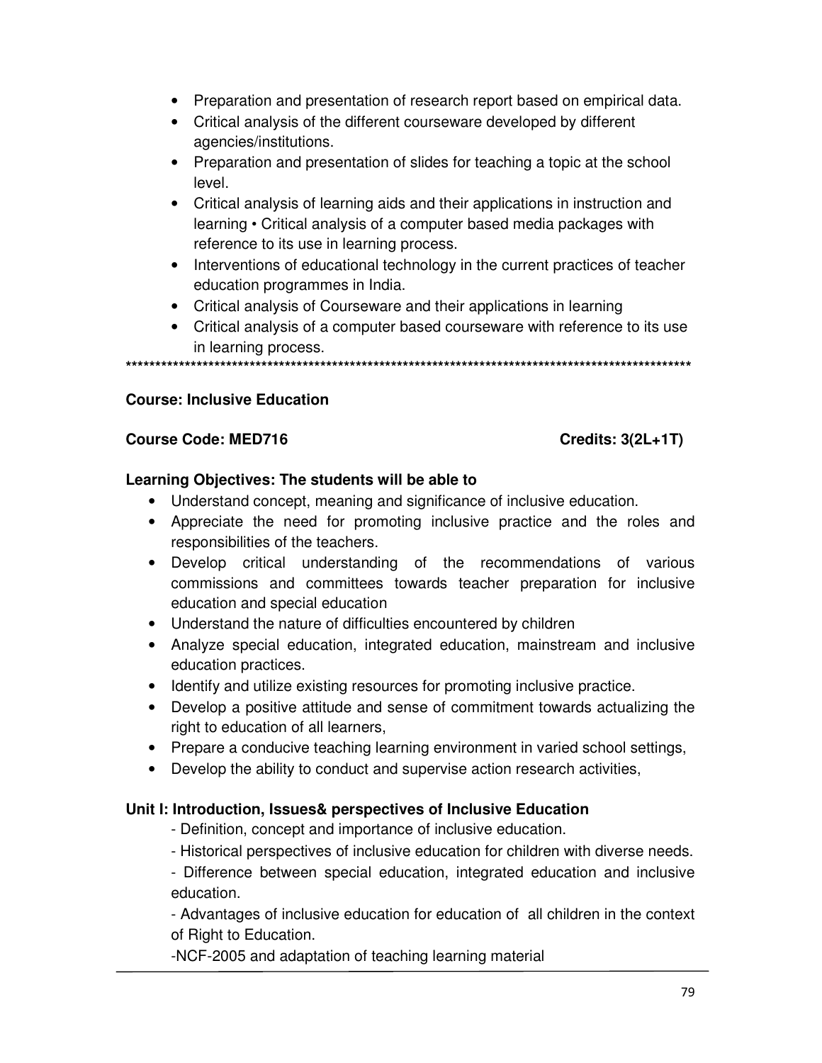- Preparation and presentation of research report based on empirical data.
- Critical analysis of the different courseware developed by different agencies/institutions.
- Preparation and presentation of slides for teaching a topic at the school level.
- Critical analysis of learning aids and their applications in instruction and learning • Critical analysis of a computer based media packages with reference to its use in learning process.
- Interventions of educational technology in the current practices of teacher education programmes in India.
- Critical analysis of Courseware and their applications in learning
- Critical analysis of a computer based courseware with reference to its use in learning process.

****************************************************************************************************

**Course: Inclusive Education**

**Course Code: MED716** **Credits: 3(2L+1T)**

**Learning Objectives: The students will be able to**

- Understand concept, meaning and significance of inclusive education.
- Appreciate the need for promoting inclusive practice and the roles and responsibilities of the teachers.
- Develop critical understanding of the recommendations of various commissions and committees towards teacher preparation for inclusive education and special education
- Understand the nature of difficulties encountered by children
- Analyze special education, integrated education, mainstream and inclusive education practices.
- Identify and utilize existing resources for promoting inclusive practice.
- Develop a positive attitude and sense of commitment towards actualizing the right to education of all learners,
- Prepare a conducive teaching learning environment in varied school settings,
- Develop the ability to conduct and supervise action research activities,

**Unit I: Introduction, Issues& perspectives of Inclusive Education**

- Definition, concept and importance of inclusive education.

- Historical perspectives of inclusive education for children with diverse needs.

- Difference between special education, integrated education and inclusive education.

- Advantages of inclusive education for education of all children in the context of Right to Education.

-NCF-2005 and adaptation of teaching learning material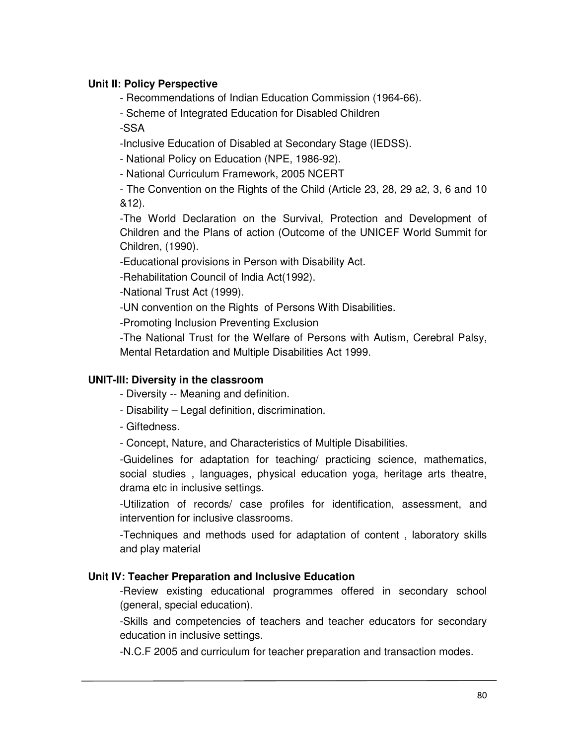**Unit II: Policy Perspective**

- Recommendations of Indian Education Commission (1964-66).
- Scheme of Integrated Education for Disabled Children
- SSA
- Inclusive Education of Disabled at Secondary Stage (IEDSS).
- National Policy on Education (NPE, 1986-92).
- National Curriculum Framework, 2005 NCERT
- The Convention on the Rights of the Child (Article 23, 28, 29 a2, 3, 6 and 10 &12).
- The World Declaration on the Survival, Protection and Development of Children and the Plans of action (Outcome of the UNICEF World Summit for Children, (1990).
- Educational provisions in Person with Disability Act.
- Rehabilitation Council of India Act(1992).
- National Trust Act (1999).
- UN convention on the Rights of Persons With Disabilities.
- Promoting Inclusion Preventing Exclusion
- The National Trust for the Welfare of Persons with Autism, Cerebral Palsy, Mental Retardation and Multiple Disabilities Act 1999.

**UNIT-III: Diversity in the classroom**

- Diversity -- Meaning and definition.
- Disability – Legal definition, discrimination.
- Giftedness.
- Concept, Nature, and Characteristics of Multiple Disabilities.
- Guidelines for adaptation for teaching/ practicing science, mathematics, social studies , languages, physical education yoga, heritage arts theatre, drama etc in inclusive settings.
- Utilization of records/ case profiles for identification, assessment, and intervention for inclusive classrooms.
- Techniques and methods used for adaptation of content , laboratory skills and play material

**Unit IV: Teacher Preparation and Inclusive Education**

- Review existing educational programmes offered in secondary school (general, special education).
- Skills and competencies of teachers and teacher educators for secondary education in inclusive settings.
- N.C.F 2005 and curriculum for teacher preparation and transaction modes.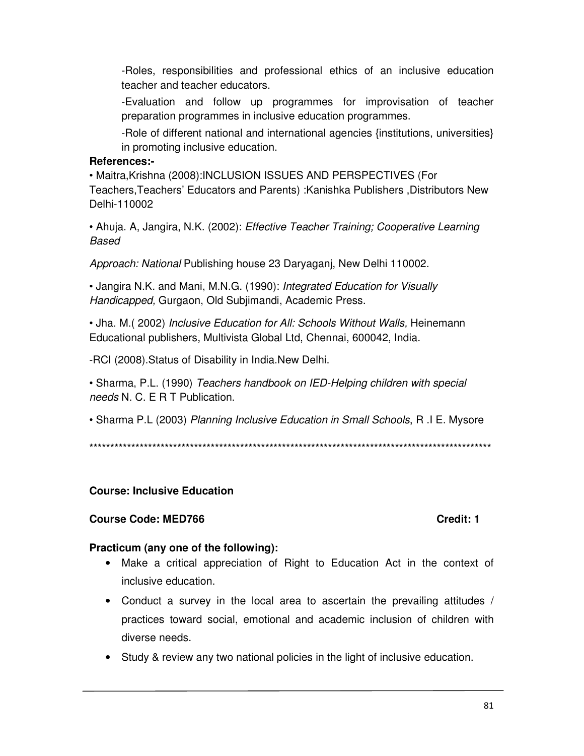-Roles, responsibilities and professional ethics of an inclusive education teacher and teacher educators.

-Evaluation and follow up programmes for improvisation of teacher preparation programmes in inclusive education programmes.

-Role of different national and international agencies {institutions, universities} in promoting inclusive education.

**References:-**

• Maitra,Krishna (2008):INCLUSION ISSUES AND PERSPECTIVES (For Teachers,Teachers' Educators and Parents) :Kanishka Publishers ,Distributors New Delhi-110002

• Ahuja. A, Jangira, N.K. (2002): *Effective Teacher Training; Cooperative Learning Based*

*Approach: National* Publishing house 23 Daryaganj, New Delhi 110002.

• Jangira N.K. and Mani, M.N.G. (1990): *Integrated Education for Visually Handicapped,* Gurgaon, Old Subjimandi, Academic Press.

• Jha. M.( 2002) *Inclusive Education for All: Schools Without Walls,* Heinemann Educational publishers, Multivista Global Ltd, Chennai, 600042, India.

-RCI (2008).Status of Disability in India.New Delhi.

• Sharma, P.L. (1990) *Teachers handbook on IED-Helping children with special needs* N. C. E R T Publication.

• Sharma P.L (2003) *Planning Inclusive Education in Small Schools*, R .I E. Mysore

****************************************************************************************************

**Course: Inclusive Education**

**Course Code: MED766** **Credit: 1**

**Practicum (any one of the following):**

- Make a critical appreciation of Right to Education Act in the context of inclusive education.
- Conduct a survey in the local area to ascertain the prevailing attitudes / practices toward social, emotional and academic inclusion of children with diverse needs.
- Study & review any two national policies in the light of inclusive education.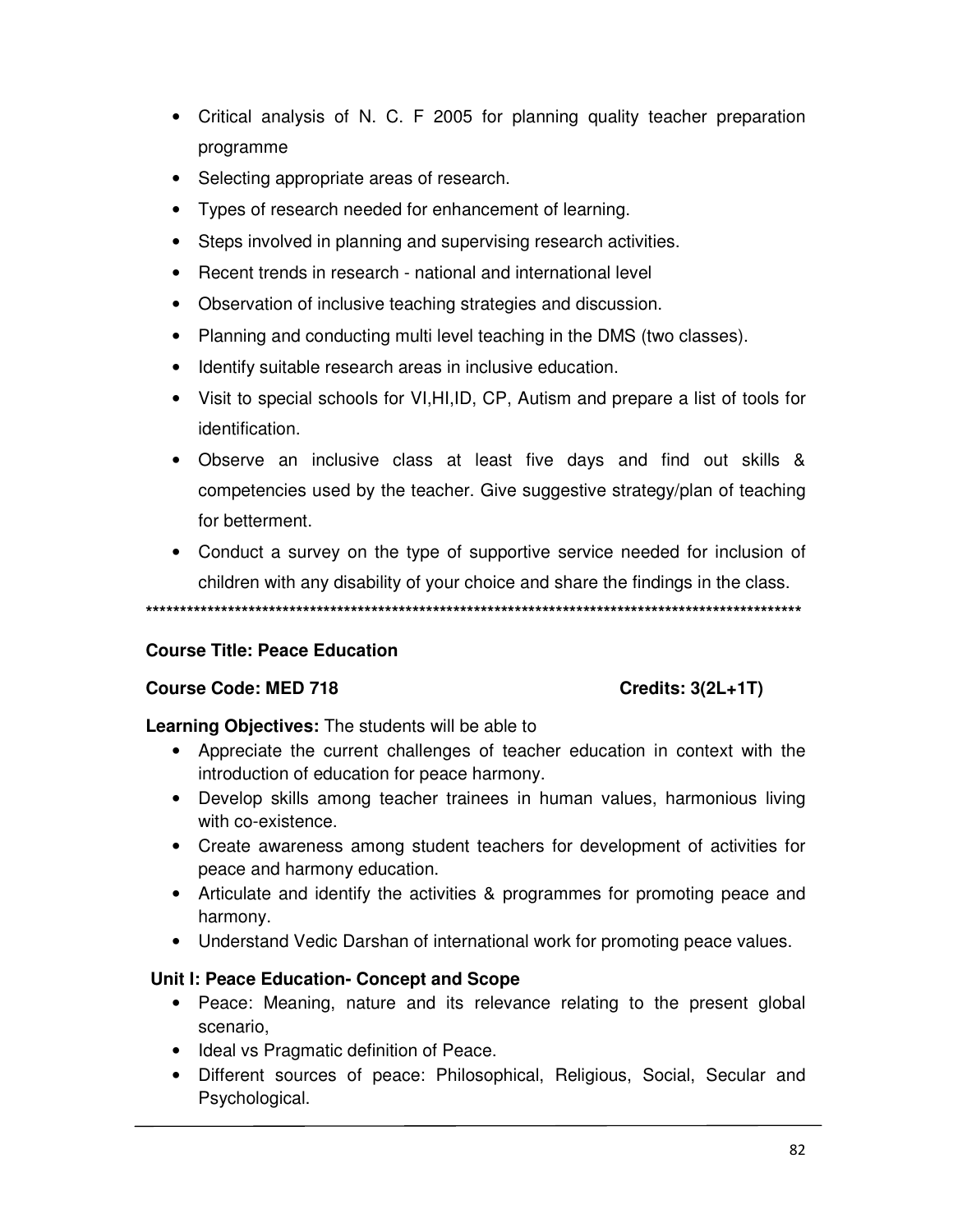- Critical analysis of N. C. F 2005 for planning quality teacher preparation programme
- Selecting appropriate areas of research.
- Types of research needed for enhancement of learning.
- Steps involved in planning and supervising research activities.
- Recent trends in research - national and international level
- Observation of inclusive teaching strategies and discussion.
- Planning and conducting multi level teaching in the DMS (two classes).
- Identify suitable research areas in inclusive education.
- Visit to special schools for VI,HI,ID, CP, Autism and prepare a list of tools for identification.
- Observe an inclusive class at least five days and find out skills & competencies used by the teacher. Give suggestive strategy/plan of teaching for betterment.
- Conduct a survey on the type of supportive service needed for inclusion of children with any disability of your choice and share the findings in the class.

****************************************************************************************************

**Course Title: Peace Education**

**Course Code: MED 718** **Credits: 3(2L+1T)**

**Learning Objectives:** The students will be able to

- Appreciate the current challenges of teacher education in context with the introduction of education for peace harmony.
- Develop skills among teacher trainees in human values, harmonious living with co-existence.
- Create awareness among student teachers for development of activities for peace and harmony education.
- Articulate and identify the activities & programmes for promoting peace and harmony.
- Understand Vedic Darshan of international work for promoting peace values.

**Unit I: Peace Education- Concept and Scope**

- Peace: Meaning, nature and its relevance relating to the present global scenario,
- Ideal vs Pragmatic definition of Peace.
- Different sources of peace: Philosophical, Religious, Social, Secular and Psychological.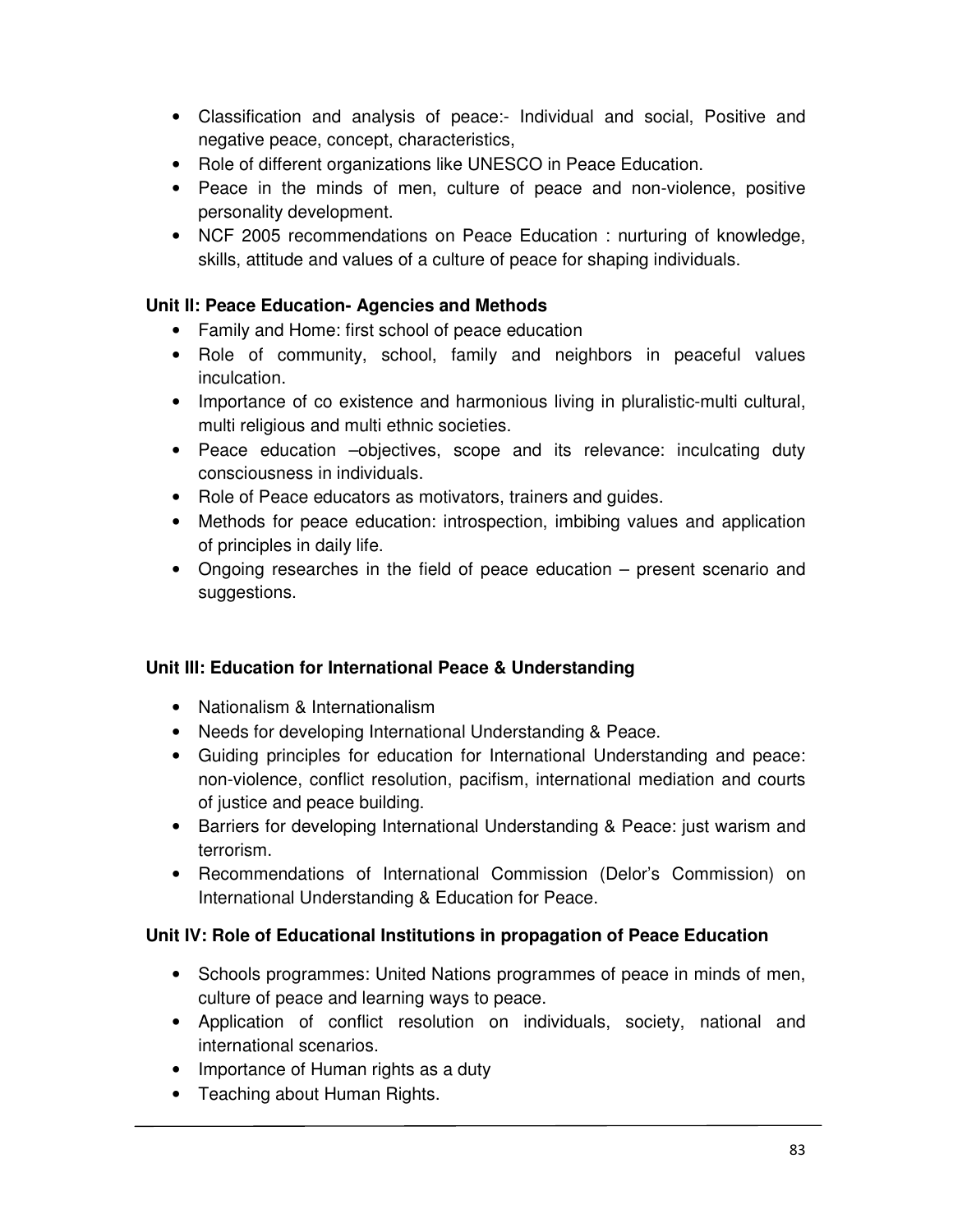- Classification and analysis of peace:- Individual and social, Positive and negative peace, concept, characteristics,
- Role of different organizations like UNESCO in Peace Education.
- Peace in the minds of men, culture of peace and non-violence, positive personality development.
- NCF 2005 recommendations on Peace Education : nurturing of knowledge, skills, attitude and values of a culture of peace for shaping individuals.

**Unit II: Peace Education- Agencies and Methods**

- Family and Home: first school of peace education
- Role of community, school, family and neighbors in peaceful values inculcation.
- Importance of co existence and harmonious living in pluralistic-multi cultural, multi religious and multi ethnic societies.
- Peace education –objectives, scope and its relevance: inculcating duty consciousness in individuals.
- Role of Peace educators as motivators, trainers and guides.
- Methods for peace education: introspection, imbibing values and application of principles in daily life.
- Ongoing researches in the field of peace education – present scenario and suggestions.

**Unit III: Education for International Peace & Understanding**

- Nationalism & Internationalism
- Needs for developing International Understanding & Peace.
- Guiding principles for education for International Understanding and peace: non-violence, conflict resolution, pacifism, international mediation and courts of justice and peace building.
- Barriers for developing International Understanding & Peace: just warism and terrorism.
- Recommendations of International Commission (Delor's Commission) on International Understanding & Education for Peace.

**Unit IV: Role of Educational Institutions in propagation of Peace Education**

- Schools programmes: United Nations programmes of peace in minds of men, culture of peace and learning ways to peace.
- Application of conflict resolution on individuals, society, national and international scenarios.
- Importance of Human rights as a duty
- Teaching about Human Rights.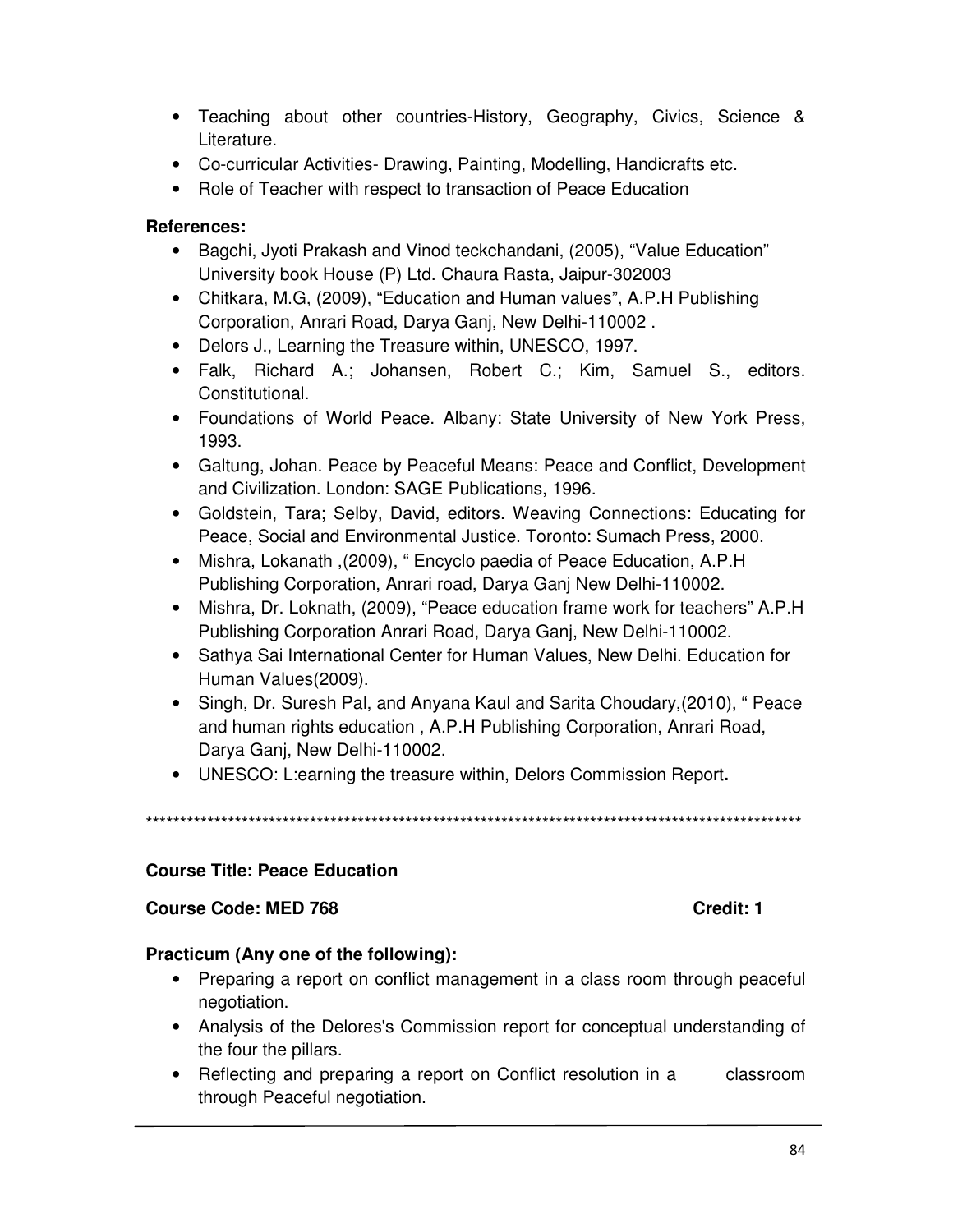- Teaching about other countries-History, Geography, Civics, Science & Literature.
- Co-curricular Activities- Drawing, Painting, Modelling, Handicrafts etc.
- Role of Teacher with respect to transaction of Peace Education

**References:**

- Bagchi, Jyoti Prakash and Vinod teckchandani, (2005), "Value Education" University book House (P) Ltd. Chaura Rasta, Jaipur-302003
- Chitkara, M.G, (2009), "Education and Human values", A.P.H Publishing Corporation, Anrari Road, Darya Ganj, New Delhi-110002 .
- Delors J., Learning the Treasure within, UNESCO, 1997.
- Falk, Richard A.; Johansen, Robert C.; Kim, Samuel S., editors. Constitutional.
- Foundations of World Peace. Albany: State University of New York Press, 1993.
- Galtung, Johan. Peace by Peaceful Means: Peace and Conflict, Development and Civilization. London: SAGE Publications, 1996.
- Goldstein, Tara; Selby, David, editors. Weaving Connections: Educating for Peace, Social and Environmental Justice. Toronto: Sumach Press, 2000.
- Mishra, Lokanath ,(2009), " Encyclo paedia of Peace Education, A.P.H Publishing Corporation, Anrari road, Darya Ganj New Delhi-110002.
- Mishra, Dr. Loknath, (2009), "Peace education frame work for teachers" A.P.H Publishing Corporation Anrari Road, Darya Ganj, New Delhi-110002.
- Sathya Sai International Center for Human Values, New Delhi. Education for Human Values(2009).
- Singh, Dr. Suresh Pal, and Anyana Kaul and Sarita Choudary,(2010), " Peace and human rights education , A.P.H Publishing Corporation, Anrari Road, Darya Ganj, New Delhi-110002.
- UNESCO: L:earning the treasure within, Delors Commission Report**.**

***************************************************************************************************

**Course Title: Peace Education**

**Course Code: MED 768** **Credit: 1**

**Practicum (Any one of the following):**

- Preparing a report on conflict management in a class room through peaceful negotiation.
- Analysis of the Delores's Commission report for conceptual understanding of the four the pillars.
- Reflecting and preparing a report on Conflict resolution in a classroom through Peaceful negotiation.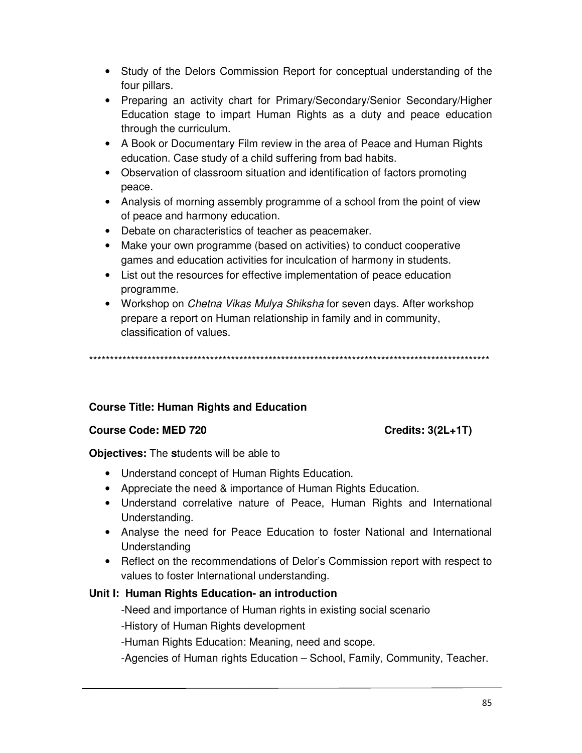- Study of the Delors Commission Report for conceptual understanding of the four pillars.
- Preparing an activity chart for Primary/Secondary/Senior Secondary/Higher Education stage to impart Human Rights as a duty and peace education through the curriculum.
- A Book or Documentary Film review in the area of Peace and Human Rights education. Case study of a child suffering from bad habits.
- Observation of classroom situation and identification of factors promoting peace.
- Analysis of morning assembly programme of a school from the point of view of peace and harmony education.
- Debate on characteristics of teacher as peacemaker.
- Make your own programme (based on activities) to conduct cooperative games and education activities for inculcation of harmony in students.
- List out the resources for effective implementation of peace education programme.
- Workshop on *Chetna Vikas Mulya Shiksha* for seven days. After workshop prepare a report on Human relationship in family and in community, classification of values.

****************************************************************************************************

**Course Title: Human Rights and Education**

**Course Code: MED 720** **Credits: 3(2L+1T)**

**Objectives:** The **s**tudents will be able to

- Understand concept of Human Rights Education.
- Appreciate the need & importance of Human Rights Education.
- Understand correlative nature of Peace, Human Rights and International Understanding.
- Analyse the need for Peace Education to foster National and International Understanding
- Reflect on the recommendations of Delor's Commission report with respect to values to foster International understanding.

**Unit I: Human Rights Education- an introduction**

-Need and importance of Human rights in existing social scenario

-History of Human Rights development

-Human Rights Education: Meaning, need and scope.

-Agencies of Human rights Education – School, Family, Community, Teacher.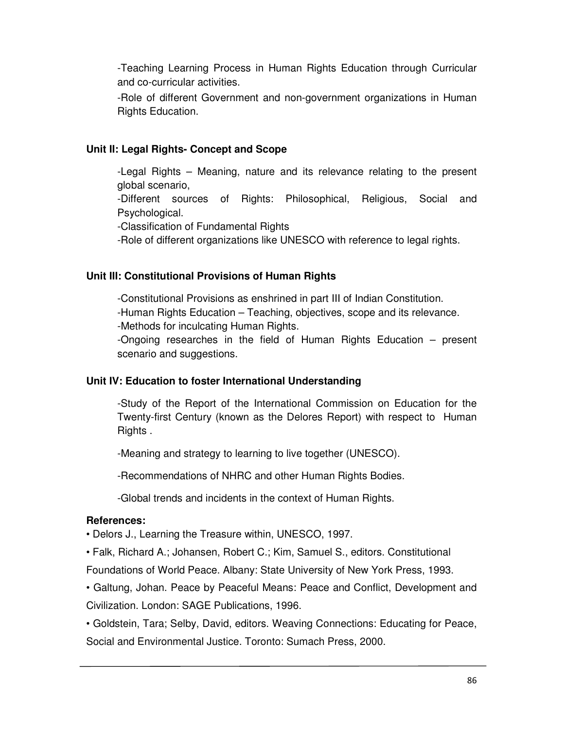-Teaching Learning Process in Human Rights Education through Curricular and co-curricular activities.

-Role of different Government and non-government organizations in Human Rights Education.

### Unit II: Legal Rights- Concept and Scope

-Legal Rights – Meaning, nature and its relevance relating to the present global scenario,

-Different sources of Rights: Philosophical, Religious, Social and Psychological.

-Classification of Fundamental Rights

-Role of different organizations like UNESCO with reference to legal rights.

### Unit III: Constitutional Provisions of Human Rights

-Constitutional Provisions as enshrined in part III of Indian Constitution.

-Human Rights Education – Teaching, objectives, scope and its relevance.

-Methods for inculcating Human Rights.

-Ongoing researches in the field of Human Rights Education – present scenario and suggestions.

### Unit IV: Education to foster International Understanding

-Study of the Report of the International Commission on Education for the Twenty-first Century (known as the Delores Report) with respect to Human Rights .

-Meaning and strategy to learning to live together (UNESCO).

-Recommendations of NHRC and other Human Rights Bodies.

-Global trends and incidents in the context of Human Rights.

**References:**

- Delors J., Learning the Treasure within, UNESCO, 1997.
- Falk, Richard A.; Johansen, Robert C.; Kim, Samuel S., editors. Constitutional Foundations of World Peace. Albany: State University of New York Press, 1993.
- Galtung, Johan. Peace by Peaceful Means: Peace and Conflict, Development and Civilization. London: SAGE Publications, 1996.
- Goldstein, Tara; Selby, David, editors. Weaving Connections: Educating for Peace, Social and Environmental Justice. Toronto: Sumach Press, 2000.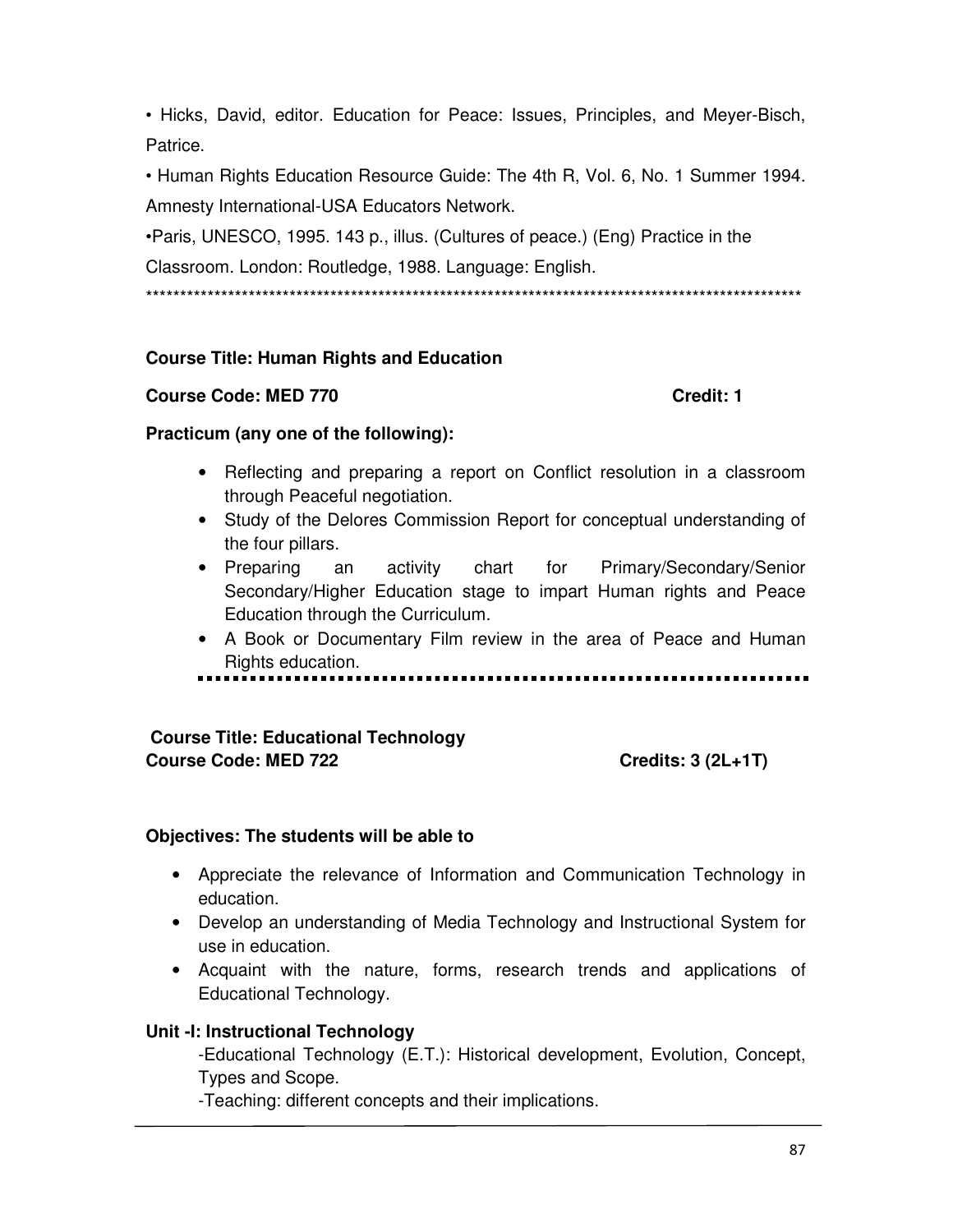• Hicks, David, editor. Education for Peace: Issues, Principles, and Meyer-Bisch, Patrice.

• Human Rights Education Resource Guide: The 4th R, Vol. 6, No. 1 Summer 1994. Amnesty International-USA Educators Network.

•Paris, UNESCO, 1995. 143 p., illus. (Cultures of peace.) (Eng) Practice in the Classroom. London: Routledge, 1988. Language: English.

***************************************************************************************************

**Course Title: Human Rights and Education**

**Course Code: MED 770** **Credit: 1**

**Practicum (any one of the following):**

- Reflecting and preparing a report on Conflict resolution in a classroom through Peaceful negotiation.
- Study of the Delores Commission Report for conceptual understanding of the four pillars.
- Preparing an activity chart for Primary/Secondary/Senior Secondary/Higher Education stage to impart Human rights and Peace Education through the Curriculum.
- A Book or Documentary Film review in the area of Peace and Human Rights education.

---

**Course Title: Educational Technology**
**Course Code: MED 722** **Credits: 3 (2L+1T)**

**Objectives: The students will be able to**

- Appreciate the relevance of Information and Communication Technology in education.
- Develop an understanding of Media Technology and Instructional System for use in education.
- Acquaint with the nature, forms, research trends and applications of Educational Technology.

**Unit -I: Instructional Technology**

-Educational Technology (E.T.): Historical development, Evolution, Concept, Types and Scope.

-Teaching: different concepts and their implications.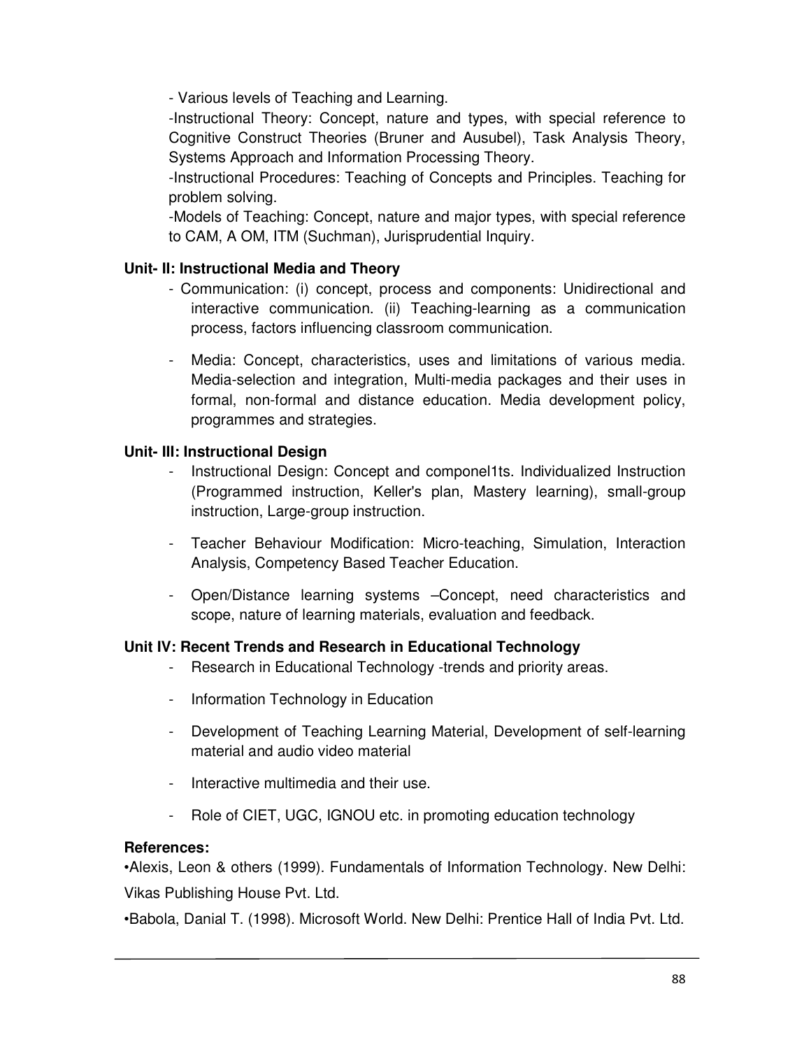- Various levels of Teaching and Learning.
- Instructional Theory: Concept, nature and types, with special reference to Cognitive Construct Theories (Bruner and Ausubel), Task Analysis Theory, Systems Approach and Information Processing Theory.
- Instructional Procedures: Teaching of Concepts and Principles. Teaching for problem solving.
- Models of Teaching: Concept, nature and major types, with special reference to CAM, A OM, ITM (Suchman), Jurisprudential Inquiry.

**Unit- II: Instructional Media and Theory**

- Communication: (i) concept, process and components: Unidirectional and interactive communication. (ii) Teaching-learning as a communication process, factors influencing classroom communication.
- Media: Concept, characteristics, uses and limitations of various media. Media-selection and integration, Multi-media packages and their uses in formal, non-formal and distance education. Media development policy, programmes and strategies.

**Unit- III: Instructional Design**

- Instructional Design: Concept and componel1ts. Individualized Instruction (Programmed instruction, Keller's plan, Mastery learning), small-group instruction, Large-group instruction.
- Teacher Behaviour Modification: Micro-teaching, Simulation, Interaction Analysis, Competency Based Teacher Education.
- Open/Distance learning systems –Concept, need characteristics and scope, nature of learning materials, evaluation and feedback.

**Unit IV: Recent Trends and Research in Educational Technology**

- Research in Educational Technology -trends and priority areas.
- Information Technology in Education
- Development of Teaching Learning Material, Development of self-learning material and audio video material
- Interactive multimedia and their use.
- Role of CIET, UGC, IGNOU etc. in promoting education technology

**References:**

•Alexis, Leon & others (1999). Fundamentals of Information Technology. New Delhi: Vikas Publishing House Pvt. Ltd.

•Babola, Danial T. (1998). Microsoft World. New Delhi: Prentice Hall of India Pvt. Ltd.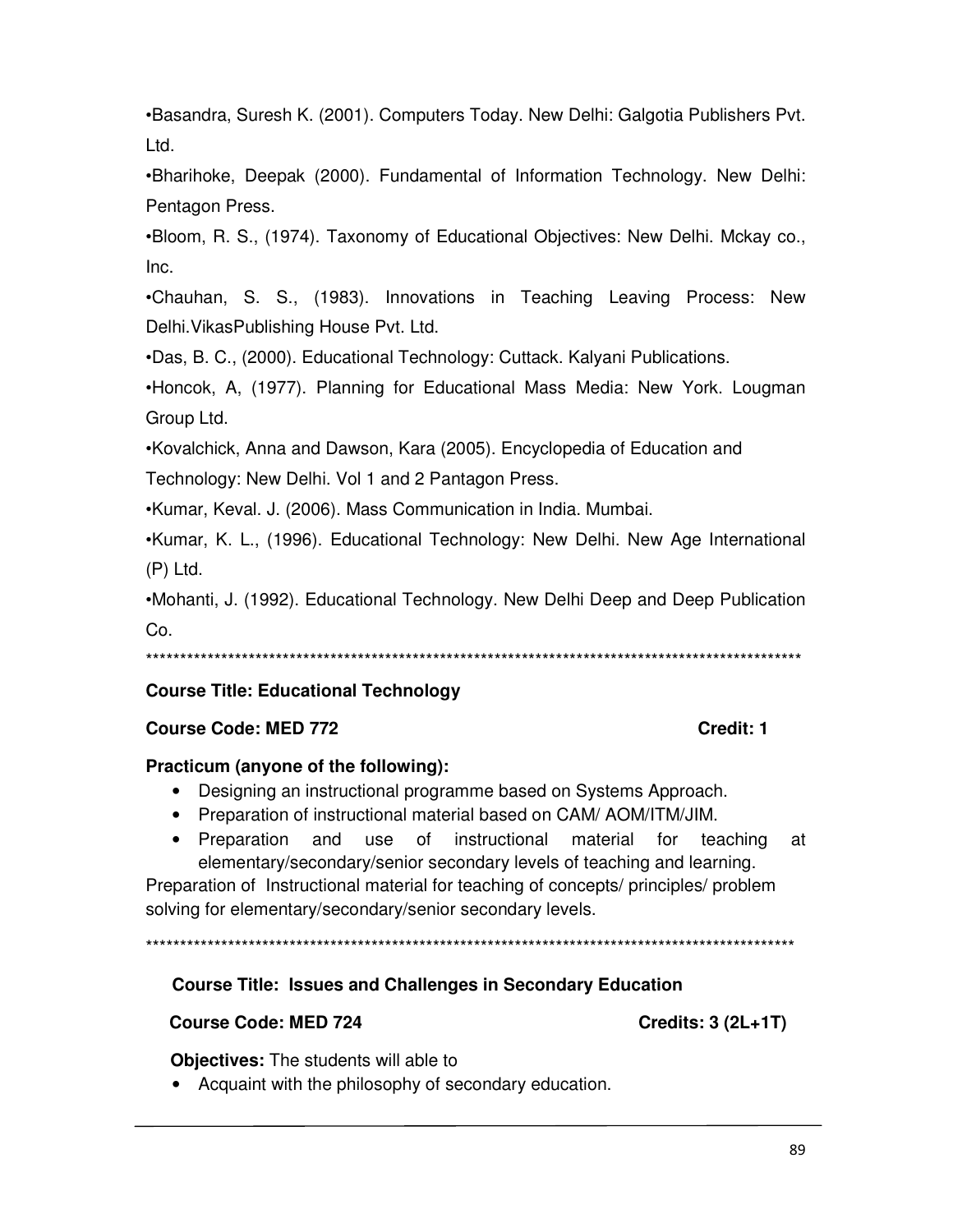•Basandra, Suresh K. (2001). Computers Today. New Delhi: Galgotia Publishers Pvt. Ltd.

•Bharihoke, Deepak (2000). Fundamental of Information Technology. New Delhi: Pentagon Press.

•Bloom, R. S., (1974). Taxonomy of Educational Objectives: New Delhi. Mckay co., Inc.

•Chauhan, S. S., (1983). Innovations in Teaching Leaving Process: New Delhi.VikasPublishing House Pvt. Ltd.

•Das, B. C., (2000). Educational Technology: Cuttack. Kalyani Publications.

•Honcok, A, (1977). Planning for Educational Mass Media: New York. Lougman Group Ltd.

•Kovalchick, Anna and Dawson, Kara (2005). Encyclopedia of Education and Technology: New Delhi. Vol 1 and 2 Pantagon Press.

•Kumar, Keval. J. (2006). Mass Communication in India. Mumbai.

•Kumar, K. L., (1996). Educational Technology: New Delhi. New Age International (P) Ltd.

•Mohanti, J. (1992). Educational Technology. New Delhi Deep and Deep Publication Co.

***************************************************************************************************

**Course Title: Educational Technology**

**Course Code: MED 772** **Credit: 1**

**Practicum (anyone of the following):**

- Designing an instructional programme based on Systems Approach.
- Preparation of instructional material based on CAM/ AOM/ITM/JIM.
- Preparation and use of instructional material for teaching at elementary/secondary/senior secondary levels of teaching and learning.

Preparation of Instructional material for teaching of concepts/ principles/ problem solving for elementary/secondary/senior secondary levels.

***************************************************************************************************

**Course Title: Issues and Challenges in Secondary Education**

**Course Code: MED 724** **Credits: 3 (2L+1T)**

**Objectives:** The students will able to

- Acquaint with the philosophy of secondary education.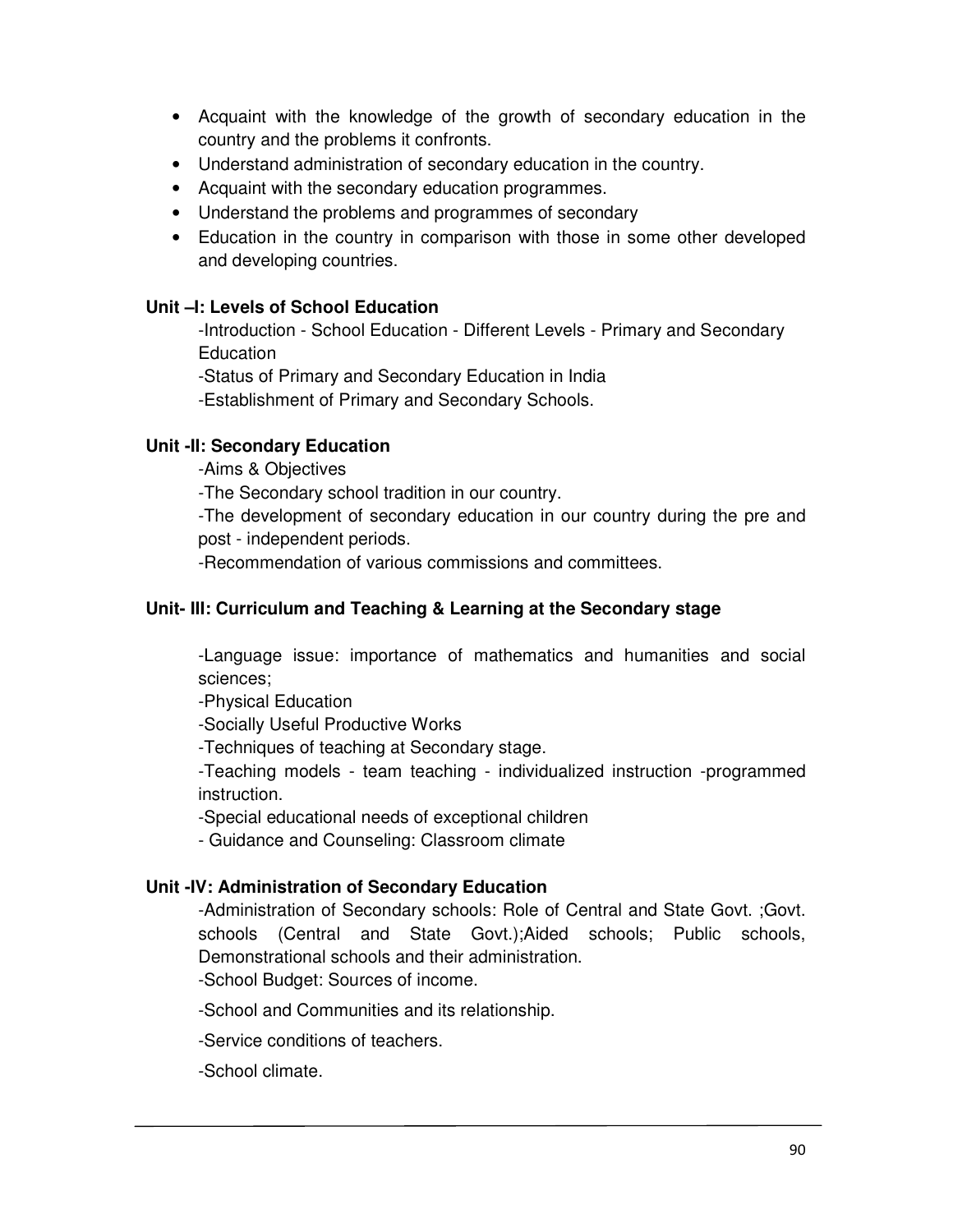- Acquaint with the knowledge of the growth of secondary education in the country and the problems it confronts.
- Understand administration of secondary education in the country.
- Acquaint with the secondary education programmes.
- Understand the problems and programmes of secondary
- Education in the country in comparison with those in some other developed and developing countries.

**Unit –I: Levels of School Education**

-Introduction - School Education - Different Levels - Primary and Secondary Education

-Status of Primary and Secondary Education in India

-Establishment of Primary and Secondary Schools.

**Unit -II: Secondary Education**

-Aims & Objectives

-The Secondary school tradition in our country.

-The development of secondary education in our country during the pre and post - independent periods.

-Recommendation of various commissions and committees.

**Unit- III: Curriculum and Teaching & Learning at the Secondary stage**

-Language issue: importance of mathematics and humanities and social sciences;

-Physical Education

-Socially Useful Productive Works

-Techniques of teaching at Secondary stage.

-Teaching models - team teaching - individualized instruction -programmed instruction.

-Special educational needs of exceptional children

- Guidance and Counseling: Classroom climate

**Unit -IV: Administration of Secondary Education**

-Administration of Secondary schools: Role of Central and State Govt. ;Govt. schools (Central and State Govt.);Aided schools; Public schools, Demonstrational schools and their administration.

-School Budget: Sources of income.

-School and Communities and its relationship.

-Service conditions of teachers.

-School climate.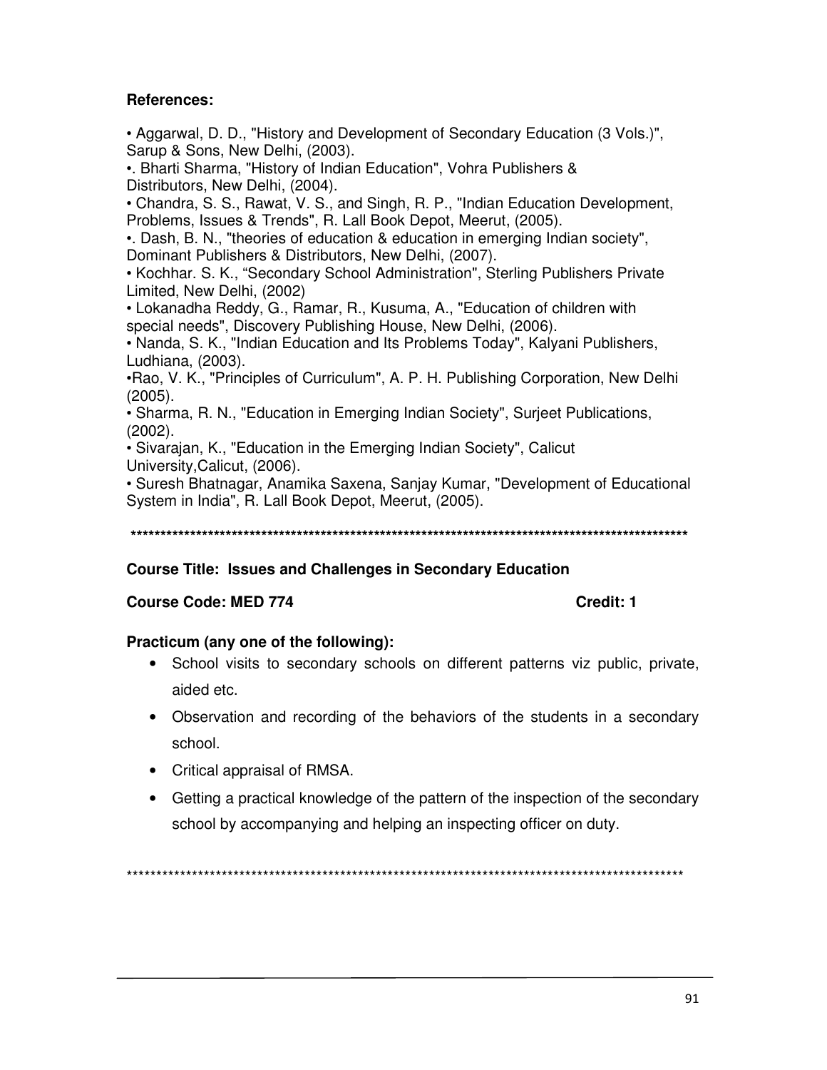**References:**

- Aggarwal, D. D., "History and Development of Secondary Education (3 Vols.)", Sarup & Sons, New Delhi, (2003).
- . Bharti Sharma, "History of Indian Education", Vohra Publishers & Distributors, New Delhi, (2004).
- Chandra, S. S., Rawat, V. S., and Singh, R. P., "Indian Education Development, Problems, Issues & Trends", R. Lall Book Depot, Meerut, (2005).
- . Dash, B. N., "theories of education & education in emerging Indian society", Dominant Publishers & Distributors, New Delhi, (2007).
- Kochhar. S. K., "Secondary School Administration", Sterling Publishers Private Limited, New Delhi, (2002)
- Lokanadha Reddy, G., Ramar, R., Kusuma, A., "Education of children with special needs", Discovery Publishing House, New Delhi, (2006).
- Nanda, S. K., "Indian Education and Its Problems Today", Kalyani Publishers, Ludhiana, (2003).
- Rao, V. K., "Principles of Curriculum", A. P. H. Publishing Corporation, New Delhi (2005).
- Sharma, R. N., "Education in Emerging Indian Society", Surjeet Publications, (2002).
- Sivarajan, K., "Education in the Emerging Indian Society", Calicut University,Calicut, (2006).
- Suresh Bhatnagar, Anamika Saxena, Sanjay Kumar, "Development of Educational System in India", R. Lall Book Depot, Meerut, (2005).

***************************************************************************************************

**Course Title: Issues and Challenges in Secondary Education**

**Course Code: MED 774** **Credit: 1**

**Practicum (any one of the following):**

- School visits to secondary schools on different patterns viz public, private, aided etc.
- Observation and recording of the behaviors of the students in a secondary school.
- Critical appraisal of RMSA.
- Getting a practical knowledge of the pattern of the inspection of the secondary school by accompanying and helping an inspecting officer on duty.

***************************************************************************************************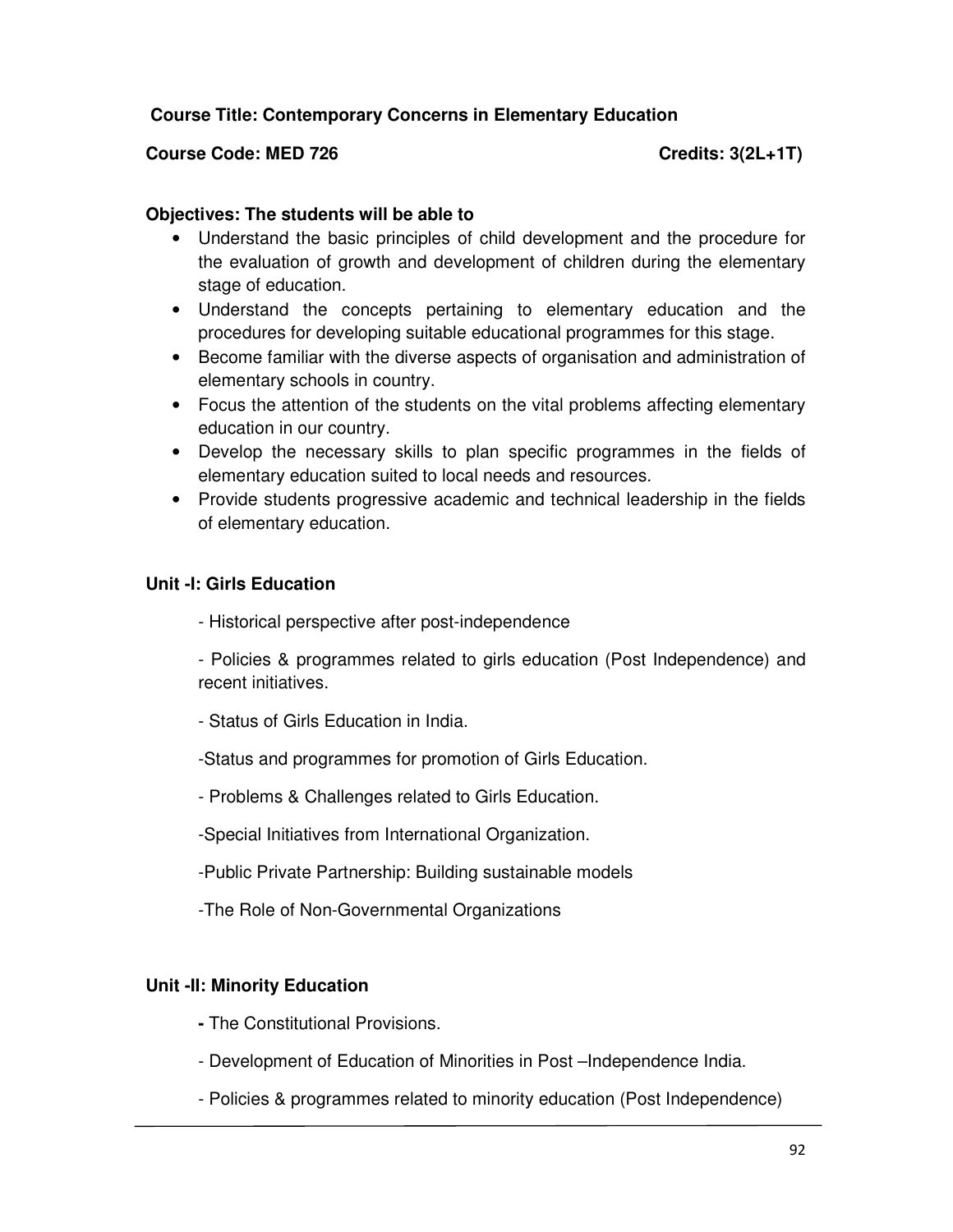**Course Title: Contemporary Concerns in Elementary Education**

**Course Code: MED 726** **Credits: 3(2L+1T)**

**Objectives: The students will be able to**

- Understand the basic principles of child development and the procedure for the evaluation of growth and development of children during the elementary stage of education.
- Understand the concepts pertaining to elementary education and the procedures for developing suitable educational programmes for this stage.
- Become familiar with the diverse aspects of organisation and administration of elementary schools in country.
- Focus the attention of the students on the vital problems affecting elementary education in our country.
- Develop the necessary skills to plan specific programmes in the fields of elementary education suited to local needs and resources.
- Provide students progressive academic and technical leadership in the fields of elementary education.

**Unit -I: Girls Education**

- Historical perspective after post-independence

- Policies & programmes related to girls education (Post Independence) and recent initiatives.

- Status of Girls Education in India.

-Status and programmes for promotion of Girls Education.

- Problems & Challenges related to Girls Education.

-Special Initiatives from International Organization.

-Public Private Partnership: Building sustainable models

-The Role of Non-Governmental Organizations

**Unit -II: Minority Education**

**-** The Constitutional Provisions.

- Development of Education of Minorities in Post –Independence India.

- Policies & programmes related to minority education (Post Independence)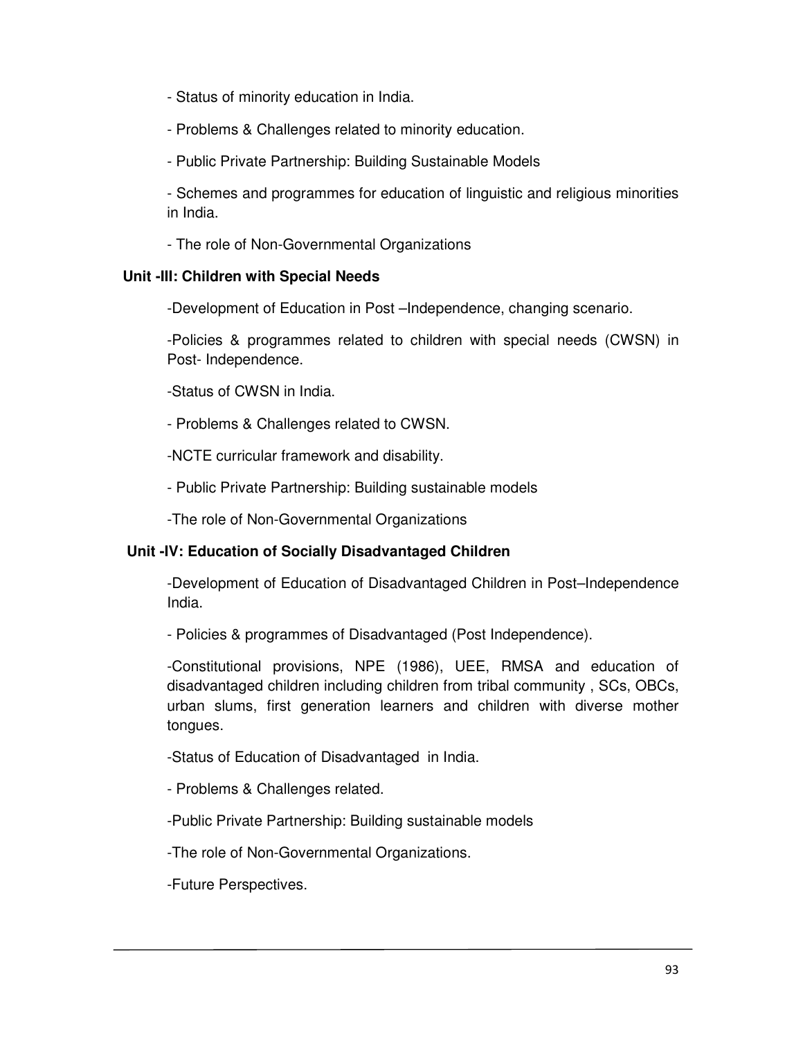- Status of minority education in India.

- Problems & Challenges related to minority education.

- Public Private Partnership: Building Sustainable Models

- Schemes and programmes for education of linguistic and religious minorities in India.

- The role of Non-Governmental Organizations

**Unit -III: Children with Special Needs**

-Development of Education in Post –Independence, changing scenario.

-Policies & programmes related to children with special needs (CWSN) in Post- Independence.

-Status of CWSN in India.

- Problems & Challenges related to CWSN.

-NCTE curricular framework and disability.

- Public Private Partnership: Building sustainable models

-The role of Non-Governmental Organizations

**Unit -IV: Education of Socially Disadvantaged Children**

-Development of Education of Disadvantaged Children in Post–Independence India.

- Policies & programmes of Disadvantaged (Post Independence).

-Constitutional provisions, NPE (1986), UEE, RMSA and education of disadvantaged children including children from tribal community , SCs, OBCs, urban slums, first generation learners and children with diverse mother tongues.

-Status of Education of Disadvantaged in India.

- Problems & Challenges related.

-Public Private Partnership: Building sustainable models

-The role of Non-Governmental Organizations.

-Future Perspectives.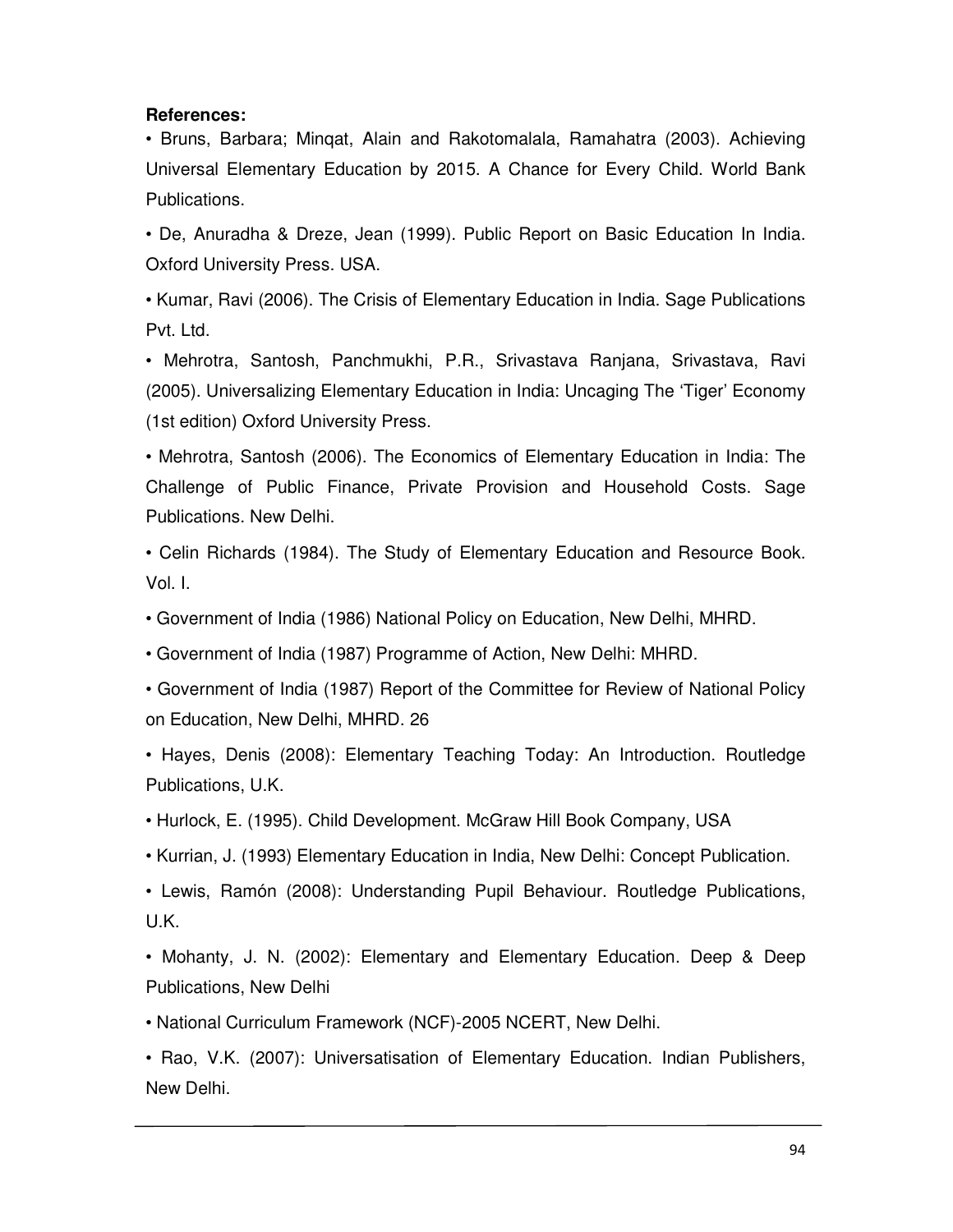**References:**

- Bruns, Barbara; Minqat, Alain and Rakotomalala, Ramahatra (2003). Achieving Universal Elementary Education by 2015. A Chance for Every Child. World Bank Publications.
- De, Anuradha & Dreze, Jean (1999). Public Report on Basic Education In India. Oxford University Press. USA.
- Kumar, Ravi (2006). The Crisis of Elementary Education in India. Sage Publications Pvt. Ltd.
- Mehrotra, Santosh, Panchmukhi, P.R., Srivastava Ranjana, Srivastava, Ravi (2005). Universalizing Elementary Education in India: Uncaging The 'Tiger' Economy (1st edition) Oxford University Press.
- Mehrotra, Santosh (2006). The Economics of Elementary Education in India: The Challenge of Public Finance, Private Provision and Household Costs. Sage Publications. New Delhi.
- Celin Richards (1984). The Study of Elementary Education and Resource Book. Vol. I.
- Government of India (1986) National Policy on Education, New Delhi, MHRD.
- Government of India (1987) Programme of Action, New Delhi: MHRD.
- Government of India (1987) Report of the Committee for Review of National Policy on Education, New Delhi, MHRD. 26
- Hayes, Denis (2008): Elementary Teaching Today: An Introduction. Routledge Publications, U.K.
- Hurlock, E. (1995). Child Development. McGraw Hill Book Company, USA
- Kurrian, J. (1993) Elementary Education in India, New Delhi: Concept Publication.
- Lewis, Ramón (2008): Understanding Pupil Behaviour. Routledge Publications, U.K.
- Mohanty, J. N. (2002): Elementary and Elementary Education. Deep & Deep Publications, New Delhi
- National Curriculum Framework (NCF)-2005 NCERT, New Delhi.
- Rao, V.K. (2007): Universatisation of Elementary Education. Indian Publishers, New Delhi.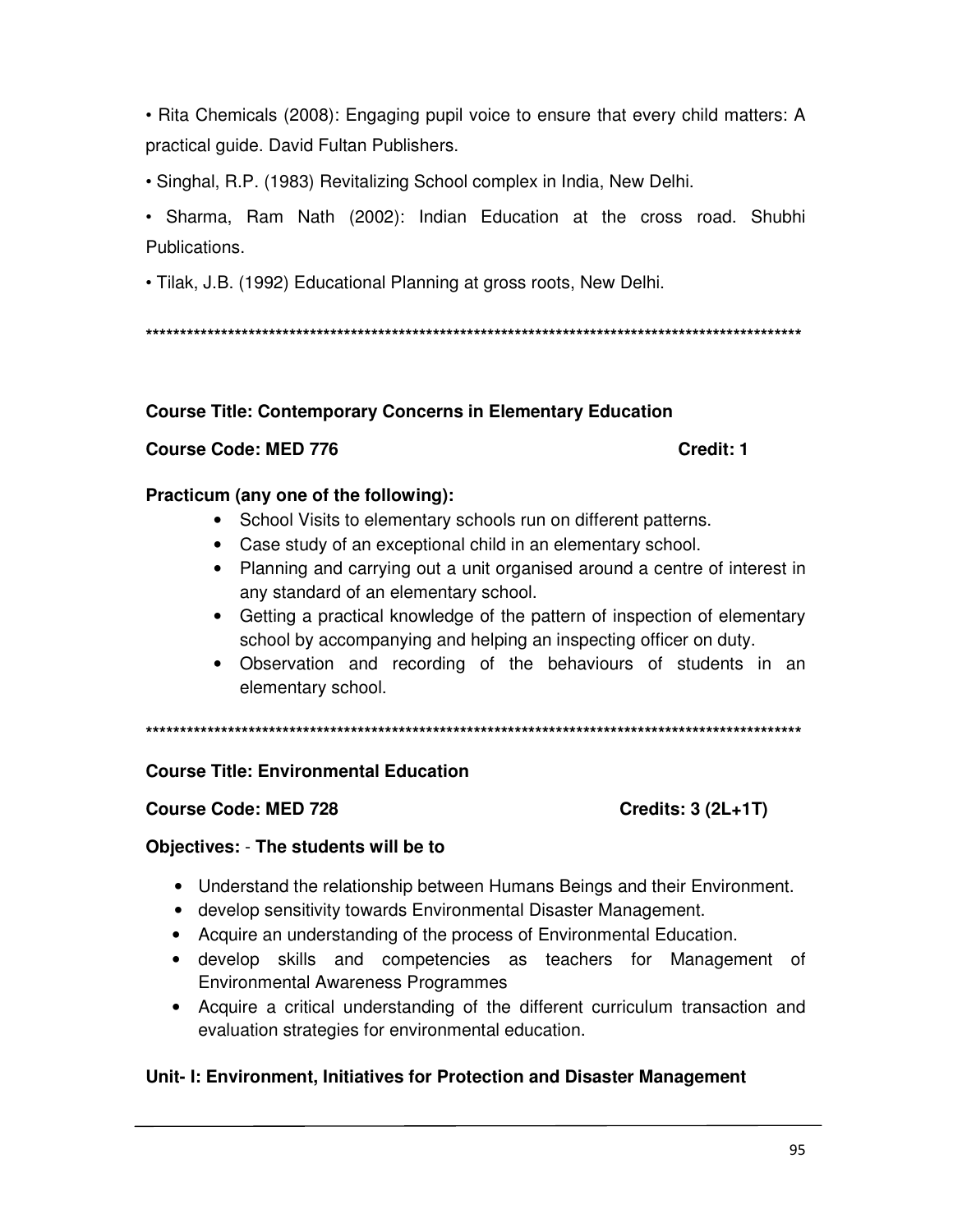- Rita Chemicals (2008): Engaging pupil voice to ensure that every child matters: A practical guide. David Fultan Publishers.
- Singhal, R.P. (1983) Revitalizing School complex in India, New Delhi.
- Sharma, Ram Nath (2002): Indian Education at the cross road. Shubhi Publications.
- Tilak, J.B. (1992) Educational Planning at gross roots, New Delhi.

****************************************************************************************************

**Course Title: Contemporary Concerns in Elementary Education**

**Course Code: MED 776** **Credit: 1**

**Practicum (any one of the following):**

- School Visits to elementary schools run on different patterns.
- Case study of an exceptional child in an elementary school.
- Planning and carrying out a unit organised around a centre of interest in any standard of an elementary school.
- Getting a practical knowledge of the pattern of inspection of elementary school by accompanying and helping an inspecting officer on duty.
- Observation and recording of the behaviours of students in an elementary school.

****************************************************************************************************

**Course Title: Environmental Education**

**Course Code: MED 728** **Credits: 3 (2L+1T)**

**Objectives:** - **The students will be to**

- Understand the relationship between Humans Beings and their Environment.
- develop sensitivity towards Environmental Disaster Management.
- Acquire an understanding of the process of Environmental Education.
- develop skills and competencies as teachers for Management of Environmental Awareness Programmes
- Acquire a critical understanding of the different curriculum transaction and evaluation strategies for environmental education.

**Unit- I: Environment, Initiatives for Protection and Disaster Management**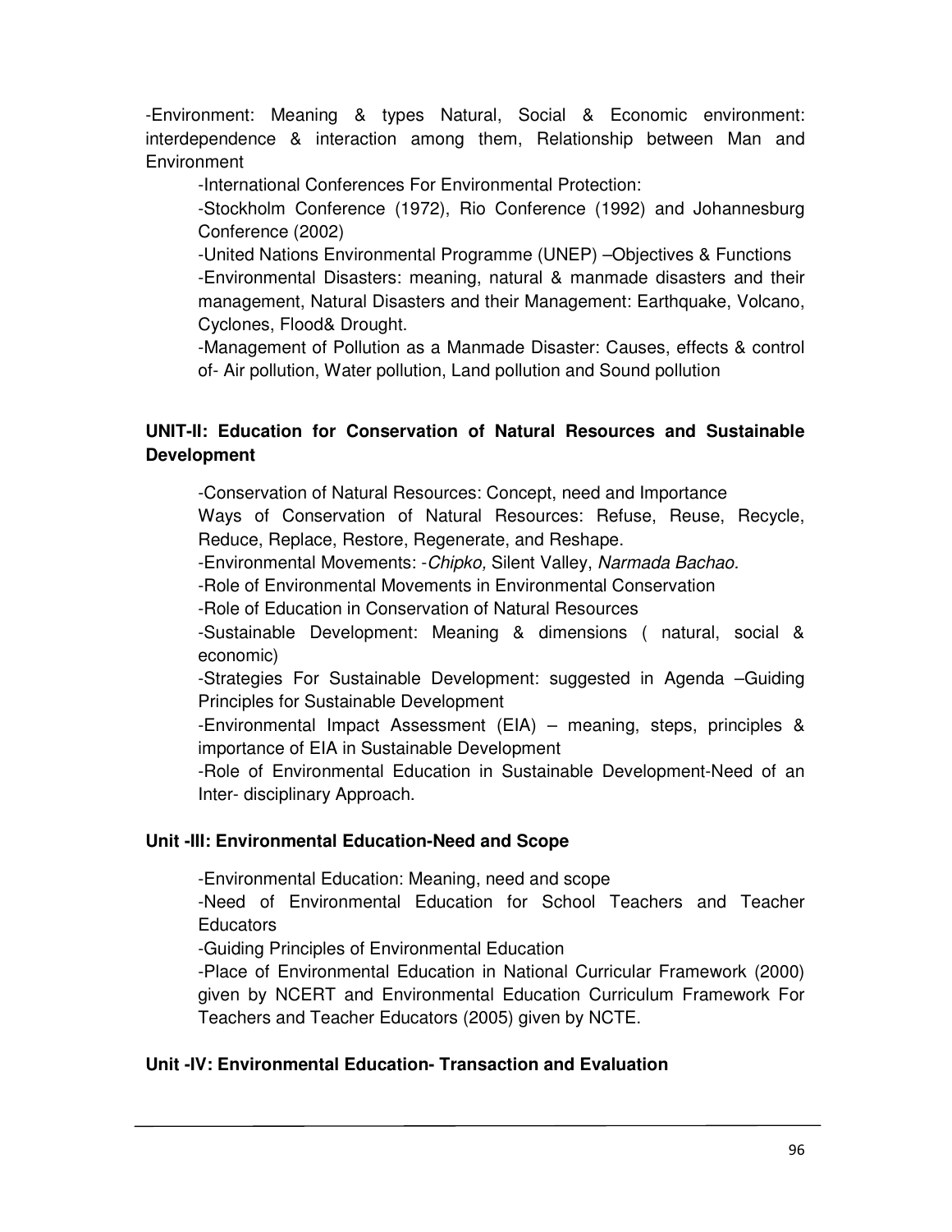-Environment: Meaning & types Natural, Social & Economic environment: interdependence & interaction among them, Relationship between Man and Environment

-International Conferences For Environmental Protection:

-Stockholm Conference (1972), Rio Conference (1992) and Johannesburg Conference (2002)

-United Nations Environmental Programme (UNEP) –Objectives & Functions

-Environmental Disasters: meaning, natural & manmade disasters and their management, Natural Disasters and their Management: Earthquake, Volcano, Cyclones, Flood& Drought.

-Management of Pollution as a Manmade Disaster: Causes, effects & control of- Air pollution, Water pollution, Land pollution and Sound pollution

**UNIT-II: Education for Conservation of Natural Resources and Sustainable Development**

-Conservation of Natural Resources: Concept, need and Importance

Ways of Conservation of Natural Resources: Refuse, Reuse, Recycle, Reduce, Replace, Restore, Regenerate, and Reshape.

-Environmental Movements: -*Chipko,* Silent Valley, *Narmada Bachao.*

-Role of Environmental Movements in Environmental Conservation

-Role of Education in Conservation of Natural Resources

-Sustainable Development: Meaning & dimensions ( natural, social & economic)

-Strategies For Sustainable Development: suggested in Agenda –Guiding Principles for Sustainable Development

-Environmental Impact Assessment (EIA) – meaning, steps, principles & importance of EIA in Sustainable Development

-Role of Environmental Education in Sustainable Development-Need of an Inter- disciplinary Approach.

**Unit -III: Environmental Education-Need and Scope**

-Environmental Education: Meaning, need and scope

-Need of Environmental Education for School Teachers and Teacher Educators

-Guiding Principles of Environmental Education

-Place of Environmental Education in National Curricular Framework (2000) given by NCERT and Environmental Education Curriculum Framework For Teachers and Teacher Educators (2005) given by NCTE.

**Unit -IV: Environmental Education- Transaction and Evaluation**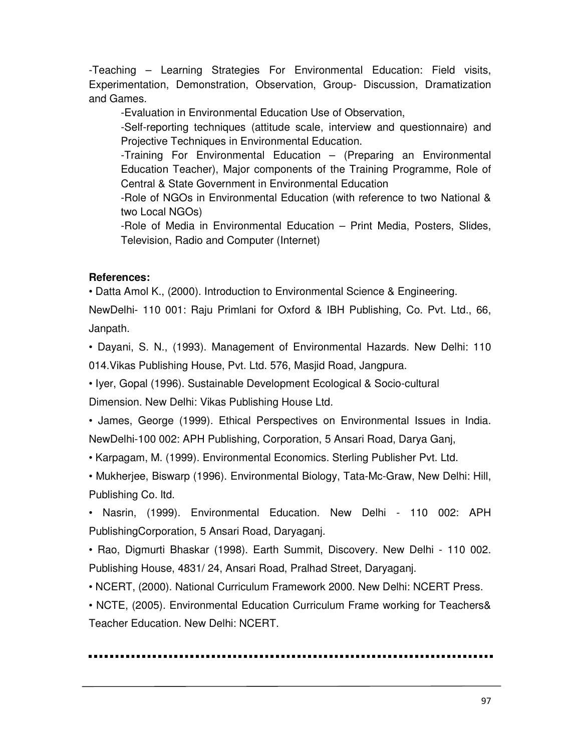-Teaching – Learning Strategies For Environmental Education: Field visits, Experimentation, Demonstration, Observation, Group- Discussion, Dramatization and Games.

-Evaluation in Environmental Education Use of Observation,

-Self-reporting techniques (attitude scale, interview and questionnaire) and Projective Techniques in Environmental Education.

-Training For Environmental Education – (Preparing an Environmental Education Teacher), Major components of the Training Programme, Role of Central & State Government in Environmental Education

-Role of NGOs in Environmental Education (with reference to two National & two Local NGOs)

-Role of Media in Environmental Education – Print Media, Posters, Slides, Television, Radio and Computer (Internet)

**References:**

- Datta Amol K., (2000). Introduction to Environmental Science & Engineering. NewDelhi- 110 001: Raju Primlani for Oxford & IBH Publishing, Co. Pvt. Ltd., 66, Janpath.
- Dayani, S. N., (1993). Management of Environmental Hazards. New Delhi: 110 014.Vikas Publishing House, Pvt. Ltd. 576, Masjid Road, Jangpura.
- Iyer, Gopal (1996). Sustainable Development Ecological & Socio-cultural Dimension. New Delhi: Vikas Publishing House Ltd.
- James, George (1999). Ethical Perspectives on Environmental Issues in India. NewDelhi-100 002: APH Publishing, Corporation, 5 Ansari Road, Darya Ganj,
- Karpagam, M. (1999). Environmental Economics. Sterling Publisher Pvt. Ltd.
- Mukherjee, Biswarp (1996). Environmental Biology, Tata-Mc-Graw, New Delhi: Hill, Publishing Co. ltd.
- Nasrin, (1999). Environmental Education. New Delhi - 110 002: APH PublishingCorporation, 5 Ansari Road, Daryaganj.
- Rao, Digmurti Bhaskar (1998). Earth Summit, Discovery. New Delhi - 110 002. Publishing House, 4831/ 24, Ansari Road, Pralhad Street, Daryaganj.
- NCERT, (2000). National Curriculum Framework 2000. New Delhi: NCERT Press.
- NCTE, (2005). Environmental Education Curriculum Frame working for Teachers& Teacher Education. New Delhi: NCERT.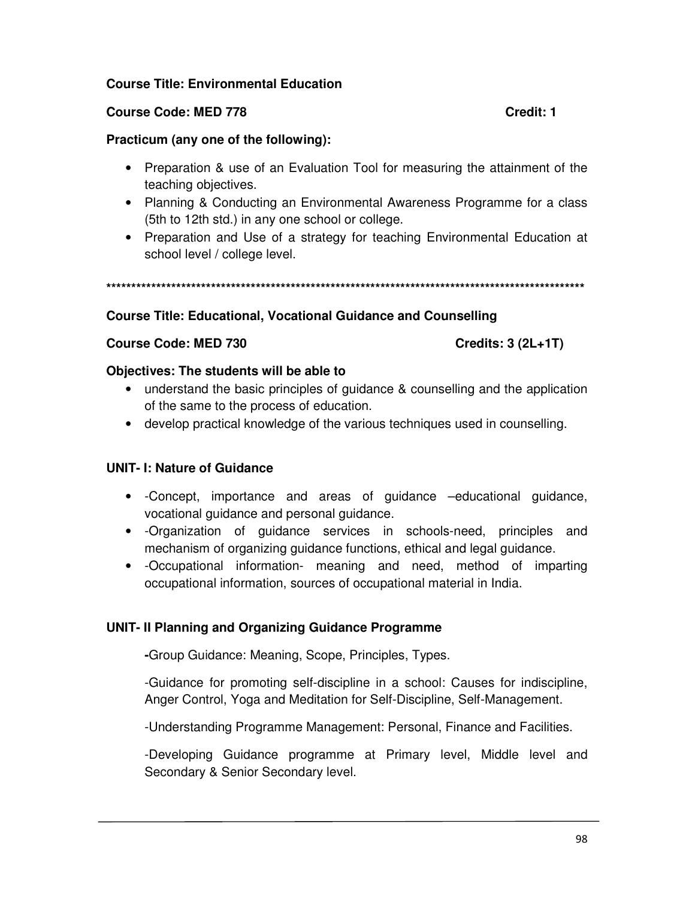**Course Title: Environmental Education**

**Course Code: MED 778** **Credit: 1**

**Practicum (any one of the following):**

- Preparation & use of an Evaluation Tool for measuring the attainment of the teaching objectives.
- Planning & Conducting an Environmental Awareness Programme for a class (5th to 12th std.) in any one school or college.
- Preparation and Use of a strategy for teaching Environmental Education at school level / college level.

****************************************************************************************************

**Course Title: Educational, Vocational Guidance and Counselling**

**Course Code: MED 730** **Credits: 3 (2L+1T)**

**Objectives: The students will be able to**

- understand the basic principles of guidance & counselling and the application of the same to the process of education.
- develop practical knowledge of the various techniques used in counselling.

**UNIT- I: Nature of Guidance**

- -Concept, importance and areas of guidance –educational guidance, vocational guidance and personal guidance.
- -Organization of guidance services in schools-need, principles and mechanism of organizing guidance functions, ethical and legal guidance.
- -Occupational information- meaning and need, method of imparting occupational information, sources of occupational material in India.

**UNIT- II Planning and Organizing Guidance Programme**

**-**Group Guidance: Meaning, Scope, Principles, Types.

-Guidance for promoting self-discipline in a school: Causes for indiscipline, Anger Control, Yoga and Meditation for Self-Discipline, Self-Management.

-Understanding Programme Management: Personal, Finance and Facilities.

-Developing Guidance programme at Primary level, Middle level and Secondary & Senior Secondary level.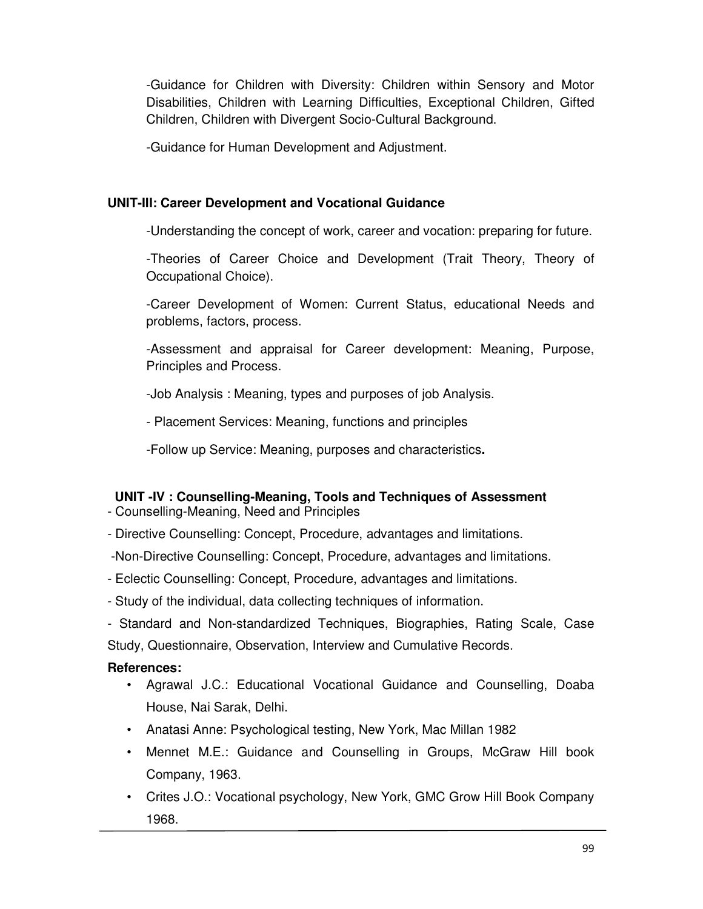-Guidance for Children with Diversity: Children within Sensory and Motor Disabilities, Children with Learning Difficulties, Exceptional Children, Gifted Children, Children with Divergent Socio-Cultural Background.

-Guidance for Human Development and Adjustment.

**UNIT-III: Career Development and Vocational Guidance**

-Understanding the concept of work, career and vocation: preparing for future.

-Theories of Career Choice and Development (Trait Theory, Theory of Occupational Choice).

-Career Development of Women: Current Status, educational Needs and problems, factors, process.

-Assessment and appraisal for Career development: Meaning, Purpose, Principles and Process.

-Job Analysis : Meaning, types and purposes of job Analysis.

- Placement Services: Meaning, functions and principles

-Follow up Service: Meaning, purposes and characteristics**.**

**UNIT -IV : Counselling-Meaning, Tools and Techniques of Assessment**

- Counselling-Meaning, Need and Principles

- Directive Counselling: Concept, Procedure, advantages and limitations.

-Non-Directive Counselling: Concept, Procedure, advantages and limitations.

- Eclectic Counselling: Concept, Procedure, advantages and limitations.

- Study of the individual, data collecting techniques of information.

- Standard and Non-standardized Techniques, Biographies, Rating Scale, Case Study, Questionnaire, Observation, Interview and Cumulative Records.

**References:**

- Agrawal J.C.: Educational Vocational Guidance and Counselling, Doaba House, Nai Sarak, Delhi.
- Anatasi Anne: Psychological testing, New York, Mac Millan 1982
- Mennet M.E.: Guidance and Counselling in Groups, McGraw Hill book Company, 1963.
- Crites J.O.: Vocational psychology, New York, GMC Grow Hill Book Company 1968.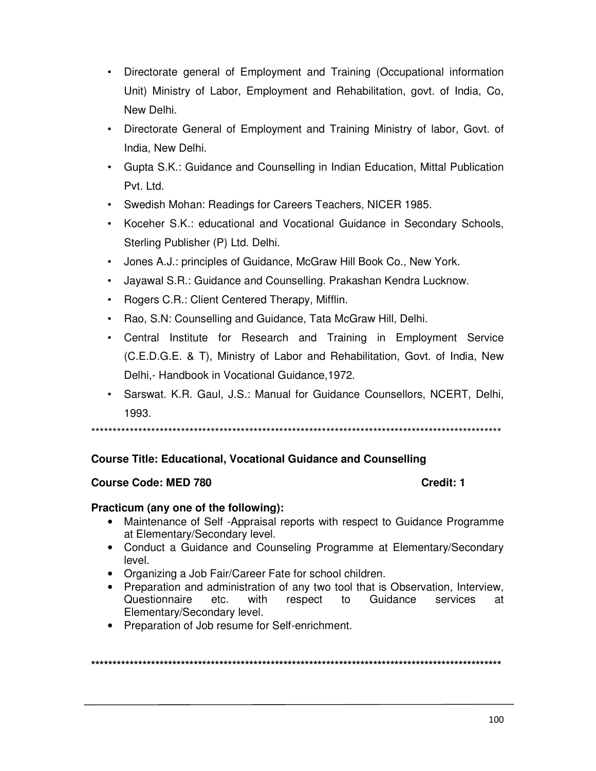- Directorate general of Employment and Training (Occupational information Unit) Ministry of Labor, Employment and Rehabilitation, govt. of India, Co, New Delhi.
- Directorate General of Employment and Training Ministry of labor, Govt. of India, New Delhi.
- Gupta S.K.: Guidance and Counselling in Indian Education, Mittal Publication Pvt. Ltd.
- Swedish Mohan: Readings for Careers Teachers, NICER 1985.
- Koceher S.K.: educational and Vocational Guidance in Secondary Schools, Sterling Publisher (P) Ltd. Delhi.
- Jones A.J.: principles of Guidance, McGraw Hill Book Co., New York.
- Jayawal S.R.: Guidance and Counselling. Prakashan Kendra Lucknow.
- Rogers C.R.: Client Centered Therapy, Mifflin.
- Rao, S.N: Counselling and Guidance, Tata McGraw Hill, Delhi.
- Central Institute for Research and Training in Employment Service (C.E.D.G.E. & T), Ministry of Labor and Rehabilitation, Govt. of India, New Delhi,- Handbook in Vocational Guidance,1972.
- Sarswat. K.R. Gaul, J.S.: Manual for Guidance Counsellors, NCERT, Delhi, 1993.

***************************************************************************************************

**Course Title: Educational, Vocational Guidance and Counselling**

**Course Code: MED 780 Credit: 1**

**Practicum (any one of the following):**

- Maintenance of Self -Appraisal reports with respect to Guidance Programme at Elementary/Secondary level.
- Conduct a Guidance and Counseling Programme at Elementary/Secondary level.
- Organizing a Job Fair/Career Fate for school children.
- Preparation and administration of any two tool that is Observation, Interview, Questionnaire etc. with respect to Guidance services at Elementary/Secondary level.
- Preparation of Job resume for Self-enrichment.

***************************************************************************************************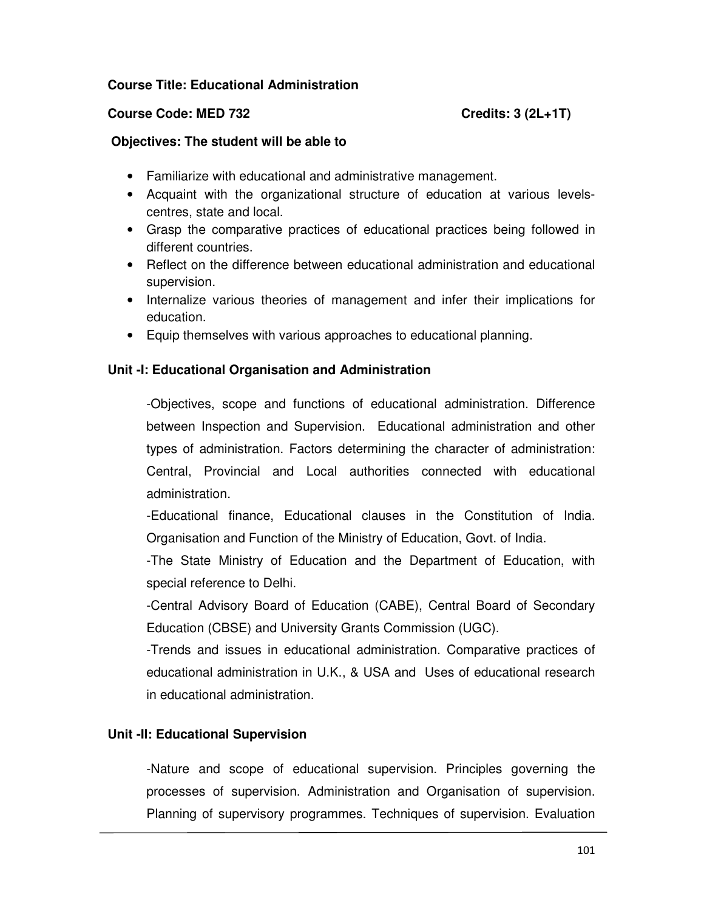**Course Title: Educational Administration**

**Course Code: MED 732** **Credits: 3 (2L+1T)**

**Objectives: The student will be able to**

- Familiarize with educational and administrative management.
- Acquaint with the organizational structure of education at various levels-centres, state and local.
- Grasp the comparative practices of educational practices being followed in different countries.
- Reflect on the difference between educational administration and educational supervision.
- Internalize various theories of management and infer their implications for education.
- Equip themselves with various approaches to educational planning.

**Unit -I: Educational Organisation and Administration**

-Objectives, scope and functions of educational administration. Difference between Inspection and Supervision. Educational administration and other types of administration. Factors determining the character of administration: Central, Provincial and Local authorities connected with educational administration.

-Educational finance, Educational clauses in the Constitution of India. Organisation and Function of the Ministry of Education, Govt. of India.

-The State Ministry of Education and the Department of Education, with special reference to Delhi.

-Central Advisory Board of Education (CABE), Central Board of Secondary Education (CBSE) and University Grants Commission (UGC).

-Trends and issues in educational administration. Comparative practices of educational administration in U.K., & USA and Uses of educational research in educational administration.

**Unit -II: Educational Supervision**

-Nature and scope of educational supervision. Principles governing the processes of supervision. Administration and Organisation of supervision. Planning of supervisory programmes. Techniques of supervision. Evaluation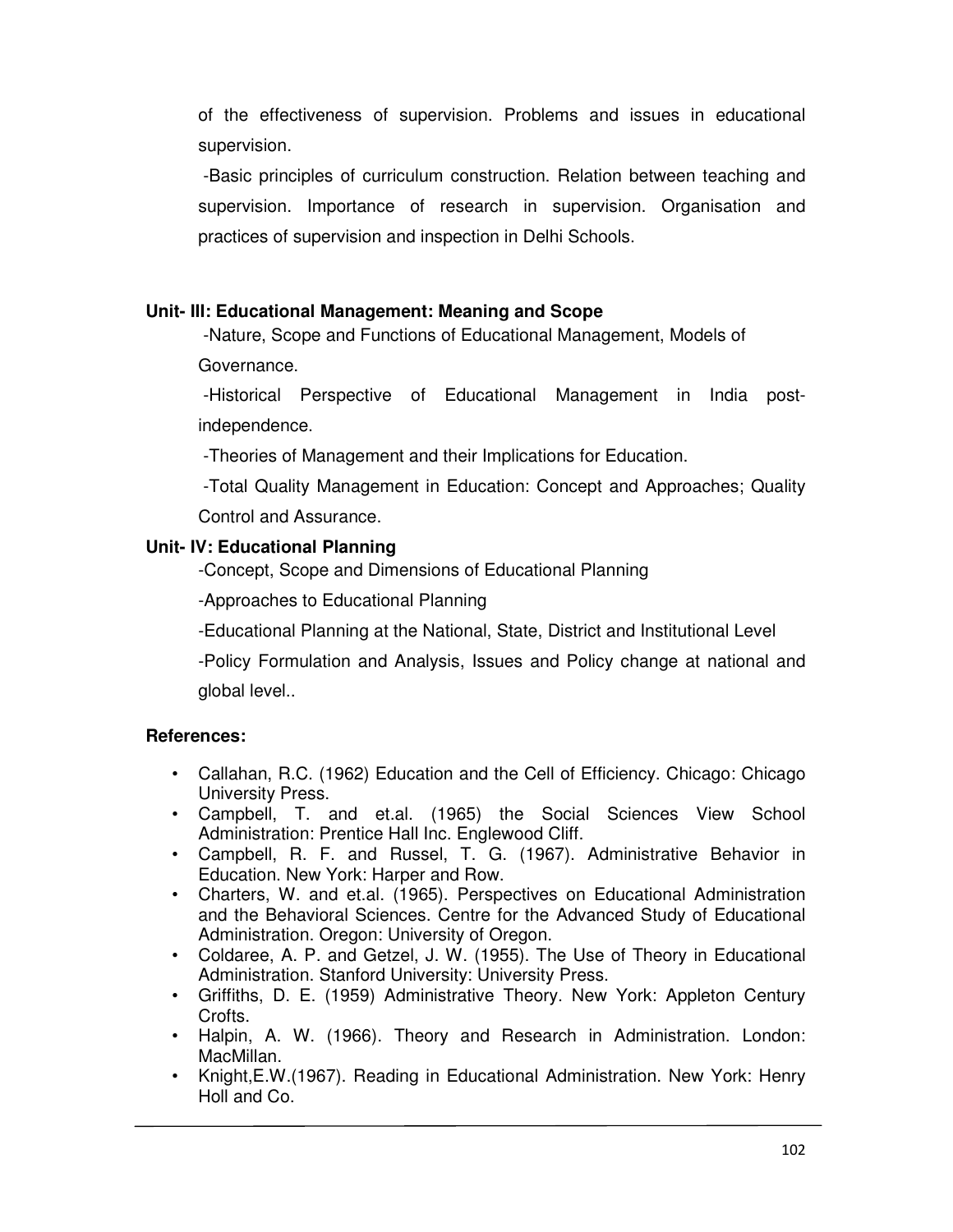of the effectiveness of supervision. Problems and issues in educational supervision.

-Basic principles of curriculum construction. Relation between teaching and supervision. Importance of research in supervision. Organisation and practices of supervision and inspection in Delhi Schools.

**Unit- III: Educational Management: Meaning and Scope**

-Nature, Scope and Functions of Educational Management, Models of Governance.

-Historical Perspective of Educational Management in India post-independence.

-Theories of Management and their Implications for Education.

-Total Quality Management in Education: Concept and Approaches; Quality Control and Assurance.

**Unit- IV: Educational Planning**

-Concept, Scope and Dimensions of Educational Planning

-Approaches to Educational Planning

-Educational Planning at the National, State, District and Institutional Level

-Policy Formulation and Analysis, Issues and Policy change at national and global level..

**References:**

- Callahan, R.C. (1962) Education and the Cell of Efficiency. Chicago: Chicago University Press.
- Campbell, T. and et.al. (1965) the Social Sciences View School Administration: Prentice Hall Inc. Englewood Cliff.
- Campbell, R. F. and Russel, T. G. (1967). Administrative Behavior in Education. New York: Harper and Row.
- Charters, W. and et.al. (1965). Perspectives on Educational Administration and the Behavioral Sciences. Centre for the Advanced Study of Educational Administration. Oregon: University of Oregon.
- Coldaree, A. P. and Getzel, J. W. (1955). The Use of Theory in Educational Administration. Stanford University: University Press.
- Griffiths, D. E. (1959) Administrative Theory. New York: Appleton Century Crofts.
- Halpin, A. W. (1966). Theory and Research in Administration. London: MacMillan.
- Knight,E.W.(1967). Reading in Educational Administration. New York: Henry Holl and Co.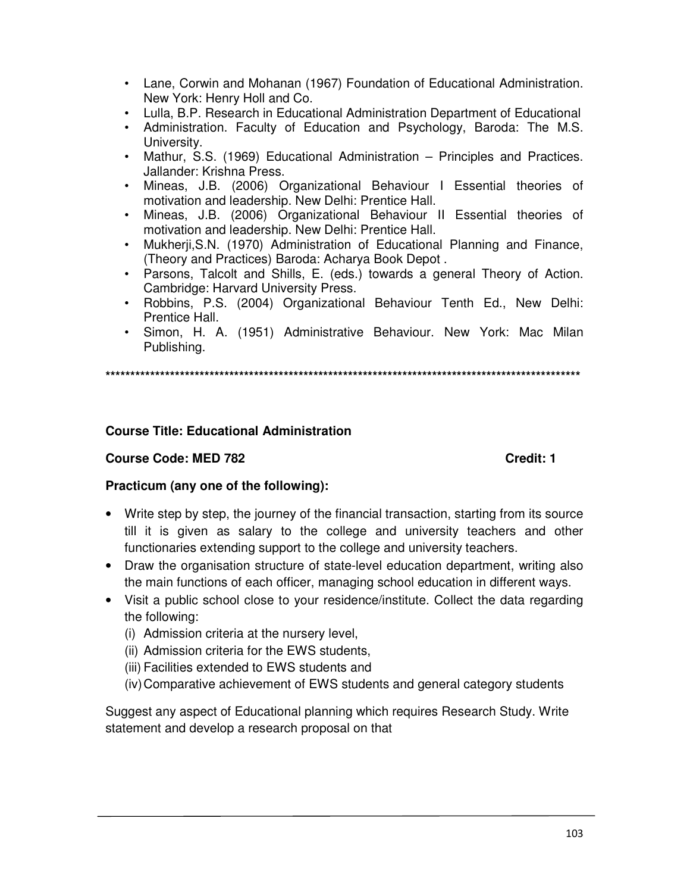- Lane, Corwin and Mohanan (1967) Foundation of Educational Administration. New York: Henry Holl and Co.
- Lulla, B.P. Research in Educational Administration Department of Educational
- Administration. Faculty of Education and Psychology, Baroda: The M.S. University.
- Mathur, S.S. (1969) Educational Administration – Principles and Practices. Jallander: Krishna Press.
- Mineas, J.B. (2006) Organizational Behaviour I Essential theories of motivation and leadership. New Delhi: Prentice Hall.
- Mineas, J.B. (2006) Organizational Behaviour II Essential theories of motivation and leadership. New Delhi: Prentice Hall.
- Mukherji,S.N. (1970) Administration of Educational Planning and Finance, (Theory and Practices) Baroda: Acharya Book Depot .
- Parsons, Talcolt and Shills, E. (eds.) towards a general Theory of Action. Cambridge: Harvard University Press.
- Robbins, P.S. (2004) Organizational Behaviour Tenth Ed., New Delhi: Prentice Hall.
- Simon, H. A. (1951) Administrative Behaviour. New York: Mac Milan Publishing.

****************************************************************************************************

**Course Title: Educational Administration**

**Course Code: MED 782** **Credit: 1**

**Practicum (any one of the following):**

- Write step by step, the journey of the financial transaction, starting from its source till it is given as salary to the college and university teachers and other functionaries extending support to the college and university teachers.
- Draw the organisation structure of state-level education department, writing also the main functions of each officer, managing school education in different ways.
- Visit a public school close to your residence/institute. Collect the data regarding the following:
  - (i) Admission criteria at the nursery level,
  - (ii) Admission criteria for the EWS students,
  - (iii) Facilities extended to EWS students and
  - (iv) Comparative achievement of EWS students and general category students

Suggest any aspect of Educational planning which requires Research Study. Write statement and develop a research proposal on that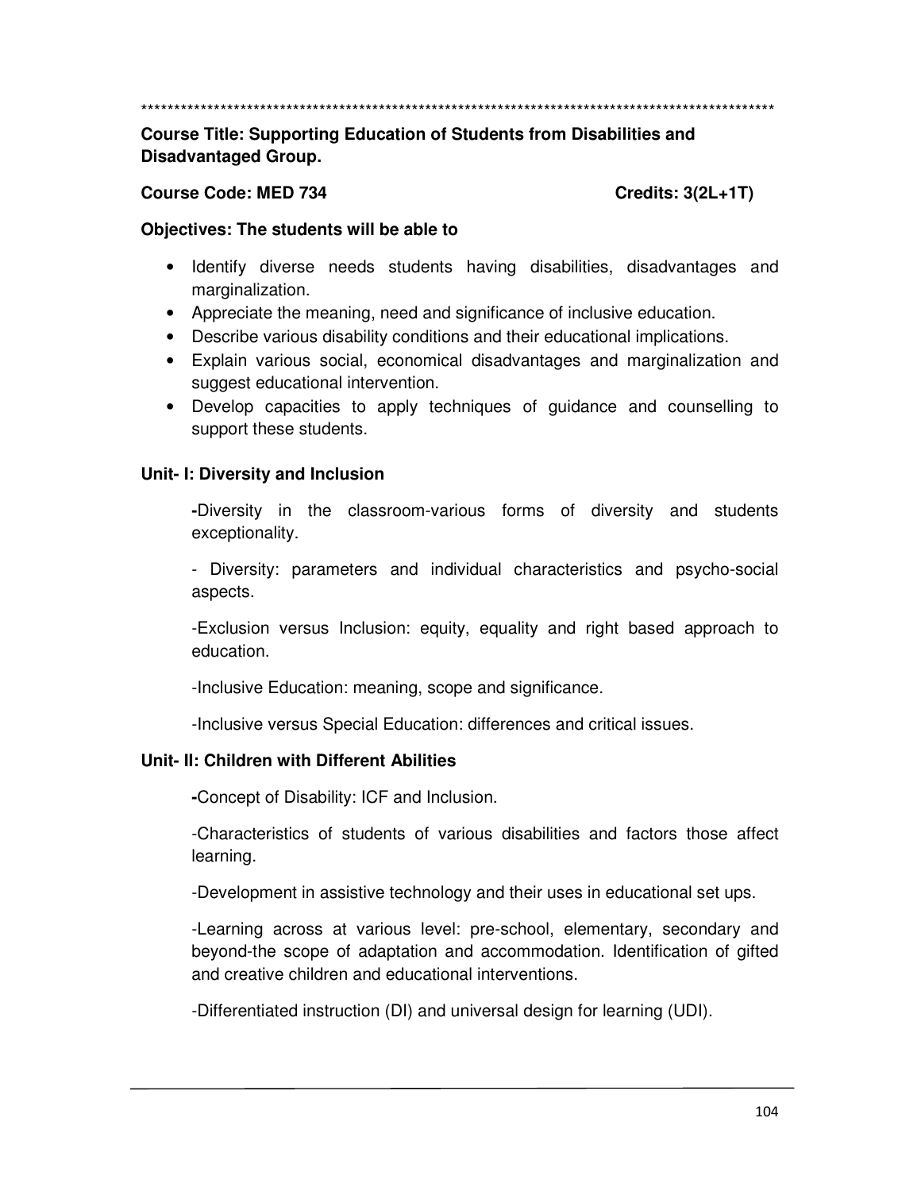****************************************************************************************************

**Course Title: Supporting Education of Students from Disabilities and Disadvantaged Group.**

**Course Code: MED 734** **Credits: 3(2L+1T)**

**Objectives: The students will be able to**

- Identify diverse needs students having disabilities, disadvantages and marginalization.
- Appreciate the meaning, need and significance of inclusive education.
- Describe various disability conditions and their educational implications.
- Explain various social, economical disadvantages and marginalization and suggest educational intervention.
- Develop capacities to apply techniques of guidance and counselling to support these students.

**Unit- I: Diversity and Inclusion**

**-**Diversity in the classroom-various forms of diversity and students exceptionality.

- Diversity: parameters and individual characteristics and psycho-social aspects.

-Exclusion versus Inclusion: equity, equality and right based approach to education.

-Inclusive Education: meaning, scope and significance.

-Inclusive versus Special Education: differences and critical issues.

**Unit- II: Children with Different Abilities**

**-**Concept of Disability: ICF and Inclusion.

-Characteristics of students of various disabilities and factors those affect learning.

-Development in assistive technology and their uses in educational set ups.

-Learning across at various level: pre-school, elementary, secondary and beyond-the scope of adaptation and accommodation. Identification of gifted and creative children and educational interventions.

-Differentiated instruction (DI) and universal design for learning (UDI).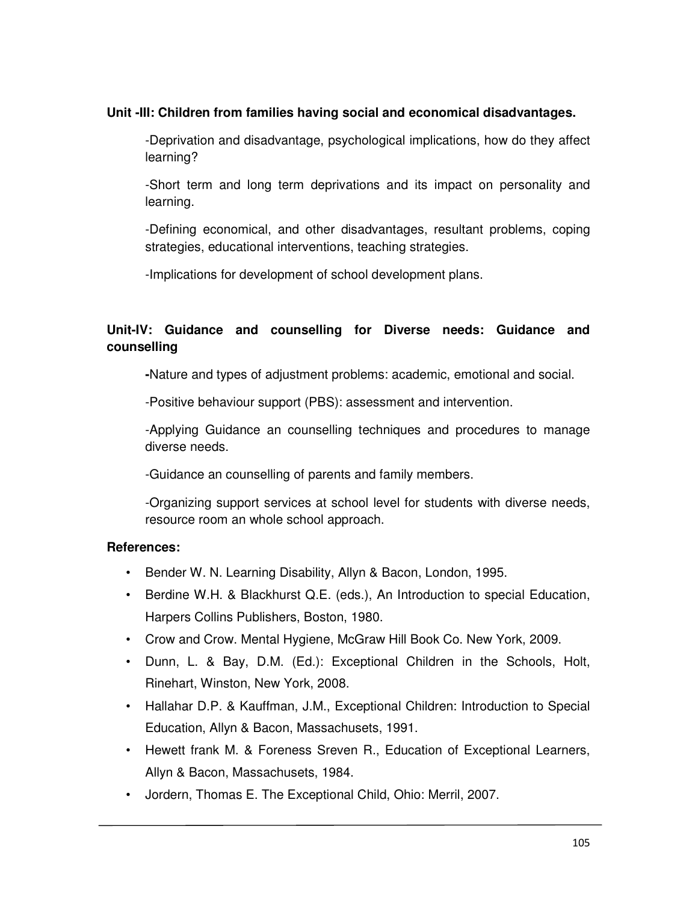**Unit -III: Children from families having social and economical disadvantages.**

-Deprivation and disadvantage, psychological implications, how do they affect learning?

-Short term and long term deprivations and its impact on personality and learning.

-Defining economical, and other disadvantages, resultant problems, coping strategies, educational interventions, teaching strategies.

-Implications for development of school development plans.

**Unit-IV: Guidance and counselling for Diverse needs: Guidance and counselling**

**-**Nature and types of adjustment problems: academic, emotional and social.

-Positive behaviour support (PBS): assessment and intervention.

-Applying Guidance an counselling techniques and procedures to manage diverse needs.

-Guidance an counselling of parents and family members.

-Organizing support services at school level for students with diverse needs, resource room an whole school approach.

**References:**

- Bender W. N. Learning Disability, Allyn & Bacon, London, 1995.
- Berdine W.H. & Blackhurst Q.E. (eds.), An Introduction to special Education, Harpers Collins Publishers, Boston, 1980.
- Crow and Crow. Mental Hygiene, McGraw Hill Book Co. New York, 2009.
- Dunn, L. & Bay, D.M. (Ed.): Exceptional Children in the Schools, Holt, Rinehart, Winston, New York, 2008.
- Hallahar D.P. & Kauffman, J.M., Exceptional Children: Introduction to Special Education, Allyn & Bacon, Massachusets, 1991.
- Hewett frank M. & Foreness Sreven R., Education of Exceptional Learners, Allyn & Bacon, Massachusets, 1984.
- Jordern, Thomas E. The Exceptional Child, Ohio: Merril, 2007.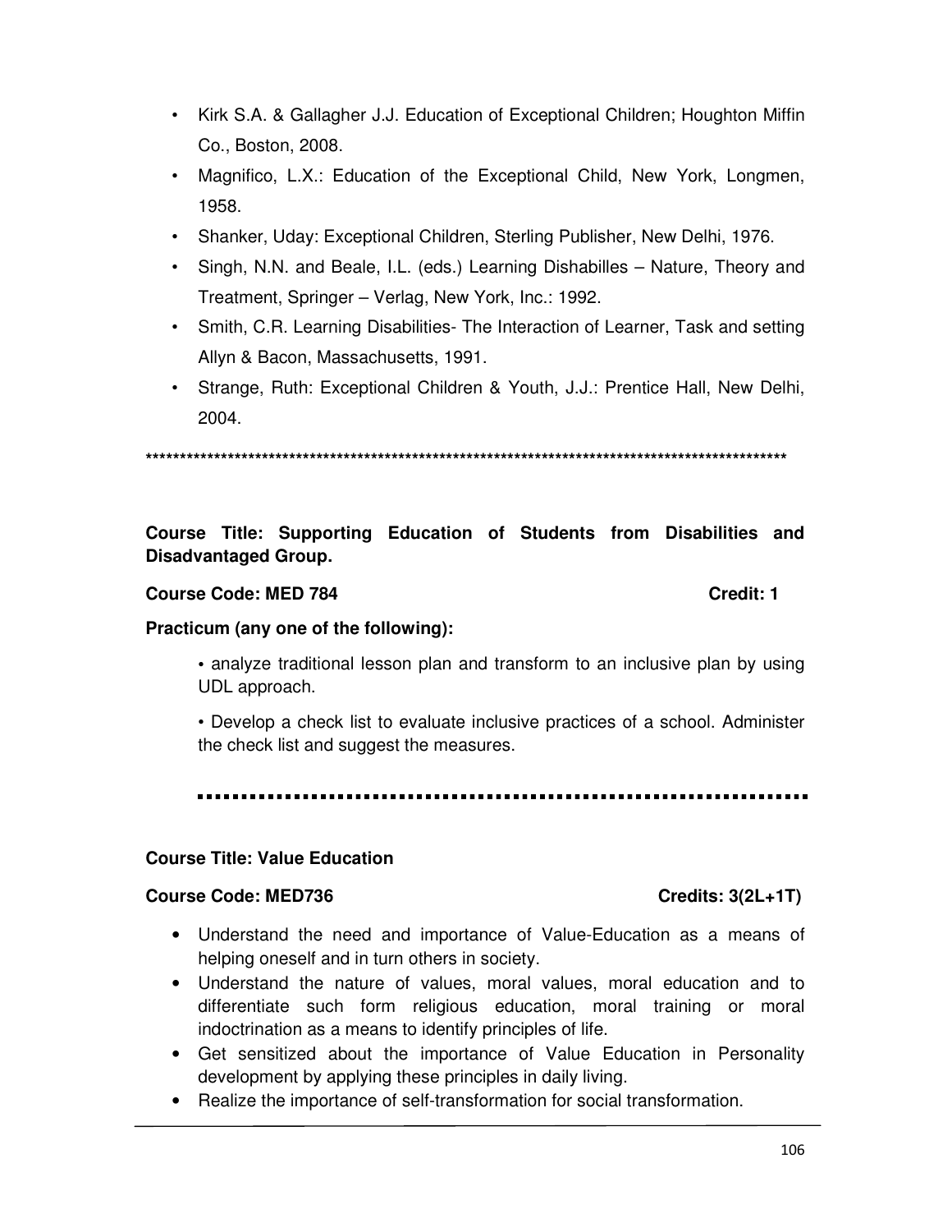- Kirk S.A. & Gallagher J.J. Education of Exceptional Children; Houghton Miffin Co., Boston, 2008.
- Magnifico, L.X.: Education of the Exceptional Child, New York, Longmen, 1958.
- Shanker, Uday: Exceptional Children, Sterling Publisher, New Delhi, 1976.
- Singh, N.N. and Beale, I.L. (eds.) Learning Dishabilles – Nature, Theory and Treatment, Springer – Verlag, New York, Inc.: 1992.
- Smith, C.R. Learning Disabilities- The Interaction of Learner, Task and setting Allyn & Bacon, Massachusetts, 1991.
- Strange, Ruth: Exceptional Children & Youth, J.J.: Prentice Hall, New Delhi, 2004.

****************************************************************************************************

**Course Title: Supporting Education of Students from Disabilities and Disadvantaged Group.**

**Course Code: MED 784** **Credit: 1**

**Practicum (any one of the following):**

- analyze traditional lesson plan and transform to an inclusive plan by using UDL approach.
- Develop a check list to evaluate inclusive practices of a school. Administer the check list and suggest the measures.

---

**Course Title: Value Education**

**Course Code: MED736** **Credits: 3(2L+1T)**

- Understand the need and importance of Value-Education as a means of helping oneself and in turn others in society.
- Understand the nature of values, moral values, moral education and to differentiate such form religious education, moral training or moral indoctrination as a means to identify principles of life.
- Get sensitized about the importance of Value Education in Personality development by applying these principles in daily living.
- Realize the importance of self-transformation for social transformation.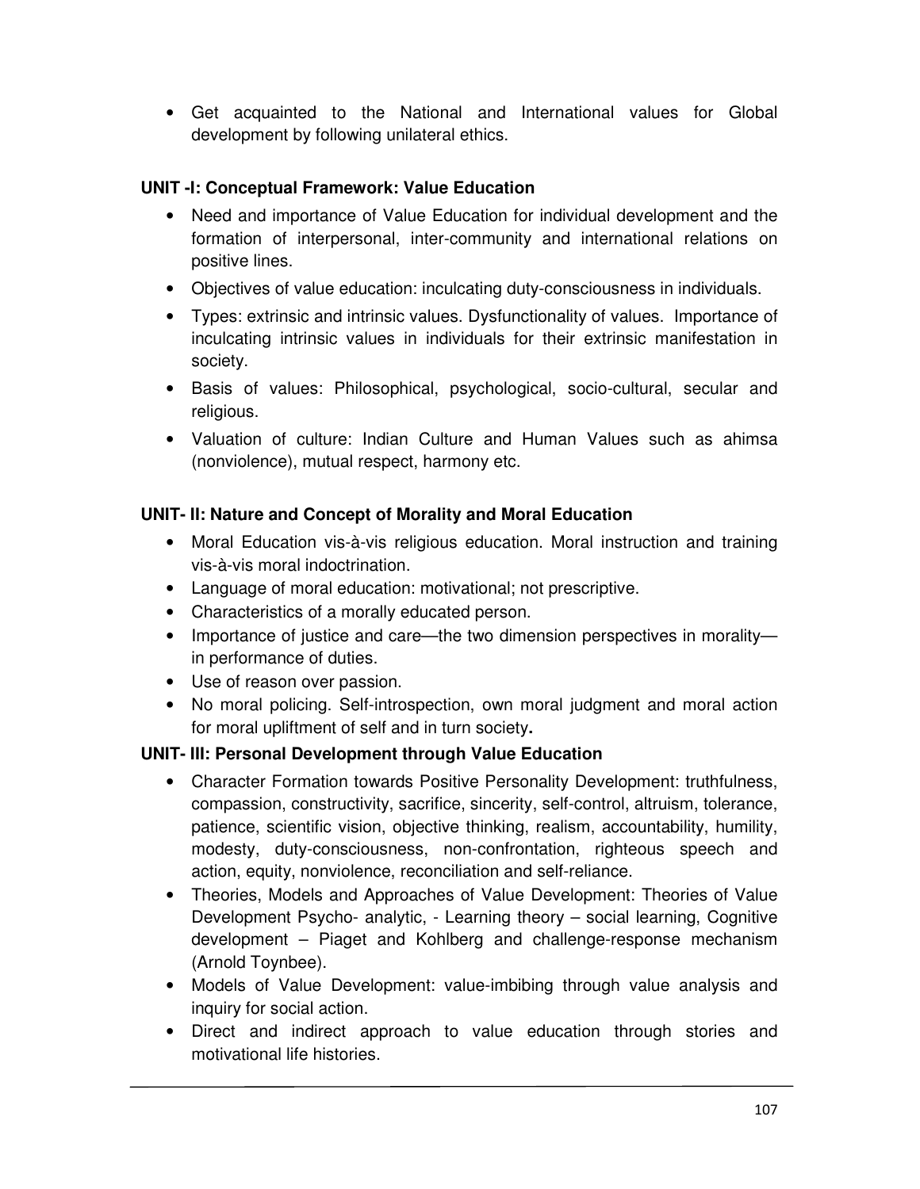- Get acquainted to the National and International values for Global development by following unilateral ethics.

### UNIT -I: Conceptual Framework: Value Education

- Need and importance of Value Education for individual development and the formation of interpersonal, inter-community and international relations on positive lines.
- Objectives of value education: inculcating duty-consciousness in individuals.
- Types: extrinsic and intrinsic values. Dysfunctionality of values. Importance of inculcating intrinsic values in individuals for their extrinsic manifestation in society.
- Basis of values: Philosophical, psychological, socio-cultural, secular and religious.
- Valuation of culture: Indian Culture and Human Values such as ahimsa (nonviolence), mutual respect, harmony etc.

### UNIT- II: Nature and Concept of Morality and Moral Education

- Moral Education vis-à-vis religious education. Moral instruction and training vis-à-vis moral indoctrination.
- Language of moral education: motivational; not prescriptive.
- Characteristics of a morally educated person.
- Importance of justice and care—the two dimension perspectives in morality—in performance of duties.
- Use of reason over passion.
- No moral policing. Self-introspection, own moral judgment and moral action for moral upliftment of self and in turn society**.**

### UNIT- III: Personal Development through Value Education

- Character Formation towards Positive Personality Development: truthfulness, compassion, constructivity, sacrifice, sincerity, self-control, altruism, tolerance, patience, scientific vision, objective thinking, realism, accountability, humility, modesty, duty-consciousness, non-confrontation, righteous speech and action, equity, nonviolence, reconciliation and self-reliance.
- Theories, Models and Approaches of Value Development: Theories of Value Development Psycho- analytic, - Learning theory – social learning, Cognitive development – Piaget and Kohlberg and challenge-response mechanism (Arnold Toynbee).
- Models of Value Development: value-imbibing through value analysis and inquiry for social action.
- Direct and indirect approach to value education through stories and motivational life histories.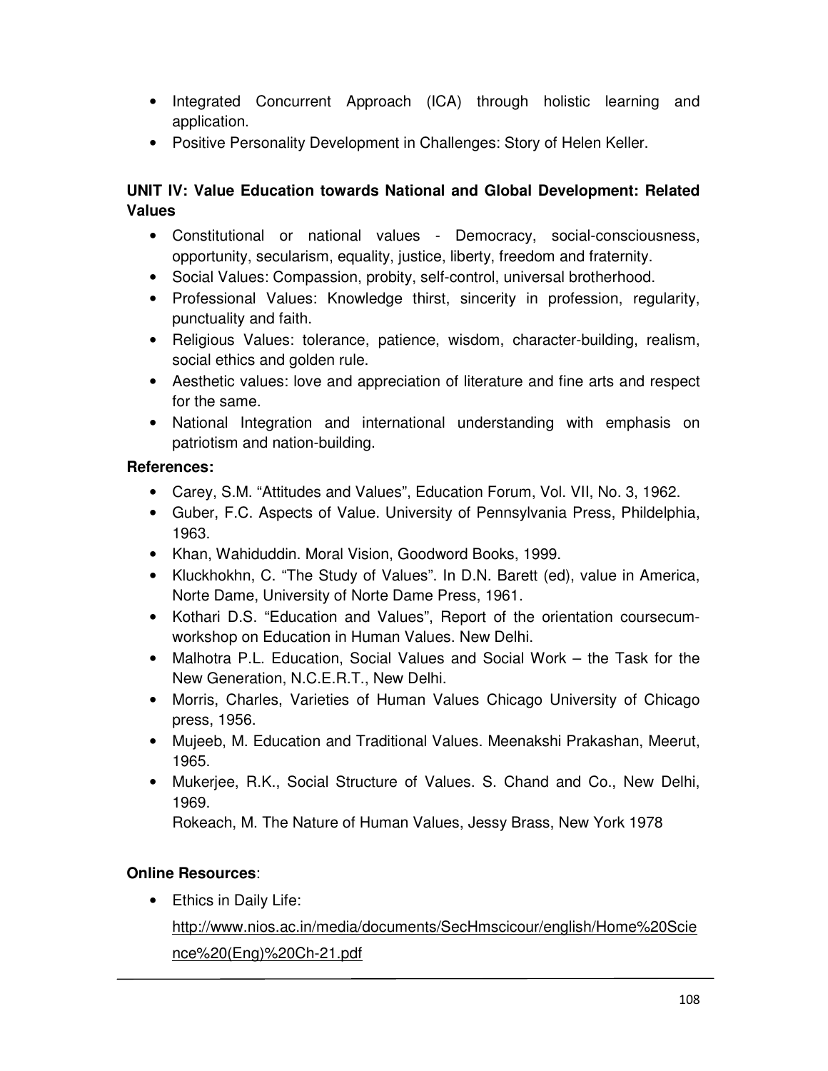- Integrated Concurrent Approach (ICA) through holistic learning and application.
- Positive Personality Development in Challenges: Story of Helen Keller.

### UNIT IV: Value Education towards National and Global Development: Related Values

- Constitutional or national values - Democracy, social-consciousness, opportunity, secularism, equality, justice, liberty, freedom and fraternity.
- Social Values: Compassion, probity, self-control, universal brotherhood.
- Professional Values: Knowledge thirst, sincerity in profession, regularity, punctuality and faith.
- Religious Values: tolerance, patience, wisdom, character-building, realism, social ethics and golden rule.
- Aesthetic values: love and appreciation of literature and fine arts and respect for the same.
- National Integration and international understanding with emphasis on patriotism and nation-building.

**References:**

- Carey, S.M. "Attitudes and Values", Education Forum, Vol. VII, No. 3, 1962.
- Guber, F.C. Aspects of Value. University of Pennsylvania Press, Phildelphia, 1963.
- Khan, Wahiduddin. Moral Vision, Goodword Books, 1999.
- Kluckhokhn, C. "The Study of Values". In D.N. Barett (ed), value in America, Norte Dame, University of Norte Dame Press, 1961.
- Kothari D.S. "Education and Values", Report of the orientation coursecum-workshop on Education in Human Values. New Delhi.
- Malhotra P.L. Education, Social Values and Social Work – the Task for the New Generation, N.C.E.R.T., New Delhi.
- Morris, Charles, Varieties of Human Values Chicago University of Chicago press, 1956.
- Mujeeb, M. Education and Traditional Values. Meenakshi Prakashan, Meerut, 1965.
- Mukerjee, R.K., Social Structure of Values. S. Chand and Co., New Delhi, 1969.

  Rokeach, M. The Nature of Human Values, Jessy Brass, New York 1978

**Online Resources**:

- Ethics in Daily Life: http://www.nios.ac.in/media/documents/SecHmscicour/english/Home%20Science%20(Eng)%20Ch-21.pdf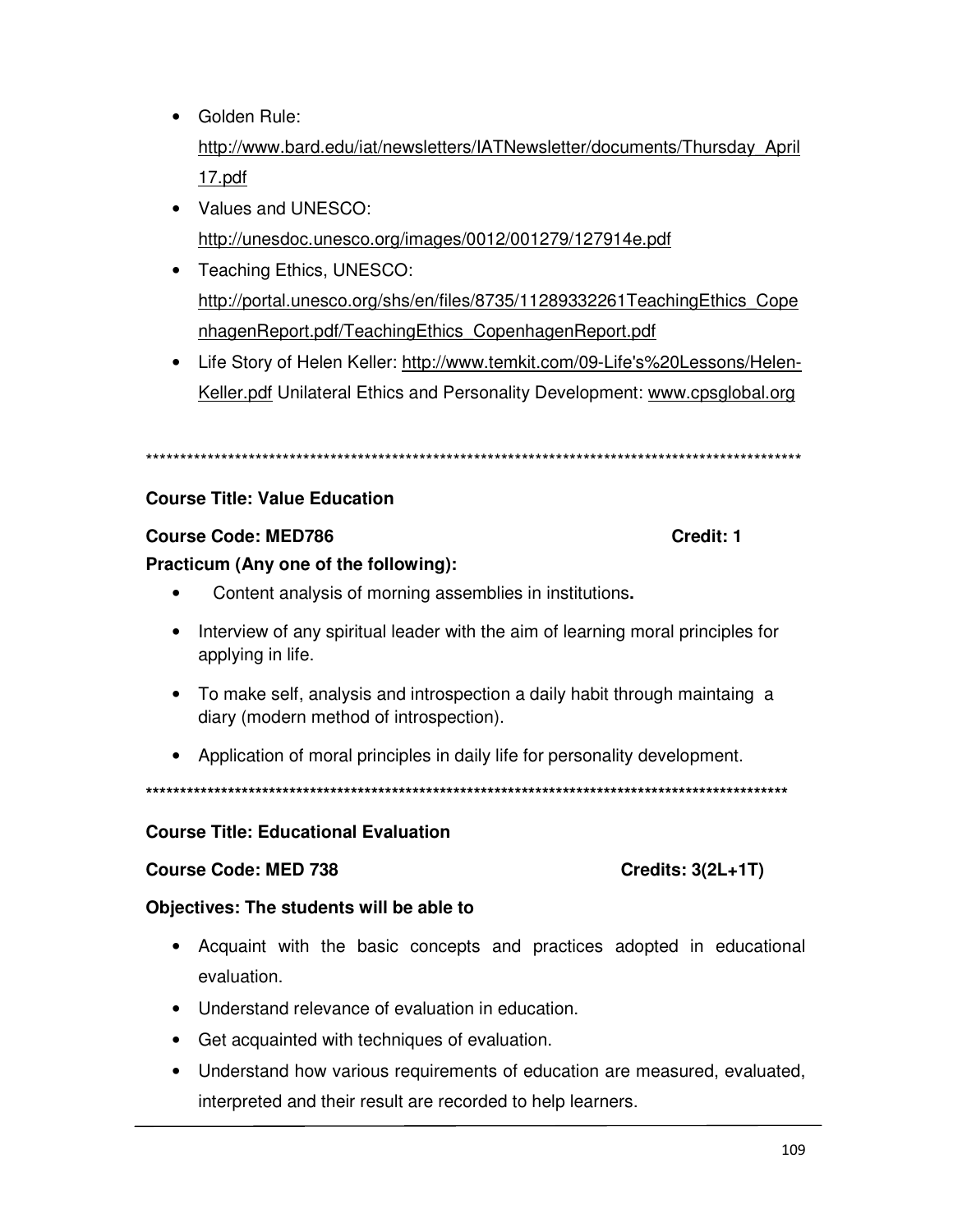- Golden Rule: http://www.bard.edu/iat/newsletters/IATNewsletter/documents/Thursday_April17.pdf
- Values and UNESCO: http://unesdoc.unesco.org/images/0012/001279/127914e.pdf
- Teaching Ethics, UNESCO: http://portal.unesco.org/shs/en/files/8735/11289332261TeachingEthics_CopenhagenReport.pdf/TeachingEthics_CopenhagenReport.pdf
- Life Story of Helen Keller: http://www.temkit.com/09-Life's%20Lessons/Helen-Keller.pdf Unilateral Ethics and Personality Development: www.cpsglobal.org

---

**Course Title: Value Education**

**Course Code: MED786** **Credit: 1**

**Practicum (Any one of the following):**

- Content analysis of morning assemblies in institutions**.**
- Interview of any spiritual leader with the aim of learning moral principles for applying in life.
- To make self, analysis and introspection a daily habit through maintaing a diary (modern method of introspection).
- Application of moral principles in daily life for personality development.

---

**Course Title: Educational Evaluation**

**Course Code: MED 738** **Credits: 3(2L+1T)**

**Objectives: The students will be able to**

- Acquaint with the basic concepts and practices adopted in educational evaluation.
- Understand relevance of evaluation in education.
- Get acquainted with techniques of evaluation.
- Understand how various requirements of education are measured, evaluated, interpreted and their result are recorded to help learners.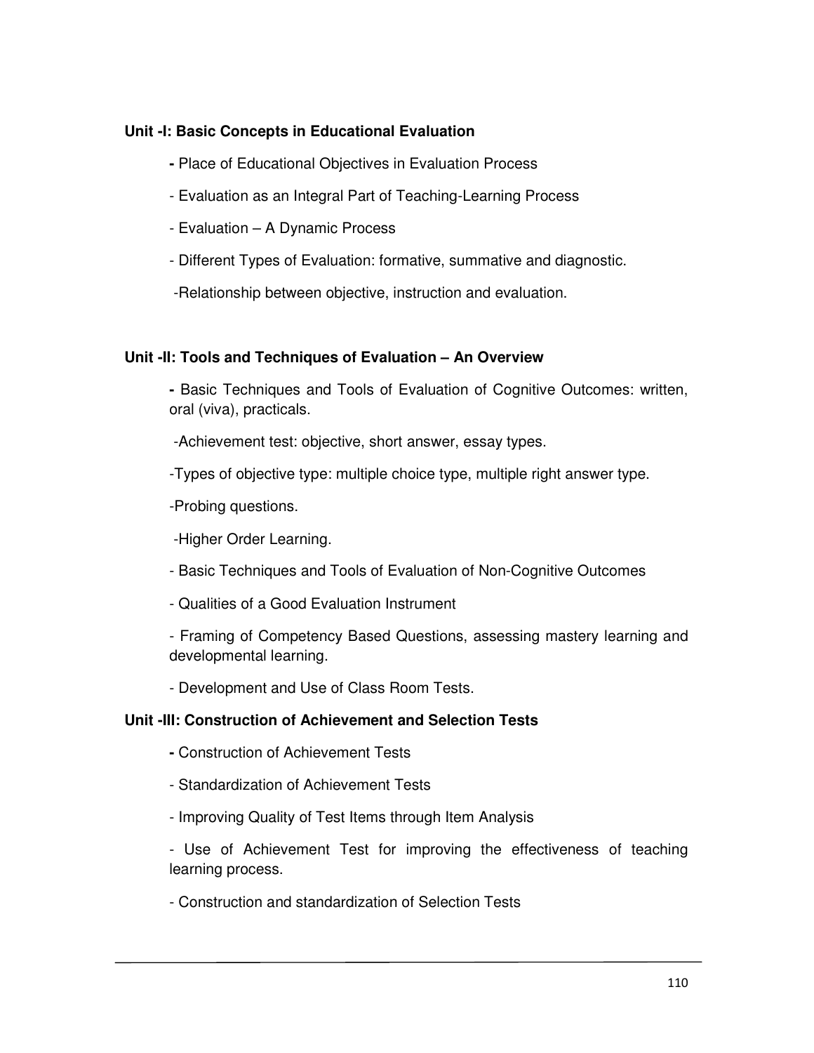**Unit -I: Basic Concepts in Educational Evaluation**

- Place of Educational Objectives in Evaluation Process
- Evaluation as an Integral Part of Teaching-Learning Process
- Evaluation – A Dynamic Process
- Different Types of Evaluation: formative, summative and diagnostic.
- Relationship between objective, instruction and evaluation.

**Unit -II: Tools and Techniques of Evaluation – An Overview**

- Basic Techniques and Tools of Evaluation of Cognitive Outcomes: written, oral (viva), practicals.
- Achievement test: objective, short answer, essay types.
- Types of objective type: multiple choice type, multiple right answer type.
- Probing questions.
- Higher Order Learning.
- Basic Techniques and Tools of Evaluation of Non-Cognitive Outcomes
- Qualities of a Good Evaluation Instrument
- Framing of Competency Based Questions, assessing mastery learning and developmental learning.
- Development and Use of Class Room Tests.

**Unit -III: Construction of Achievement and Selection Tests**

- Construction of Achievement Tests
- Standardization of Achievement Tests
- Improving Quality of Test Items through Item Analysis
- Use of Achievement Test for improving the effectiveness of teaching learning process.
- Construction and standardization of Selection Tests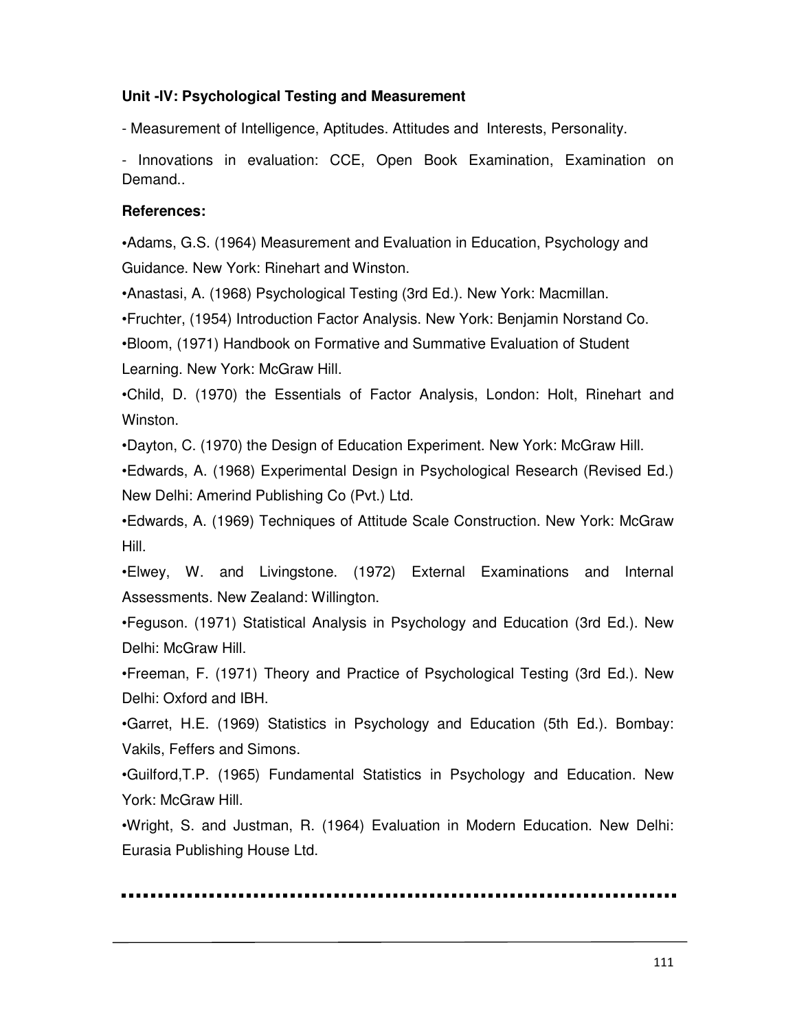**Unit -IV: Psychological Testing and Measurement**

- Measurement of Intelligence, Aptitudes. Attitudes and Interests, Personality.

- Innovations in evaluation: CCE, Open Book Examination, Examination on Demand..

**References:**

- Adams, G.S. (1964) Measurement and Evaluation in Education, Psychology and Guidance. New York: Rinehart and Winston.
- Anastasi, A. (1968) Psychological Testing (3rd Ed.). New York: Macmillan.
- Fruchter, (1954) Introduction Factor Analysis. New York: Benjamin Norstand Co.
- Bloom, (1971) Handbook on Formative and Summative Evaluation of Student Learning. New York: McGraw Hill.
- Child, D. (1970) the Essentials of Factor Analysis, London: Holt, Rinehart and Winston.
- Dayton, C. (1970) the Design of Education Experiment. New York: McGraw Hill.
- Edwards, A. (1968) Experimental Design in Psychological Research (Revised Ed.) New Delhi: Amerind Publishing Co (Pvt.) Ltd.
- Edwards, A. (1969) Techniques of Attitude Scale Construction. New York: McGraw Hill.
- Elwey, W. and Livingstone. (1972) External Examinations and Internal Assessments. New Zealand: Willington.
- Feguson. (1971) Statistical Analysis in Psychology and Education (3rd Ed.). New Delhi: McGraw Hill.
- Freeman, F. (1971) Theory and Practice of Psychological Testing (3rd Ed.). New Delhi: Oxford and IBH.
- Garret, H.E. (1969) Statistics in Psychology and Education (5th Ed.). Bombay: Vakils, Feffers and Simons.
- Guilford,T.P. (1965) Fundamental Statistics in Psychology and Education. New York: McGraw Hill.
- Wright, S. and Justman, R. (1964) Evaluation in Modern Education. New Delhi: Eurasia Publishing House Ltd.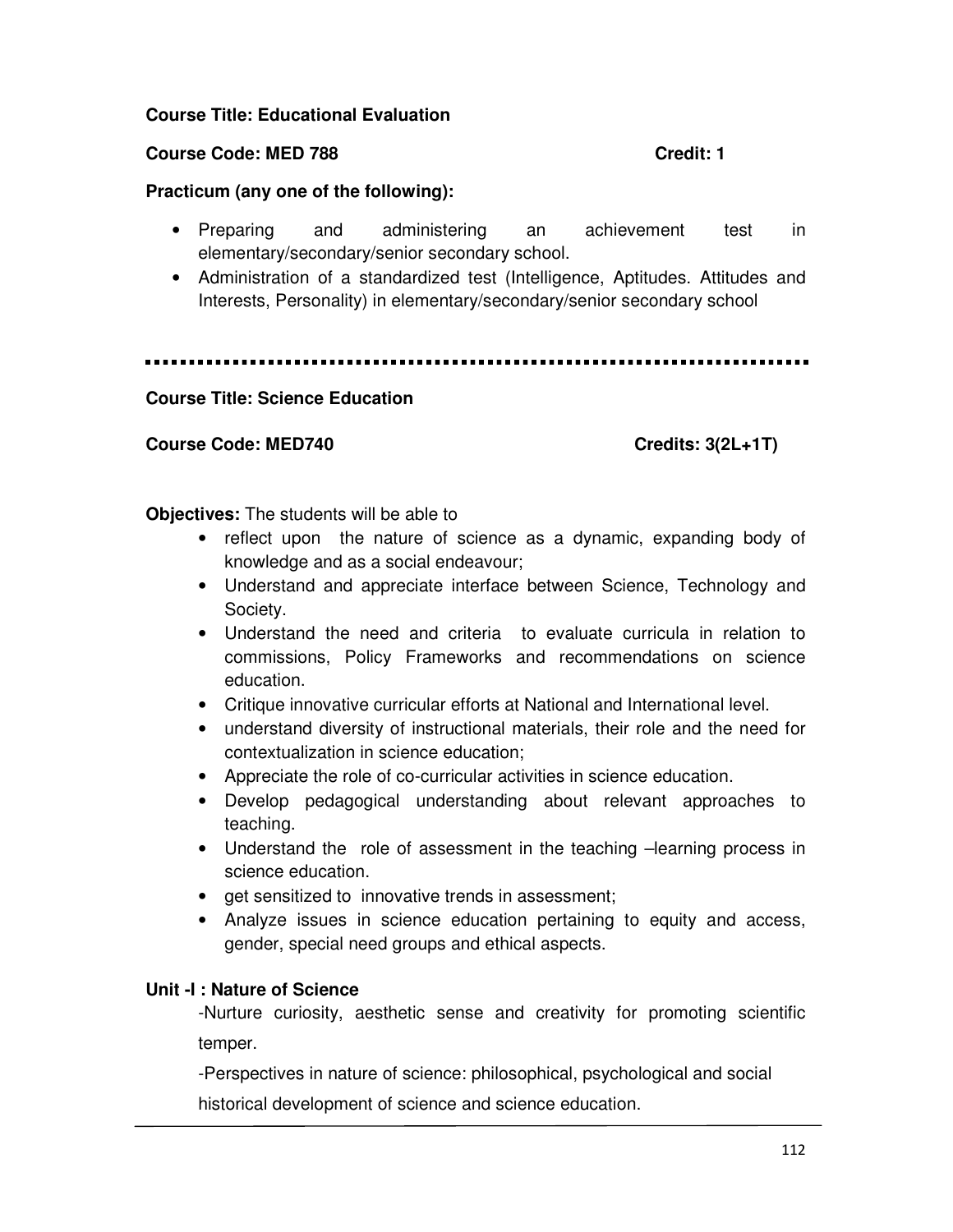**Course Title: Educational Evaluation**

**Course Code: MED 788** **Credit: 1**

**Practicum (any one of the following):**

- Preparing and administering an achievement test in elementary/secondary/senior secondary school.
- Administration of a standardized test (Intelligence, Aptitudes. Attitudes and Interests, Personality) in elementary/secondary/senior secondary school

---

**Course Title: Science Education**

**Course Code: MED740** **Credits: 3(2L+1T)**

**Objectives:** The students will be able to

- reflect upon the nature of science as a dynamic, expanding body of knowledge and as a social endeavour;
- Understand and appreciate interface between Science, Technology and Society.
- Understand the need and criteria to evaluate curricula in relation to commissions, Policy Frameworks and recommendations on science education.
- Critique innovative curricular efforts at National and International level.
- understand diversity of instructional materials, their role and the need for contextualization in science education;
- Appreciate the role of co-curricular activities in science education.
- Develop pedagogical understanding about relevant approaches to teaching.
- Understand the role of assessment in the teaching –learning process in science education.
- get sensitized to innovative trends in assessment;
- Analyze issues in science education pertaining to equity and access, gender, special need groups and ethical aspects.

**Unit -I : Nature of Science**

-Nurture curiosity, aesthetic sense and creativity for promoting scientific temper.

-Perspectives in nature of science: philosophical, psychological and social historical development of science and science education.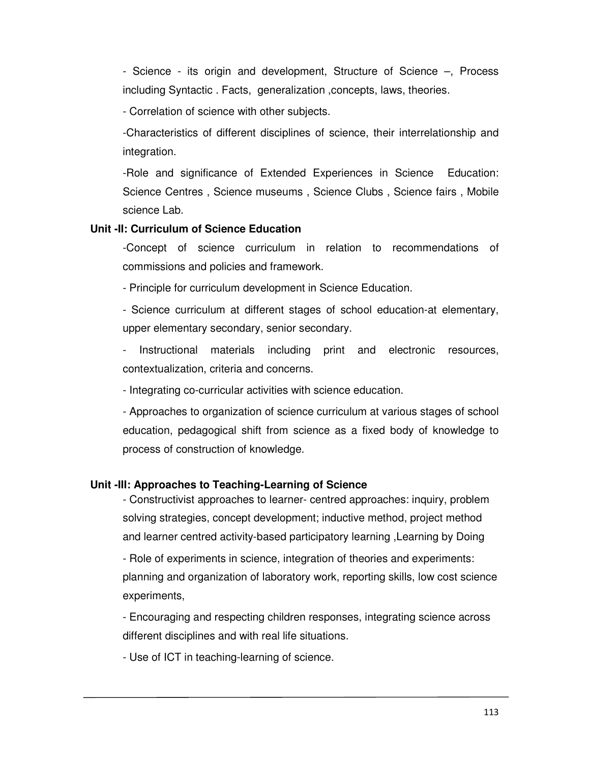- Science - its origin and development, Structure of Science –, Process including Syntactic . Facts, generalization ,concepts, laws, theories.

- Correlation of science with other subjects.

-Characteristics of different disciplines of science, their interrelationship and integration.

-Role and significance of Extended Experiences in Science Education: Science Centres , Science museums , Science Clubs , Science fairs , Mobile science Lab.

**Unit -II: Curriculum of Science Education**

-Concept of science curriculum in relation to recommendations of commissions and policies and framework.

- Principle for curriculum development in Science Education.

- Science curriculum at different stages of school education-at elementary, upper elementary secondary, senior secondary.

- Instructional materials including print and electronic resources, contextualization, criteria and concerns.

- Integrating co-curricular activities with science education.

- Approaches to organization of science curriculum at various stages of school education, pedagogical shift from science as a fixed body of knowledge to process of construction of knowledge.

**Unit -III: Approaches to Teaching-Learning of Science**

- Constructivist approaches to learner- centred approaches: inquiry, problem solving strategies, concept development; inductive method, project method and learner centred activity-based participatory learning ,Learning by Doing

- Role of experiments in science, integration of theories and experiments: planning and organization of laboratory work, reporting skills, low cost science experiments,

- Encouraging and respecting children responses, integrating science across different disciplines and with real life situations.

- Use of ICT in teaching-learning of science.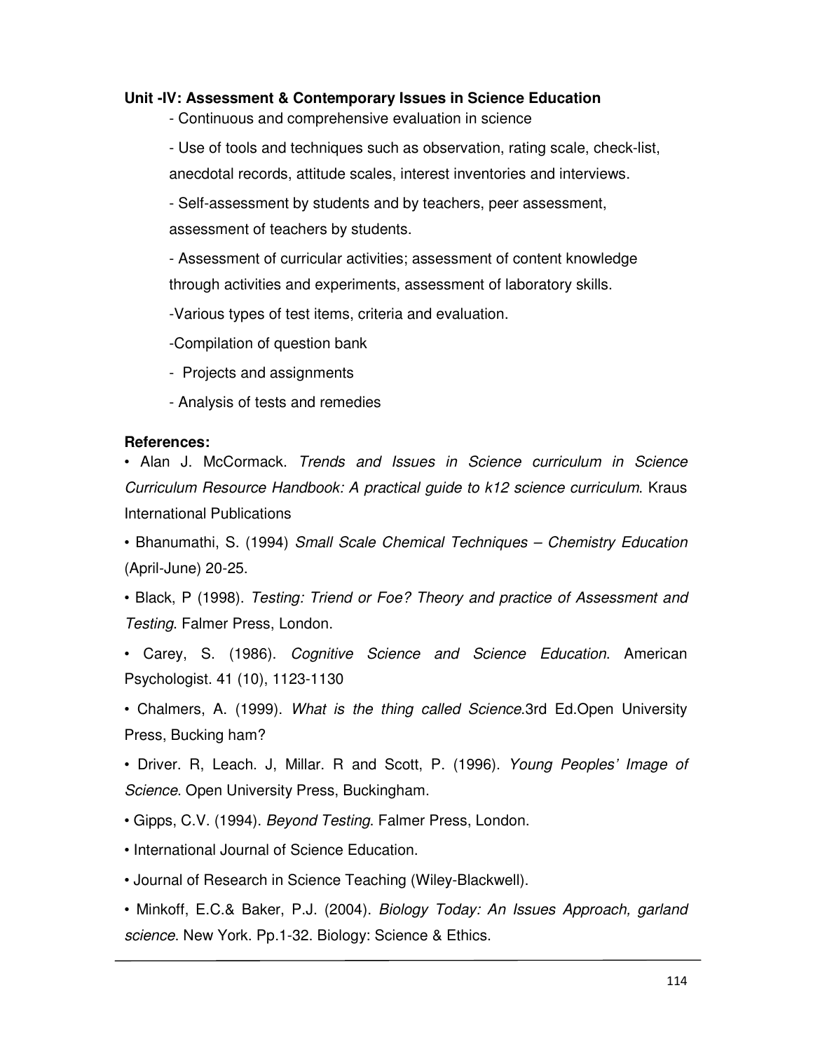**Unit -IV: Assessment & Contemporary Issues in Science Education**

- Continuous and comprehensive evaluation in science
- Use of tools and techniques such as observation, rating scale, check-list, anecdotal records, attitude scales, interest inventories and interviews.
- Self-assessment by students and by teachers, peer assessment, assessment of teachers by students.
- Assessment of curricular activities; assessment of content knowledge through activities and experiments, assessment of laboratory skills.
- Various types of test items, criteria and evaluation.
- Compilation of question bank
- Projects and assignments
- Analysis of tests and remedies

**References:**

- Alan J. McCormack. *Trends and Issues in Science curriculum in Science Curriculum Resource Handbook: A practical guide to k12 science curriculum*. Kraus International Publications
- Bhanumathi, S. (1994) *Small Scale Chemical Techniques – Chemistry Education* (April-June) 20-25.
- Black, P (1998). *Testing: Triend or Foe? Theory and practice of Assessment and Testing*. Falmer Press, London.
- Carey, S. (1986). *Cognitive Science and Science Education*. American Psychologist. 41 (10), 1123-1130
- Chalmers, A. (1999). *What is the thing called Science*.3rd Ed.Open University Press, Bucking ham?
- Driver. R, Leach. J, Millar. R and Scott, P. (1996). *Young Peoples' Image of Science*. Open University Press, Buckingham.
- Gipps, C.V. (1994). *Beyond Testing*. Falmer Press, London.
- International Journal of Science Education.
- Journal of Research in Science Teaching (Wiley-Blackwell).
- Minkoff, E.C.& Baker, P.J. (2004). *Biology Today: An Issues Approach, garland science*. New York. Pp.1-32. Biology: Science & Ethics.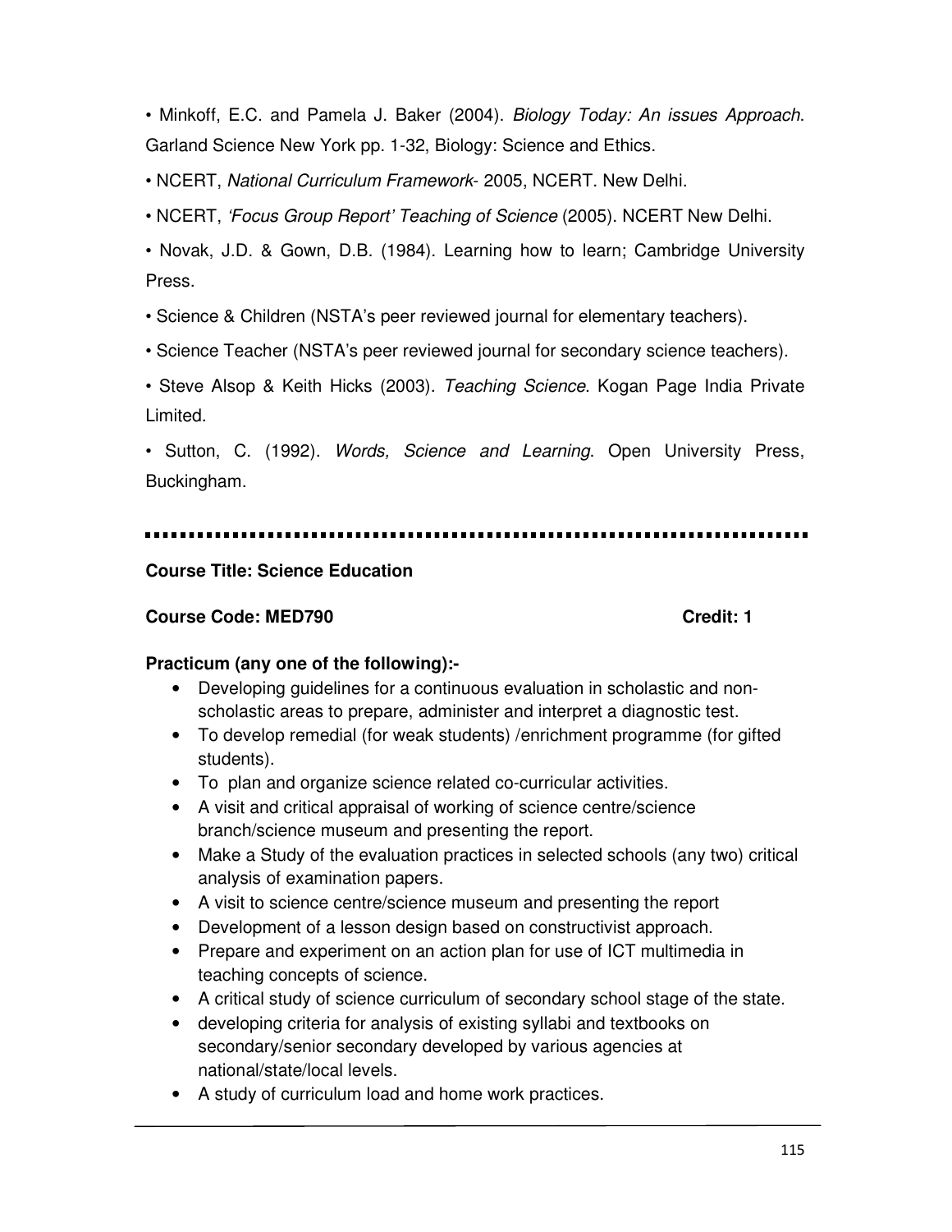- Minkoff, E.C. and Pamela J. Baker (2004). *Biology Today: An issues Approach*. Garland Science New York pp. 1-32, Biology: Science and Ethics.
- NCERT, *National Curriculum Framework*- 2005, NCERT. New Delhi.
- NCERT, *'Focus Group Report' Teaching of Science* (2005). NCERT New Delhi.
- Novak, J.D. & Gown, D.B. (1984). Learning how to learn; Cambridge University Press.
- Science & Children (NSTA's peer reviewed journal for elementary teachers).
- Science Teacher (NSTA's peer reviewed journal for secondary science teachers).
- Steve Alsop & Keith Hicks (2003). *Teaching Science*. Kogan Page India Private Limited.
- Sutton, C. (1992). *Words, Science and Learning*. Open University Press, Buckingham.

---

**Course Title: Science Education**

**Course Code: MED790** **Credit: 1**

**Practicum (any one of the following):-**

- Developing guidelines for a continuous evaluation in scholastic and non-scholastic areas to prepare, administer and interpret a diagnostic test.
- To develop remedial (for weak students) /enrichment programme (for gifted students).
- To plan and organize science related co-curricular activities.
- A visit and critical appraisal of working of science centre/science branch/science museum and presenting the report.
- Make a Study of the evaluation practices in selected schools (any two) critical analysis of examination papers.
- A visit to science centre/science museum and presenting the report
- Development of a lesson design based on constructivist approach.
- Prepare and experiment on an action plan for use of ICT multimedia in teaching concepts of science.
- A critical study of science curriculum of secondary school stage of the state.
- developing criteria for analysis of existing syllabi and textbooks on secondary/senior secondary developed by various agencies at national/state/local levels.
- A study of curriculum load and home work practices.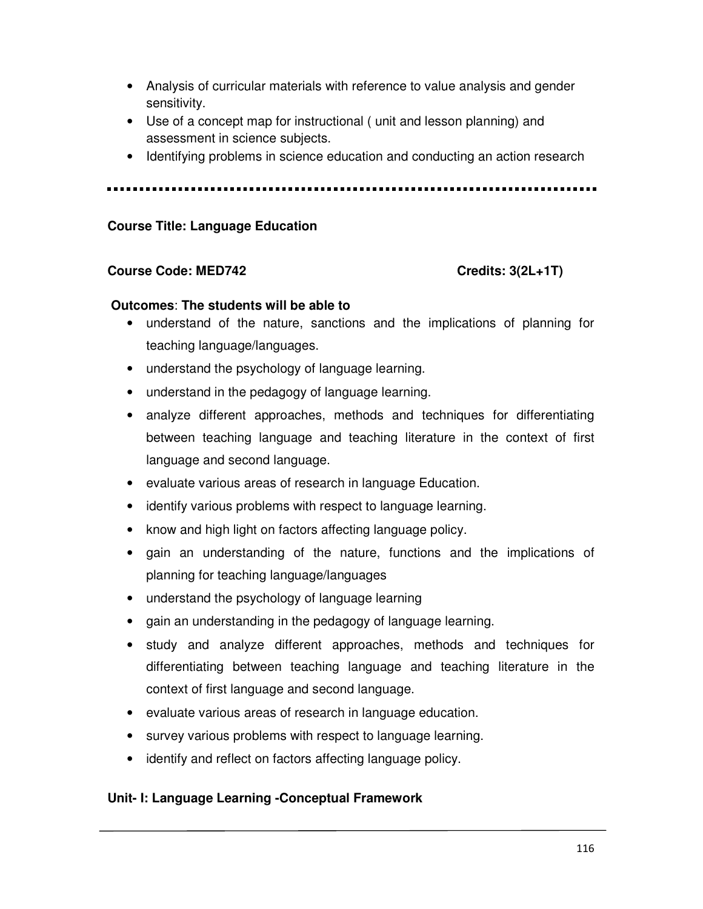- Analysis of curricular materials with reference to value analysis and gender sensitivity.
- Use of a concept map for instructional ( unit and lesson planning) and assessment in science subjects.
- Identifying problems in science education and conducting an action research

---

**Course Title: Language Education**

**Course Code: MED742** **Credits: 3(2L+1T)**

**Outcomes**: **The students will be able to**

- understand of the nature, sanctions and the implications of planning for teaching language/languages.
- understand the psychology of language learning.
- understand in the pedagogy of language learning.
- analyze different approaches, methods and techniques for differentiating between teaching language and teaching literature in the context of first language and second language.
- evaluate various areas of research in language Education.
- identify various problems with respect to language learning.
- know and high light on factors affecting language policy.
- gain an understanding of the nature, functions and the implications of planning for teaching language/languages
- understand the psychology of language learning
- gain an understanding in the pedagogy of language learning.
- study and analyze different approaches, methods and techniques for differentiating between teaching language and teaching literature in the context of first language and second language.
- evaluate various areas of research in language education.
- survey various problems with respect to language learning.
- identify and reflect on factors affecting language policy.

**Unit- I: Language Learning -Conceptual Framework**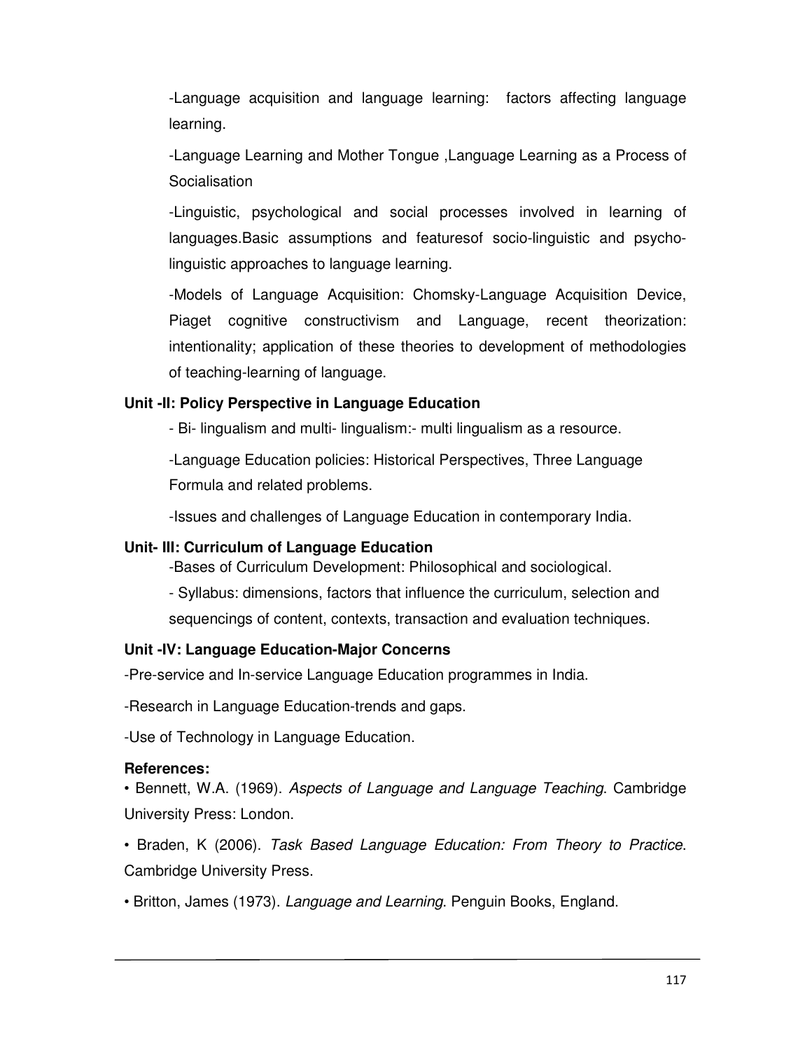-Language acquisition and language learning: factors affecting language learning.

-Language Learning and Mother Tongue ,Language Learning as a Process of Socialisation

-Linguistic, psychological and social processes involved in learning of languages.Basic assumptions and featuresof socio-linguistic and psycho-linguistic approaches to language learning.

-Models of Language Acquisition: Chomsky-Language Acquisition Device, Piaget cognitive constructivism and Language, recent theorization: intentionality; application of these theories to development of methodologies of teaching-learning of language.

**Unit -II: Policy Perspective in Language Education**

- Bi- lingualism and multi- lingualism:- multi lingualism as a resource.

-Language Education policies: Historical Perspectives, Three Language Formula and related problems.

-Issues and challenges of Language Education in contemporary India.

**Unit- III: Curriculum of Language Education**

-Bases of Curriculum Development: Philosophical and sociological.

- Syllabus: dimensions, factors that influence the curriculum, selection and sequencings of content, contexts, transaction and evaluation techniques.

**Unit -IV: Language Education-Major Concerns**

-Pre-service and In-service Language Education programmes in India.

-Research in Language Education-trends and gaps.

-Use of Technology in Language Education.

**References:**

• Bennett, W.A. (1969). *Aspects of Language and Language Teaching*. Cambridge University Press: London.

• Braden, K (2006). *Task Based Language Education: From Theory to Practice*. Cambridge University Press.

• Britton, James (1973). *Language and Learning*. Penguin Books, England.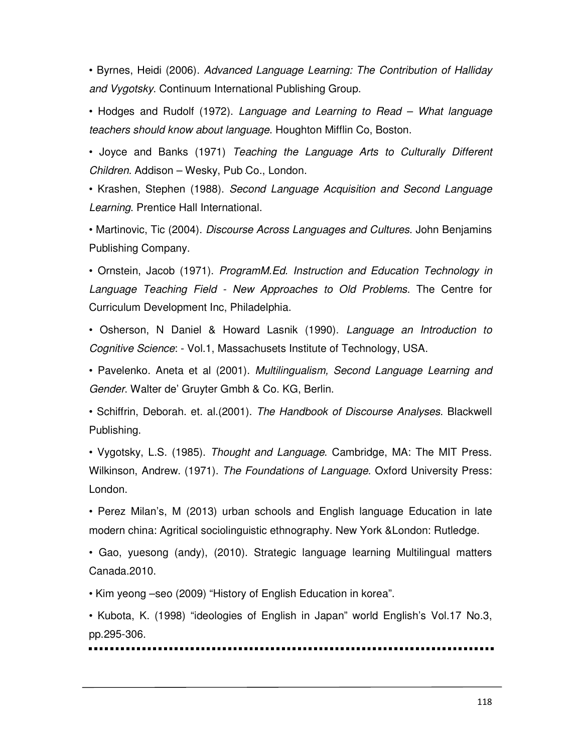- Byrnes, Heidi (2006). *Advanced Language Learning: The Contribution of Halliday and Vygotsky*. Continuum International Publishing Group.

- Hodges and Rudolf (1972). *Language and Learning to Read – What language teachers should know about language*. Houghton Mifflin Co, Boston.

- Joyce and Banks (1971) *Teaching the Language Arts to Culturally Different Children*. Addison – Wesky, Pub Co., London.

- Krashen, Stephen (1988). *Second Language Acquisition and Second Language Learning*. Prentice Hall International.

- Martinovic, Tic (2004). *Discourse Across Languages and Cultures*. John Benjamins Publishing Company.

- Ornstein, Jacob (1971). *ProgramM.Ed. Instruction and Education Technology in Language Teaching Field - New Approaches to Old Problems*. The Centre for Curriculum Development Inc, Philadelphia.

- Osherson, N Daniel & Howard Lasnik (1990). *Language an Introduction to Cognitive Science*: - Vol.1, Massachusets Institute of Technology, USA.

- Pavelenko. Aneta et al (2001). *Multilingualism, Second Language Learning and Gender*. Walter de' Gruyter Gmbh & Co. KG, Berlin.

- Schiffrin, Deborah. et. al.(2001). *The Handbook of Discourse Analyses*. Blackwell Publishing.

- Vygotsky, L.S. (1985). *Thought and Language*. Cambridge, MA: The MIT Press. Wilkinson, Andrew. (1971). *The Foundations of Language*. Oxford University Press: London.

- Perez Milan's, M (2013) urban schools and English language Education in late modern china: Agritical sociolinguistic ethnography. New York &London: Rutledge.

- Gao, yuesong (andy), (2010). Strategic language learning Multilingual matters Canada.2010.

- Kim yeong –seo (2009) "History of English Education in korea".

- Kubota, K. (1998) "ideologies of English in Japan" world English's Vol.17 No.3, pp.295-306.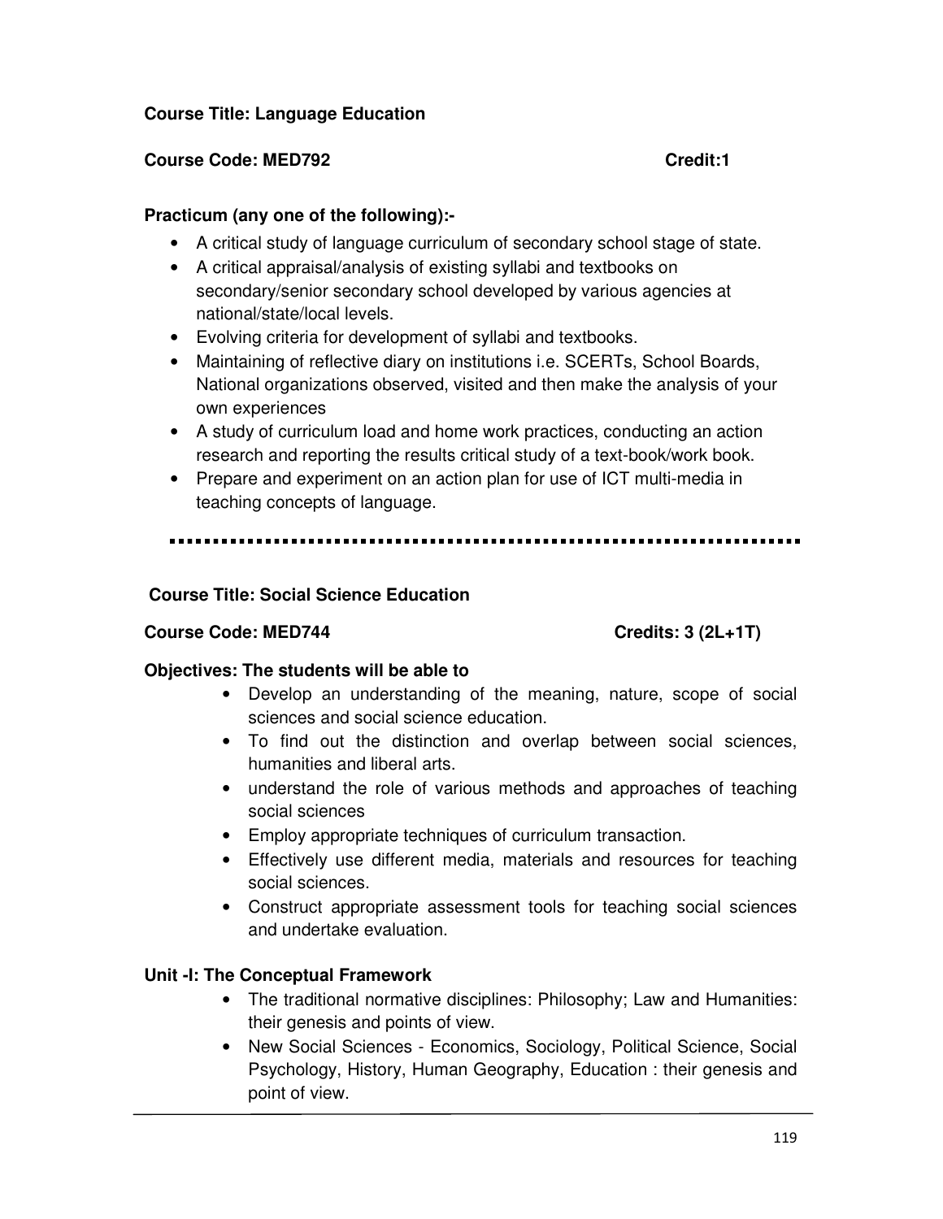**Course Title: Language Education**

**Course Code: MED792** **Credit:1**

**Practicum (any one of the following):-**

- A critical study of language curriculum of secondary school stage of state.
- A critical appraisal/analysis of existing syllabi and textbooks on secondary/senior secondary school developed by various agencies at national/state/local levels.
- Evolving criteria for development of syllabi and textbooks.
- Maintaining of reflective diary on institutions i.e. SCERTs, School Boards, National organizations observed, visited and then make the analysis of your own experiences
- A study of curriculum load and home work practices, conducting an action research and reporting the results critical study of a text-book/work book.
- Prepare and experiment on an action plan for use of ICT multi-media in teaching concepts of language.

---

**Course Title: Social Science Education**

**Course Code: MED744** **Credits: 3 (2L+1T)**

**Objectives: The students will be able to**

- Develop an understanding of the meaning, nature, scope of social sciences and social science education.
- To find out the distinction and overlap between social sciences, humanities and liberal arts.
- understand the role of various methods and approaches of teaching social sciences
- Employ appropriate techniques of curriculum transaction.
- Effectively use different media, materials and resources for teaching social sciences.
- Construct appropriate assessment tools for teaching social sciences and undertake evaluation.

**Unit -I: The Conceptual Framework**

- The traditional normative disciplines: Philosophy; Law and Humanities: their genesis and points of view.
- New Social Sciences - Economics, Sociology, Political Science, Social Psychology, History, Human Geography, Education : their genesis and point of view.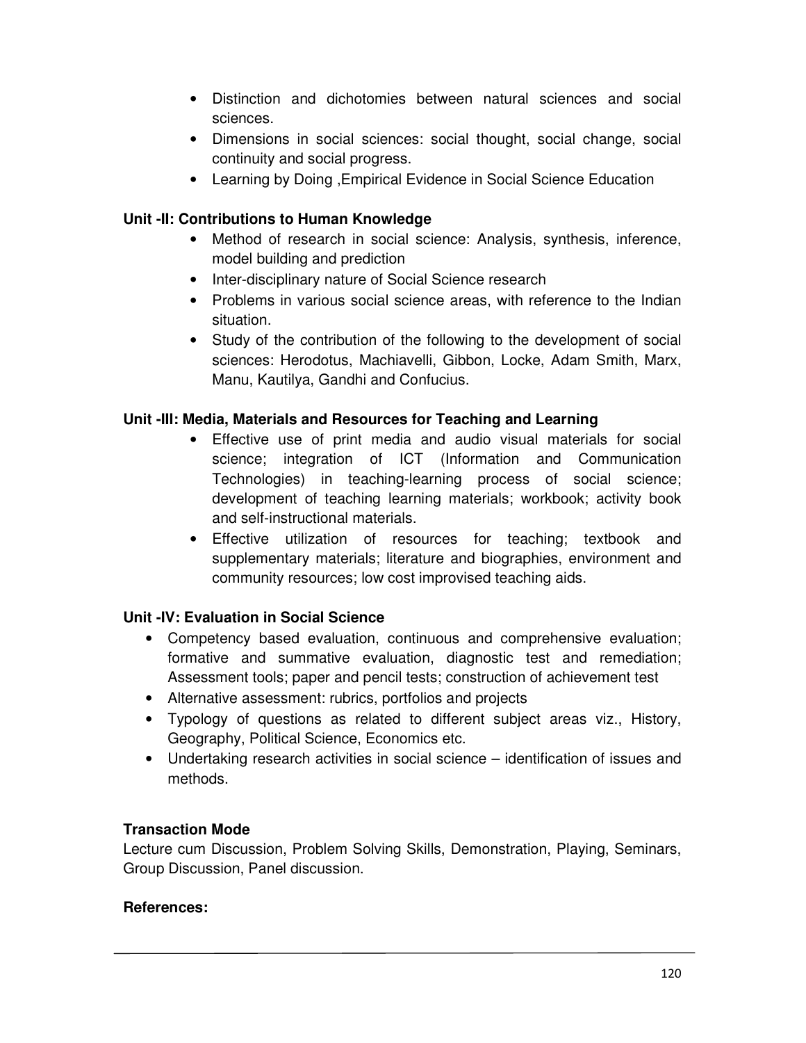- Distinction and dichotomies between natural sciences and social sciences.
- Dimensions in social sciences: social thought, social change, social continuity and social progress.
- Learning by Doing ,Empirical Evidence in Social Science Education

**Unit -II: Contributions to Human Knowledge**

- Method of research in social science: Analysis, synthesis, inference, model building and prediction
- Inter-disciplinary nature of Social Science research
- Problems in various social science areas, with reference to the Indian situation.
- Study of the contribution of the following to the development of social sciences: Herodotus, Machiavelli, Gibbon, Locke, Adam Smith, Marx, Manu, Kautilya, Gandhi and Confucius.

**Unit -III: Media, Materials and Resources for Teaching and Learning**

- Effective use of print media and audio visual materials for social science; integration of ICT (Information and Communication Technologies) in teaching-learning process of social science; development of teaching learning materials; workbook; activity book and self-instructional materials.
- Effective utilization of resources for teaching; textbook and supplementary materials; literature and biographies, environment and community resources; low cost improvised teaching aids.

**Unit -IV: Evaluation in Social Science**

- Competency based evaluation, continuous and comprehensive evaluation; formative and summative evaluation, diagnostic test and remediation; Assessment tools; paper and pencil tests; construction of achievement test
- Alternative assessment: rubrics, portfolios and projects
- Typology of questions as related to different subject areas viz., History, Geography, Political Science, Economics etc.
- Undertaking research activities in social science – identification of issues and methods.

**Transaction Mode**

Lecture cum Discussion, Problem Solving Skills, Demonstration, Playing, Seminars, Group Discussion, Panel discussion.

**References:**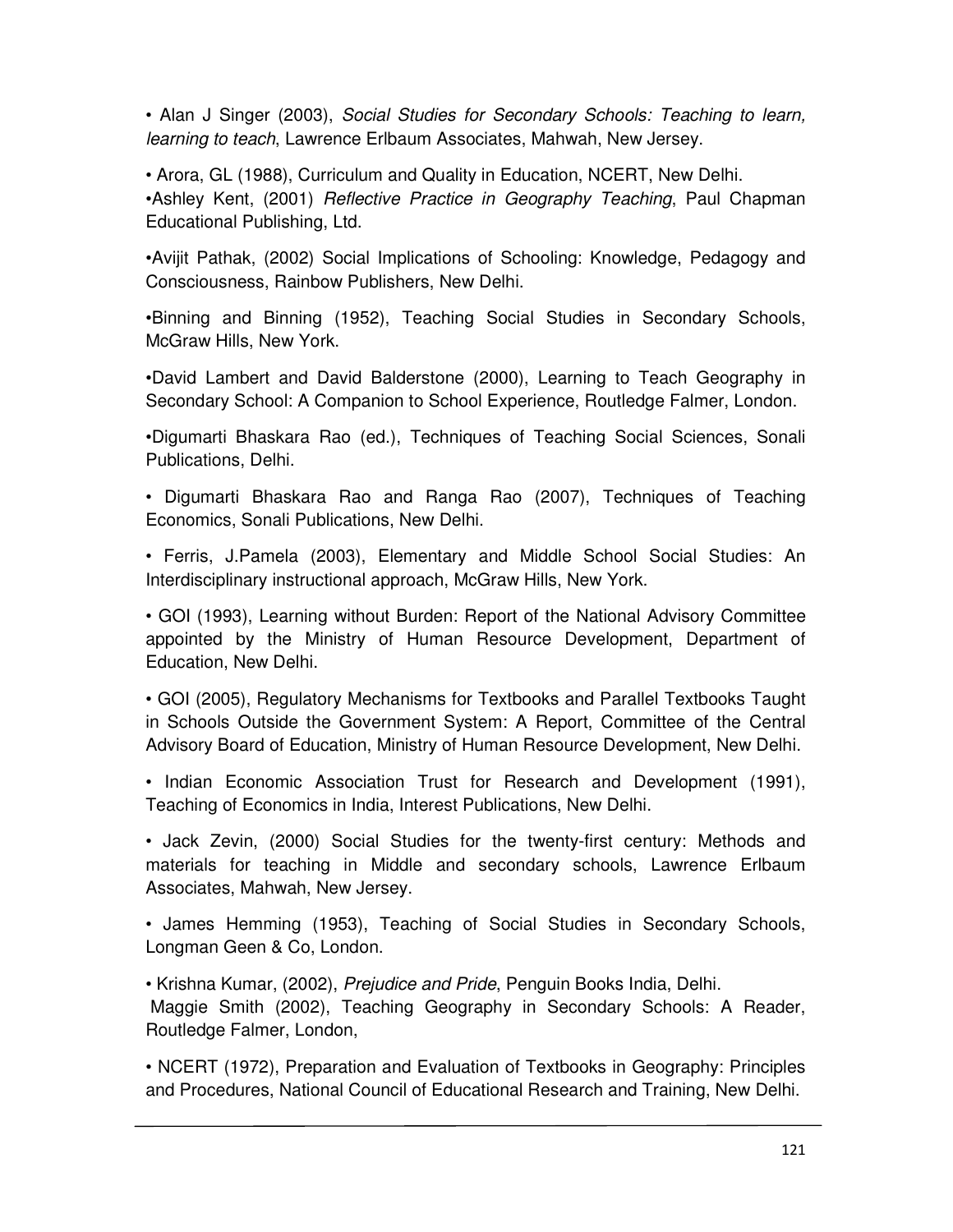• Alan J Singer (2003), *Social Studies for Secondary Schools: Teaching to learn, learning to teach*, Lawrence Erlbaum Associates, Mahwah, New Jersey.

• Arora, GL (1988), Curriculum and Quality in Education, NCERT, New Delhi.
•Ashley Kent, (2001) *Reflective Practice in Geography Teaching*, Paul Chapman Educational Publishing, Ltd.

•Avijit Pathak, (2002) Social Implications of Schooling: Knowledge, Pedagogy and Consciousness, Rainbow Publishers, New Delhi.

•Binning and Binning (1952), Teaching Social Studies in Secondary Schools, McGraw Hills, New York.

•David Lambert and David Balderstone (2000), Learning to Teach Geography in Secondary School: A Companion to School Experience, Routledge Falmer, London.

•Digumarti Bhaskara Rao (ed.), Techniques of Teaching Social Sciences, Sonali Publications, Delhi.

• Digumarti Bhaskara Rao and Ranga Rao (2007), Techniques of Teaching Economics, Sonali Publications, New Delhi.

• Ferris, J.Pamela (2003), Elementary and Middle School Social Studies: An Interdisciplinary instructional approach, McGraw Hills, New York.

• GOI (1993), Learning without Burden: Report of the National Advisory Committee appointed by the Ministry of Human Resource Development, Department of Education, New Delhi.

• GOI (2005), Regulatory Mechanisms for Textbooks and Parallel Textbooks Taught in Schools Outside the Government System: A Report, Committee of the Central Advisory Board of Education, Ministry of Human Resource Development, New Delhi.

• Indian Economic Association Trust for Research and Development (1991), Teaching of Economics in India, Interest Publications, New Delhi.

• Jack Zevin, (2000) Social Studies for the twenty-first century: Methods and materials for teaching in Middle and secondary schools, Lawrence Erlbaum Associates, Mahwah, New Jersey.

• James Hemming (1953), Teaching of Social Studies in Secondary Schools, Longman Geen & Co, London.

• Krishna Kumar, (2002), *Prejudice and Pride*, Penguin Books India, Delhi.
Maggie Smith (2002), Teaching Geography in Secondary Schools: A Reader, Routledge Falmer, London,

• NCERT (1972), Preparation and Evaluation of Textbooks in Geography: Principles and Procedures, National Council of Educational Research and Training, New Delhi.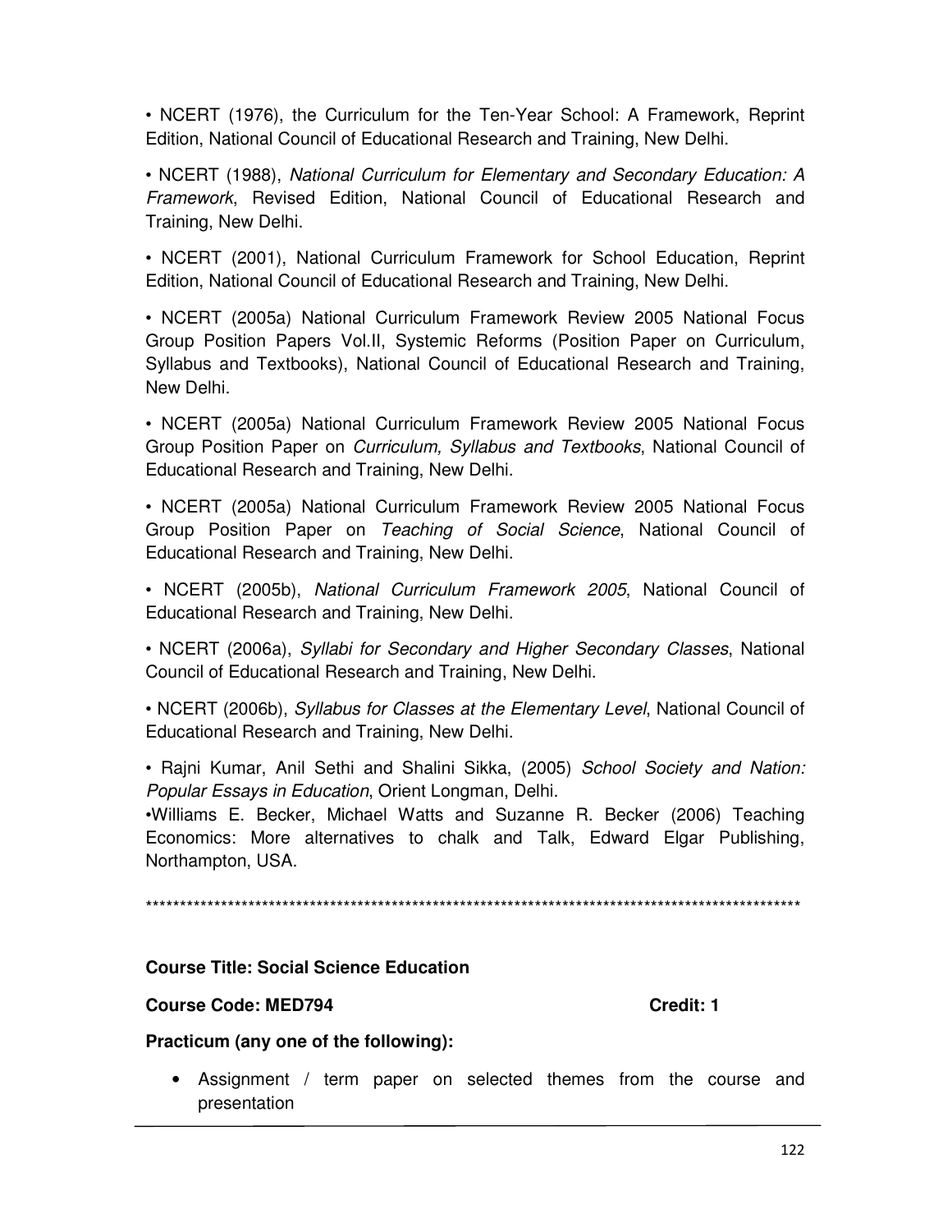• NCERT (1976), the Curriculum for the Ten-Year School: A Framework, Reprint Edition, National Council of Educational Research and Training, New Delhi.

• NCERT (1988), *National Curriculum for Elementary and Secondary Education: A Framework*, Revised Edition, National Council of Educational Research and Training, New Delhi.

• NCERT (2001), National Curriculum Framework for School Education, Reprint Edition, National Council of Educational Research and Training, New Delhi.

• NCERT (2005a) National Curriculum Framework Review 2005 National Focus Group Position Papers Vol.II, Systemic Reforms (Position Paper on Curriculum, Syllabus and Textbooks), National Council of Educational Research and Training, New Delhi.

• NCERT (2005a) National Curriculum Framework Review 2005 National Focus Group Position Paper on *Curriculum, Syllabus and Textbooks*, National Council of Educational Research and Training, New Delhi.

• NCERT (2005a) National Curriculum Framework Review 2005 National Focus Group Position Paper on *Teaching of Social Science*, National Council of Educational Research and Training, New Delhi.

• NCERT (2005b), *National Curriculum Framework 2005*, National Council of Educational Research and Training, New Delhi.

• NCERT (2006a), *Syllabi for Secondary and Higher Secondary Classes*, National Council of Educational Research and Training, New Delhi.

• NCERT (2006b), *Syllabus for Classes at the Elementary Level*, National Council of Educational Research and Training, New Delhi.

• Rajni Kumar, Anil Sethi and Shalini Sikka, (2005) *School Society and Nation: Popular Essays in Education*, Orient Longman, Delhi.
•Williams E. Becker, Michael Watts and Suzanne R. Becker (2006) Teaching Economics: More alternatives to chalk and Talk, Edward Elgar Publishing, Northampton, USA.

*****************************************************************************************************

**Course Title: Social Science Education**

**Course Code: MED794** **Credit: 1**

**Practicum (any one of the following):**

- Assignment / term paper on selected themes from the course and presentation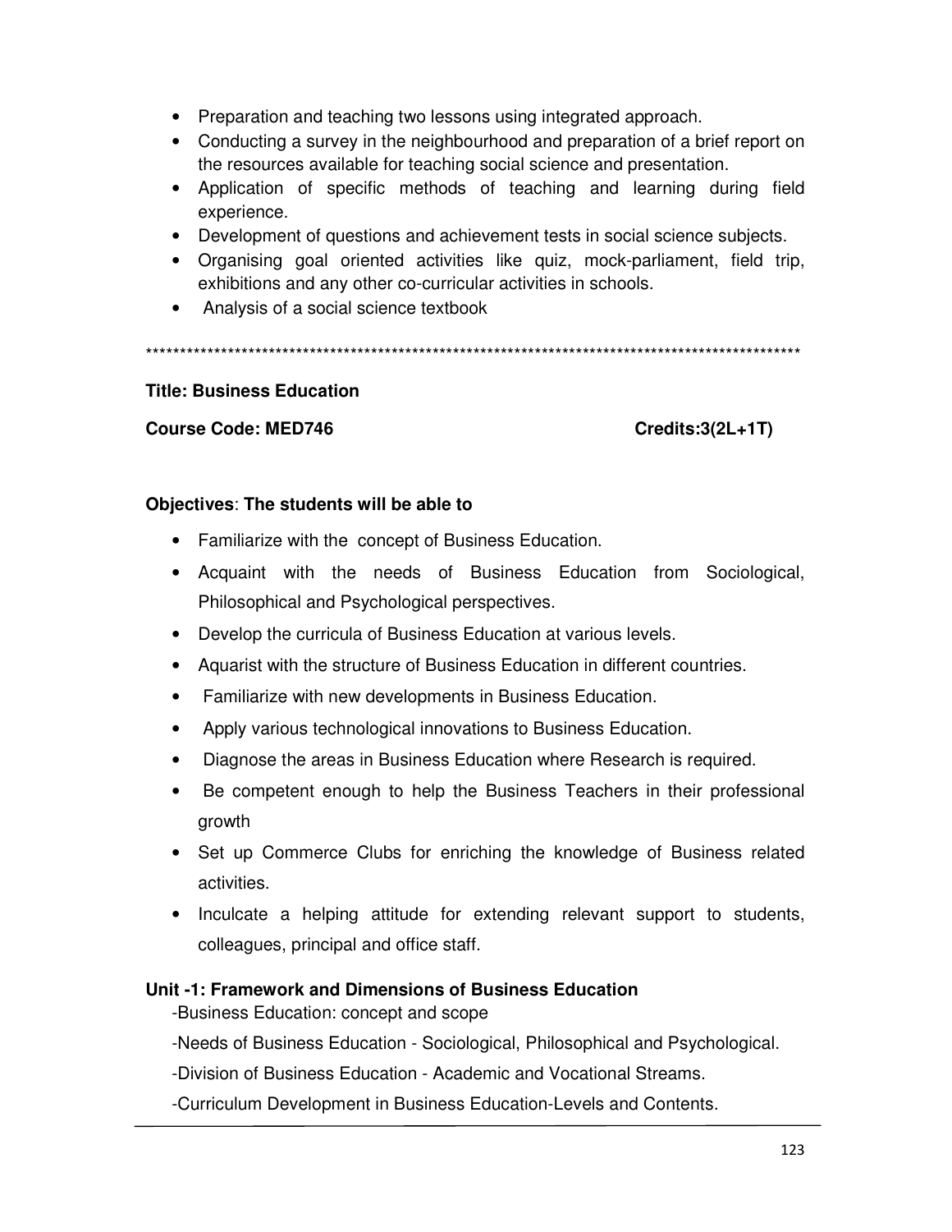- Preparation and teaching two lessons using integrated approach.
- Conducting a survey in the neighbourhood and preparation of a brief report on the resources available for teaching social science and presentation.
- Application of specific methods of teaching and learning during field experience.
- Development of questions and achievement tests in social science subjects.
- Organising goal oriented activities like quiz, mock-parliament, field trip, exhibitions and any other co-curricular activities in schools.
- Analysis of a social science textbook

**************************************************************************************************

**Title: Business Education**

**Course Code: MED746** **Credits:3(2L+1T)**

**Objectives**: **The students will be able to**

- Familiarize with the concept of Business Education.
- Acquaint with the needs of Business Education from Sociological, Philosophical and Psychological perspectives.
- Develop the curricula of Business Education at various levels.
- Aquarist with the structure of Business Education in different countries.
- Familiarize with new developments in Business Education.
- Apply various technological innovations to Business Education.
- Diagnose the areas in Business Education where Research is required.
- Be competent enough to help the Business Teachers in their professional growth
- Set up Commerce Clubs for enriching the knowledge of Business related activities.
- Inculcate a helping attitude for extending relevant support to students, colleagues, principal and office staff.

**Unit -1: Framework and Dimensions of Business Education**

-Business Education: concept and scope

-Needs of Business Education - Sociological, Philosophical and Psychological.

-Division of Business Education - Academic and Vocational Streams.

-Curriculum Development in Business Education-Levels and Contents.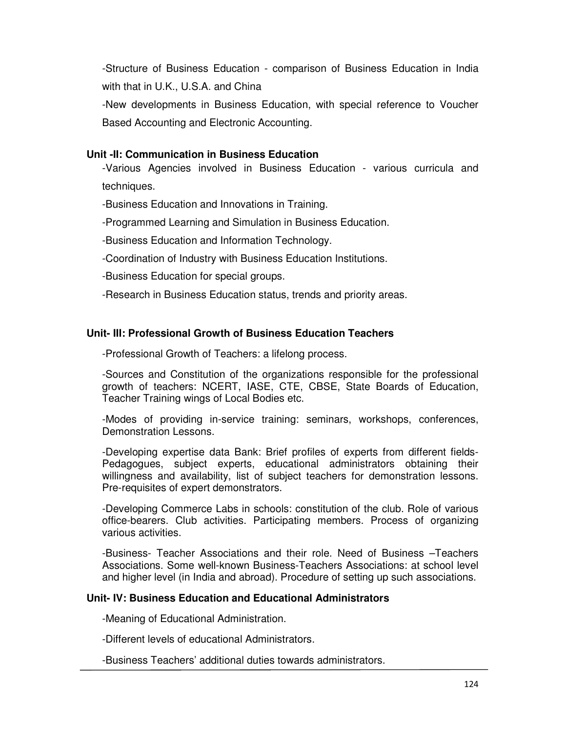-Structure of Business Education - comparison of Business Education in India with that in U.K., U.S.A. and China

-New developments in Business Education, with special reference to Voucher Based Accounting and Electronic Accounting.

**Unit -II: Communication in Business Education**

-Various Agencies involved in Business Education - various curricula and techniques.

-Business Education and Innovations in Training.

-Programmed Learning and Simulation in Business Education.

-Business Education and Information Technology.

-Coordination of Industry with Business Education Institutions.

-Business Education for special groups.

-Research in Business Education status, trends and priority areas.

**Unit- III: Professional Growth of Business Education Teachers**

-Professional Growth of Teachers: a lifelong process.

-Sources and Constitution of the organizations responsible for the professional growth of teachers: NCERT, IASE, CTE, CBSE, State Boards of Education, Teacher Training wings of Local Bodies etc.

-Modes of providing in-service training: seminars, workshops, conferences, Demonstration Lessons.

-Developing expertise data Bank: Brief profiles of experts from different fields- Pedagogues, subject experts, educational administrators obtaining their willingness and availability, list of subject teachers for demonstration lessons. Pre-requisites of expert demonstrators.

-Developing Commerce Labs in schools: constitution of the club. Role of various office-bearers. Club activities. Participating members. Process of organizing various activities.

-Business- Teacher Associations and their role. Need of Business –Teachers Associations. Some well-known Business-Teachers Associations: at school level and higher level (in India and abroad). Procedure of setting up such associations.

**Unit- IV: Business Education and Educational Administrators**

-Meaning of Educational Administration.

-Different levels of educational Administrators.

-Business Teachers' additional duties towards administrators.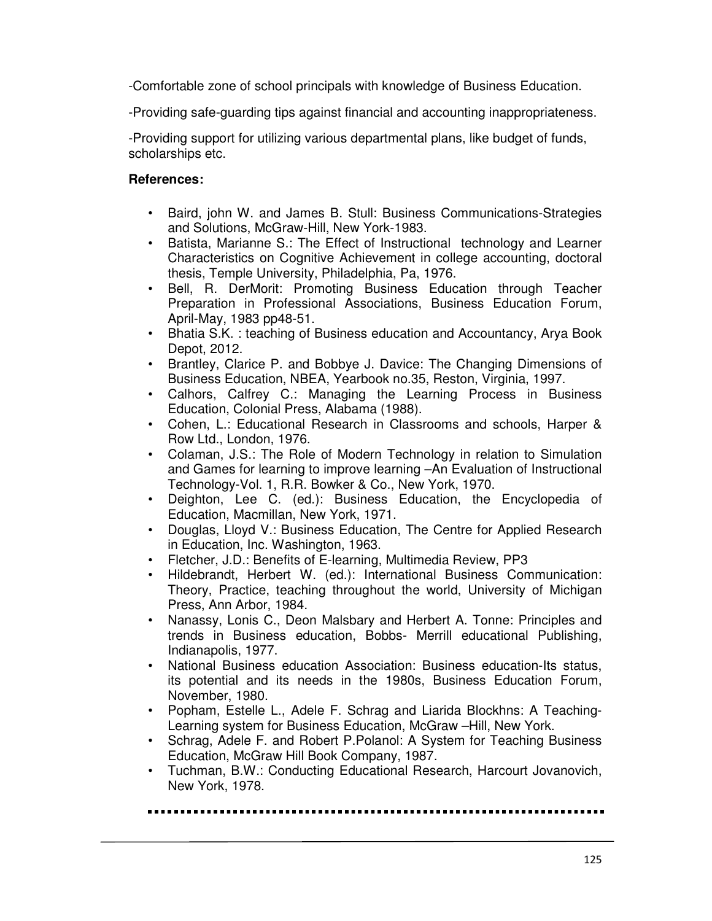-Comfortable zone of school principals with knowledge of Business Education.

-Providing safe-guarding tips against financial and accounting inappropriateness.

-Providing support for utilizing various departmental plans, like budget of funds, scholarships etc.

**References:**

- Baird, john W. and James B. Stull: Business Communications-Strategies and Solutions, McGraw-Hill, New York-1983.
- Batista, Marianne S.: The Effect of Instructional technology and Learner Characteristics on Cognitive Achievement in college accounting, doctoral thesis, Temple University, Philadelphia, Pa, 1976.
- Bell, R. DerMorit: Promoting Business Education through Teacher Preparation in Professional Associations, Business Education Forum, April-May, 1983 pp48-51.
- Bhatia S.K. : teaching of Business education and Accountancy, Arya Book Depot, 2012.
- Brantley, Clarice P. and Bobbye J. Davice: The Changing Dimensions of Business Education, NBEA, Yearbook no.35, Reston, Virginia, 1997.
- Calhors, Calfrey C.: Managing the Learning Process in Business Education, Colonial Press, Alabama (1988).
- Cohen, L.: Educational Research in Classrooms and schools, Harper & Row Ltd., London, 1976.
- Colaman, J.S.: The Role of Modern Technology in relation to Simulation and Games for learning to improve learning –An Evaluation of Instructional Technology-Vol. 1, R.R. Bowker & Co., New York, 1970.
- Deighton, Lee C. (ed.): Business Education, the Encyclopedia of Education, Macmillan, New York, 1971.
- Douglas, Lloyd V.: Business Education, The Centre for Applied Research in Education, Inc. Washington, 1963.
- Fletcher, J.D.: Benefits of E-learning, Multimedia Review, PP3
- Hildebrandt, Herbert W. (ed.): International Business Communication: Theory, Practice, teaching throughout the world, University of Michigan Press, Ann Arbor, 1984.
- Nanassy, Lonis C., Deon Malsbary and Herbert A. Tonne: Principles and trends in Business education, Bobbs- Merrill educational Publishing, Indianapolis, 1977.
- National Business education Association: Business education-Its status, its potential and its needs in the 1980s, Business Education Forum, November, 1980.
- Popham, Estelle L., Adele F. Schrag and Liarida Blockhns: A Teaching-Learning system for Business Education, McGraw –Hill, New York.
- Schrag, Adele F. and Robert P.Polanol: A System for Teaching Business Education, McGraw Hill Book Company, 1987.
- Tuchman, B.W.: Conducting Educational Research, Harcourt Jovanovich, New York, 1978.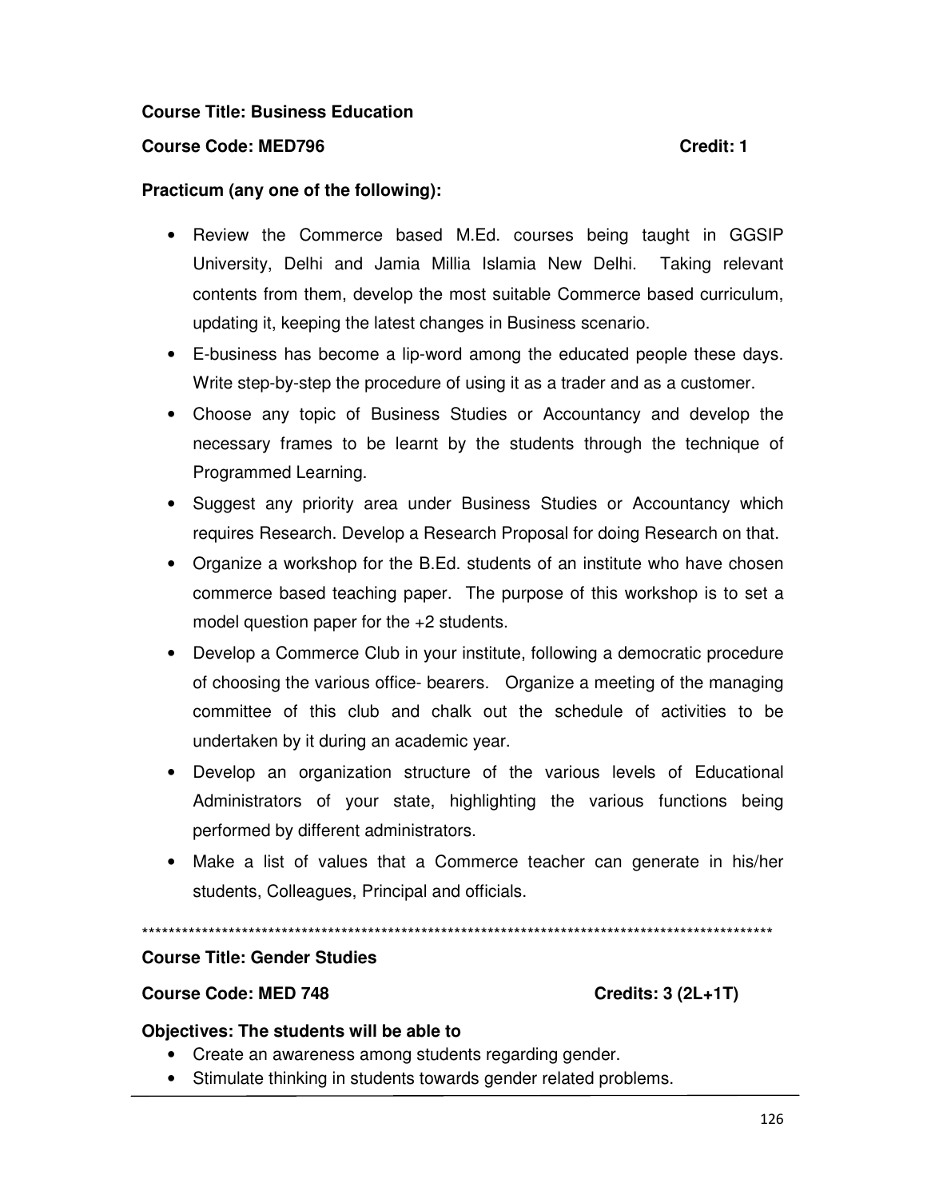**Course Title: Business Education**

**Course Code: MED796** **Credit: 1**

**Practicum (any one of the following):**

- Review the Commerce based M.Ed. courses being taught in GGSIP University, Delhi and Jamia Millia Islamia New Delhi. Taking relevant contents from them, develop the most suitable Commerce based curriculum, updating it, keeping the latest changes in Business scenario.
- E-business has become a lip-word among the educated people these days. Write step-by-step the procedure of using it as a trader and as a customer.
- Choose any topic of Business Studies or Accountancy and develop the necessary frames to be learnt by the students through the technique of Programmed Learning.
- Suggest any priority area under Business Studies or Accountancy which requires Research. Develop a Research Proposal for doing Research on that.
- Organize a workshop for the B.Ed. students of an institute who have chosen commerce based teaching paper. The purpose of this workshop is to set a model question paper for the +2 students.
- Develop a Commerce Club in your institute, following a democratic procedure of choosing the various office- bearers. Organize a meeting of the managing committee of this club and chalk out the schedule of activities to be undertaken by it during an academic year.
- Develop an organization structure of the various levels of Educational Administrators of your state, highlighting the various functions being performed by different administrators.
- Make a list of values that a Commerce teacher can generate in his/her students, Colleagues, Principal and officials.

***************************************************************************************************

**Course Title: Gender Studies**

**Course Code: MED 748** **Credits: 3 (2L+1T)**

**Objectives: The students will be able to**

- Create an awareness among students regarding gender.
- Stimulate thinking in students towards gender related problems.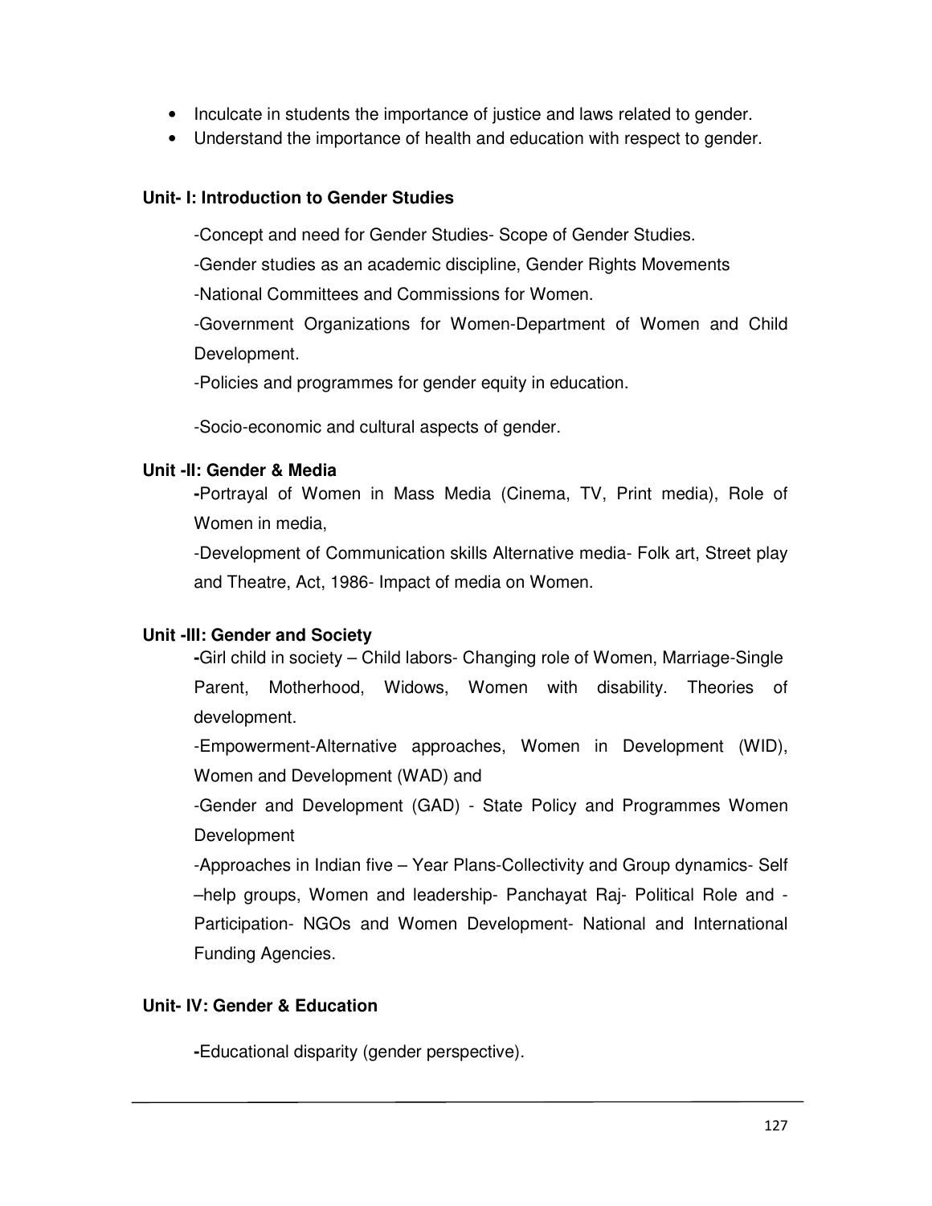- Inculcate in students the importance of justice and laws related to gender.
- Understand the importance of health and education with respect to gender.

**Unit- I: Introduction to Gender Studies**

-Concept and need for Gender Studies- Scope of Gender Studies.

-Gender studies as an academic discipline, Gender Rights Movements

-National Committees and Commissions for Women.

-Government Organizations for Women-Department of Women and Child Development.

-Policies and programmes for gender equity in education.

-Socio-economic and cultural aspects of gender.

**Unit -II: Gender & Media**

**-**Portrayal of Women in Mass Media (Cinema, TV, Print media), Role of Women in media,

-Development of Communication skills Alternative media- Folk art, Street play and Theatre, Act, 1986- Impact of media on Women.

**Unit -III: Gender and Society**

**-**Girl child in society – Child labors- Changing role of Women, Marriage-Single Parent, Motherhood, Widows, Women with disability. Theories of development.

-Empowerment-Alternative approaches, Women in Development (WID), Women and Development (WAD) and

-Gender and Development (GAD) - State Policy and Programmes Women Development

-Approaches in Indian five – Year Plans-Collectivity and Group dynamics- Self –help groups, Women and leadership- Panchayat Raj- Political Role and -Participation- NGOs and Women Development- National and International Funding Agencies.

**Unit- IV: Gender & Education**

**-**Educational disparity (gender perspective).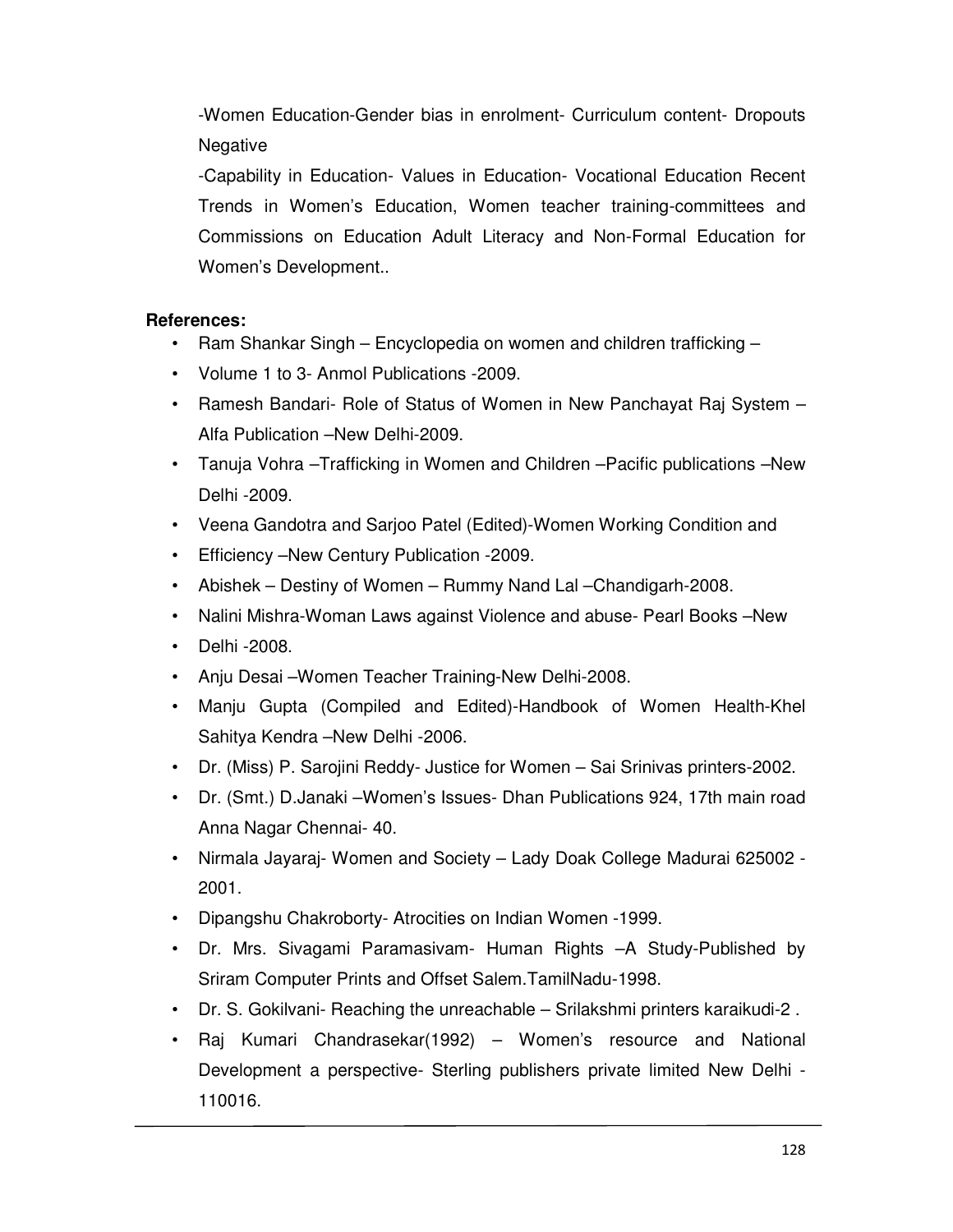-Women Education-Gender bias in enrolment- Curriculum content- Dropouts Negative

-Capability in Education- Values in Education- Vocational Education Recent Trends in Women's Education, Women teacher training-committees and Commissions on Education Adult Literacy and Non-Formal Education for Women's Development..

**References:**

- Ram Shankar Singh – Encyclopedia on women and children trafficking –
- Volume 1 to 3- Anmol Publications -2009.
- Ramesh Bandari- Role of Status of Women in New Panchayat Raj System – Alfa Publication –New Delhi-2009.
- Tanuja Vohra –Trafficking in Women and Children –Pacific publications –New Delhi -2009.
- Veena Gandotra and Sarjoo Patel (Edited)-Women Working Condition and
- Efficiency –New Century Publication -2009.
- Abishek – Destiny of Women – Rummy Nand Lal –Chandigarh-2008.
- Nalini Mishra-Woman Laws against Violence and abuse- Pearl Books –New
- Delhi -2008.
- Anju Desai –Women Teacher Training-New Delhi-2008.
- Manju Gupta (Compiled and Edited)-Handbook of Women Health-Khel Sahitya Kendra –New Delhi -2006.
- Dr. (Miss) P. Sarojini Reddy- Justice for Women – Sai Srinivas printers-2002.
- Dr. (Smt.) D.Janaki –Women's Issues- Dhan Publications 924, 17th main road Anna Nagar Chennai- 40.
- Nirmala Jayaraj- Women and Society – Lady Doak College Madurai 625002 - 2001.
- Dipangshu Chakroborty- Atrocities on Indian Women -1999.
- Dr. Mrs. Sivagami Paramasivam- Human Rights –A Study-Published by Sriram Computer Prints and Offset Salem.TamilNadu-1998.
- Dr. S. Gokilvani- Reaching the unreachable – Srilakshmi printers karaikudi-2 .
- Raj Kumari Chandrasekar(1992) – Women's resource and National Development a perspective- Sterling publishers private limited New Delhi - 110016.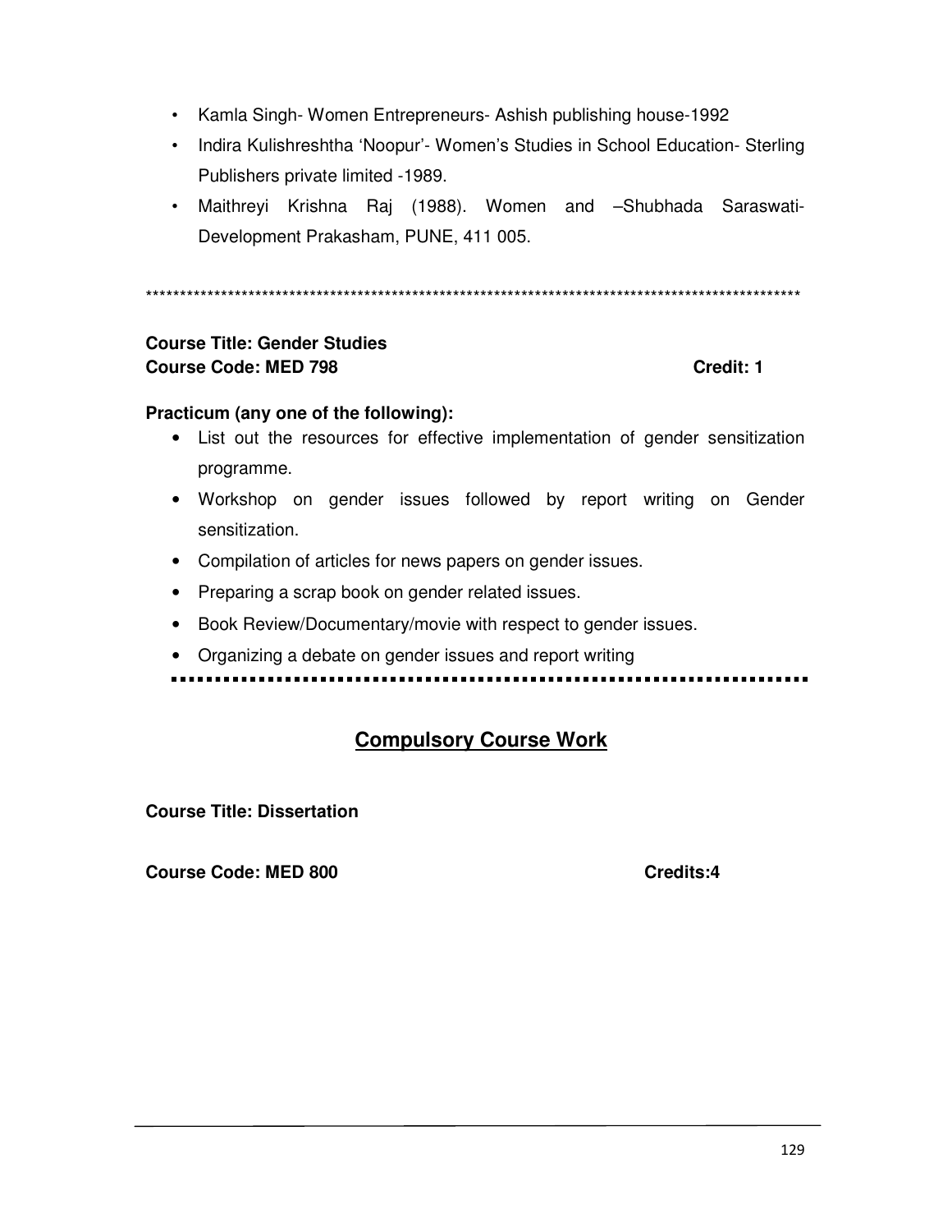- Kamla Singh- Women Entrepreneurs- Ashish publishing house-1992
- Indira Kulishreshtha 'Noopur'- Women's Studies in School Education- Sterling Publishers private limited -1989.
- Maithreyi Krishna Raj (1988). Women and –Shubhada Saraswati-Development Prakasham, PUNE, 411 005.

***************************************************************************************************

**Course Title: Gender Studies**
**Course Code: MED 798** **Credit: 1**

**Practicum (any one of the following):**

- List out the resources for effective implementation of gender sensitization programme.
- Workshop on gender issues followed by report writing on Gender sensitization.
- Compilation of articles for news papers on gender issues.
- Preparing a scrap book on gender related issues.
- Book Review/Documentary/movie with respect to gender issues.
- Organizing a debate on gender issues and report writing

## Compulsory Course Work

**Course Title: Dissertation**

**Course Code: MED 800** **Credits:4**